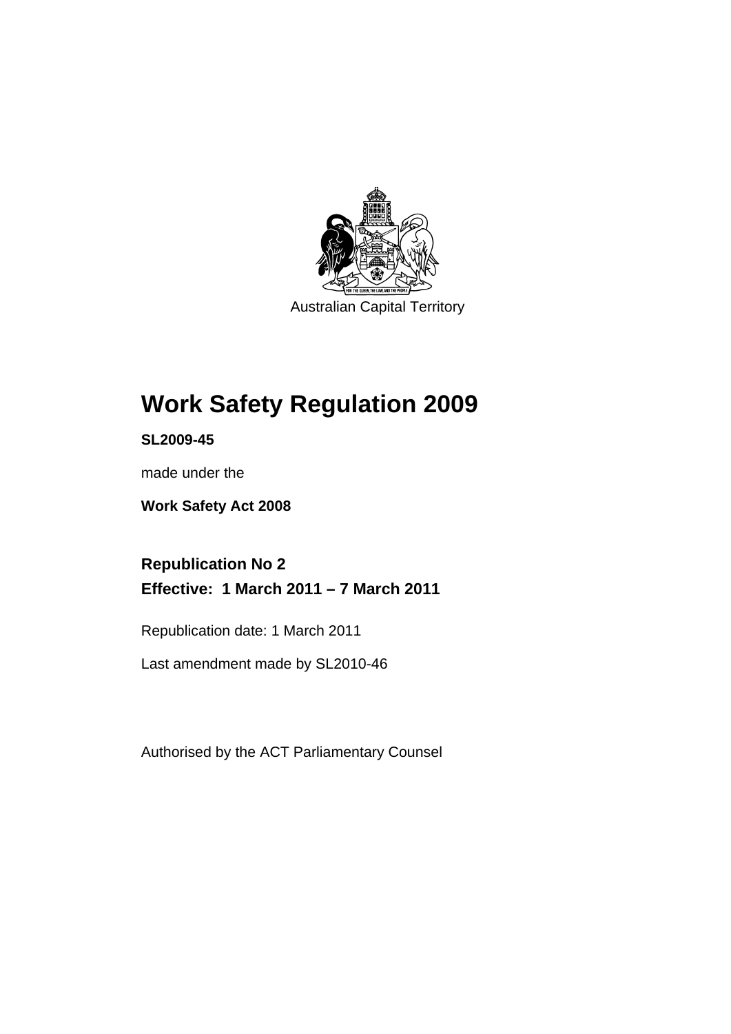Australian Capital Territory

# Work Safety Regulation 2009

**SL2009-45**

made under the

**Work Safety Act 2008**

**Republication No 2**
**Effective: 1 March 2011 – 7 March 2011**

Republication date: 1 March 2011

Last amendment made by SL2010-46

Authorised by the ACT Parliamentary Counsel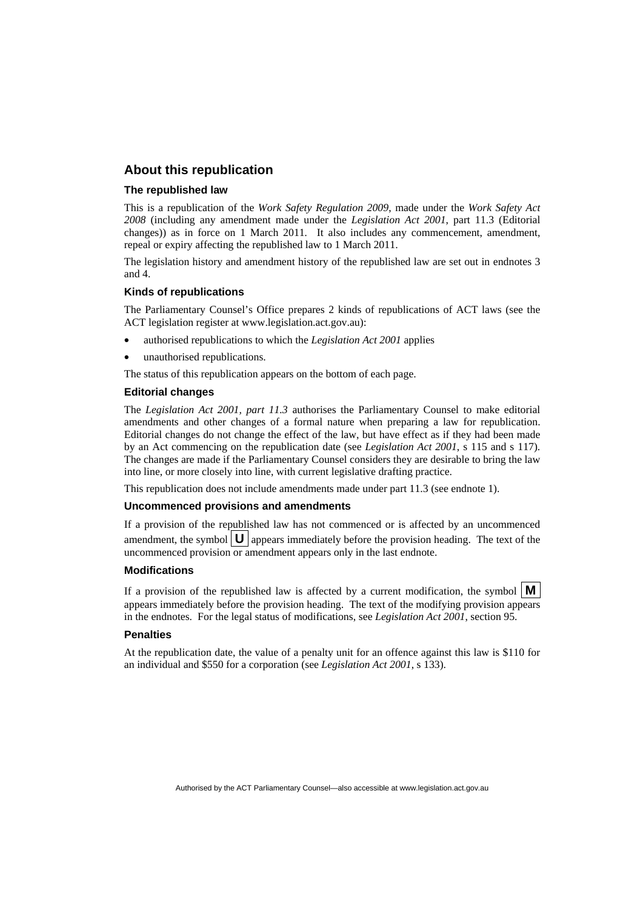## About this republication

### The republished law

This is a republication of the *Work Safety Regulation 2009*, made under the *Work Safety Act 2008* (including any amendment made under the *Legislation Act 2001*, part 11.3 (Editorial changes)) as in force on 1 March 2011. It also includes any commencement, amendment, repeal or expiry affecting the republished law to 1 March 2011.

The legislation history and amendment history of the republished law are set out in endnotes 3 and 4.

### Kinds of republications

The Parliamentary Counsel's Office prepares 2 kinds of republications of ACT laws (see the ACT legislation register at www.legislation.act.gov.au):

- authorised republications to which the *Legislation Act 2001* applies
- unauthorised republications.

The status of this republication appears on the bottom of each page.

### Editorial changes

The *Legislation Act 2001, part 11.3* authorises the Parliamentary Counsel to make editorial amendments and other changes of a formal nature when preparing a law for republication. Editorial changes do not change the effect of the law, but have effect as if they had been made by an Act commencing on the republication date (see *Legislation Act 2001*, s 115 and s 117). The changes are made if the Parliamentary Counsel considers they are desirable to bring the law into line, or more closely into line, with current legislative drafting practice.

This republication does not include amendments made under part 11.3 (see endnote 1).

### Uncommenced provisions and amendments

If a provision of the republished law has not commenced or is affected by an uncommenced amendment, the symbol **U** appears immediately before the provision heading. The text of the uncommenced provision or amendment appears only in the last endnote.

### Modifications

If a provision of the republished law is affected by a current modification, the symbol **M** appears immediately before the provision heading. The text of the modifying provision appears in the endnotes. For the legal status of modifications, see *Legislation Act 2001*, section 95.

### Penalties

At the republication date, the value of a penalty unit for an offence against this law is $110 for an individual and $550 for a corporation (see *Legislation Act 2001*, s 133).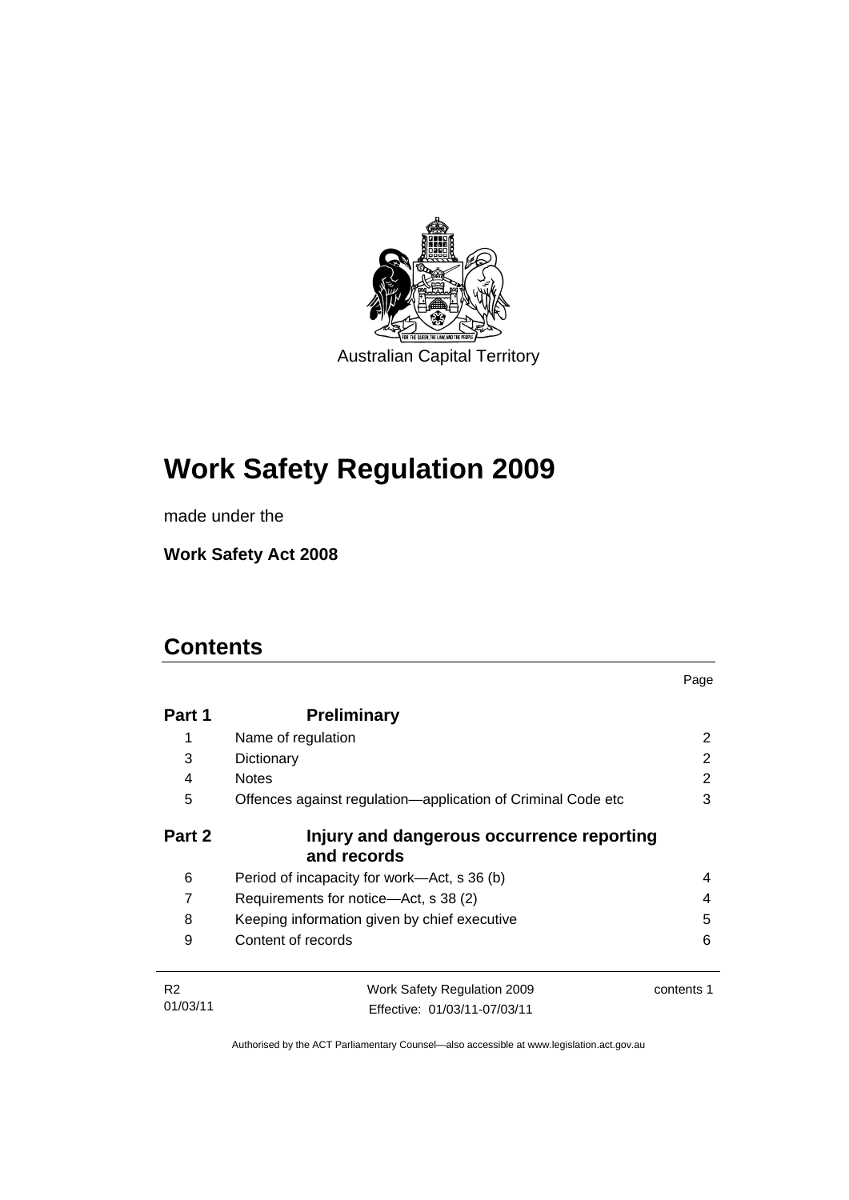Australian Capital Territory

# Work Safety Regulation 2009

made under the

**Work Safety Act 2008**

## Contents

| | | Page |
|---|---|---|
| **Part 1** | **Preliminary** | |
| 1 | Name of regulation | 2 |
| 3 | Dictionary | 2 |
| 4 | Notes | 2 |
| 5 | Offences against regulation—application of Criminal Code etc | 3 |
| **Part 2** | **Injury and dangerous occurrence reporting and records** | |
| 6 | Period of incapacity for work—Act, s 36 (b) | 4 |
| 7 | Requirements for notice—Act, s 38 (2) | 4 |
| 8 | Keeping information given by chief executive | 5 |
| 9 | Content of records | 6 |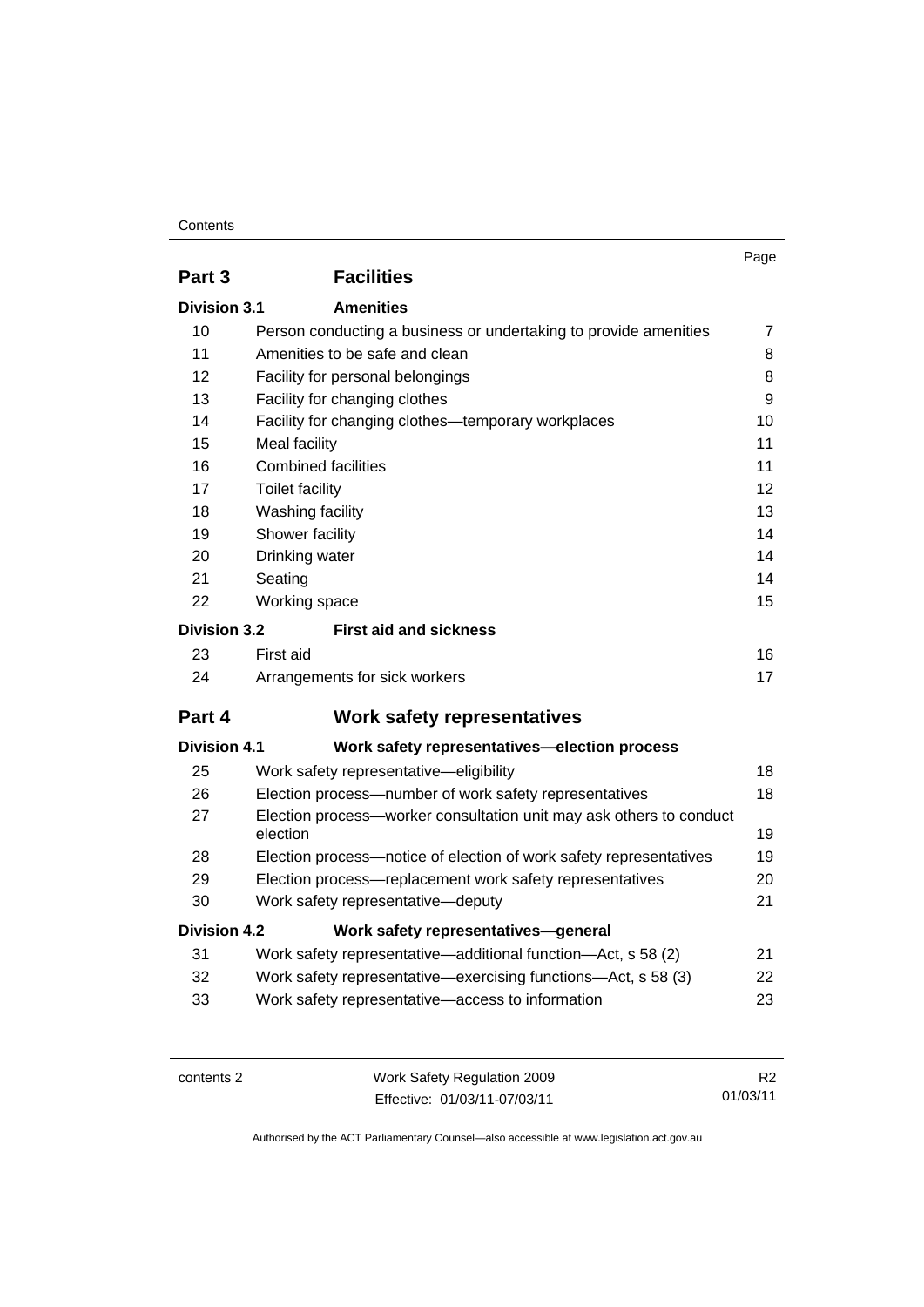| | | Page |
|---|---|---|
| **Part 3** | **Facilities** | |
| **Division 3.1** | **Amenities** | |
| 10 | Person conducting a business or undertaking to provide amenities | 7 |
| 11 | Amenities to be safe and clean | 8 |
| 12 | Facility for personal belongings | 8 |
| 13 | Facility for changing clothes | 9 |
| 14 | Facility for changing clothes—temporary workplaces | 10 |
| 15 | Meal facility | 11 |
| 16 | Combined facilities | 11 |
| 17 | Toilet facility | 12 |
| 18 | Washing facility | 13 |
| 19 | Shower facility | 14 |
| 20 | Drinking water | 14 |
| 21 | Seating | 14 |
| 22 | Working space | 15 |
| **Division 3.2** | **First aid and sickness** | |
| 23 | First aid | 16 |
| 24 | Arrangements for sick workers | 17 |
| **Part 4** | **Work safety representatives** | |
| **Division 4.1** | **Work safety representatives—election process** | |
| 25 | Work safety representative—eligibility | 18 |
| 26 | Election process—number of work safety representatives | 18 |
| 27 | Election process—worker consultation unit may ask others to conduct election | 19 |
| 28 | Election process—notice of election of work safety representatives | 19 |
| 29 | Election process—replacement work safety representatives | 20 |
| 30 | Work safety representative—deputy | 21 |
| **Division 4.2** | **Work safety representatives—general** | |
| 31 | Work safety representative—additional function—Act, s 58 (2) | 21 |
| 32 | Work safety representative—exercising functions—Act, s 58 (3) | 22 |
| 33 | Work safety representative—access to information | 23 |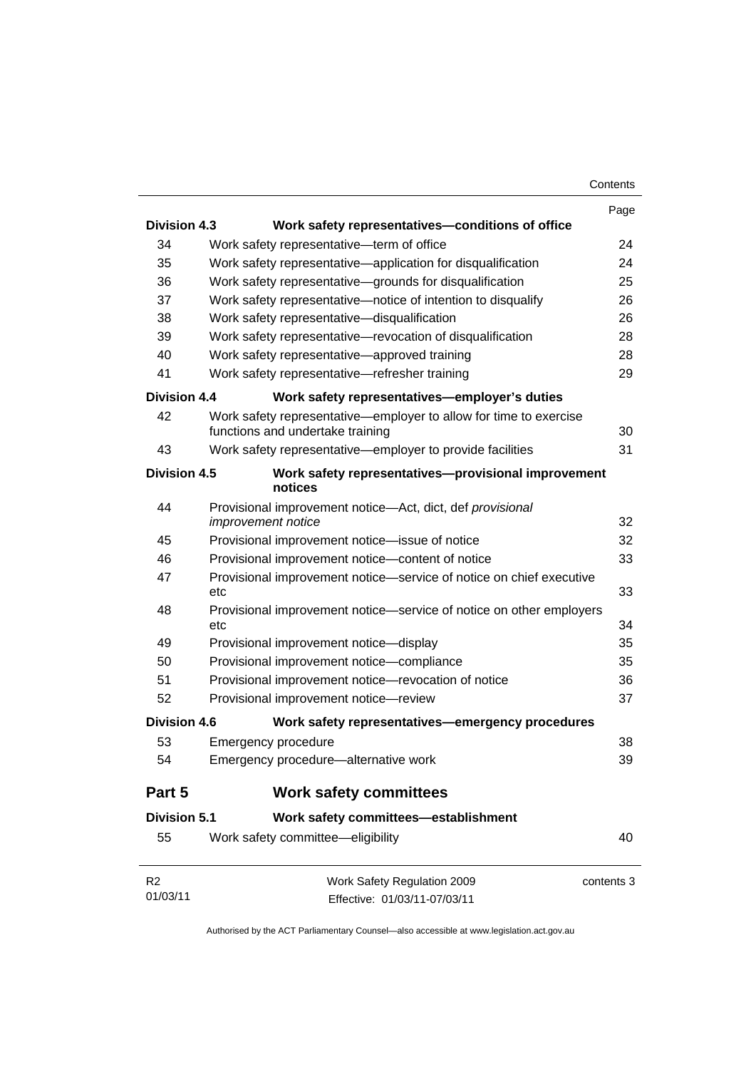| | | Page |
|---|---|---|
| **Division 4.3** | **Work safety representatives—conditions of office** | |
| 34 | Work safety representative—term of office | 24 |
| 35 | Work safety representative—application for disqualification | 24 |
| 36 | Work safety representative—grounds for disqualification | 25 |
| 37 | Work safety representative—notice of intention to disqualify | 26 |
| 38 | Work safety representative—disqualification | 26 |
| 39 | Work safety representative—revocation of disqualification | 28 |
| 40 | Work safety representative—approved training | 28 |
| 41 | Work safety representative—refresher training | 29 |
| **Division 4.4** | **Work safety representatives—employer's duties** | |
| 42 | Work safety representative—employer to allow for time to exercise functions and undertake training | 30 |
| 43 | Work safety representative—employer to provide facilities | 31 |
| **Division 4.5** | **Work safety representatives—provisional improvement notices** | |
| 44 | Provisional improvement notice—Act, dict, def *provisional improvement notice* | 32 |
| 45 | Provisional improvement notice—issue of notice | 32 |
| 46 | Provisional improvement notice—content of notice | 33 |
| 47 | Provisional improvement notice—service of notice on chief executive etc | 33 |
| 48 | Provisional improvement notice—service of notice on other employers etc | 34 |
| 49 | Provisional improvement notice—display | 35 |
| 50 | Provisional improvement notice—compliance | 35 |
| 51 | Provisional improvement notice—revocation of notice | 36 |
| 52 | Provisional improvement notice—review | 37 |
| **Division 4.6** | **Work safety representatives—emergency procedures** | |
| 53 | Emergency procedure | 38 |
| 54 | Emergency procedure—alternative work | 39 |
| **Part 5** | **Work safety committees** | |
| **Division 5.1** | **Work safety committees—establishment** | |
| 55 | Work safety committee—eligibility | 40 |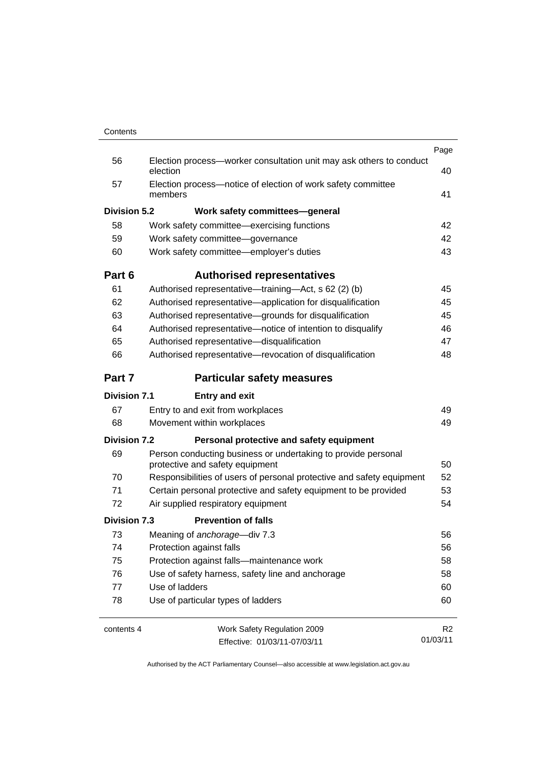| | | Page |
|---|---|---|
| 56 | Election process—worker consultation unit may ask others to conduct election | 40 |
| 57 | Election process—notice of election of work safety committee members | 41 |
| **Division 5.2** | **Work safety committees—general** | |
| 58 | Work safety committee—exercising functions | 42 |
| 59 | Work safety committee—governance | 42 |
| 60 | Work safety committee—employer's duties | 43 |
| **Part 6** | **Authorised representatives** | |
| 61 | Authorised representative—training—Act, s 62 (2) (b) | 45 |
| 62 | Authorised representative—application for disqualification | 45 |
| 63 | Authorised representative—grounds for disqualification | 45 |
| 64 | Authorised representative—notice of intention to disqualify | 46 |
| 65 | Authorised representative—disqualification | 47 |
| 66 | Authorised representative—revocation of disqualification | 48 |
| **Part 7** | **Particular safety measures** | |
| **Division 7.1** | **Entry and exit** | |
| 67 | Entry to and exit from workplaces | 49 |
| 68 | Movement within workplaces | 49 |
| **Division 7.2** | **Personal protective and safety equipment** | |
| 69 | Person conducting business or undertaking to provide personal protective and safety equipment | 50 |
| 70 | Responsibilities of users of personal protective and safety equipment | 52 |
| 71 | Certain personal protective and safety equipment to be provided | 53 |
| 72 | Air supplied respiratory equipment | 54 |
| **Division 7.3** | **Prevention of falls** | |
| 73 | Meaning of *anchorage*—div 7.3 | 56 |
| 74 | Protection against falls | 56 |
| 75 | Protection against falls—maintenance work | 58 |
| 76 | Use of safety harness, safety line and anchorage | 58 |
| 77 | Use of ladders | 60 |
| 78 | Use of particular types of ladders | 60 |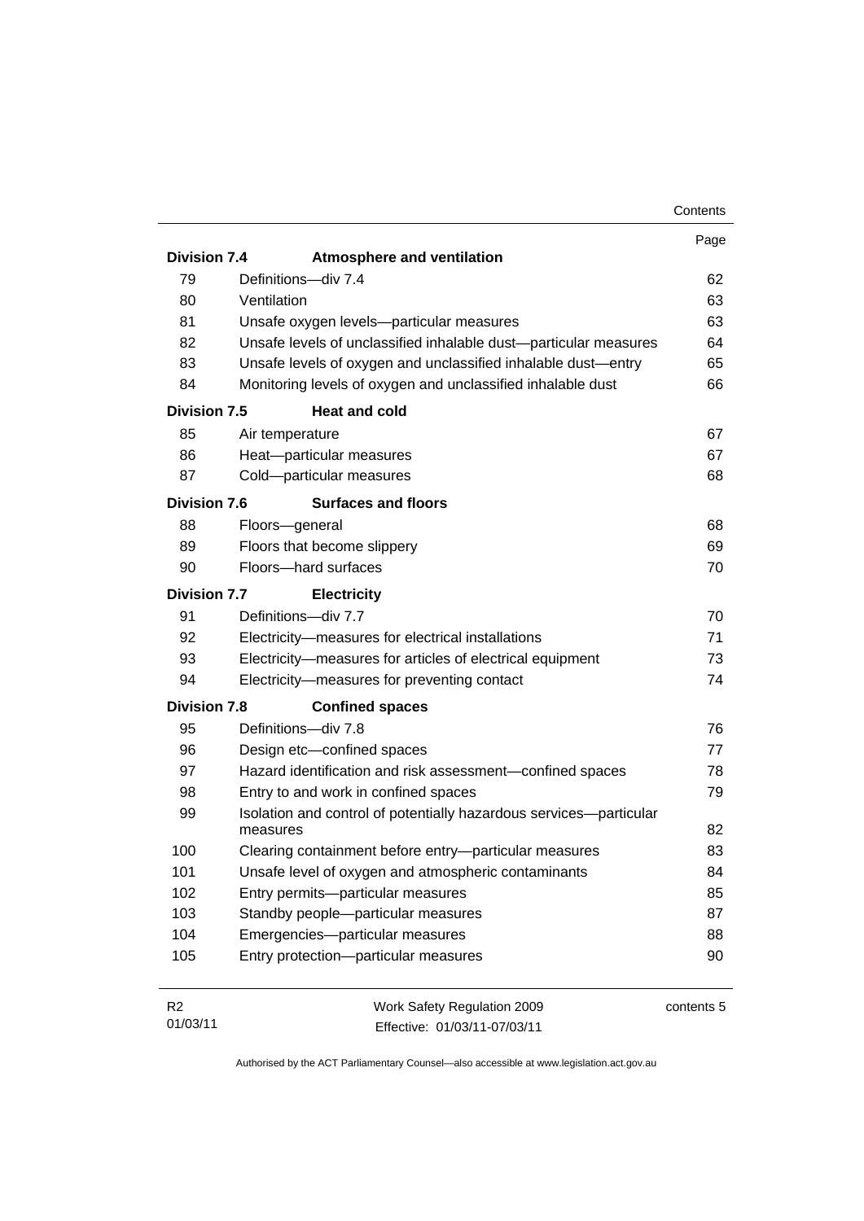| | | Page |
|---|---|---|
| **Division 7.4** | **Atmosphere and ventilation** | |
| 79 | Definitions—div 7.4 | 62 |
| 80 | Ventilation | 63 |
| 81 | Unsafe oxygen levels—particular measures | 63 |
| 82 | Unsafe levels of unclassified inhalable dust—particular measures | 64 |
| 83 | Unsafe levels of oxygen and unclassified inhalable dust—entry | 65 |
| 84 | Monitoring levels of oxygen and unclassified inhalable dust | 66 |
| **Division 7.5** | **Heat and cold** | |
| 85 | Air temperature | 67 |
| 86 | Heat—particular measures | 67 |
| 87 | Cold—particular measures | 68 |
| **Division 7.6** | **Surfaces and floors** | |
| 88 | Floors—general | 68 |
| 89 | Floors that become slippery | 69 |
| 90 | Floors—hard surfaces | 70 |
| **Division 7.7** | **Electricity** | |
| 91 | Definitions—div 7.7 | 70 |
| 92 | Electricity—measures for electrical installations | 71 |
| 93 | Electricity—measures for articles of electrical equipment | 73 |
| 94 | Electricity—measures for preventing contact | 74 |
| **Division 7.8** | **Confined spaces** | |
| 95 | Definitions—div 7.8 | 76 |
| 96 | Design etc—confined spaces | 77 |
| 97 | Hazard identification and risk assessment—confined spaces | 78 |
| 98 | Entry to and work in confined spaces | 79 |
| 99 | Isolation and control of potentially hazardous services—particular measures | 82 |
| 100 | Clearing containment before entry—particular measures | 83 |
| 101 | Unsafe level of oxygen and atmospheric contaminants | 84 |
| 102 | Entry permits—particular measures | 85 |
| 103 | Standby people—particular measures | 87 |
| 104 | Emergencies—particular measures | 88 |
| 105 | Entry protection—particular measures | 90 |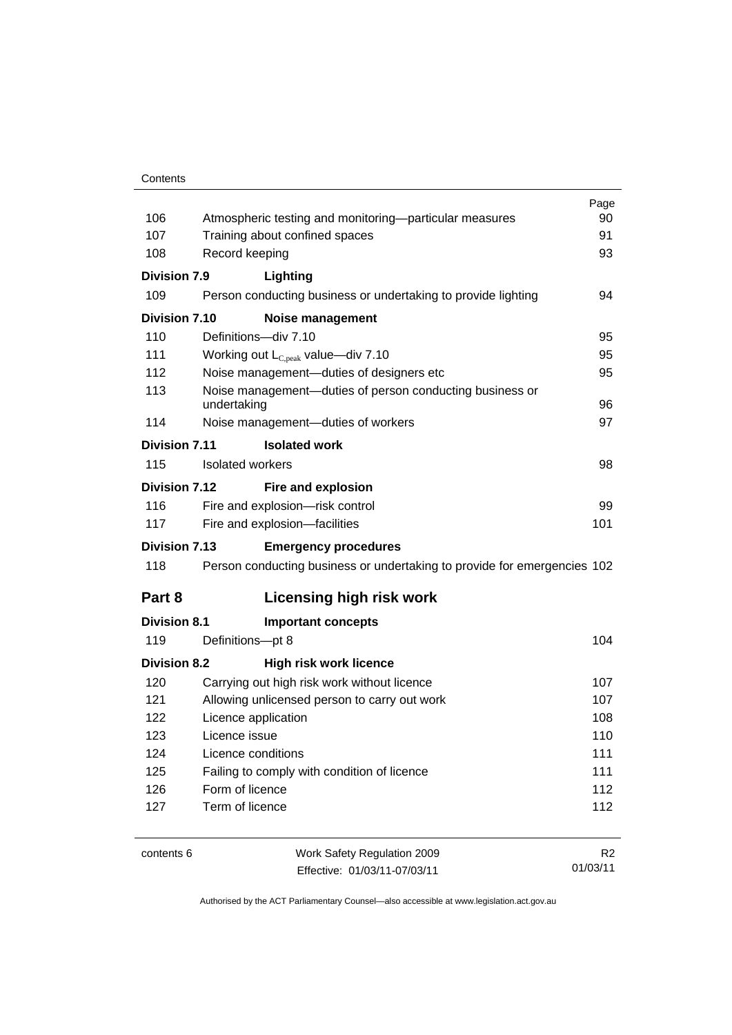| | | Page |
|---|---|---|
| 106 | Atmospheric testing and monitoring—particular measures | 90 |
| 107 | Training about confined spaces | 91 |
| 108 | Record keeping | 93 |
| **Division 7.9** | **Lighting** | |
| 109 | Person conducting business or undertaking to provide lighting | 94 |
| **Division 7.10** | **Noise management** | |
| 110 | Definitions—div 7.10 | 95 |
| 111 | Working out $L_{C,peak}$ value—div 7.10 | 95 |
| 112 | Noise management—duties of designers etc | 95 |
| 113 | Noise management—duties of person conducting business or undertaking | 96 |
| 114 | Noise management—duties of workers | 97 |
| **Division 7.11** | **Isolated work** | |
| 115 | Isolated workers | 98 |
| **Division 7.12** | **Fire and explosion** | |
| 116 | Fire and explosion—risk control | 99 |
| 117 | Fire and explosion—facilities | 101 |
| **Division 7.13** | **Emergency procedures** | |
| 118 | Person conducting business or undertaking to provide for emergencies | 102 |
| **Part 8** | **Licensing high risk work** | |
| **Division 8.1** | **Important concepts** | |
| 119 | Definitions—pt 8 | 104 |
| **Division 8.2** | **High risk work licence** | |
| 120 | Carrying out high risk work without licence | 107 |
| 121 | Allowing unlicensed person to carry out work | 107 |
| 122 | Licence application | 108 |
| 123 | Licence issue | 110 |
| 124 | Licence conditions | 111 |
| 125 | Failing to comply with condition of licence | 111 |
| 126 | Form of licence | 112 |
| 127 | Term of licence | 112 |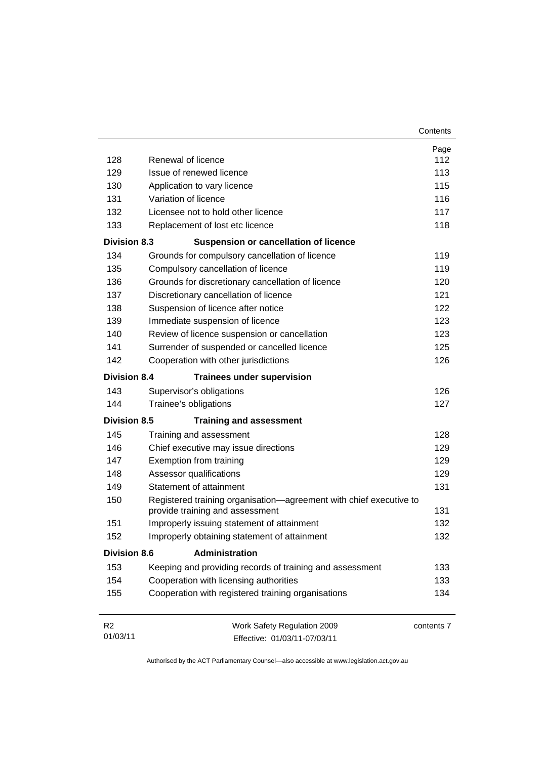| | | Page |
|---|---|---|
| 128 | Renewal of licence | 112 |
| 129 | Issue of renewed licence | 113 |
| 130 | Application to vary licence | 115 |
| 131 | Variation of licence | 116 |
| 132 | Licensee not to hold other licence | 117 |
| 133 | Replacement of lost etc licence | 118 |
| **Division 8.3** | **Suspension or cancellation of licence** | |
| 134 | Grounds for compulsory cancellation of licence | 119 |
| 135 | Compulsory cancellation of licence | 119 |
| 136 | Grounds for discretionary cancellation of licence | 120 |
| 137 | Discretionary cancellation of licence | 121 |
| 138 | Suspension of licence after notice | 122 |
| 139 | Immediate suspension of licence | 123 |
| 140 | Review of licence suspension or cancellation | 123 |
| 141 | Surrender of suspended or cancelled licence | 125 |
| 142 | Cooperation with other jurisdictions | 126 |
| **Division 8.4** | **Trainees under supervision** | |
| 143 | Supervisor's obligations | 126 |
| 144 | Trainee's obligations | 127 |
| **Division 8.5** | **Training and assessment** | |
| 145 | Training and assessment | 128 |
| 146 | Chief executive may issue directions | 129 |
| 147 | Exemption from training | 129 |
| 148 | Assessor qualifications | 129 |
| 149 | Statement of attainment | 131 |
| 150 | Registered training organisation—agreement with chief executive to provide training and assessment | 131 |
| 151 | Improperly issuing statement of attainment | 132 |
| 152 | Improperly obtaining statement of attainment | 132 |
| **Division 8.6** | **Administration** | |
| 153 | Keeping and providing records of training and assessment | 133 |
| 154 | Cooperation with licensing authorities | 133 |
| 155 | Cooperation with registered training organisations | 134 |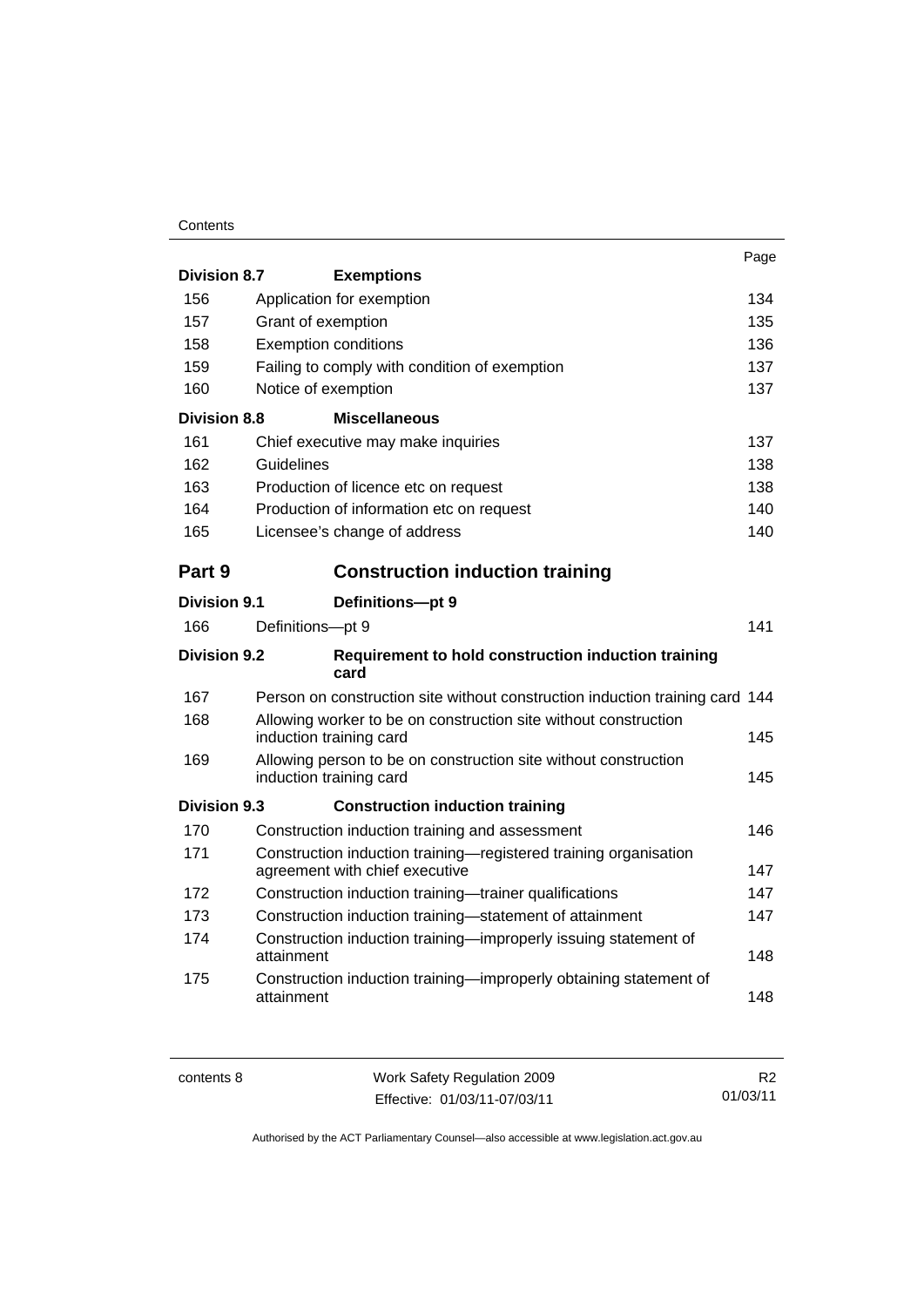| | | Page |
|---|---|---|
| **Division 8.7** | **Exemptions** | |
| 156 | Application for exemption | 134 |
| 157 | Grant of exemption | 135 |
| 158 | Exemption conditions | 136 |
| 159 | Failing to comply with condition of exemption | 137 |
| 160 | Notice of exemption | 137 |
| **Division 8.8** | **Miscellaneous** | |
| 161 | Chief executive may make inquiries | 137 |
| 162 | Guidelines | 138 |
| 163 | Production of licence etc on request | 138 |
| 164 | Production of information etc on request | 140 |
| 165 | Licensee's change of address | 140 |
| **Part 9** | **Construction induction training** | |
| **Division 9.1** | **Definitions—pt 9** | |
| 166 | Definitions—pt 9 | 141 |
| **Division 9.2** | **Requirement to hold construction induction training card** | |
| 167 | Person on construction site without construction induction training card | 144 |
| 168 | Allowing worker to be on construction site without construction induction training card | 145 |
| 169 | Allowing person to be on construction site without construction induction training card | 145 |
| **Division 9.3** | **Construction induction training** | |
| 170 | Construction induction training and assessment | 146 |
| 171 | Construction induction training—registered training organisation agreement with chief executive | 147 |
| 172 | Construction induction training—trainer qualifications | 147 |
| 173 | Construction induction training—statement of attainment | 147 |
| 174 | Construction induction training—improperly issuing statement of attainment | 148 |
| 175 | Construction induction training—improperly obtaining statement of attainment | 148 |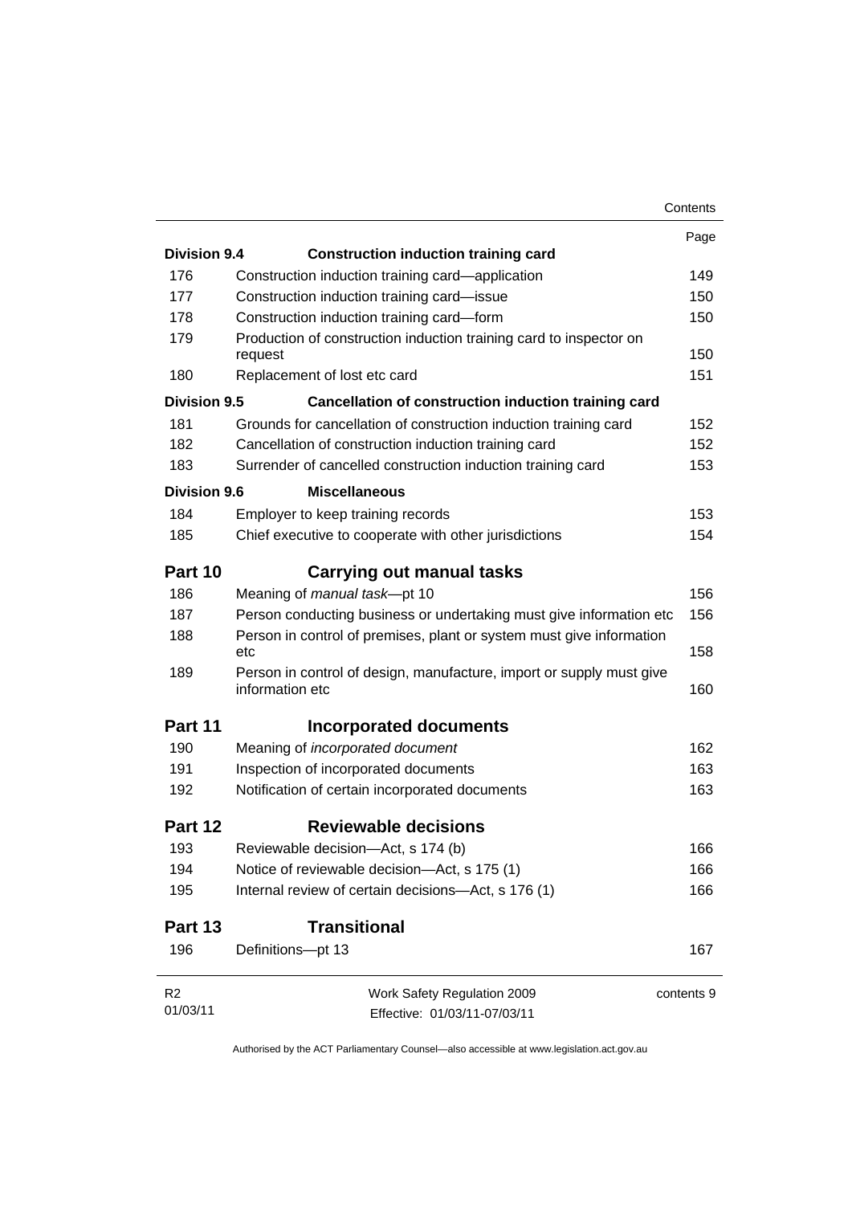| | | Page |
|---|---|---|
| **Division 9.4** | **Construction induction training card** | |
| 176 | Construction induction training card—application | 149 |
| 177 | Construction induction training card—issue | 150 |
| 178 | Construction induction training card—form | 150 |
| 179 | Production of construction induction training card to inspector on request | 150 |
| 180 | Replacement of lost etc card | 151 |
| **Division 9.5** | **Cancellation of construction induction training card** | |
| 181 | Grounds for cancellation of construction induction training card | 152 |
| 182 | Cancellation of construction induction training card | 152 |
| 183 | Surrender of cancelled construction induction training card | 153 |
| **Division 9.6** | **Miscellaneous** | |
| 184 | Employer to keep training records | 153 |
| 185 | Chief executive to cooperate with other jurisdictions | 154 |
| **Part 10** | **Carrying out manual tasks** | |
| 186 | Meaning of *manual task*—pt 10 | 156 |
| 187 | Person conducting business or undertaking must give information etc | 156 |
| 188 | Person in control of premises, plant or system must give information etc | 158 |
| 189 | Person in control of design, manufacture, import or supply must give information etc | 160 |
| **Part 11** | **Incorporated documents** | |
| 190 | Meaning of *incorporated document* | 162 |
| 191 | Inspection of incorporated documents | 163 |
| 192 | Notification of certain incorporated documents | 163 |
| **Part 12** | **Reviewable decisions** | |
| 193 | Reviewable decision—Act, s 174 (b) | 166 |
| 194 | Notice of reviewable decision—Act, s 175 (1) | 166 |
| 195 | Internal review of certain decisions—Act, s 176 (1) | 166 |
| **Part 13** | **Transitional** | |
| 196 | Definitions—pt 13 | 167 |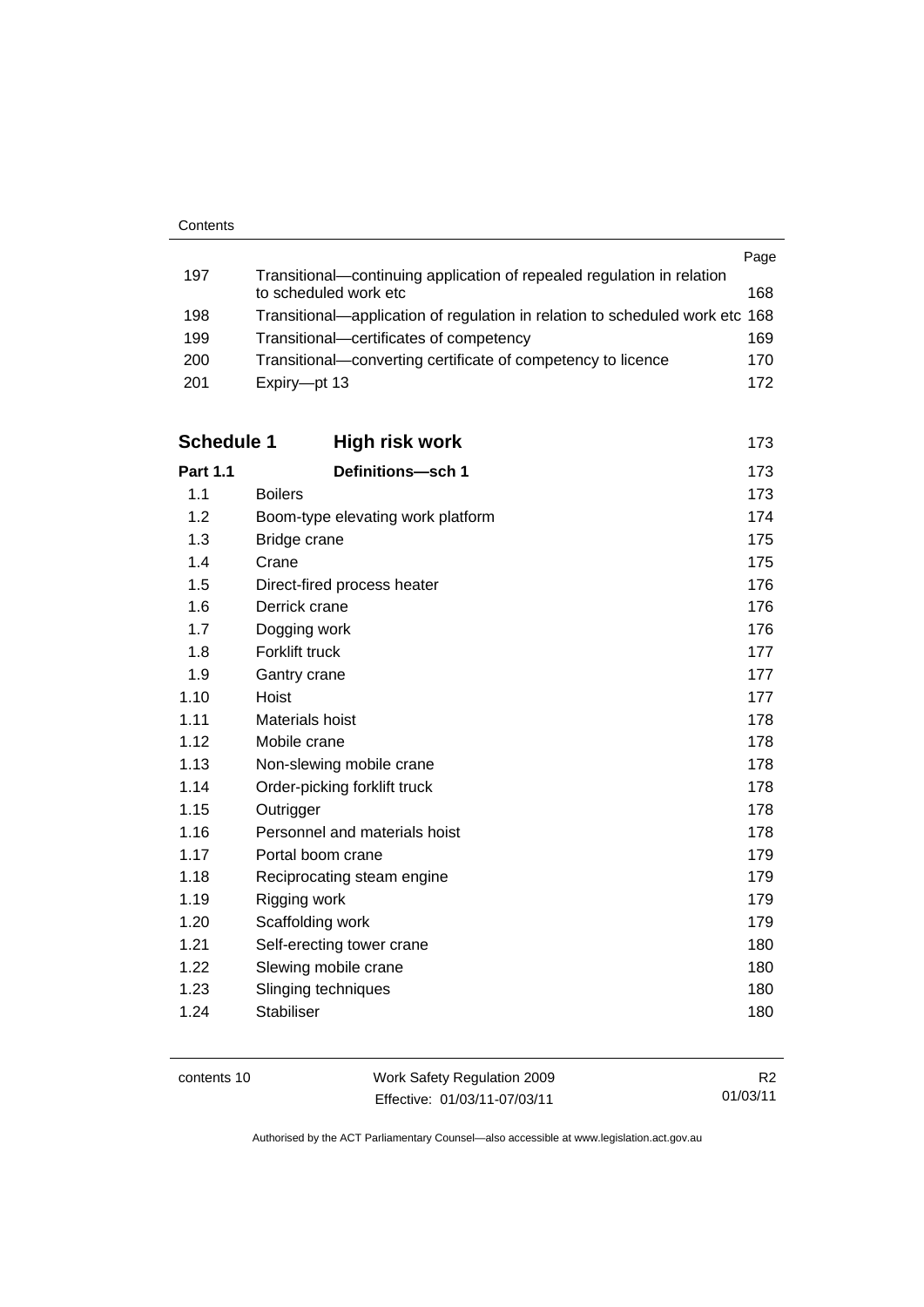| | | Page |
|---|---|---|
| 197 | Transitional—continuing application of repealed regulation in relation to scheduled work etc | 168 |
| 198 | Transitional—application of regulation in relation to scheduled work etc | 168 |
| 199 | Transitional—certificates of competency | 169 |
| 200 | Transitional—converting certificate of competency to licence | 170 |
| 201 | Expiry—pt 13 | 172 |

| | | |
|---|---|---|
| **Schedule 1** | **High risk work** | 173 |
| **Part 1.1** | **Definitions—sch 1** | 173 |
| 1.1 | Boilers | 173 |
| 1.2 | Boom-type elevating work platform | 174 |
| 1.3 | Bridge crane | 175 |
| 1.4 | Crane | 175 |
| 1.5 | Direct-fired process heater | 176 |
| 1.6 | Derrick crane | 176 |
| 1.7 | Dogging work | 176 |
| 1.8 | Forklift truck | 177 |
| 1.9 | Gantry crane | 177 |
| 1.10 | Hoist | 177 |
| 1.11 | Materials hoist | 178 |
| 1.12 | Mobile crane | 178 |
| 1.13 | Non-slewing mobile crane | 178 |
| 1.14 | Order-picking forklift truck | 178 |
| 1.15 | Outrigger | 178 |
| 1.16 | Personnel and materials hoist | 178 |
| 1.17 | Portal boom crane | 179 |
| 1.18 | Reciprocating steam engine | 179 |
| 1.19 | Rigging work | 179 |
| 1.20 | Scaffolding work | 179 |
| 1.21 | Self-erecting tower crane | 180 |
| 1.22 | Slewing mobile crane | 180 |
| 1.23 | Slinging techniques | 180 |
| 1.24 | Stabiliser | 180 |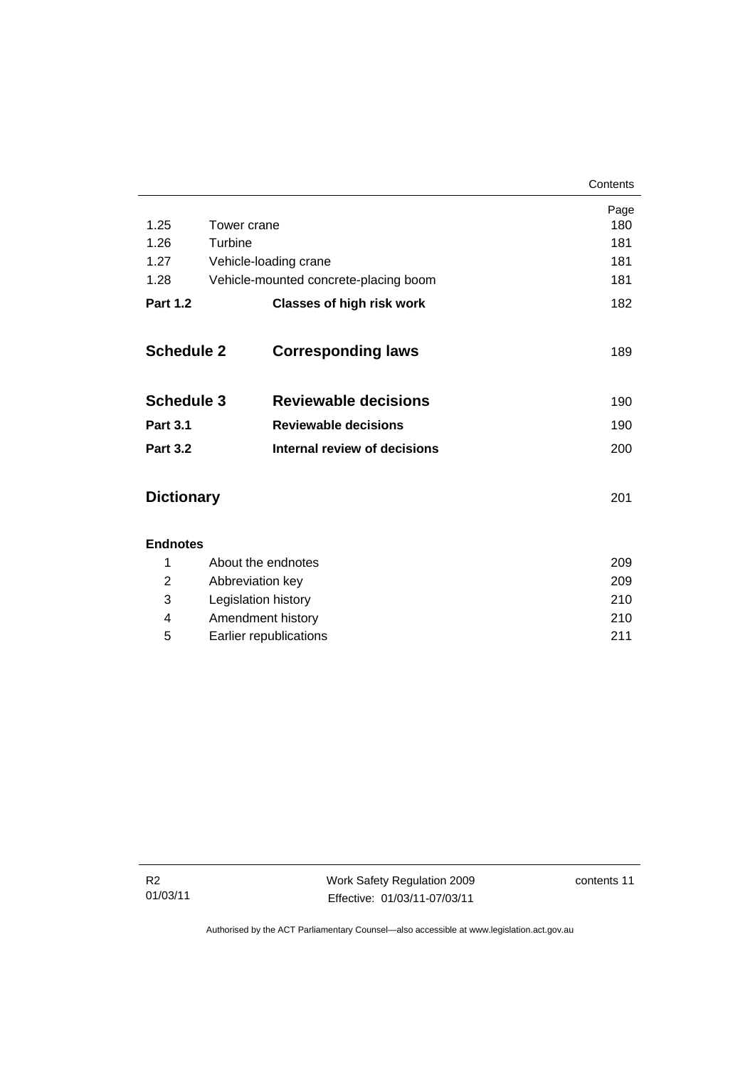| | | Page |
|---|---|---|
| 1.25 | Tower crane | 180 |
| 1.26 | Turbine | 181 |
| 1.27 | Vehicle-loading crane | 181 |
| 1.28 | Vehicle-mounted concrete-placing boom | 181 |
| **Part 1.2** | **Classes of high risk work** | 182 |
| **Schedule 2** | **Corresponding laws** | 189 |
| **Schedule 3** | **Reviewable decisions** | 190 |
| **Part 3.1** | **Reviewable decisions** | 190 |
| **Part 3.2** | **Internal review of decisions** | 200 |
| **Dictionary** | | 201 |
| **Endnotes** | | |
| 1 | About the endnotes | 209 |
| 2 | Abbreviation key | 209 |
| 3 | Legislation history | 210 |
| 4 | Amendment history | 210 |
| 5 | Earlier republications | 211 |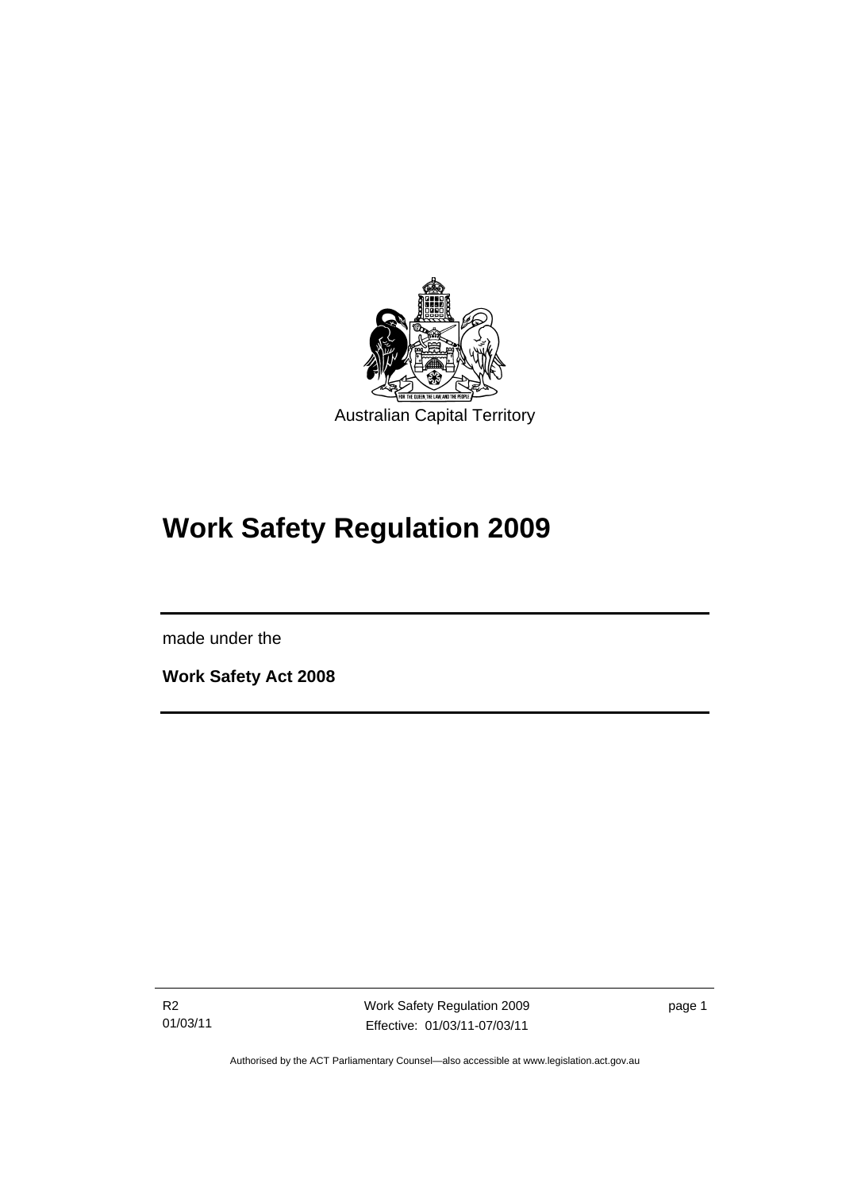Australian Capital Territory

# Work Safety Regulation 2009

made under the

**Work Safety Act 2008**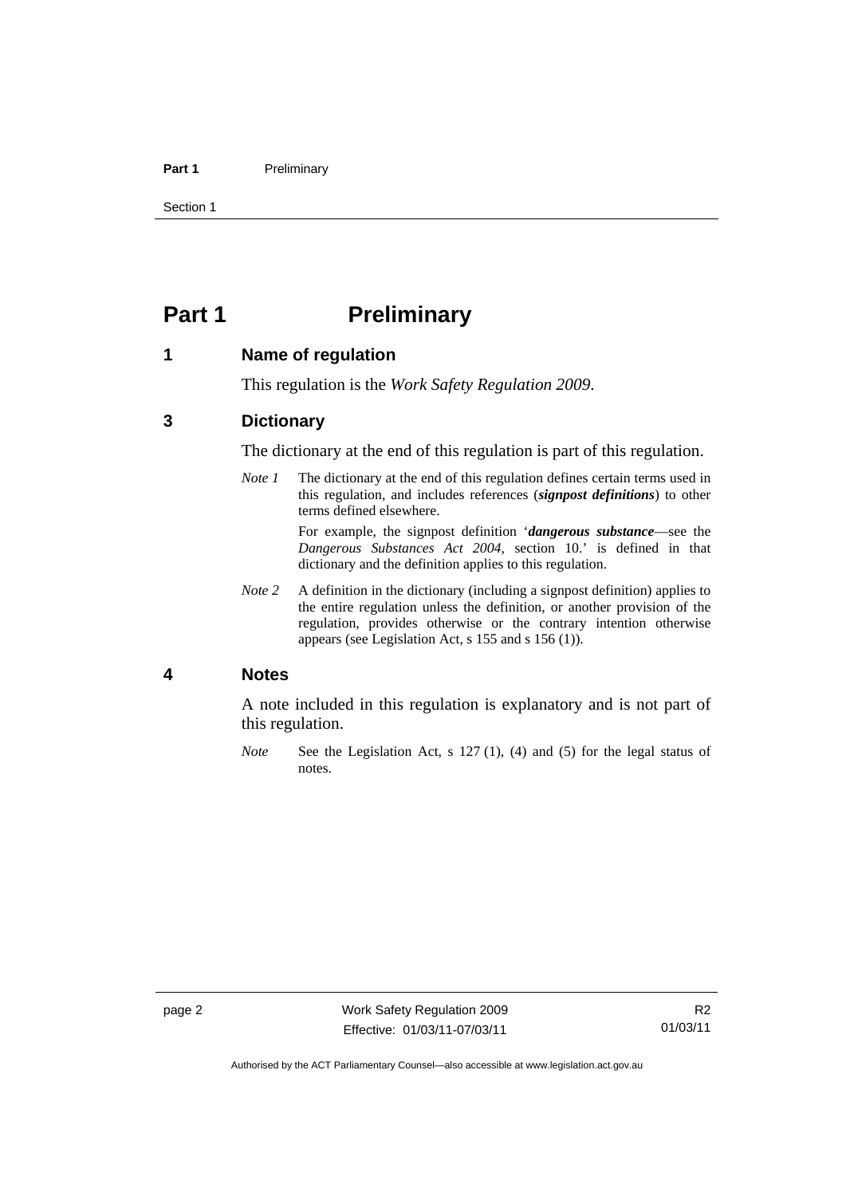# Part 1 Preliminary

## 1 Name of regulation

This regulation is the *Work Safety Regulation 2009*.

## 3 Dictionary

The dictionary at the end of this regulation is part of this regulation.

*Note 1* The dictionary at the end of this regulation defines certain terms used in this regulation, and includes references (***signpost definitions***) to other terms defined elsewhere.

For example, the signpost definition '***dangerous substance***—see the *Dangerous Substances Act 2004*, section 10.' is defined in that dictionary and the definition applies to this regulation.

*Note 2* A definition in the dictionary (including a signpost definition) applies to the entire regulation unless the definition, or another provision of the regulation, provides otherwise or the contrary intention otherwise appears (see Legislation Act, s 155 and s 156 (1)).

## 4 Notes

A note included in this regulation is explanatory and is not part of this regulation.

*Note* See the Legislation Act, s 127 (1), (4) and (5) for the legal status of notes.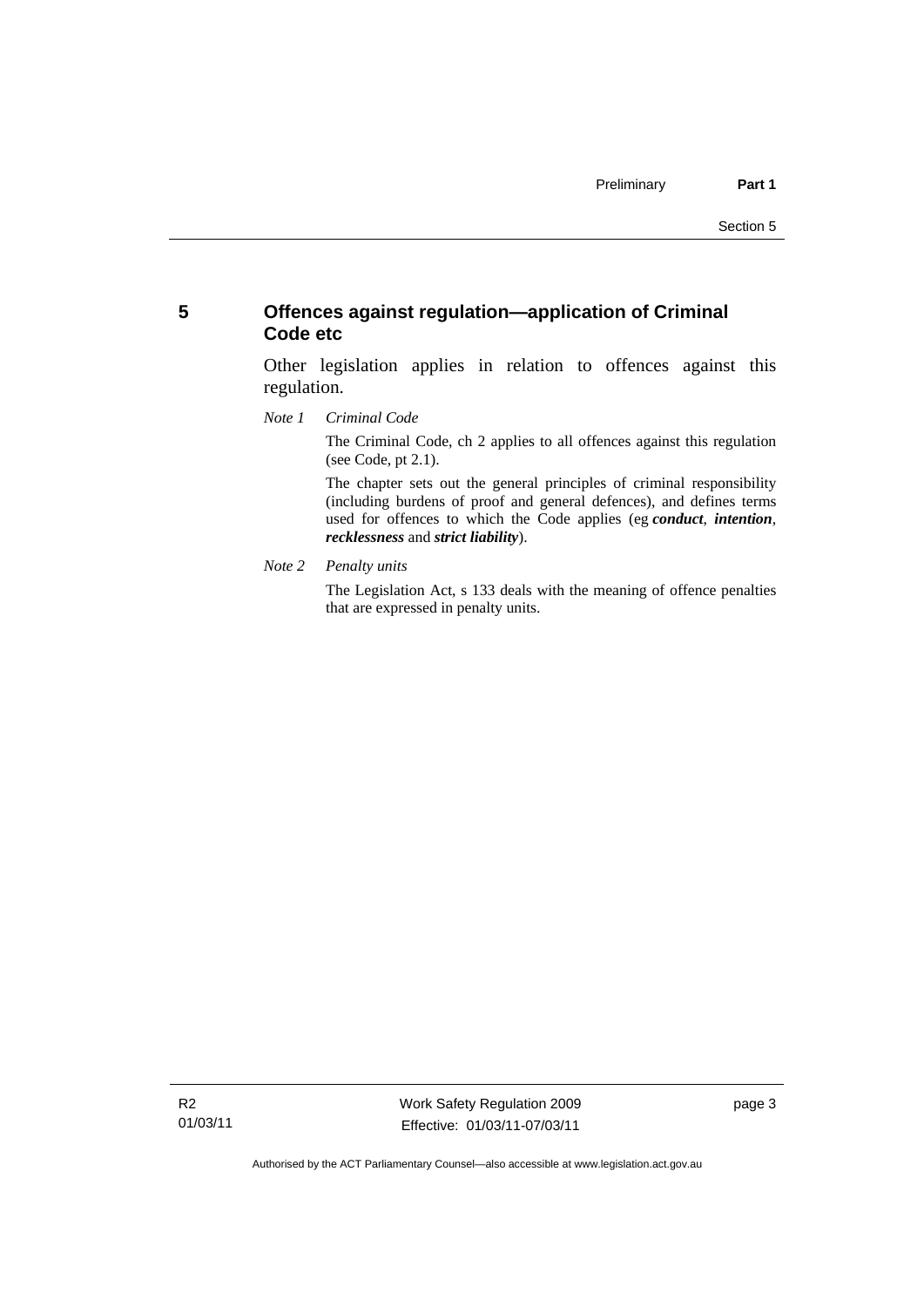## 5 Offences against regulation—application of Criminal Code etc

Other legislation applies in relation to offences against this regulation.

*Note 1* *Criminal Code*

The Criminal Code, ch 2 applies to all offences against this regulation (see Code, pt 2.1).

The chapter sets out the general principles of criminal responsibility (including burdens of proof and general defences), and defines terms used for offences to which the Code applies (eg ***conduct***, ***intention***, ***recklessness*** and ***strict liability***).

*Note 2* *Penalty units*

The Legislation Act, s 133 deals with the meaning of offence penalties that are expressed in penalty units.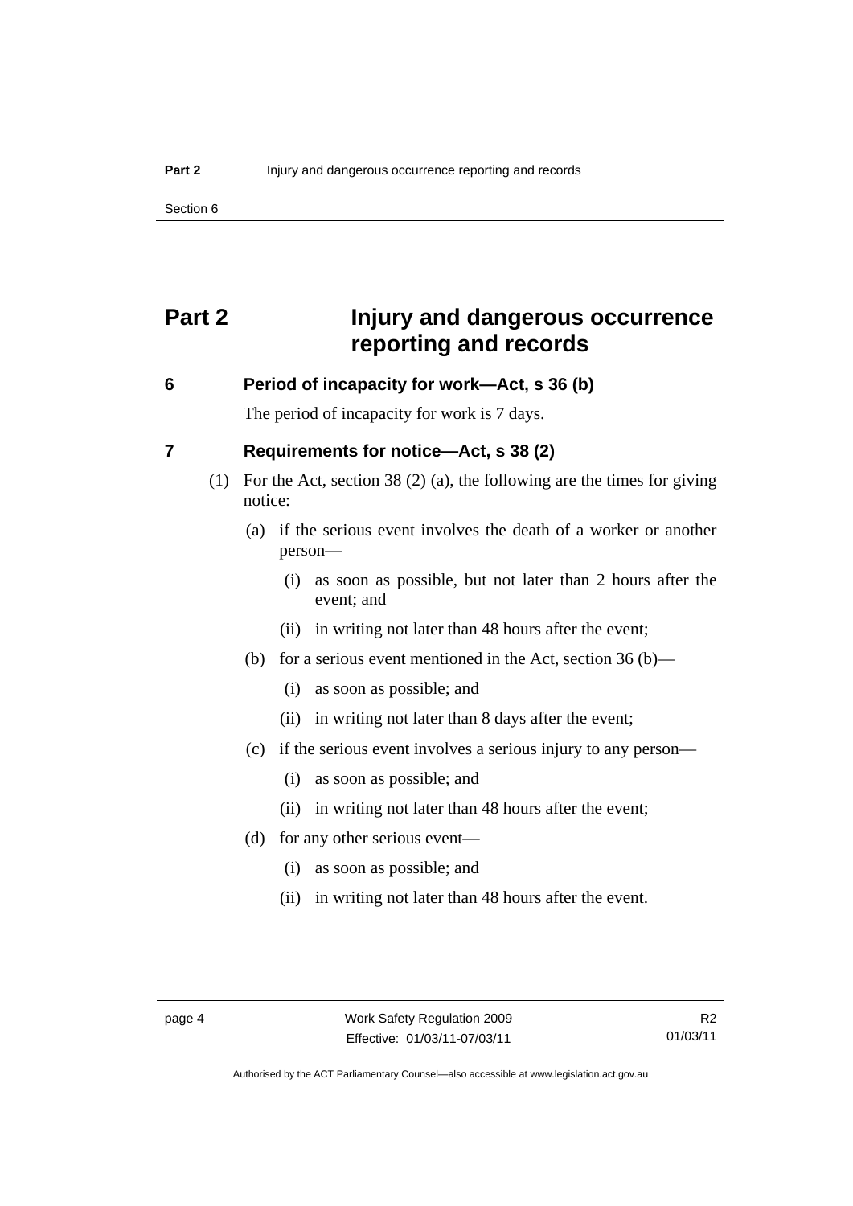# Part 2 Injury and dangerous occurrence reporting and records

## 6 Period of incapacity for work—Act, s 36 (b)

The period of incapacity for work is 7 days.

## 7 Requirements for notice—Act, s 38 (2)

(1) For the Act, section 38 (2) (a), the following are the times for giving notice:

(a) if the serious event involves the death of a worker or another person—

(i) as soon as possible, but not later than 2 hours after the event; and

(ii) in writing not later than 48 hours after the event;

(b) for a serious event mentioned in the Act, section 36 (b)—

(i) as soon as possible; and

(ii) in writing not later than 8 days after the event;

(c) if the serious event involves a serious injury to any person—

(i) as soon as possible; and

(ii) in writing not later than 48 hours after the event;

(d) for any other serious event—

(i) as soon as possible; and

(ii) in writing not later than 48 hours after the event.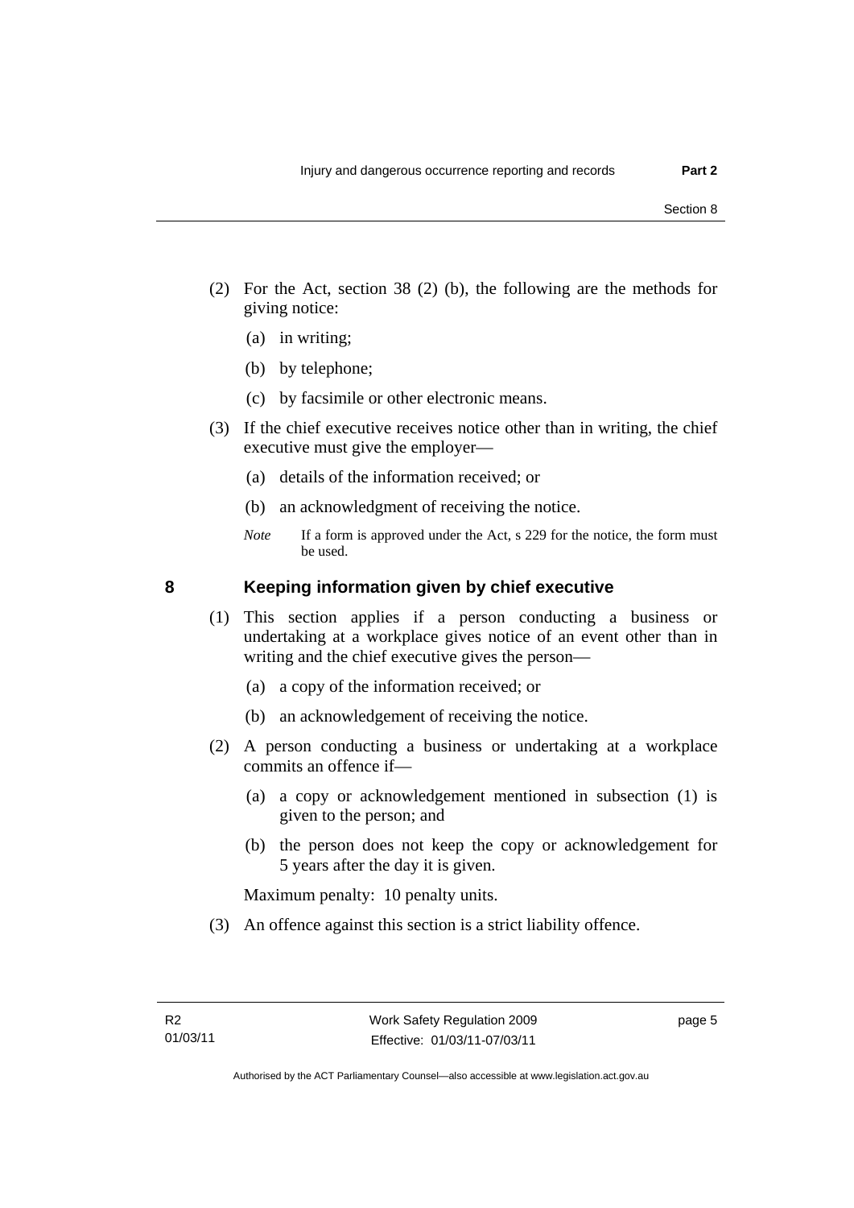(2) For the Act, section 38 (2) (b), the following are the methods for giving notice:

(a) in writing;

(b) by telephone;

(c) by facsimile or other electronic means.

(3) If the chief executive receives notice other than in writing, the chief executive must give the employer—

(a) details of the information received; or

(b) an acknowledgment of receiving the notice.

*Note* If a form is approved under the Act, s 229 for the notice, the form must be used.

## 8 Keeping information given by chief executive

(1) This section applies if a person conducting a business or undertaking at a workplace gives notice of an event other than in writing and the chief executive gives the person—

(a) a copy of the information received; or

(b) an acknowledgement of receiving the notice.

(2) A person conducting a business or undertaking at a workplace commits an offence if—

(a) a copy or acknowledgement mentioned in subsection (1) is given to the person; and

(b) the person does not keep the copy or acknowledgement for 5 years after the day it is given.

Maximum penalty: 10 penalty units.

(3) An offence against this section is a strict liability offence.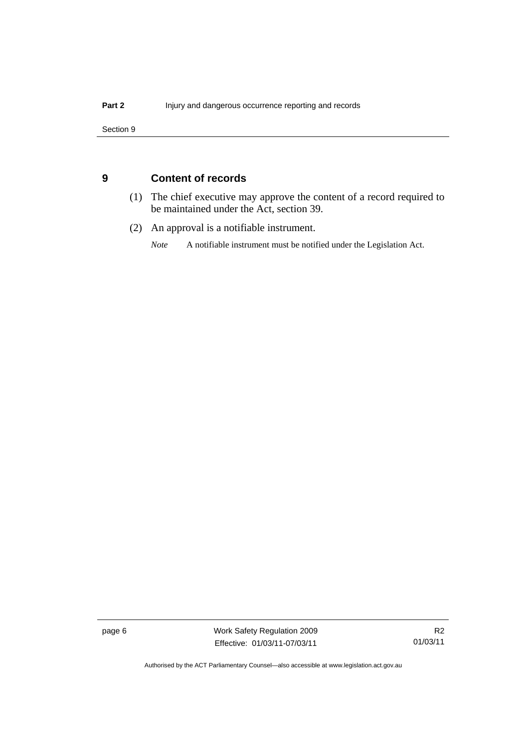## 9 Content of records

(1) The chief executive may approve the content of a record required to be maintained under the Act, section 39.

(2) An approval is a notifiable instrument.

*Note* A notifiable instrument must be notified under the Legislation Act.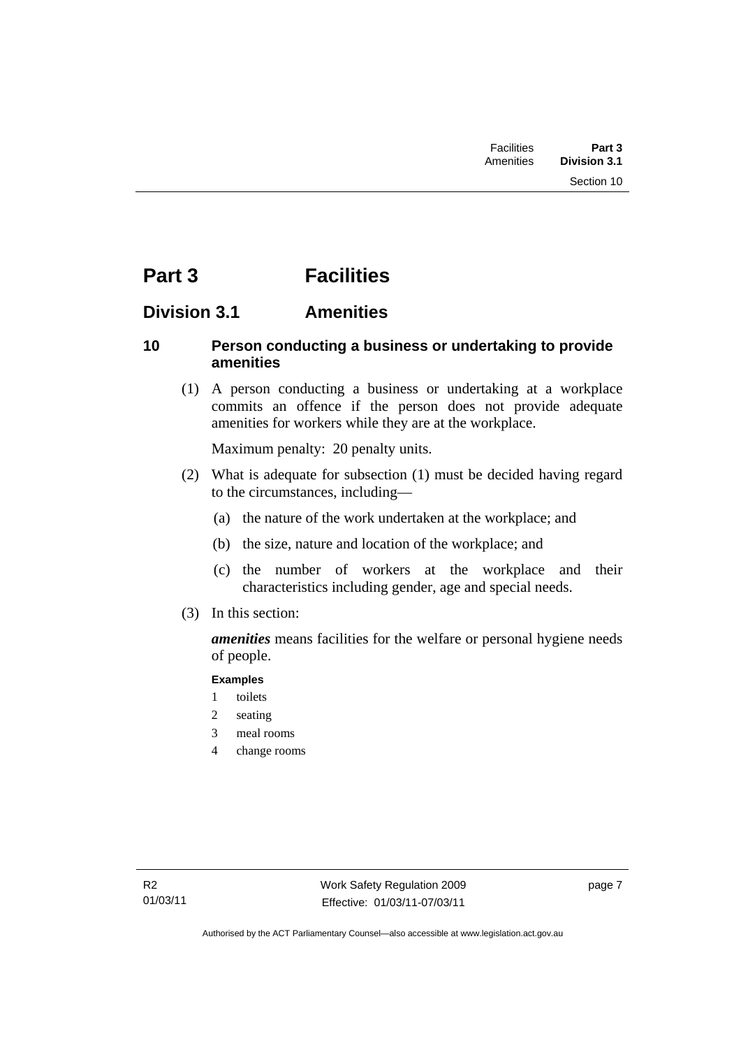# Part 3 Facilities

## Division 3.1 Amenities

### 10 Person conducting a business or undertaking to provide amenities

(1) A person conducting a business or undertaking at a workplace commits an offence if the person does not provide adequate amenities for workers while they are at the workplace.

Maximum penalty: 20 penalty units.

(2) What is adequate for subsection (1) must be decided having regard to the circumstances, including—

(a) the nature of the work undertaken at the workplace; and

(b) the size, nature and location of the workplace; and

(c) the number of workers at the workplace and their characteristics including gender, age and special needs.

(3) In this section:

***amenities*** means facilities for the welfare or personal hygiene needs of people.

**Examples**

1 toilets

2 seating

3 meal rooms

4 change rooms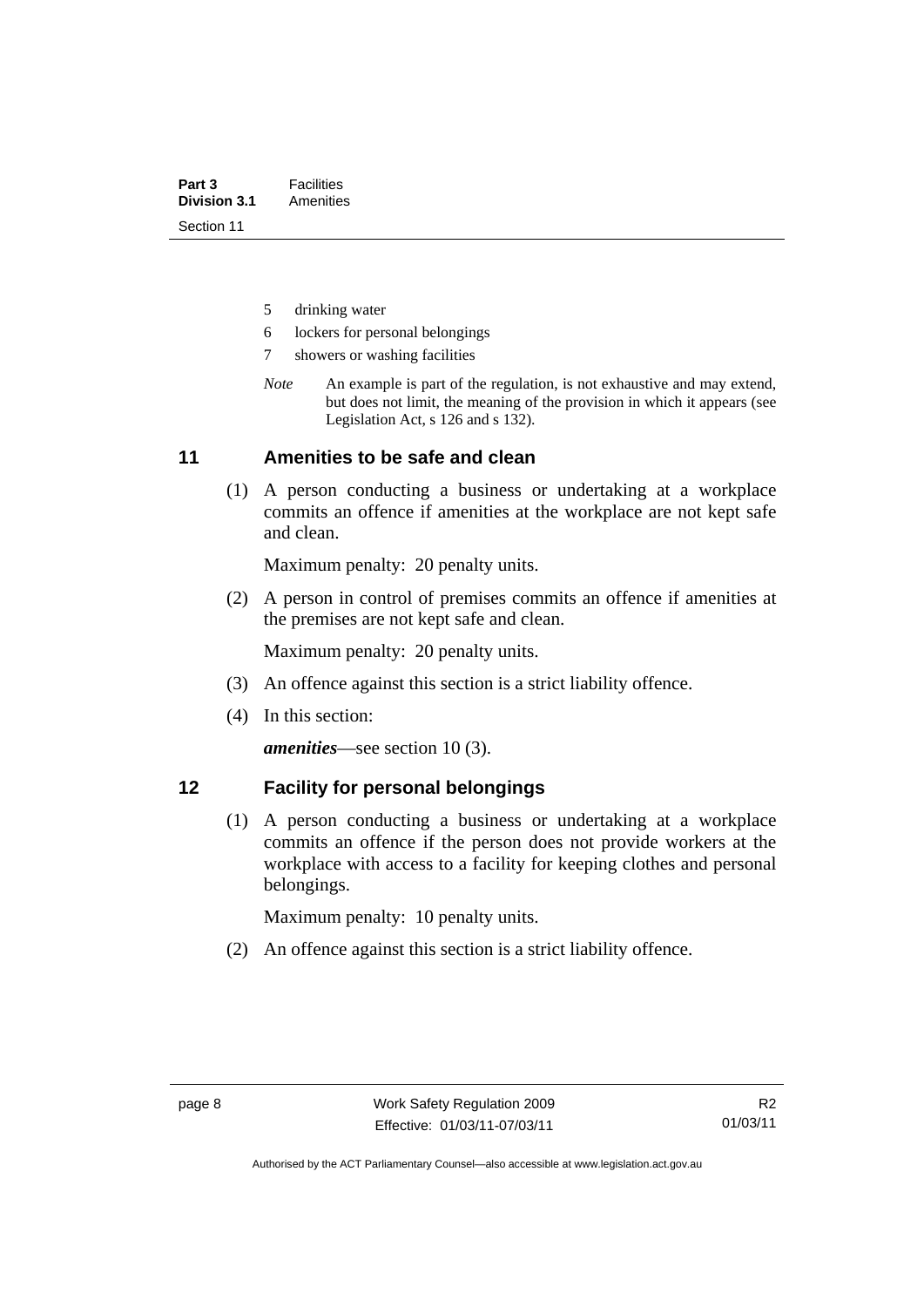5 drinking water

6 lockers for personal belongings

7 showers or washing facilities

*Note* An example is part of the regulation, is not exhaustive and may extend, but does not limit, the meaning of the provision in which it appears (see Legislation Act, s 126 and s 132).

## 11 Amenities to be safe and clean

(1) A person conducting a business or undertaking at a workplace commits an offence if amenities at the workplace are not kept safe and clean.

Maximum penalty: 20 penalty units.

(2) A person in control of premises commits an offence if amenities at the premises are not kept safe and clean.

Maximum penalty: 20 penalty units.

(3) An offence against this section is a strict liability offence.

(4) In this section:

***amenities***—see section 10 (3).

## 12 Facility for personal belongings

(1) A person conducting a business or undertaking at a workplace commits an offence if the person does not provide workers at the workplace with access to a facility for keeping clothes and personal belongings.

Maximum penalty: 10 penalty units.

(2) An offence against this section is a strict liability offence.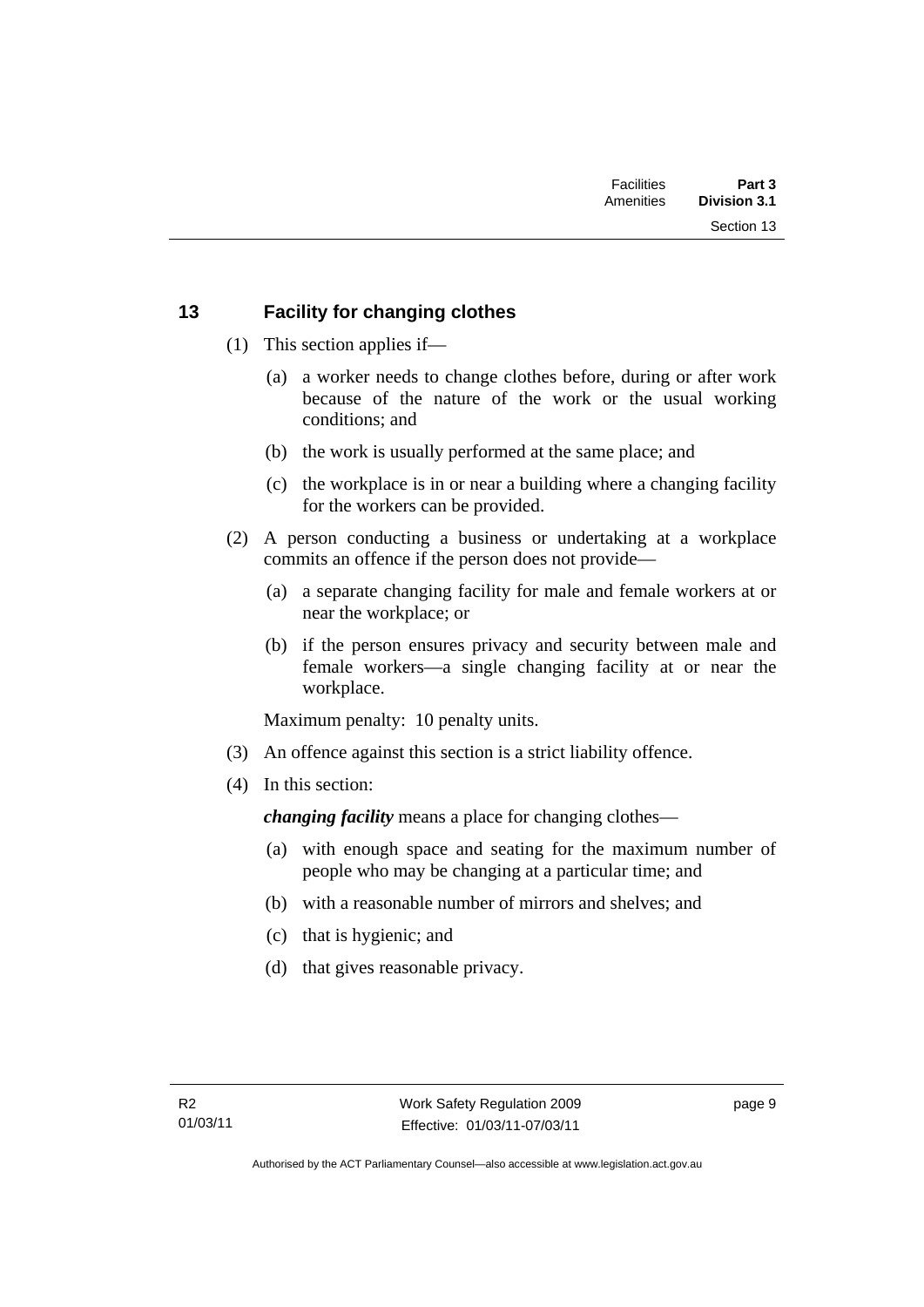## 13 Facility for changing clothes

(1) This section applies if—

(a) a worker needs to change clothes before, during or after work because of the nature of the work or the usual working conditions; and

(b) the work is usually performed at the same place; and

(c) the workplace is in or near a building where a changing facility for the workers can be provided.

(2) A person conducting a business or undertaking at a workplace commits an offence if the person does not provide—

(a) a separate changing facility for male and female workers at or near the workplace; or

(b) if the person ensures privacy and security between male and female workers—a single changing facility at or near the workplace.

Maximum penalty: 10 penalty units.

(3) An offence against this section is a strict liability offence.

(4) In this section:

***changing facility*** means a place for changing clothes—

(a) with enough space and seating for the maximum number of people who may be changing at a particular time; and

(b) with a reasonable number of mirrors and shelves; and

(c) that is hygienic; and

(d) that gives reasonable privacy.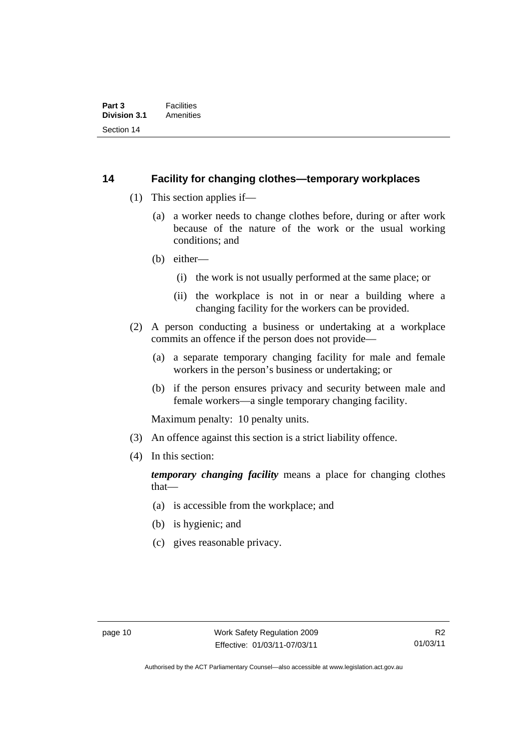## 14 Facility for changing clothes—temporary workplaces

(1) This section applies if—

(a) a worker needs to change clothes before, during or after work because of the nature of the work or the usual working conditions; and

(b) either—

(i) the work is not usually performed at the same place; or

(ii) the workplace is not in or near a building where a changing facility for the workers can be provided.

(2) A person conducting a business or undertaking at a workplace commits an offence if the person does not provide—

(a) a separate temporary changing facility for male and female workers in the person's business or undertaking; or

(b) if the person ensures privacy and security between male and female workers—a single temporary changing facility.

Maximum penalty: 10 penalty units.

(3) An offence against this section is a strict liability offence.

(4) In this section:

***temporary changing facility*** means a place for changing clothes that—

(a) is accessible from the workplace; and

(b) is hygienic; and

(c) gives reasonable privacy.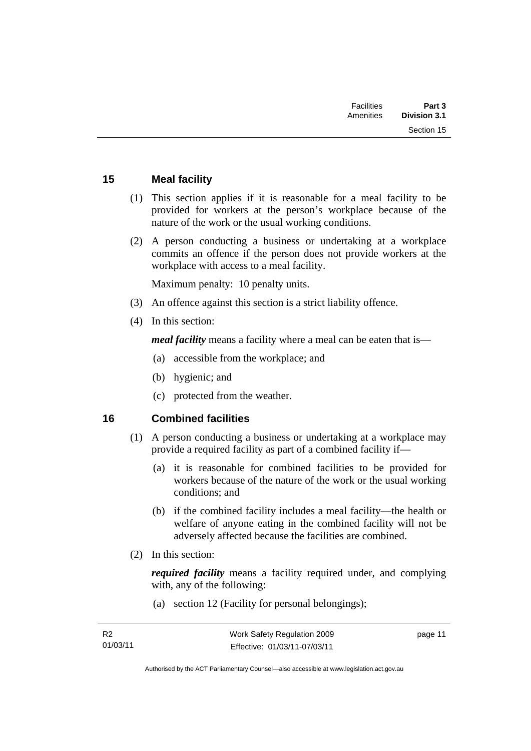## 15 Meal facility

(1) This section applies if it is reasonable for a meal facility to be provided for workers at the person's workplace because of the nature of the work or the usual working conditions.

(2) A person conducting a business or undertaking at a workplace commits an offence if the person does not provide workers at the workplace with access to a meal facility.

Maximum penalty: 10 penalty units.

(3) An offence against this section is a strict liability offence.

(4) In this section:

***meal facility*** means a facility where a meal can be eaten that is—

- (a) accessible from the workplace; and
- (b) hygienic; and
- (c) protected from the weather.

## 16 Combined facilities

(1) A person conducting a business or undertaking at a workplace may provide a required facility as part of a combined facility if—

- (a) it is reasonable for combined facilities to be provided for workers because of the nature of the work or the usual working conditions; and
- (b) if the combined facility includes a meal facility—the health or welfare of anyone eating in the combined facility will not be adversely affected because the facilities are combined.

(2) In this section:

***required facility*** means a facility required under, and complying with, any of the following:

- (a) section 12 (Facility for personal belongings);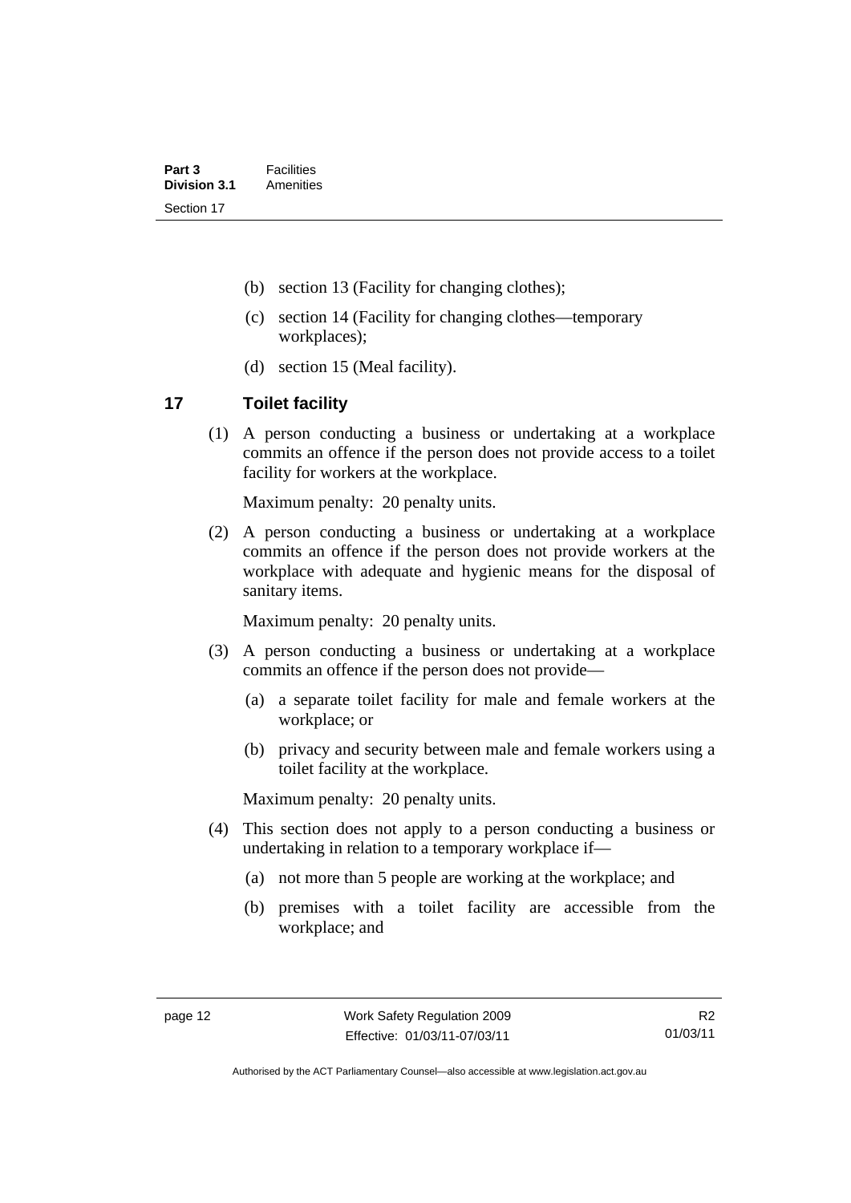(b) section 13 (Facility for changing clothes);

(c) section 14 (Facility for changing clothes—temporary workplaces);

(d) section 15 (Meal facility).

## 17 Toilet facility

(1) A person conducting a business or undertaking at a workplace commits an offence if the person does not provide access to a toilet facility for workers at the workplace.

Maximum penalty: 20 penalty units.

(2) A person conducting a business or undertaking at a workplace commits an offence if the person does not provide workers at the workplace with adequate and hygienic means for the disposal of sanitary items.

Maximum penalty: 20 penalty units.

(3) A person conducting a business or undertaking at a workplace commits an offence if the person does not provide—

(a) a separate toilet facility for male and female workers at the workplace; or

(b) privacy and security between male and female workers using a toilet facility at the workplace.

Maximum penalty: 20 penalty units.

(4) This section does not apply to a person conducting a business or undertaking in relation to a temporary workplace if—

(a) not more than 5 people are working at the workplace; and

(b) premises with a toilet facility are accessible from the workplace; and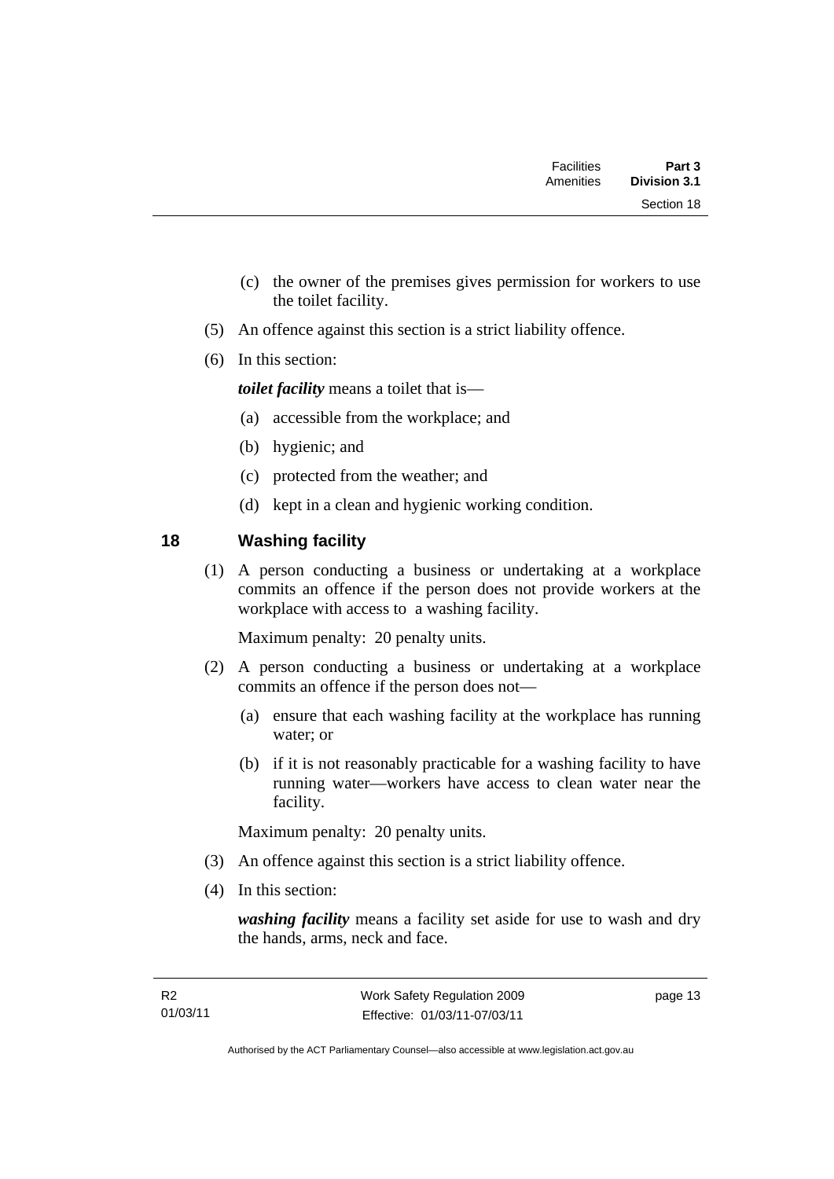(c) the owner of the premises gives permission for workers to use the toilet facility.

(5) An offence against this section is a strict liability offence.

(6) In this section:

***toilet facility*** means a toilet that is—

(a) accessible from the workplace; and

(b) hygienic; and

(c) protected from the weather; and

(d) kept in a clean and hygienic working condition.

## 18 Washing facility

(1) A person conducting a business or undertaking at a workplace commits an offence if the person does not provide workers at the workplace with access to a washing facility.

Maximum penalty: 20 penalty units.

(2) A person conducting a business or undertaking at a workplace commits an offence if the person does not—

(a) ensure that each washing facility at the workplace has running water; or

(b) if it is not reasonably practicable for a washing facility to have running water—workers have access to clean water near the facility.

Maximum penalty: 20 penalty units.

(3) An offence against this section is a strict liability offence.

(4) In this section:

***washing facility*** means a facility set aside for use to wash and dry the hands, arms, neck and face.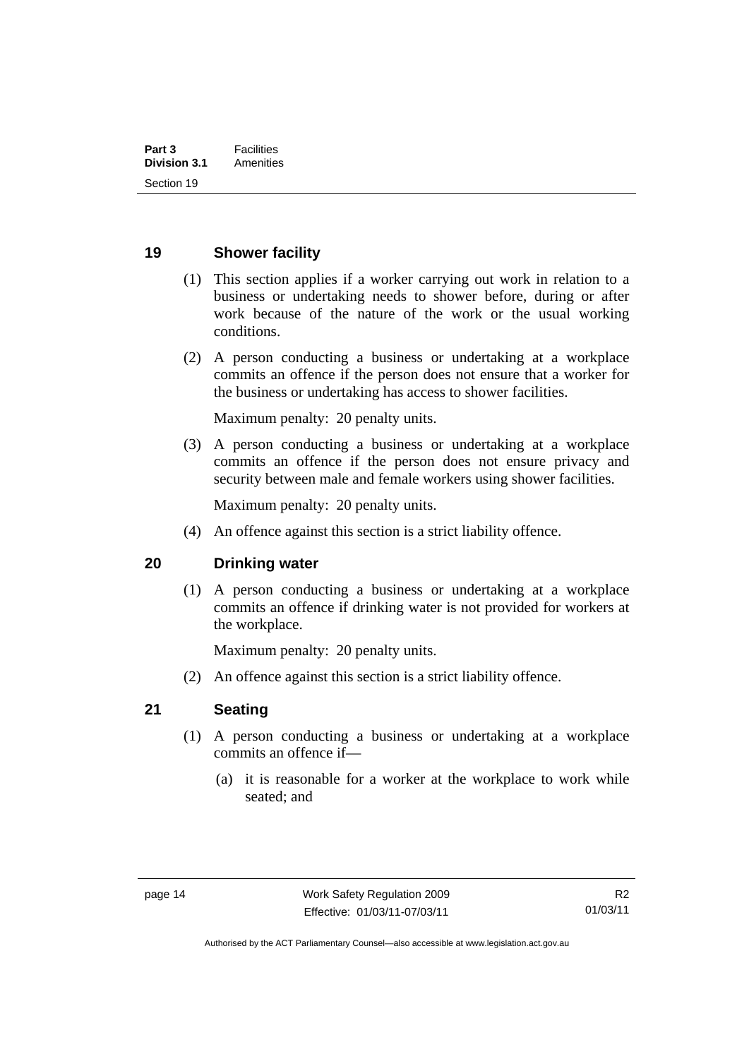## 19 Shower facility

(1) This section applies if a worker carrying out work in relation to a business or undertaking needs to shower before, during or after work because of the nature of the work or the usual working conditions.

(2) A person conducting a business or undertaking at a workplace commits an offence if the person does not ensure that a worker for the business or undertaking has access to shower facilities.

Maximum penalty: 20 penalty units.

(3) A person conducting a business or undertaking at a workplace commits an offence if the person does not ensure privacy and security between male and female workers using shower facilities.

Maximum penalty: 20 penalty units.

(4) An offence against this section is a strict liability offence.

## 20 Drinking water

(1) A person conducting a business or undertaking at a workplace commits an offence if drinking water is not provided for workers at the workplace.

Maximum penalty: 20 penalty units.

(2) An offence against this section is a strict liability offence.

## 21 Seating

(1) A person conducting a business or undertaking at a workplace commits an offence if—

(a) it is reasonable for a worker at the workplace to work while seated; and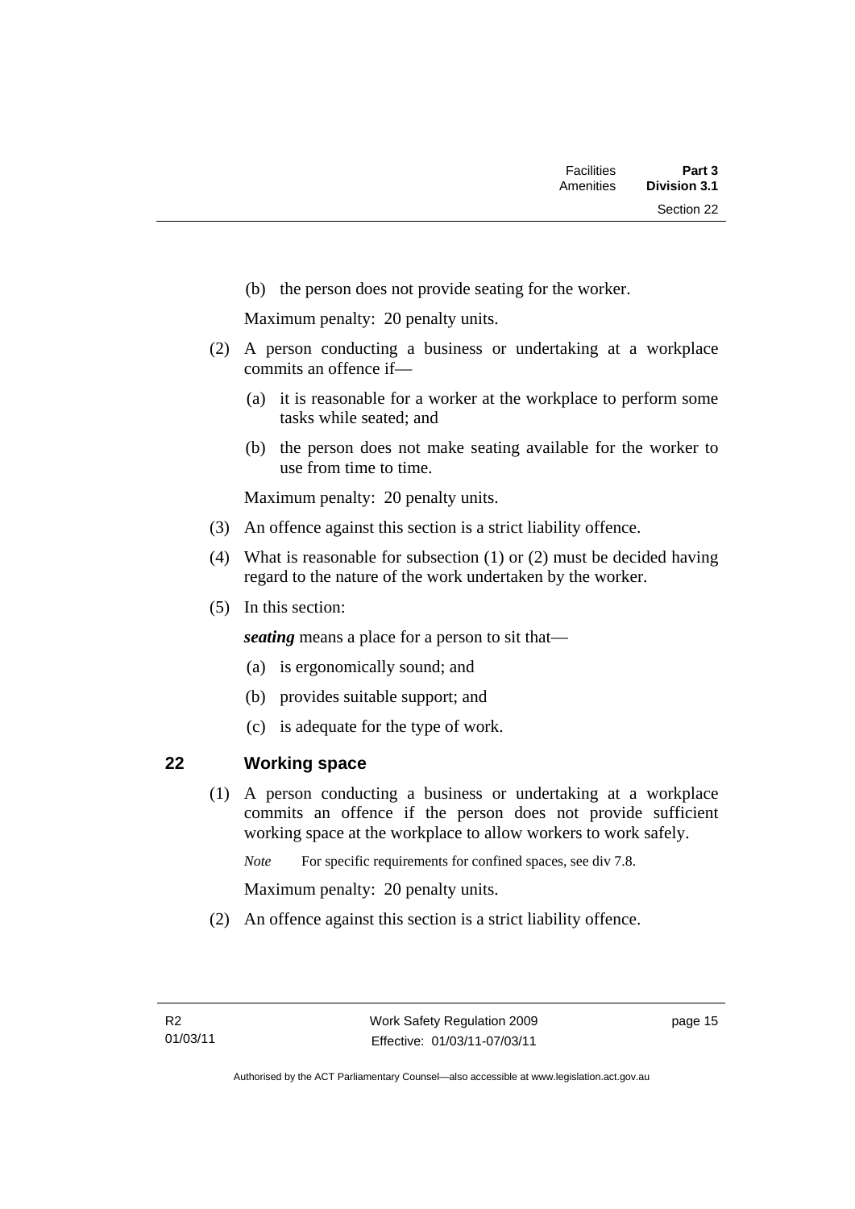(b) the person does not provide seating for the worker.

Maximum penalty: 20 penalty units.

(2) A person conducting a business or undertaking at a workplace commits an offence if—

(a) it is reasonable for a worker at the workplace to perform some tasks while seated; and

(b) the person does not make seating available for the worker to use from time to time.

Maximum penalty: 20 penalty units.

(3) An offence against this section is a strict liability offence.

(4) What is reasonable for subsection (1) or (2) must be decided having regard to the nature of the work undertaken by the worker.

(5) In this section:

***seating*** means a place for a person to sit that—

(a) is ergonomically sound; and

(b) provides suitable support; and

(c) is adequate for the type of work.

## 22 Working space

(1) A person conducting a business or undertaking at a workplace commits an offence if the person does not provide sufficient working space at the workplace to allow workers to work safely.

*Note* For specific requirements for confined spaces, see div 7.8.

Maximum penalty: 20 penalty units.

(2) An offence against this section is a strict liability offence.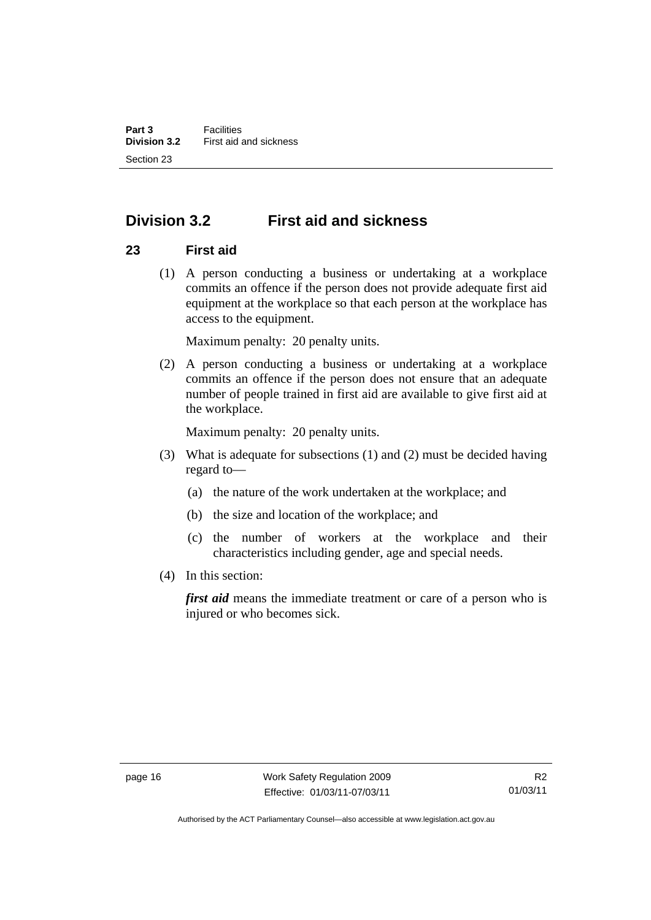## Division 3.2 First aid and sickness

### 23 First aid

(1) A person conducting a business or undertaking at a workplace commits an offence if the person does not provide adequate first aid equipment at the workplace so that each person at the workplace has access to the equipment.

Maximum penalty: 20 penalty units.

(2) A person conducting a business or undertaking at a workplace commits an offence if the person does not ensure that an adequate number of people trained in first aid are available to give first aid at the workplace.

Maximum penalty: 20 penalty units.

(3) What is adequate for subsections (1) and (2) must be decided having regard to—

(a) the nature of the work undertaken at the workplace; and

(b) the size and location of the workplace; and

(c) the number of workers at the workplace and their characteristics including gender, age and special needs.

(4) In this section:

***first aid*** means the immediate treatment or care of a person who is injured or who becomes sick.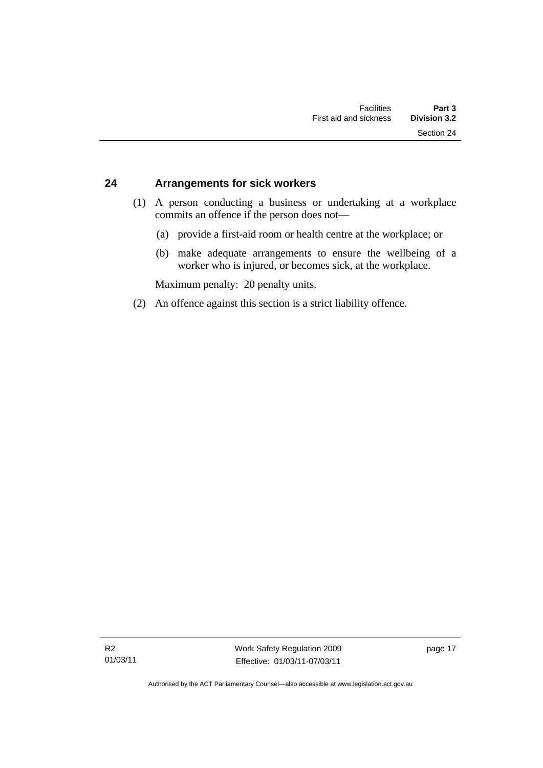## 24 Arrangements for sick workers

(1) A person conducting a business or undertaking at a workplace commits an offence if the person does not—

(a) provide a first-aid room or health centre at the workplace; or

(b) make adequate arrangements to ensure the wellbeing of a worker who is injured, or becomes sick, at the workplace.

Maximum penalty: 20 penalty units.

(2) An offence against this section is a strict liability offence.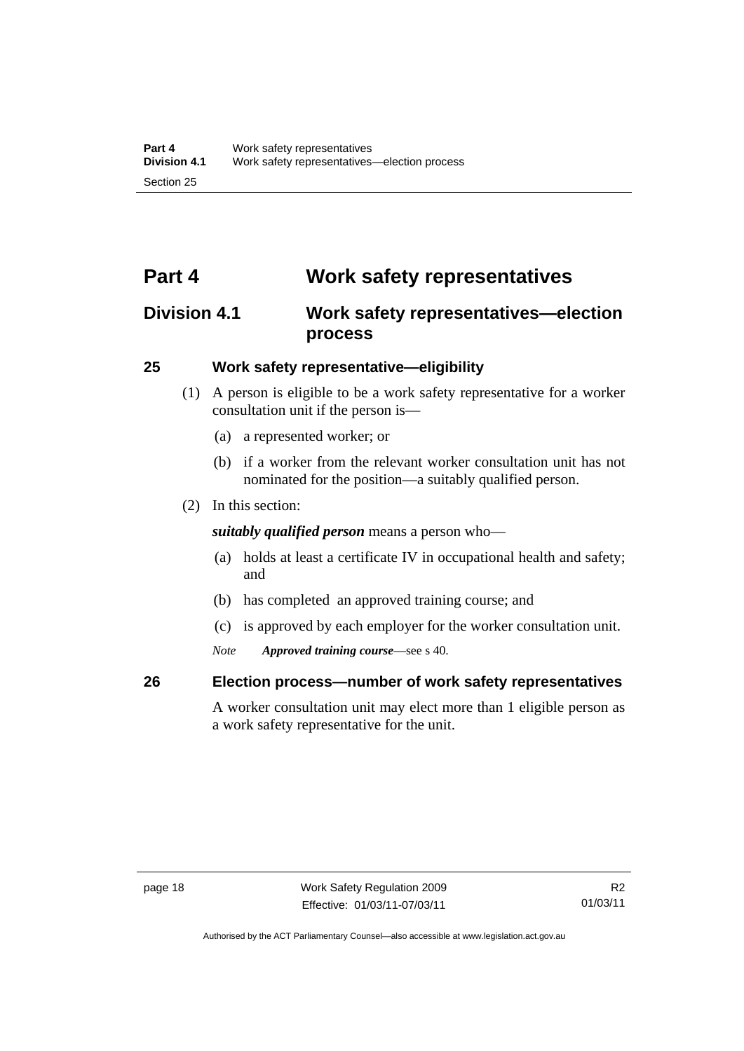# Part 4 Work safety representatives

## Division 4.1 Work safety representatives—election process

### 25 Work safety representative—eligibility

(1) A person is eligible to be a work safety representative for a worker consultation unit if the person is—

(a) a represented worker; or

(b) if a worker from the relevant worker consultation unit has not nominated for the position—a suitably qualified person.

(2) In this section:

***suitably qualified person*** means a person who—

(a) holds at least a certificate IV in occupational health and safety; and

(b) has completed an approved training course; and

(c) is approved by each employer for the worker consultation unit.

*Note* ***Approved training course***—see s 40.

### 26 Election process—number of work safety representatives

A worker consultation unit may elect more than 1 eligible person as a work safety representative for the unit.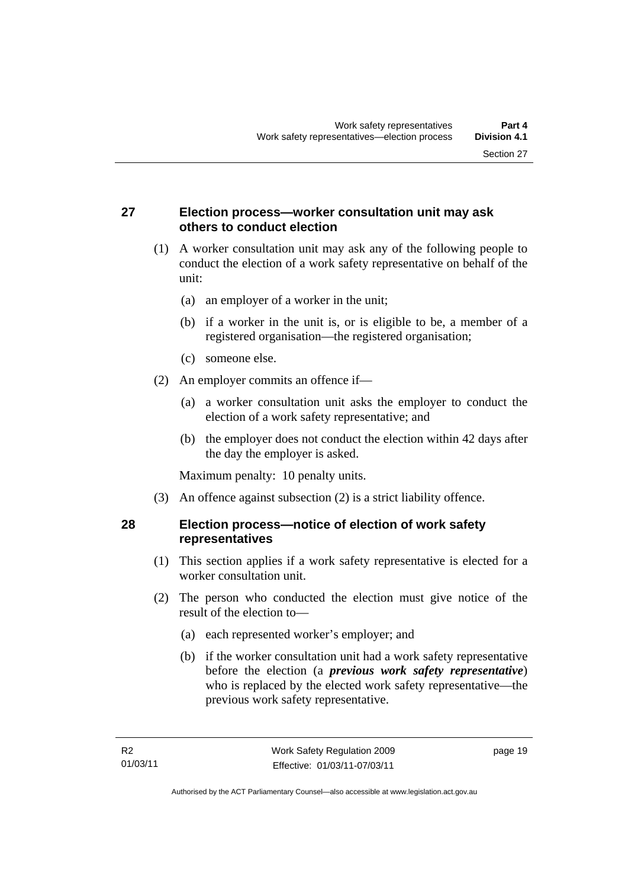## 27 Election process—worker consultation unit may ask others to conduct election

(1) A worker consultation unit may ask any of the following people to conduct the election of a work safety representative on behalf of the unit:

- (a) an employer of a worker in the unit;
- (b) if a worker in the unit is, or is eligible to be, a member of a registered organisation—the registered organisation;
- (c) someone else.

(2) An employer commits an offence if—

- (a) a worker consultation unit asks the employer to conduct the election of a work safety representative; and
- (b) the employer does not conduct the election within 42 days after the day the employer is asked.

Maximum penalty: 10 penalty units.

(3) An offence against subsection (2) is a strict liability offence.

## 28 Election process—notice of election of work safety representatives

(1) This section applies if a work safety representative is elected for a worker consultation unit.

(2) The person who conducted the election must give notice of the result of the election to—

- (a) each represented worker's employer; and
- (b) if the worker consultation unit had a work safety representative before the election (a ***previous work safety representative***) who is replaced by the elected work safety representative—the previous work safety representative.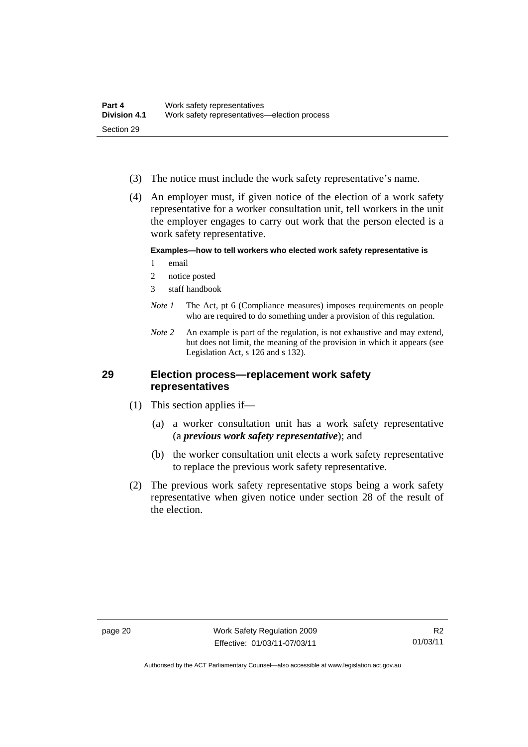(3) The notice must include the work safety representative's name.

(4) An employer must, if given notice of the election of a work safety representative for a worker consultation unit, tell workers in the unit the employer engages to carry out work that the person elected is a work safety representative.

**Examples—how to tell workers who elected work safety representative is**

1 email

2 notice posted

3 staff handbook

*Note 1* The Act, pt 6 (Compliance measures) imposes requirements on people who are required to do something under a provision of this regulation.

*Note 2* An example is part of the regulation, is not exhaustive and may extend, but does not limit, the meaning of the provision in which it appears (see Legislation Act, s 126 and s 132).

## 29 Election process—replacement work safety representatives

(1) This section applies if—

(a) a worker consultation unit has a work safety representative (a ***previous work safety representative***); and

(b) the worker consultation unit elects a work safety representative to replace the previous work safety representative.

(2) The previous work safety representative stops being a work safety representative when given notice under section 28 of the result of the election.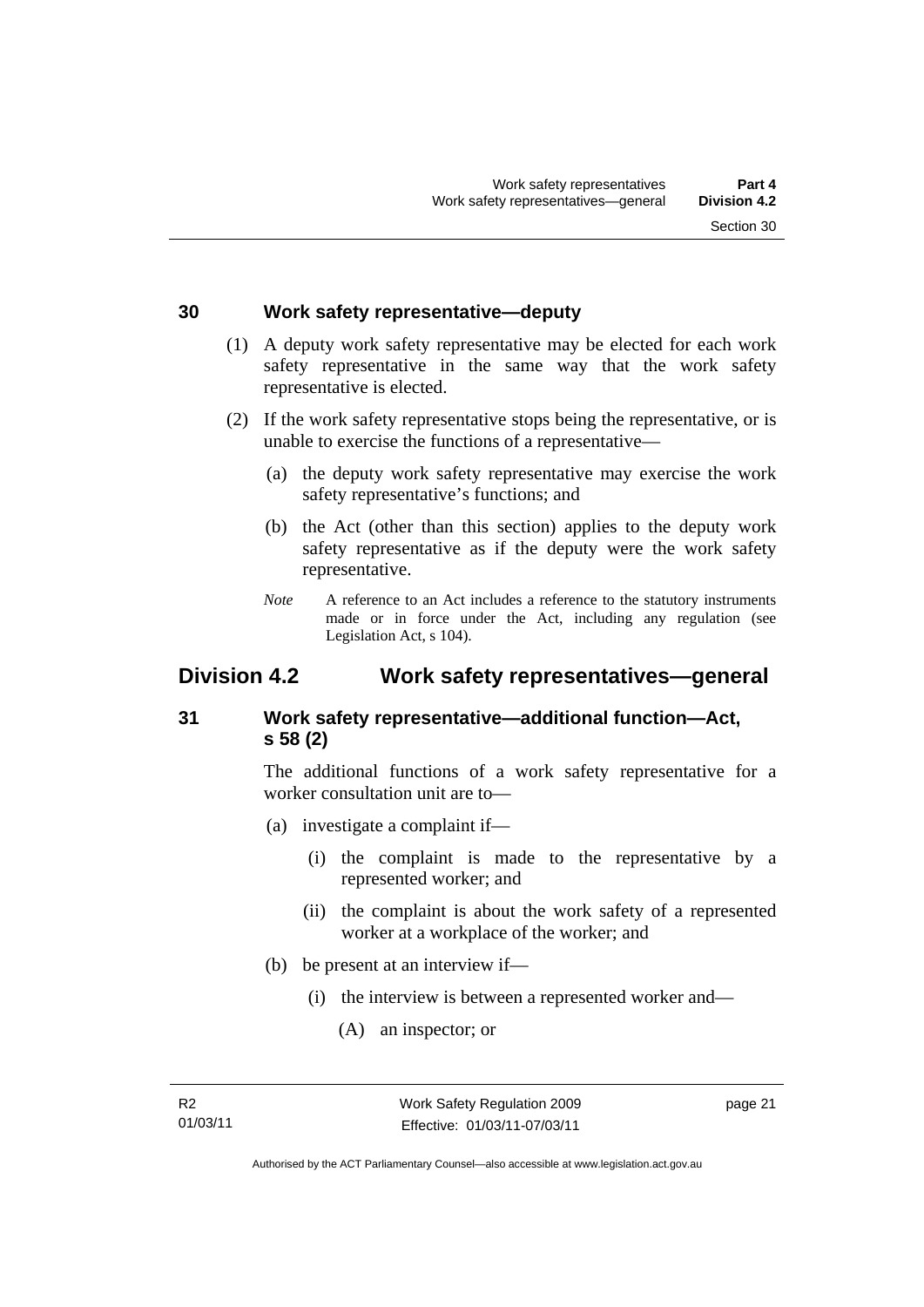### 30 Work safety representative—deputy

(1) A deputy work safety representative may be elected for each work safety representative in the same way that the work safety representative is elected.

(2) If the work safety representative stops being the representative, or is unable to exercise the functions of a representative—

(a) the deputy work safety representative may exercise the work safety representative's functions; and

(b) the Act (other than this section) applies to the deputy work safety representative as if the deputy were the work safety representative.

*Note* A reference to an Act includes a reference to the statutory instruments made or in force under the Act, including any regulation (see Legislation Act, s 104).

## Division 4.2 Work safety representatives—general

### 31 Work safety representative—additional function—Act, s 58 (2)

The additional functions of a work safety representative for a worker consultation unit are to—

(a) investigate a complaint if—

(i) the complaint is made to the representative by a represented worker; and

(ii) the complaint is about the work safety of a represented worker at a workplace of the worker; and

(b) be present at an interview if—

(i) the interview is between a represented worker and—

(A) an inspector; or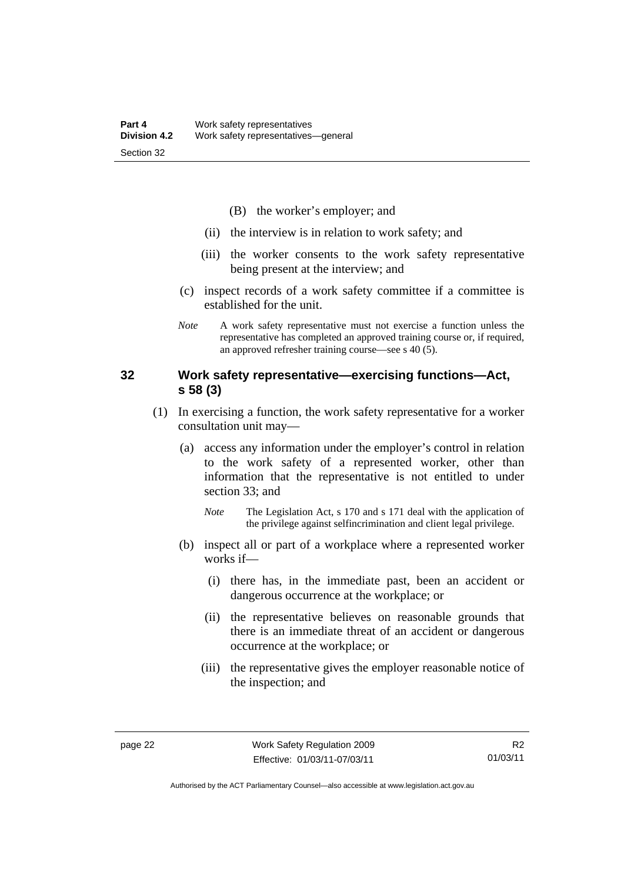(B) the worker's employer; and

(ii) the interview is in relation to work safety; and

(iii) the worker consents to the work safety representative being present at the interview; and

(c) inspect records of a work safety committee if a committee is established for the unit.

*Note* A work safety representative must not exercise a function unless the representative has completed an approved training course or, if required, an approved refresher training course—see s 40 (5).

### 32 Work safety representative—exercising functions—Act, s 58 (3)

(1) In exercising a function, the work safety representative for a worker consultation unit may—

(a) access any information under the employer's control in relation to the work safety of a represented worker, other than information that the representative is not entitled to under section 33; and

*Note* The Legislation Act, s 170 and s 171 deal with the application of the privilege against selfincrimination and client legal privilege.

(b) inspect all or part of a workplace where a represented worker works if—

(i) there has, in the immediate past, been an accident or dangerous occurrence at the workplace; or

(ii) the representative believes on reasonable grounds that there is an immediate threat of an accident or dangerous occurrence at the workplace; or

(iii) the representative gives the employer reasonable notice of the inspection; and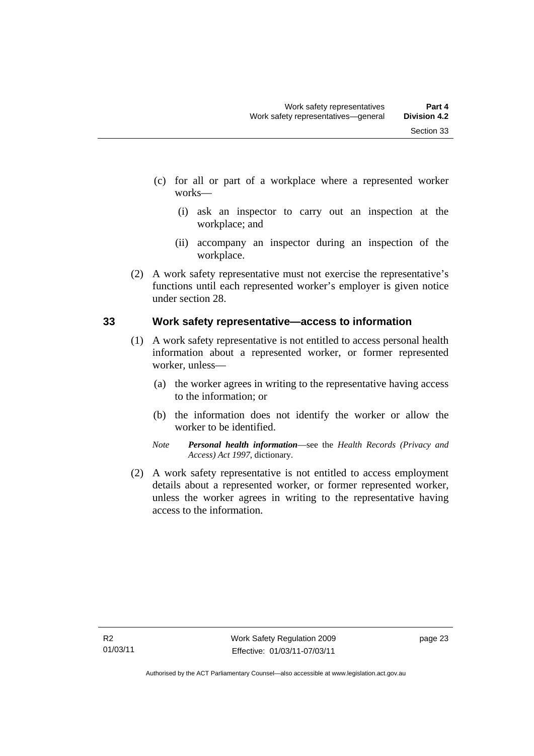(c) for all or part of a workplace where a represented worker works—

   (i) ask an inspector to carry out an inspection at the workplace; and

   (ii) accompany an inspector during an inspection of the workplace.

(2) A work safety representative must not exercise the representative's functions until each represented worker's employer is given notice under section 28.

## 33 Work safety representative—access to information

(1) A work safety representative is not entitled to access personal health information about a represented worker, or former represented worker, unless—

   (a) the worker agrees in writing to the representative having access to the information; or

   (b) the information does not identify the worker or allow the worker to be identified.

   *Note* ***Personal health information***—see the *Health Records (Privacy and Access) Act 1997*, dictionary.

(2) A work safety representative is not entitled to access employment details about a represented worker, or former represented worker, unless the worker agrees in writing to the representative having access to the information.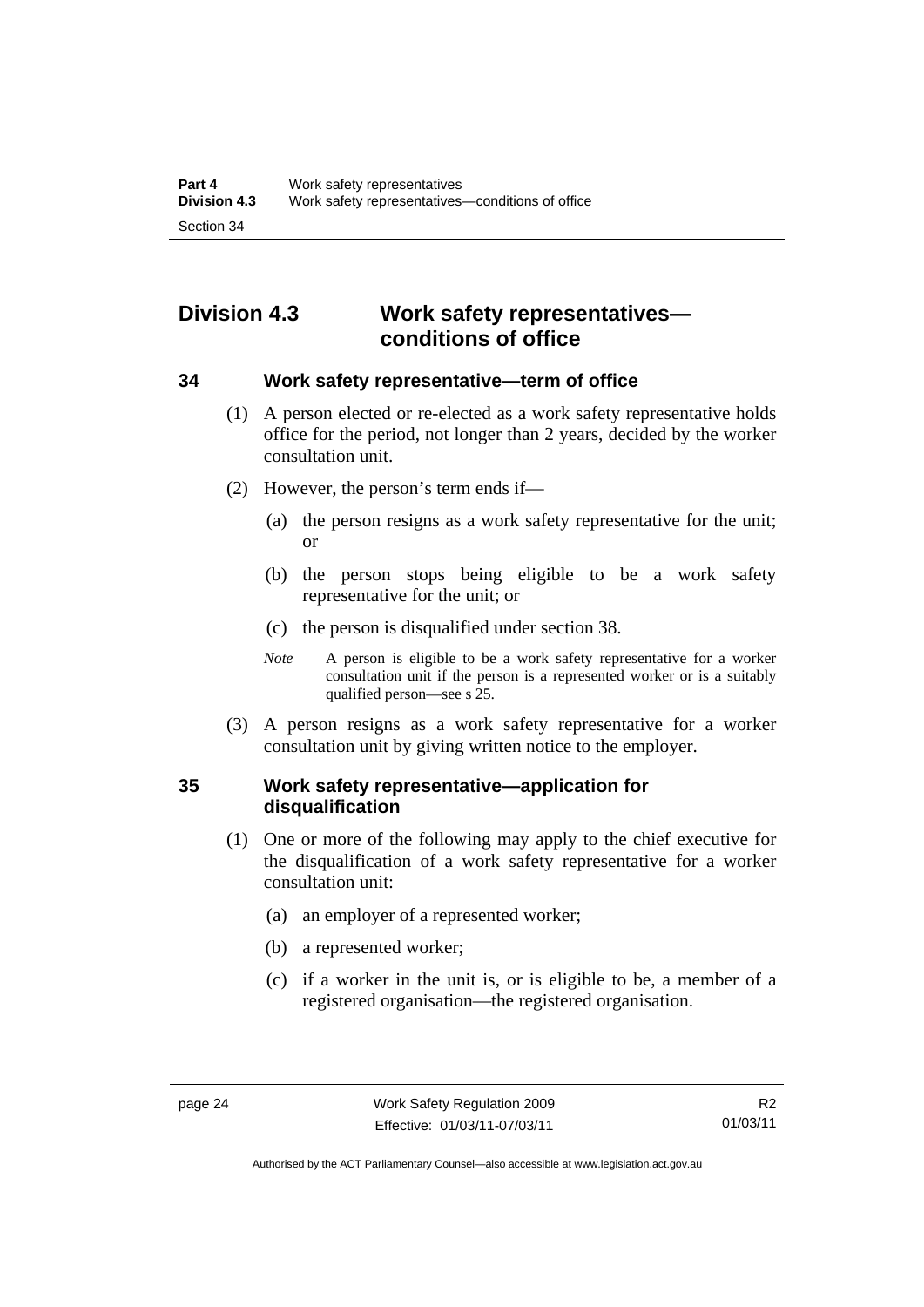## Division 4.3 Work safety representatives—conditions of office

### 34 Work safety representative—term of office

(1) A person elected or re-elected as a work safety representative holds office for the period, not longer than 2 years, decided by the worker consultation unit.

(2) However, the person's term ends if—

(a) the person resigns as a work safety representative for the unit; or

(b) the person stops being eligible to be a work safety representative for the unit; or

(c) the person is disqualified under section 38.

*Note* A person is eligible to be a work safety representative for a worker consultation unit if the person is a represented worker or is a suitably qualified person—see s 25.

(3) A person resigns as a work safety representative for a worker consultation unit by giving written notice to the employer.

### 35 Work safety representative—application for disqualification

(1) One or more of the following may apply to the chief executive for the disqualification of a work safety representative for a worker consultation unit:

(a) an employer of a represented worker;

(b) a represented worker;

(c) if a worker in the unit is, or is eligible to be, a member of a registered organisation—the registered organisation.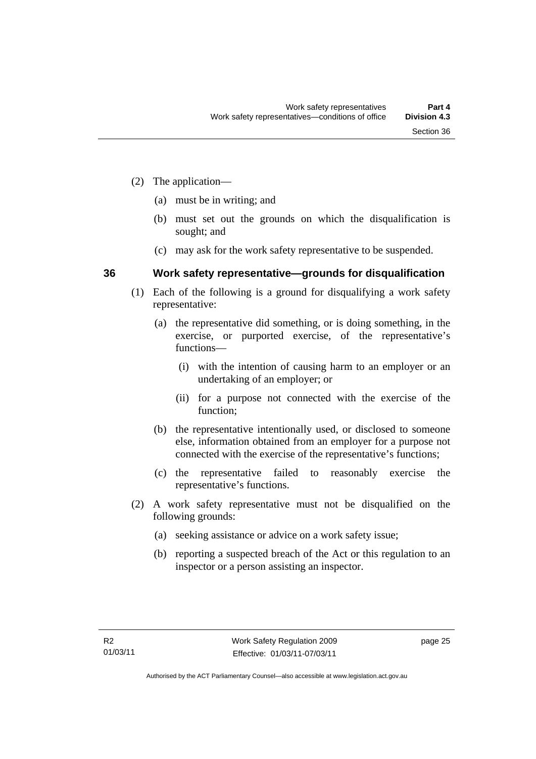(2) The application—

(a) must be in writing; and

(b) must set out the grounds on which the disqualification is sought; and

(c) may ask for the work safety representative to be suspended.

## 36 Work safety representative—grounds for disqualification

(1) Each of the following is a ground for disqualifying a work safety representative:

(a) the representative did something, or is doing something, in the exercise, or purported exercise, of the representative's functions—

(i) with the intention of causing harm to an employer or an undertaking of an employer; or

(ii) for a purpose not connected with the exercise of the function;

(b) the representative intentionally used, or disclosed to someone else, information obtained from an employer for a purpose not connected with the exercise of the representative's functions;

(c) the representative failed to reasonably exercise the representative's functions.

(2) A work safety representative must not be disqualified on the following grounds:

(a) seeking assistance or advice on a work safety issue;

(b) reporting a suspected breach of the Act or this regulation to an inspector or a person assisting an inspector.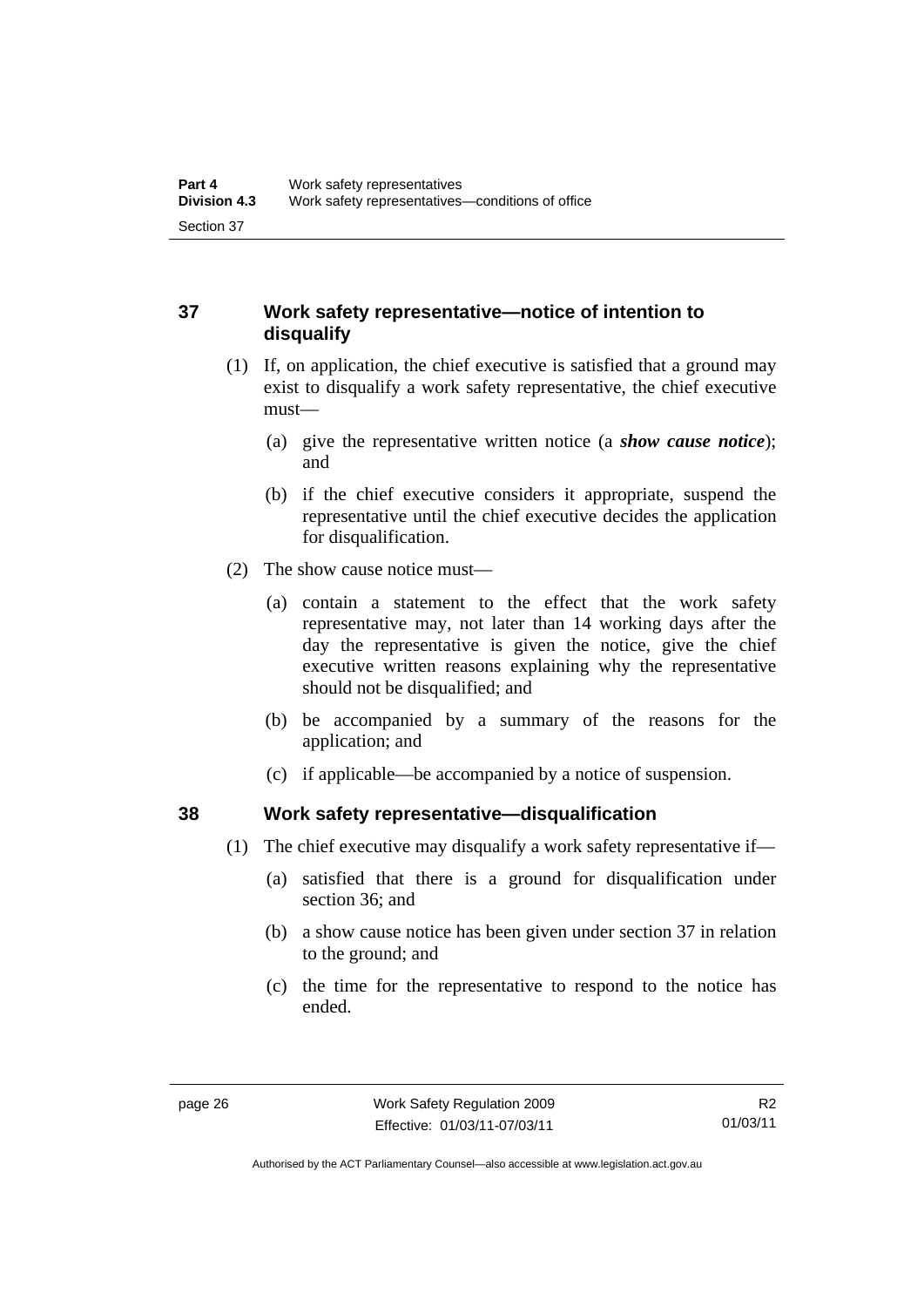## 37 Work safety representative—notice of intention to disqualify

(1) If, on application, the chief executive is satisfied that a ground may exist to disqualify a work safety representative, the chief executive must—

(a) give the representative written notice (a ***show cause notice***); and

(b) if the chief executive considers it appropriate, suspend the representative until the chief executive decides the application for disqualification.

(2) The show cause notice must—

(a) contain a statement to the effect that the work safety representative may, not later than 14 working days after the day the representative is given the notice, give the chief executive written reasons explaining why the representative should not be disqualified; and

(b) be accompanied by a summary of the reasons for the application; and

(c) if applicable—be accompanied by a notice of suspension.

## 38 Work safety representative—disqualification

(1) The chief executive may disqualify a work safety representative if—

(a) satisfied that there is a ground for disqualification under section 36; and

(b) a show cause notice has been given under section 37 in relation to the ground; and

(c) the time for the representative to respond to the notice has ended.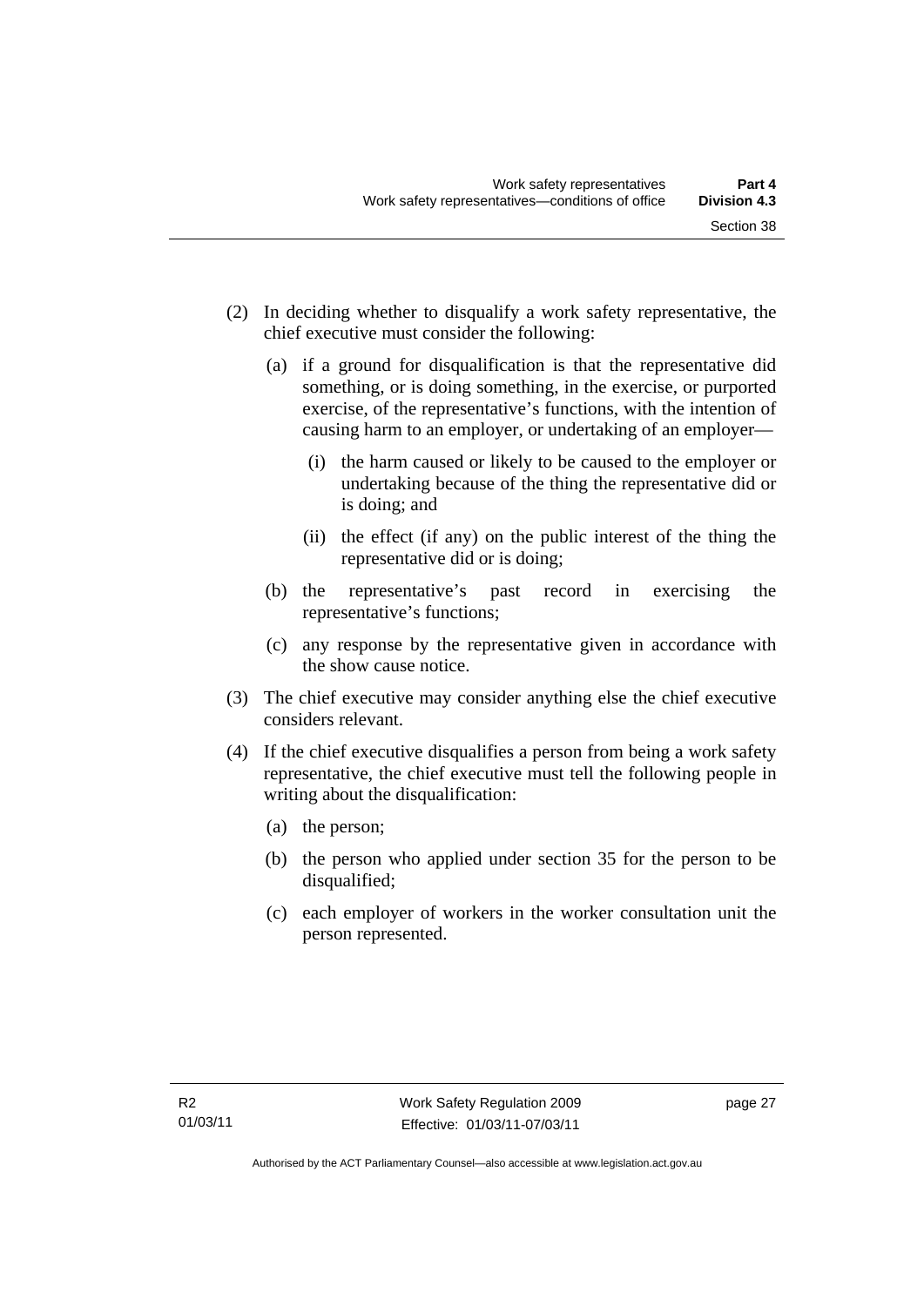(2) In deciding whether to disqualify a work safety representative, the chief executive must consider the following:

(a) if a ground for disqualification is that the representative did something, or is doing something, in the exercise, or purported exercise, of the representative's functions, with the intention of causing harm to an employer, or undertaking of an employer—

(i) the harm caused or likely to be caused to the employer or undertaking because of the thing the representative did or is doing; and

(ii) the effect (if any) on the public interest of the thing the representative did or is doing;

(b) the representative's past record in exercising the representative's functions;

(c) any response by the representative given in accordance with the show cause notice.

(3) The chief executive may consider anything else the chief executive considers relevant.

(4) If the chief executive disqualifies a person from being a work safety representative, the chief executive must tell the following people in writing about the disqualification:

(a) the person;

(b) the person who applied under section 35 for the person to be disqualified;

(c) each employer of workers in the worker consultation unit the person represented.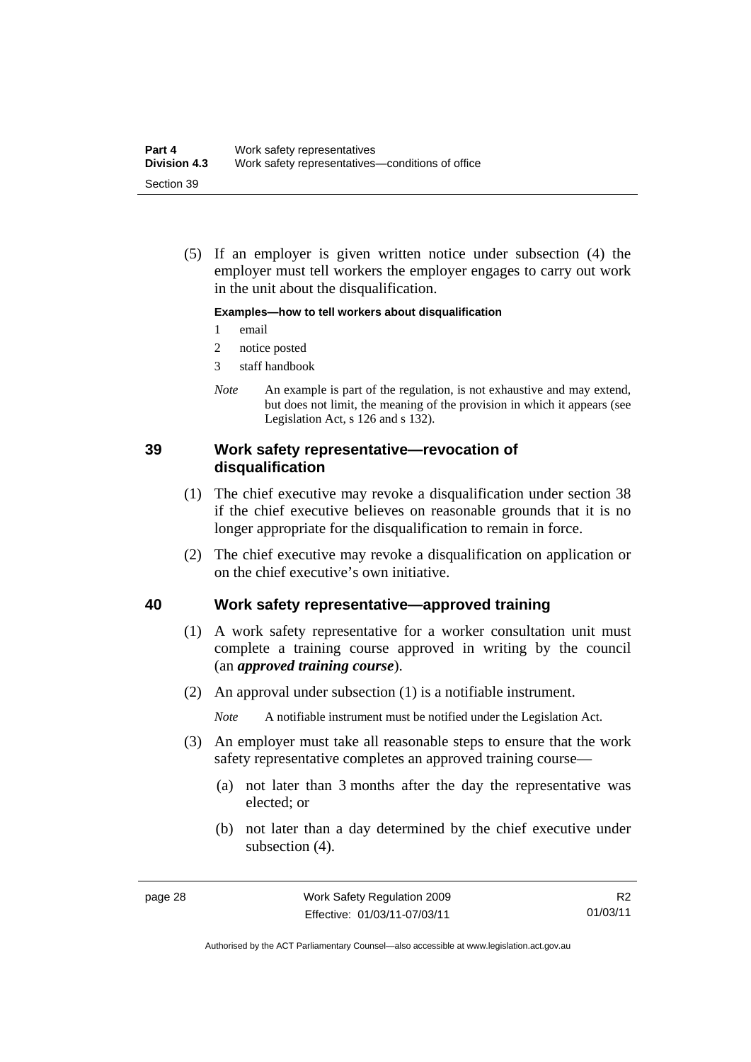(5) If an employer is given written notice under subsection (4) the employer must tell workers the employer engages to carry out work in the unit about the disqualification.

**Examples—how to tell workers about disqualification**

1 email

2 notice posted

3 staff handbook

*Note* An example is part of the regulation, is not exhaustive and may extend, but does not limit, the meaning of the provision in which it appears (see Legislation Act, s 126 and s 132).

## 39 Work safety representative—revocation of disqualification

(1) The chief executive may revoke a disqualification under section 38 if the chief executive believes on reasonable grounds that it is no longer appropriate for the disqualification to remain in force.

(2) The chief executive may revoke a disqualification on application or on the chief executive's own initiative.

## 40 Work safety representative—approved training

(1) A work safety representative for a worker consultation unit must complete a training course approved in writing by the council (an ***approved training course***).

(2) An approval under subsection (1) is a notifiable instrument.

*Note* A notifiable instrument must be notified under the Legislation Act.

(3) An employer must take all reasonable steps to ensure that the work safety representative completes an approved training course—

(a) not later than 3 months after the day the representative was elected; or

(b) not later than a day determined by the chief executive under subsection (4).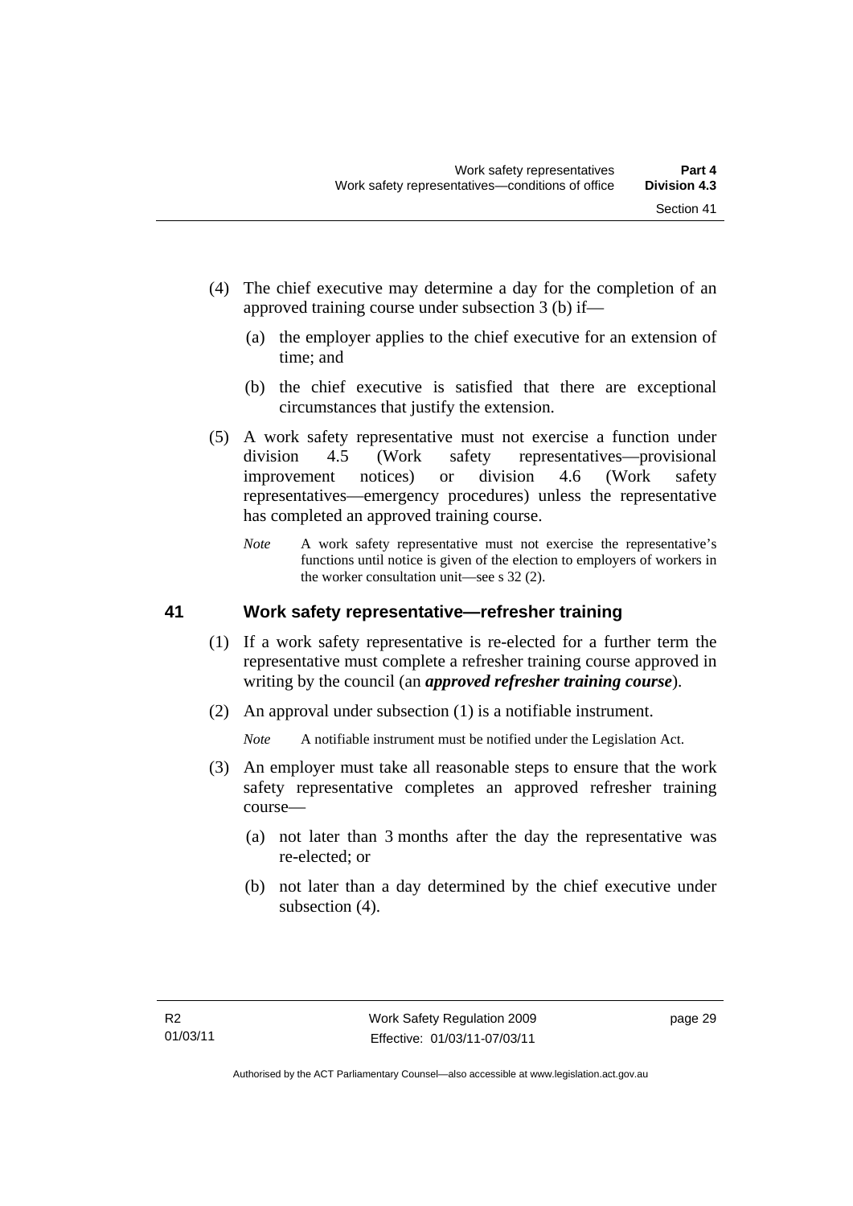(4) The chief executive may determine a day for the completion of an approved training course under subsection 3 (b) if—

(a) the employer applies to the chief executive for an extension of time; and

(b) the chief executive is satisfied that there are exceptional circumstances that justify the extension.

(5) A work safety representative must not exercise a function under division 4.5 (Work safety representatives—provisional improvement notices) or division 4.6 (Work safety representatives—emergency procedures) unless the representative has completed an approved training course.

*Note* A work safety representative must not exercise the representative's functions until notice is given of the election to employers of workers in the worker consultation unit—see s 32 (2).

## 41 Work safety representative—refresher training

(1) If a work safety representative is re-elected for a further term the representative must complete a refresher training course approved in writing by the council (an ***approved refresher training course***).

(2) An approval under subsection (1) is a notifiable instrument.

*Note* A notifiable instrument must be notified under the Legislation Act.

(3) An employer must take all reasonable steps to ensure that the work safety representative completes an approved refresher training course—

(a) not later than 3 months after the day the representative was re-elected; or

(b) not later than a day determined by the chief executive under subsection (4).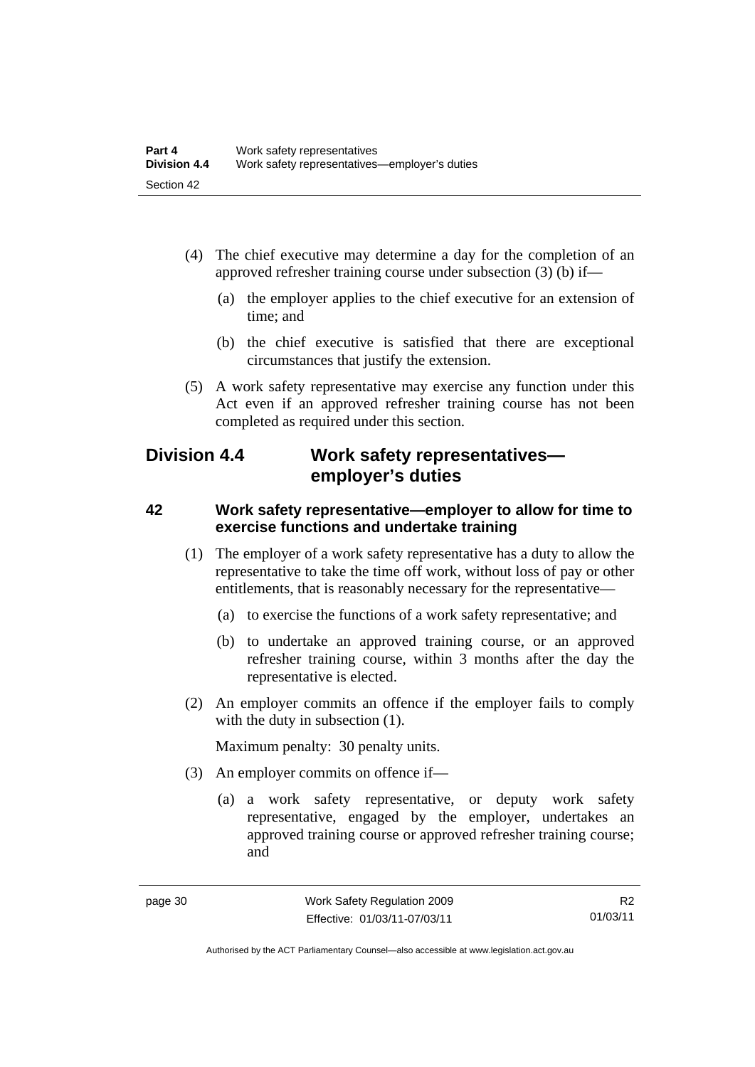(4) The chief executive may determine a day for the completion of an approved refresher training course under subsection (3) (b) if—

(a) the employer applies to the chief executive for an extension of time; and

(b) the chief executive is satisfied that there are exceptional circumstances that justify the extension.

(5) A work safety representative may exercise any function under this Act even if an approved refresher training course has not been completed as required under this section.

## Division 4.4 Work safety representatives—employer's duties

### 42 Work safety representative—employer to allow for time to exercise functions and undertake training

(1) The employer of a work safety representative has a duty to allow the representative to take the time off work, without loss of pay or other entitlements, that is reasonably necessary for the representative—

(a) to exercise the functions of a work safety representative; and

(b) to undertake an approved training course, or an approved refresher training course, within 3 months after the day the representative is elected.

(2) An employer commits an offence if the employer fails to comply with the duty in subsection (1).

Maximum penalty: 30 penalty units.

(3) An employer commits on offence if—

(a) a work safety representative, or deputy work safety representative, engaged by the employer, undertakes an approved training course or approved refresher training course; and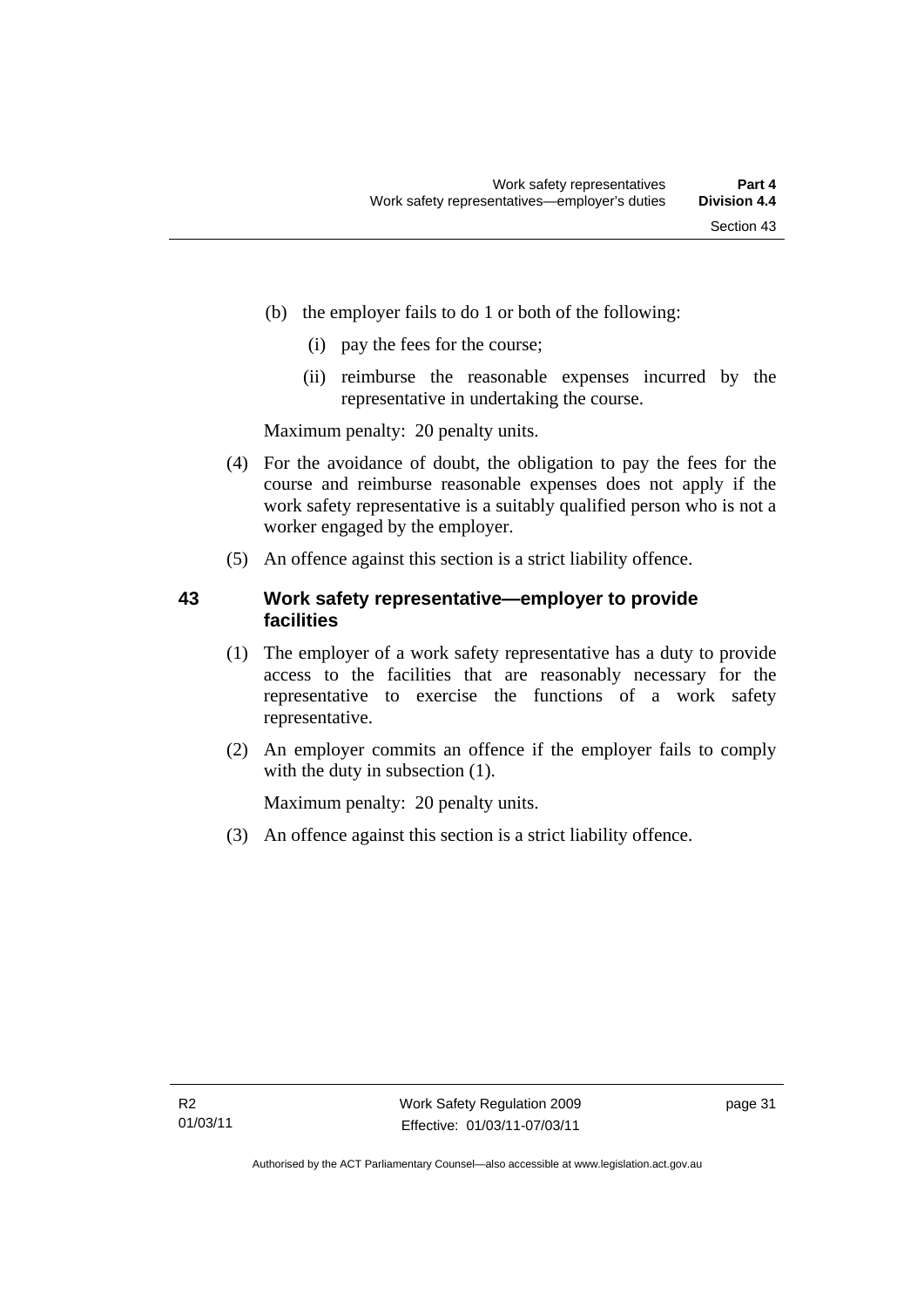(b) the employer fails to do 1 or both of the following:

(i) pay the fees for the course;

(ii) reimburse the reasonable expenses incurred by the representative in undertaking the course.

Maximum penalty: 20 penalty units.

(4) For the avoidance of doubt, the obligation to pay the fees for the course and reimburse reasonable expenses does not apply if the work safety representative is a suitably qualified person who is not a worker engaged by the employer.

(5) An offence against this section is a strict liability offence.

### 43 Work safety representative—employer to provide facilities

(1) The employer of a work safety representative has a duty to provide access to the facilities that are reasonably necessary for the representative to exercise the functions of a work safety representative.

(2) An employer commits an offence if the employer fails to comply with the duty in subsection (1).

Maximum penalty: 20 penalty units.

(3) An offence against this section is a strict liability offence.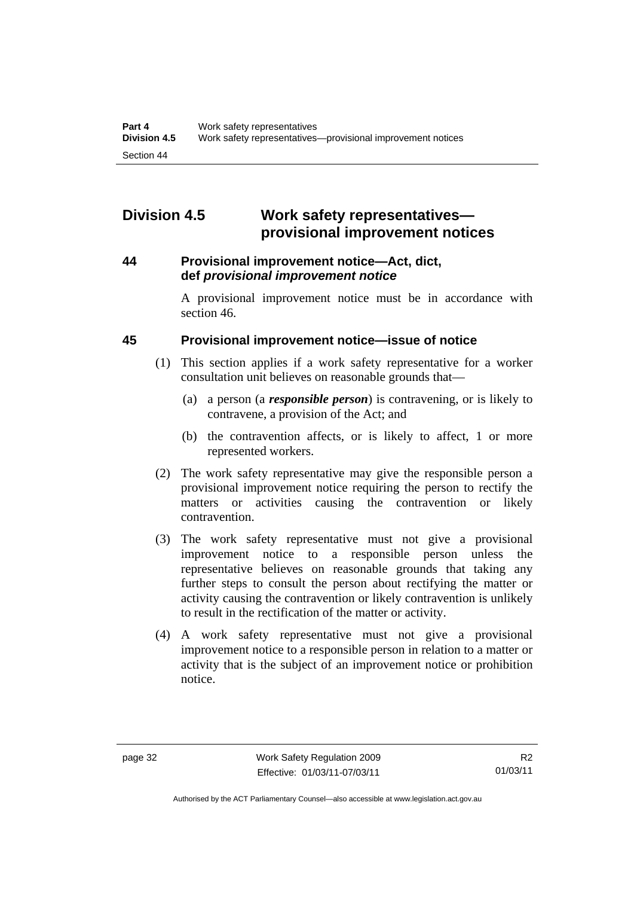## Division 4.5 Work safety representatives—provisional improvement notices

### 44 Provisional improvement notice—Act, dict, def *provisional improvement notice*

A provisional improvement notice must be in accordance with section 46.

### 45 Provisional improvement notice—issue of notice

(1) This section applies if a work safety representative for a worker consultation unit believes on reasonable grounds that—

(a) a person (a ***responsible person***) is contravening, or is likely to contravene, a provision of the Act; and

(b) the contravention affects, or is likely to affect, 1 or more represented workers.

(2) The work safety representative may give the responsible person a provisional improvement notice requiring the person to rectify the matters or activities causing the contravention or likely contravention.

(3) The work safety representative must not give a provisional improvement notice to a responsible person unless the representative believes on reasonable grounds that taking any further steps to consult the person about rectifying the matter or activity causing the contravention or likely contravention is unlikely to result in the rectification of the matter or activity.

(4) A work safety representative must not give a provisional improvement notice to a responsible person in relation to a matter or activity that is the subject of an improvement notice or prohibition notice.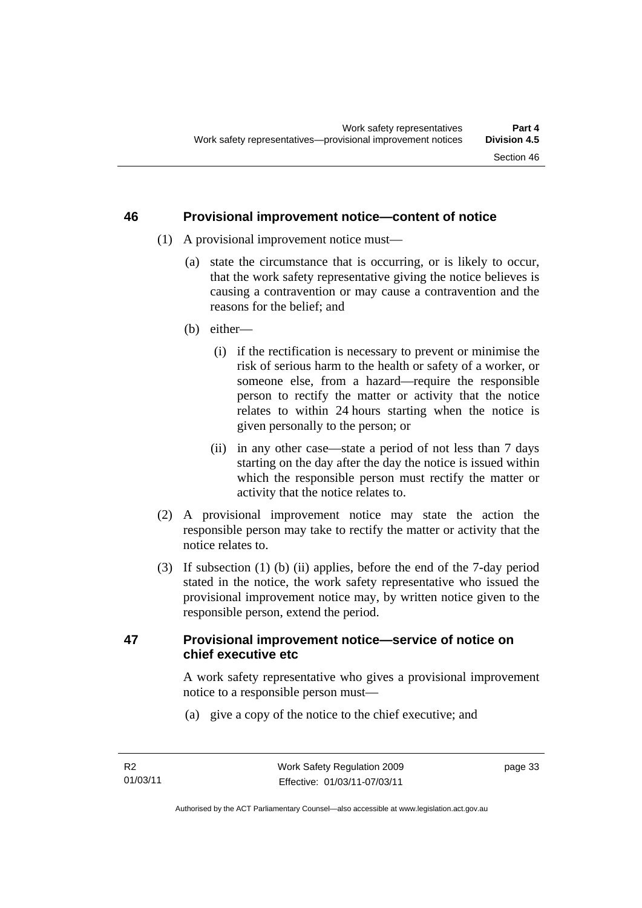## 46 Provisional improvement notice—content of notice

(1) A provisional improvement notice must—

(a) state the circumstance that is occurring, or is likely to occur, that the work safety representative giving the notice believes is causing a contravention or may cause a contravention and the reasons for the belief; and

(b) either—

(i) if the rectification is necessary to prevent or minimise the risk of serious harm to the health or safety of a worker, or someone else, from a hazard—require the responsible person to rectify the matter or activity that the notice relates to within 24 hours starting when the notice is given personally to the person; or

(ii) in any other case—state a period of not less than 7 days starting on the day after the day the notice is issued within which the responsible person must rectify the matter or activity that the notice relates to.

(2) A provisional improvement notice may state the action the responsible person may take to rectify the matter or activity that the notice relates to.

(3) If subsection (1) (b) (ii) applies, before the end of the 7-day period stated in the notice, the work safety representative who issued the provisional improvement notice may, by written notice given to the responsible person, extend the period.

## 47 Provisional improvement notice—service of notice on chief executive etc

A work safety representative who gives a provisional improvement notice to a responsible person must—

(a) give a copy of the notice to the chief executive; and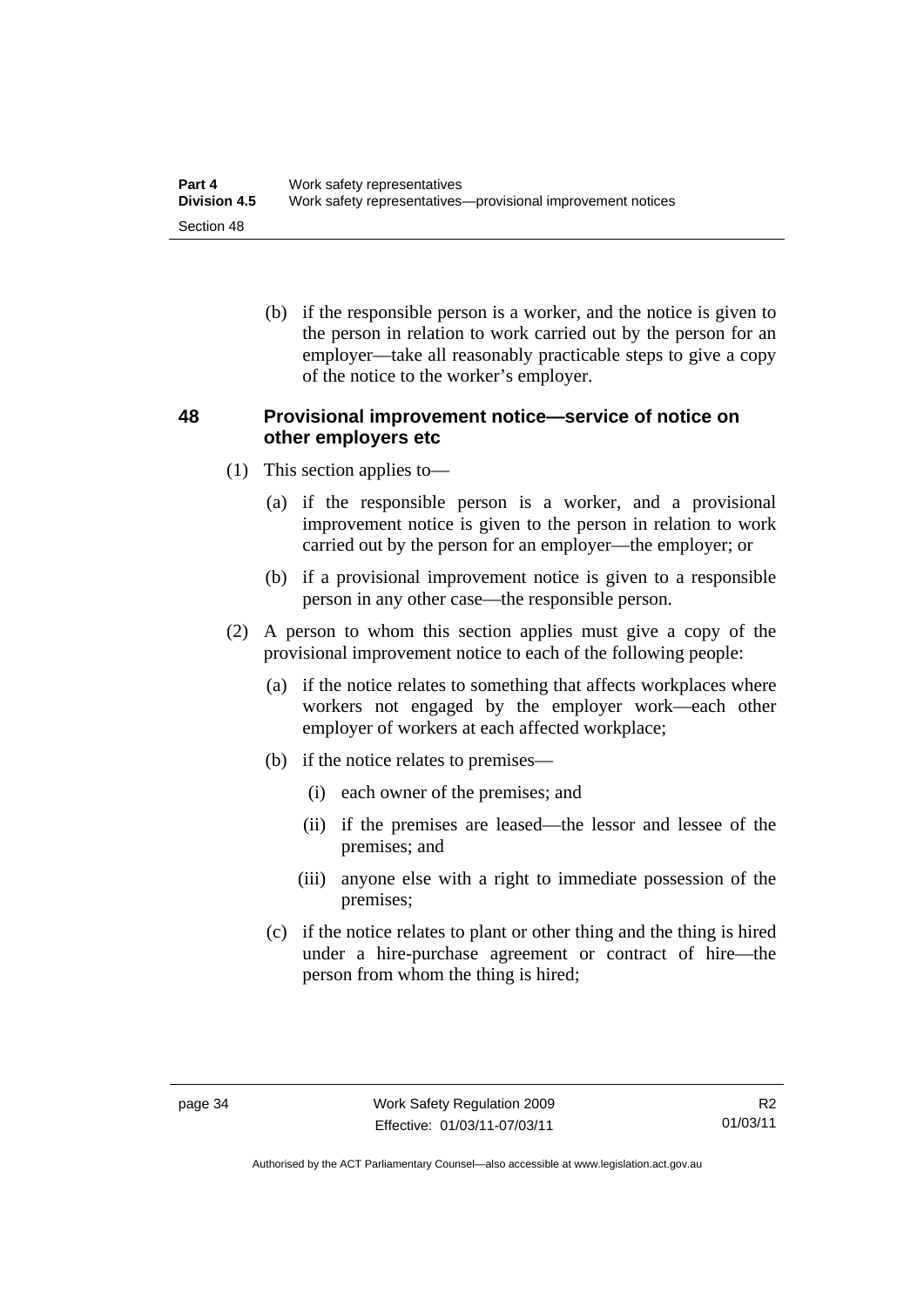(b) if the responsible person is a worker, and the notice is given to the person in relation to work carried out by the person for an employer—take all reasonably practicable steps to give a copy of the notice to the worker's employer.

## 48 Provisional improvement notice—service of notice on other employers etc

(1) This section applies to—

(a) if the responsible person is a worker, and a provisional improvement notice is given to the person in relation to work carried out by the person for an employer—the employer; or

(b) if a provisional improvement notice is given to a responsible person in any other case—the responsible person.

(2) A person to whom this section applies must give a copy of the provisional improvement notice to each of the following people:

(a) if the notice relates to something that affects workplaces where workers not engaged by the employer work—each other employer of workers at each affected workplace;

(b) if the notice relates to premises—

(i) each owner of the premises; and

(ii) if the premises are leased—the lessor and lessee of the premises; and

(iii) anyone else with a right to immediate possession of the premises;

(c) if the notice relates to plant or other thing and the thing is hired under a hire-purchase agreement or contract of hire—the person from whom the thing is hired;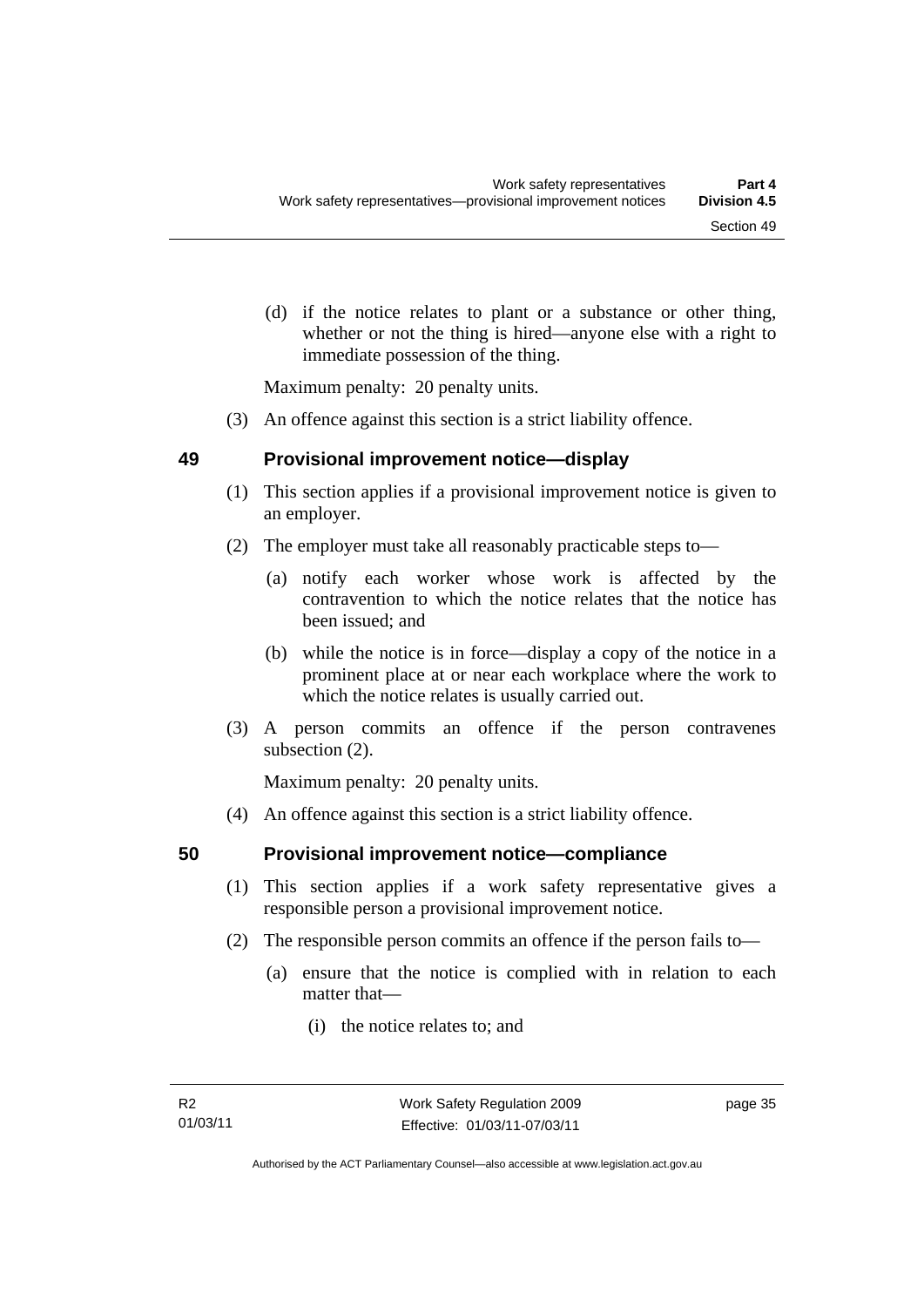(d) if the notice relates to plant or a substance or other thing, whether or not the thing is hired—anyone else with a right to immediate possession of the thing.

Maximum penalty: 20 penalty units.

(3) An offence against this section is a strict liability offence.

## 49 Provisional improvement notice—display

(1) This section applies if a provisional improvement notice is given to an employer.

(2) The employer must take all reasonably practicable steps to—

(a) notify each worker whose work is affected by the contravention to which the notice relates that the notice has been issued; and

(b) while the notice is in force—display a copy of the notice in a prominent place at or near each workplace where the work to which the notice relates is usually carried out.

(3) A person commits an offence if the person contravenes subsection (2).

Maximum penalty: 20 penalty units.

(4) An offence against this section is a strict liability offence.

## 50 Provisional improvement notice—compliance

(1) This section applies if a work safety representative gives a responsible person a provisional improvement notice.

(2) The responsible person commits an offence if the person fails to—

(a) ensure that the notice is complied with in relation to each matter that—

(i) the notice relates to; and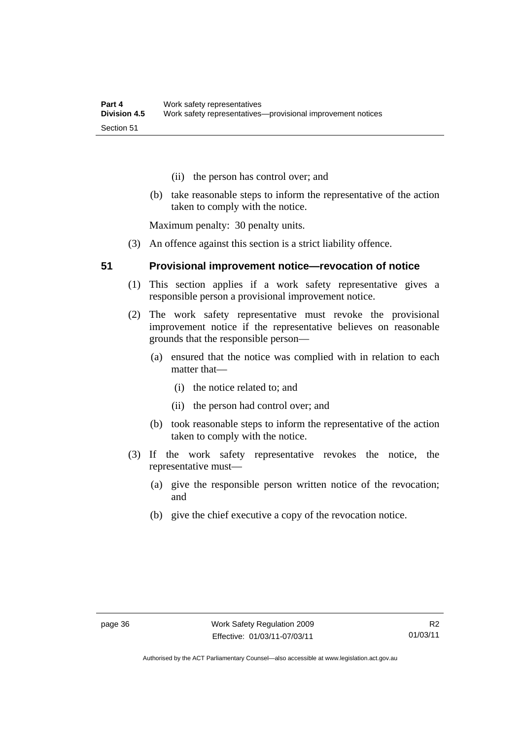(ii) the person has control over; and

(b) take reasonable steps to inform the representative of the action taken to comply with the notice.

Maximum penalty: 30 penalty units.

(3) An offence against this section is a strict liability offence.

## 51 Provisional improvement notice—revocation of notice

(1) This section applies if a work safety representative gives a responsible person a provisional improvement notice.

(2) The work safety representative must revoke the provisional improvement notice if the representative believes on reasonable grounds that the responsible person—

(a) ensured that the notice was complied with in relation to each matter that—

(i) the notice related to; and

(ii) the person had control over; and

(b) took reasonable steps to inform the representative of the action taken to comply with the notice.

(3) If the work safety representative revokes the notice, the representative must—

(a) give the responsible person written notice of the revocation; and

(b) give the chief executive a copy of the revocation notice.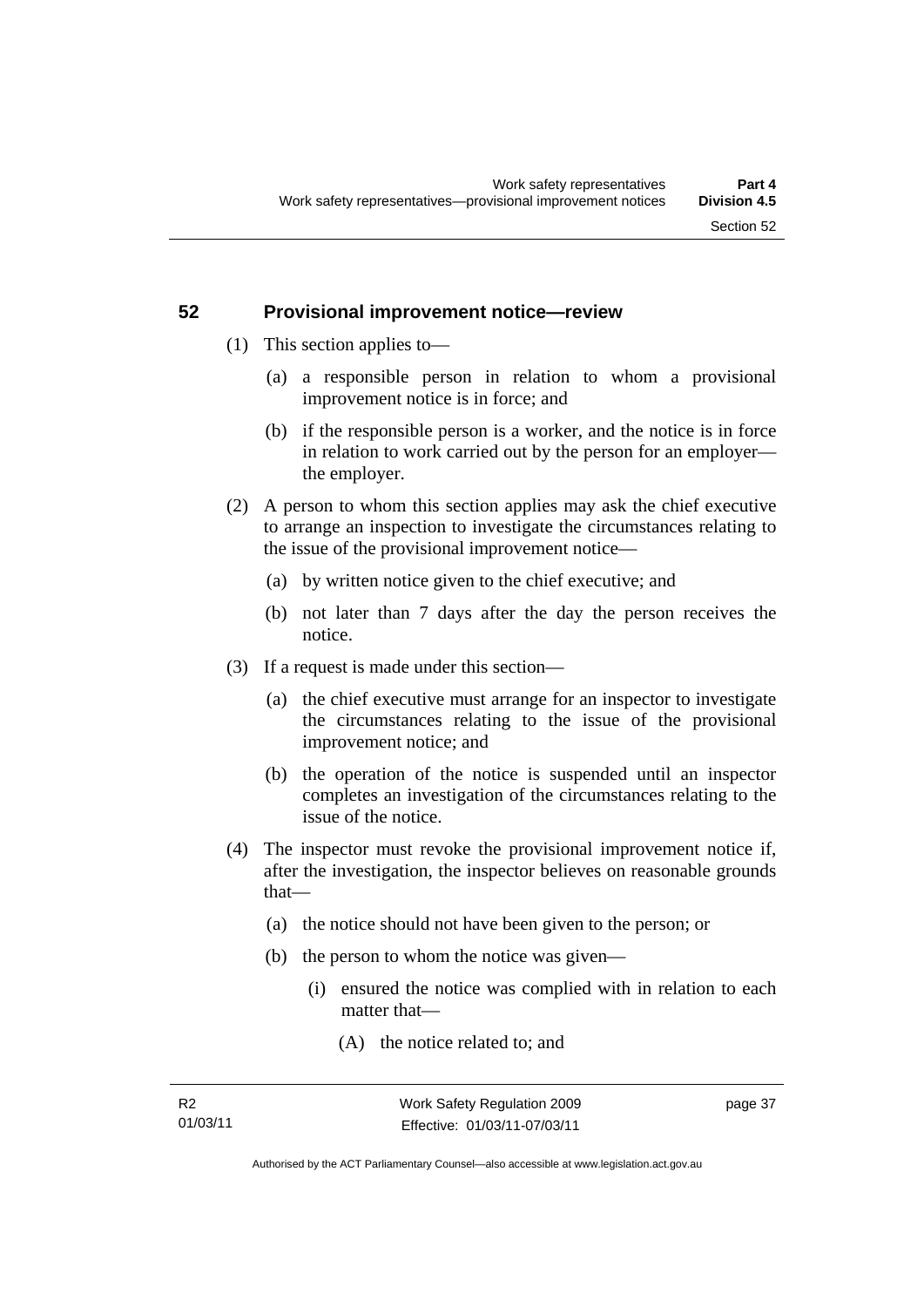## 52 Provisional improvement notice—review

(1) This section applies to—

(a) a responsible person in relation to whom a provisional improvement notice is in force; and

(b) if the responsible person is a worker, and the notice is in force in relation to work carried out by the person for an employer—the employer.

(2) A person to whom this section applies may ask the chief executive to arrange an inspection to investigate the circumstances relating to the issue of the provisional improvement notice—

(a) by written notice given to the chief executive; and

(b) not later than 7 days after the day the person receives the notice.

(3) If a request is made under this section—

(a) the chief executive must arrange for an inspector to investigate the circumstances relating to the issue of the provisional improvement notice; and

(b) the operation of the notice is suspended until an inspector completes an investigation of the circumstances relating to the issue of the notice.

(4) The inspector must revoke the provisional improvement notice if, after the investigation, the inspector believes on reasonable grounds that—

(a) the notice should not have been given to the person; or

(b) the person to whom the notice was given—

(i) ensured the notice was complied with in relation to each matter that—

(A) the notice related to; and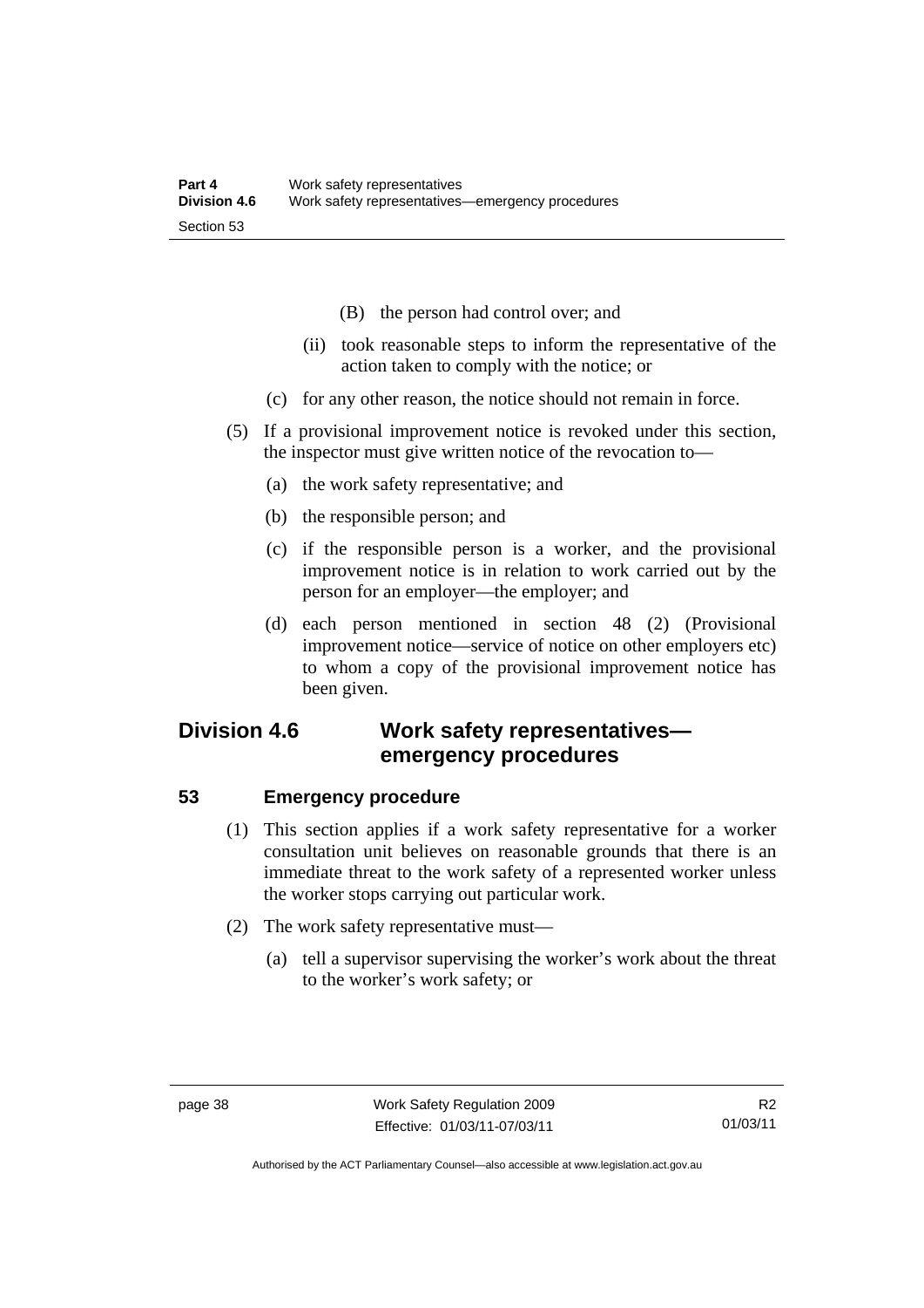(B) the person had control over; and

(ii) took reasonable steps to inform the representative of the action taken to comply with the notice; or

(c) for any other reason, the notice should not remain in force.

(5) If a provisional improvement notice is revoked under this section, the inspector must give written notice of the revocation to—

(a) the work safety representative; and

(b) the responsible person; and

(c) if the responsible person is a worker, and the provisional improvement notice is in relation to work carried out by the person for an employer—the employer; and

(d) each person mentioned in section 48 (2) (Provisional improvement notice—service of notice on other employers etc) to whom a copy of the provisional improvement notice has been given.

## Division 4.6 Work safety representatives—emergency procedures

### 53 Emergency procedure

(1) This section applies if a work safety representative for a worker consultation unit believes on reasonable grounds that there is an immediate threat to the work safety of a represented worker unless the worker stops carrying out particular work.

(2) The work safety representative must—

(a) tell a supervisor supervising the worker's work about the threat to the worker's work safety; or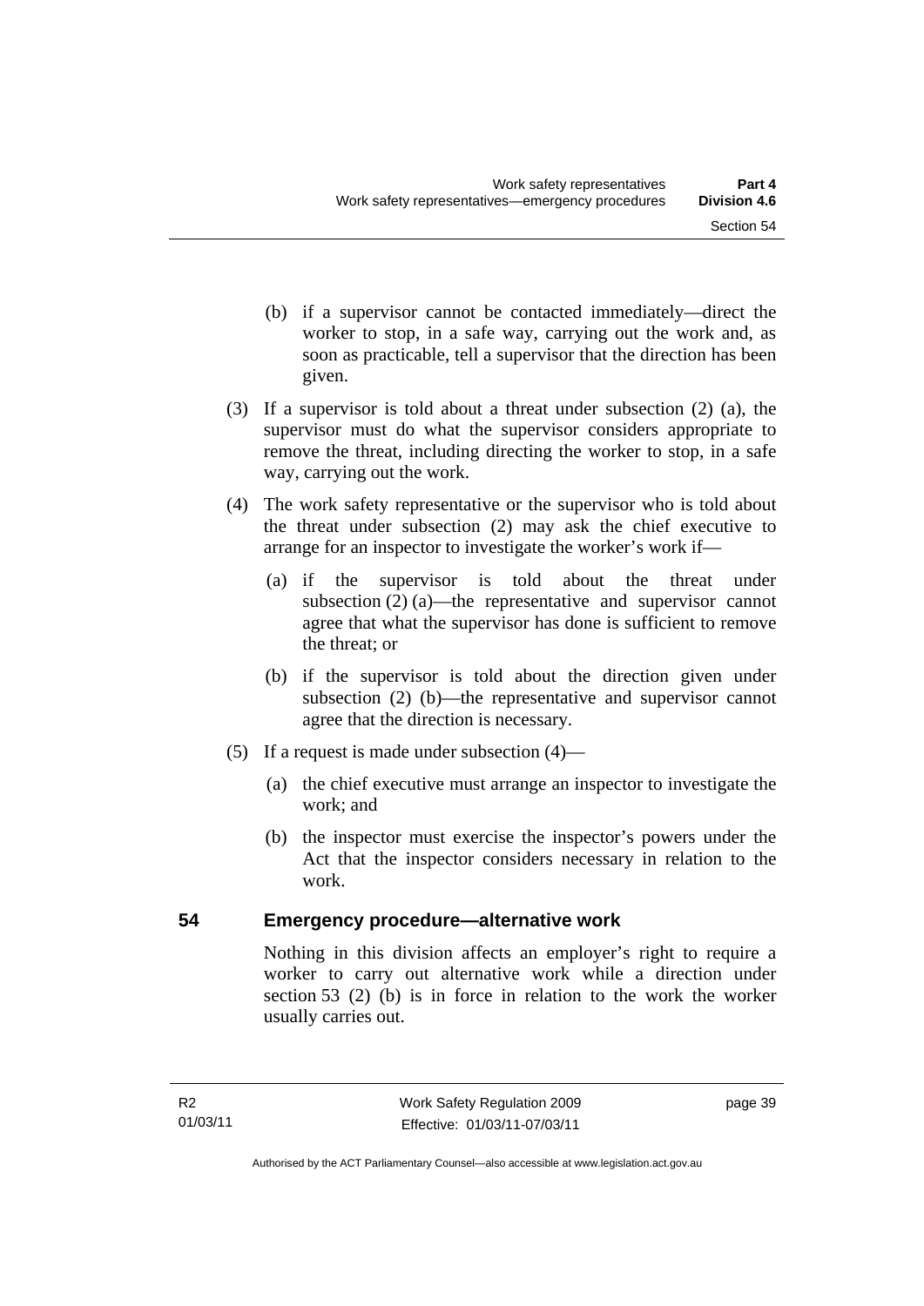(b) if a supervisor cannot be contacted immediately—direct the worker to stop, in a safe way, carrying out the work and, as soon as practicable, tell a supervisor that the direction has been given.

(3) If a supervisor is told about a threat under subsection (2) (a), the supervisor must do what the supervisor considers appropriate to remove the threat, including directing the worker to stop, in a safe way, carrying out the work.

(4) The work safety representative or the supervisor who is told about the threat under subsection (2) may ask the chief executive to arrange for an inspector to investigate the worker's work if—

(a) if the supervisor is told about the threat under subsection (2) (a)—the representative and supervisor cannot agree that what the supervisor has done is sufficient to remove the threat; or

(b) if the supervisor is told about the direction given under subsection (2) (b)—the representative and supervisor cannot agree that the direction is necessary.

(5) If a request is made under subsection (4)—

(a) the chief executive must arrange an inspector to investigate the work; and

(b) the inspector must exercise the inspector's powers under the Act that the inspector considers necessary in relation to the work.

## 54 Emergency procedure—alternative work

Nothing in this division affects an employer's right to require a worker to carry out alternative work while a direction under section 53 (2) (b) is in force in relation to the work the worker usually carries out.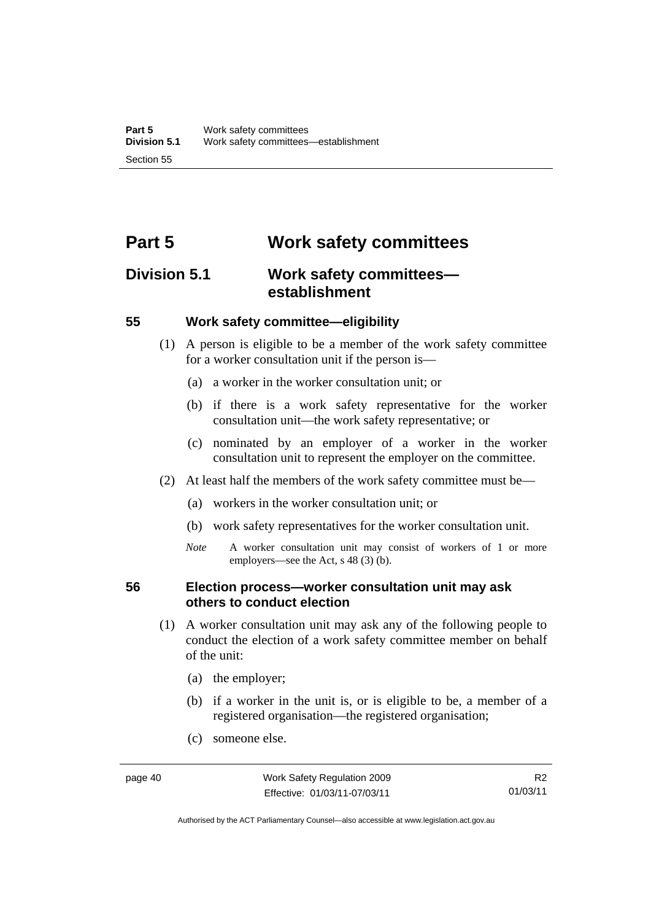# Part 5 Work safety committees

## Division 5.1 Work safety committees—establishment

### 55 Work safety committee—eligibility

(1) A person is eligible to be a member of the work safety committee for a worker consultation unit if the person is—

(a) a worker in the worker consultation unit; or

(b) if there is a work safety representative for the worker consultation unit—the work safety representative; or

(c) nominated by an employer of a worker in the worker consultation unit to represent the employer on the committee.

(2) At least half the members of the work safety committee must be—

(a) workers in the worker consultation unit; or

(b) work safety representatives for the worker consultation unit.

*Note* A worker consultation unit may consist of workers of 1 or more employers—see the Act, s 48 (3) (b).

### 56 Election process—worker consultation unit may ask others to conduct election

(1) A worker consultation unit may ask any of the following people to conduct the election of a work safety committee member on behalf of the unit:

(a) the employer;

(b) if a worker in the unit is, or is eligible to be, a member of a registered organisation—the registered organisation;

(c) someone else.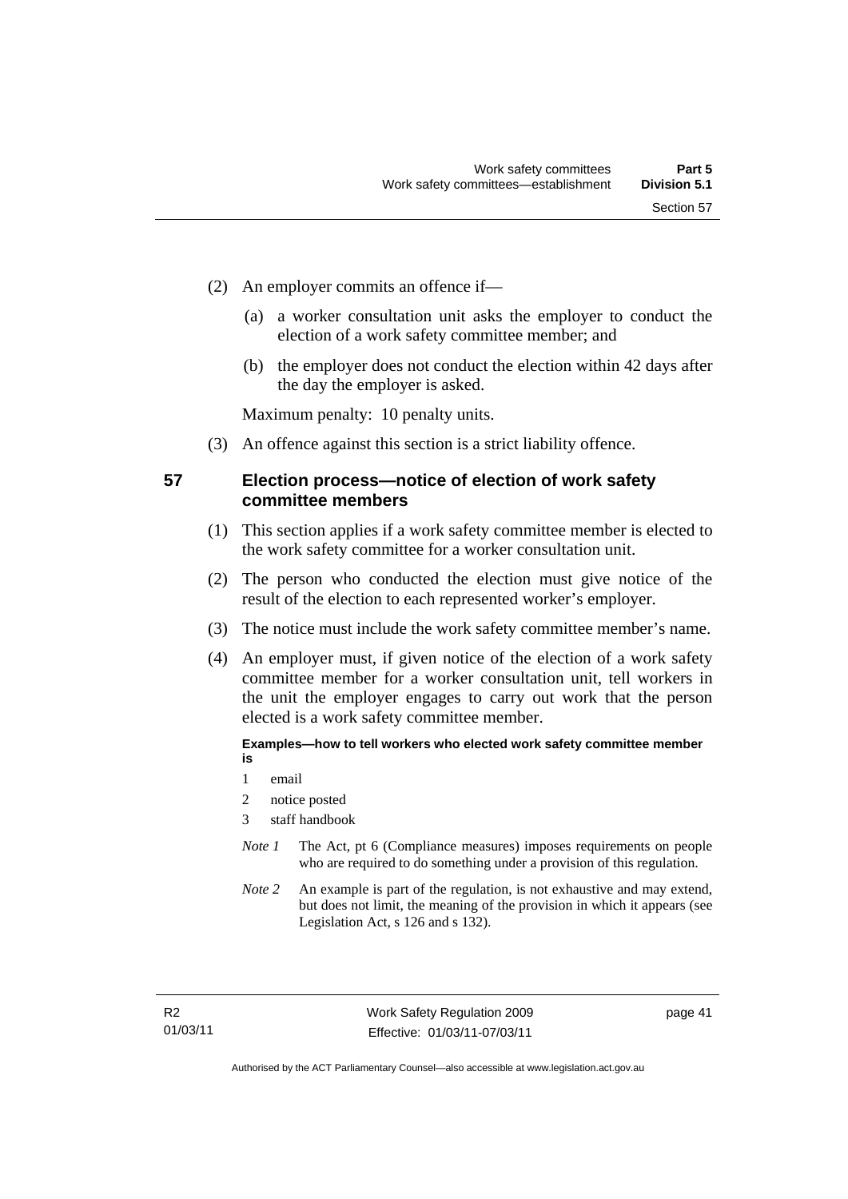(2) An employer commits an offence if—

(a) a worker consultation unit asks the employer to conduct the election of a work safety committee member; and

(b) the employer does not conduct the election within 42 days after the day the employer is asked.

Maximum penalty: 10 penalty units.

(3) An offence against this section is a strict liability offence.

## 57 Election process—notice of election of work safety committee members

(1) This section applies if a work safety committee member is elected to the work safety committee for a worker consultation unit.

(2) The person who conducted the election must give notice of the result of the election to each represented worker's employer.

(3) The notice must include the work safety committee member's name.

(4) An employer must, if given notice of the election of a work safety committee member for a worker consultation unit, tell workers in the unit the employer engages to carry out work that the person elected is a work safety committee member.

**Examples—how to tell workers who elected work safety committee member is**

1 email

2 notice posted

3 staff handbook

*Note 1* The Act, pt 6 (Compliance measures) imposes requirements on people who are required to do something under a provision of this regulation.

*Note 2* An example is part of the regulation, is not exhaustive and may extend, but does not limit, the meaning of the provision in which it appears (see Legislation Act, s 126 and s 132).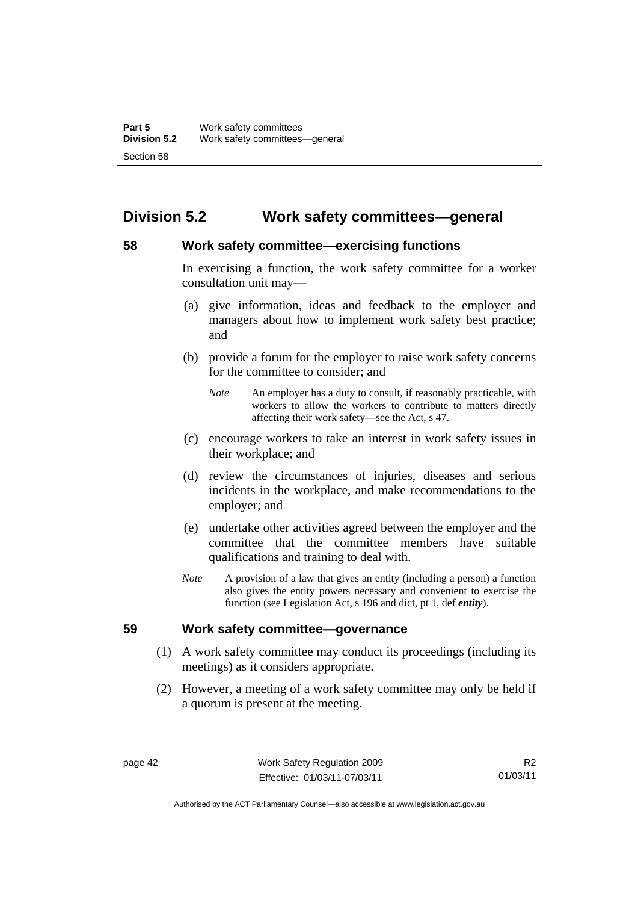## Division 5.2 Work safety committees—general

### 58 Work safety committee—exercising functions

In exercising a function, the work safety committee for a worker consultation unit may—

(a) give information, ideas and feedback to the employer and managers about how to implement work safety best practice; and

(b) provide a forum for the employer to raise work safety concerns for the committee to consider; and

*Note* An employer has a duty to consult, if reasonably practicable, with workers to allow the workers to contribute to matters directly affecting their work safety—see the Act, s 47.

(c) encourage workers to take an interest in work safety issues in their workplace; and

(d) review the circumstances of injuries, diseases and serious incidents in the workplace, and make recommendations to the employer; and

(e) undertake other activities agreed between the employer and the committee that the committee members have suitable qualifications and training to deal with.

*Note* A provision of a law that gives an entity (including a person) a function also gives the entity powers necessary and convenient to exercise the function (see Legislation Act, s 196 and dict, pt 1, def ***entity***).

### 59 Work safety committee—governance

(1) A work safety committee may conduct its proceedings (including its meetings) as it considers appropriate.

(2) However, a meeting of a work safety committee may only be held if a quorum is present at the meeting.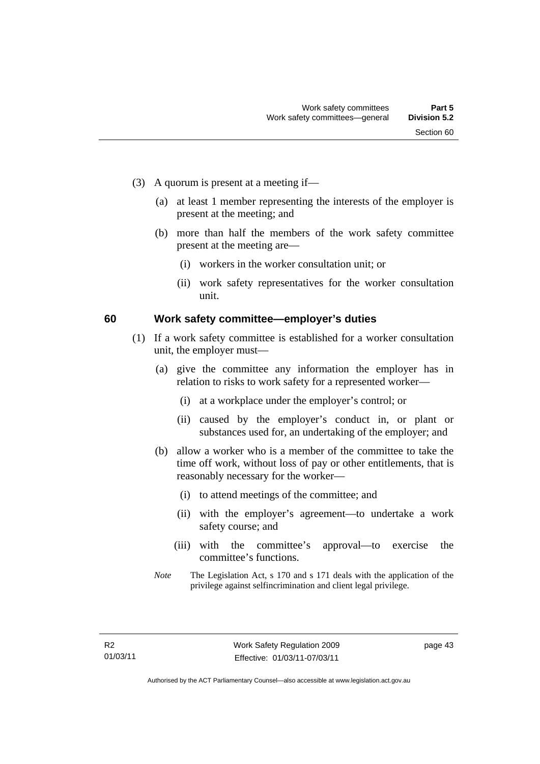(3) A quorum is present at a meeting if—

(a) at least 1 member representing the interests of the employer is present at the meeting; and

(b) more than half the members of the work safety committee present at the meeting are—

(i) workers in the worker consultation unit; or

(ii) work safety representatives for the worker consultation unit.

## 60 Work safety committee—employer's duties

(1) If a work safety committee is established for a worker consultation unit, the employer must—

(a) give the committee any information the employer has in relation to risks to work safety for a represented worker—

(i) at a workplace under the employer's control; or

(ii) caused by the employer's conduct in, or plant or substances used for, an undertaking of the employer; and

(b) allow a worker who is a member of the committee to take the time off work, without loss of pay or other entitlements, that is reasonably necessary for the worker—

(i) to attend meetings of the committee; and

(ii) with the employer's agreement—to undertake a work safety course; and

(iii) with the committee's approval—to exercise the committee's functions.

*Note* The Legislation Act, s 170 and s 171 deals with the application of the privilege against selfincrimination and client legal privilege.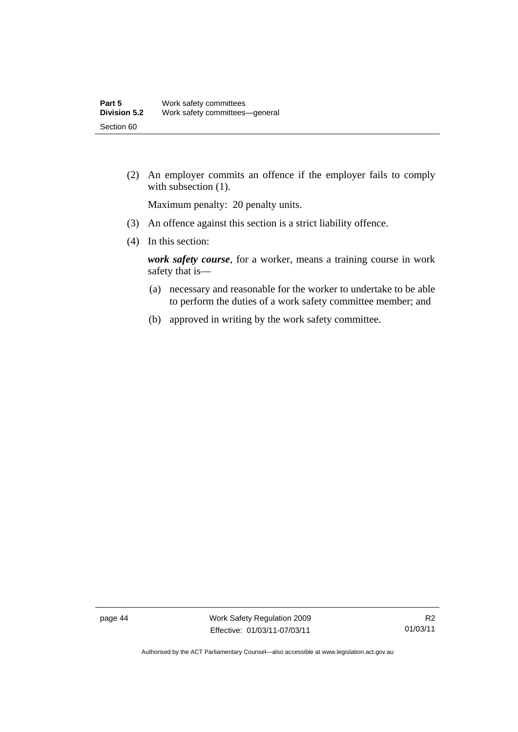(2) An employer commits an offence if the employer fails to comply with subsection (1).

Maximum penalty: 20 penalty units.

(3) An offence against this section is a strict liability offence.

(4) In this section:

***work safety course***, for a worker, means a training course in work safety that is—

(a) necessary and reasonable for the worker to undertake to be able to perform the duties of a work safety committee member; and

(b) approved in writing by the work safety committee.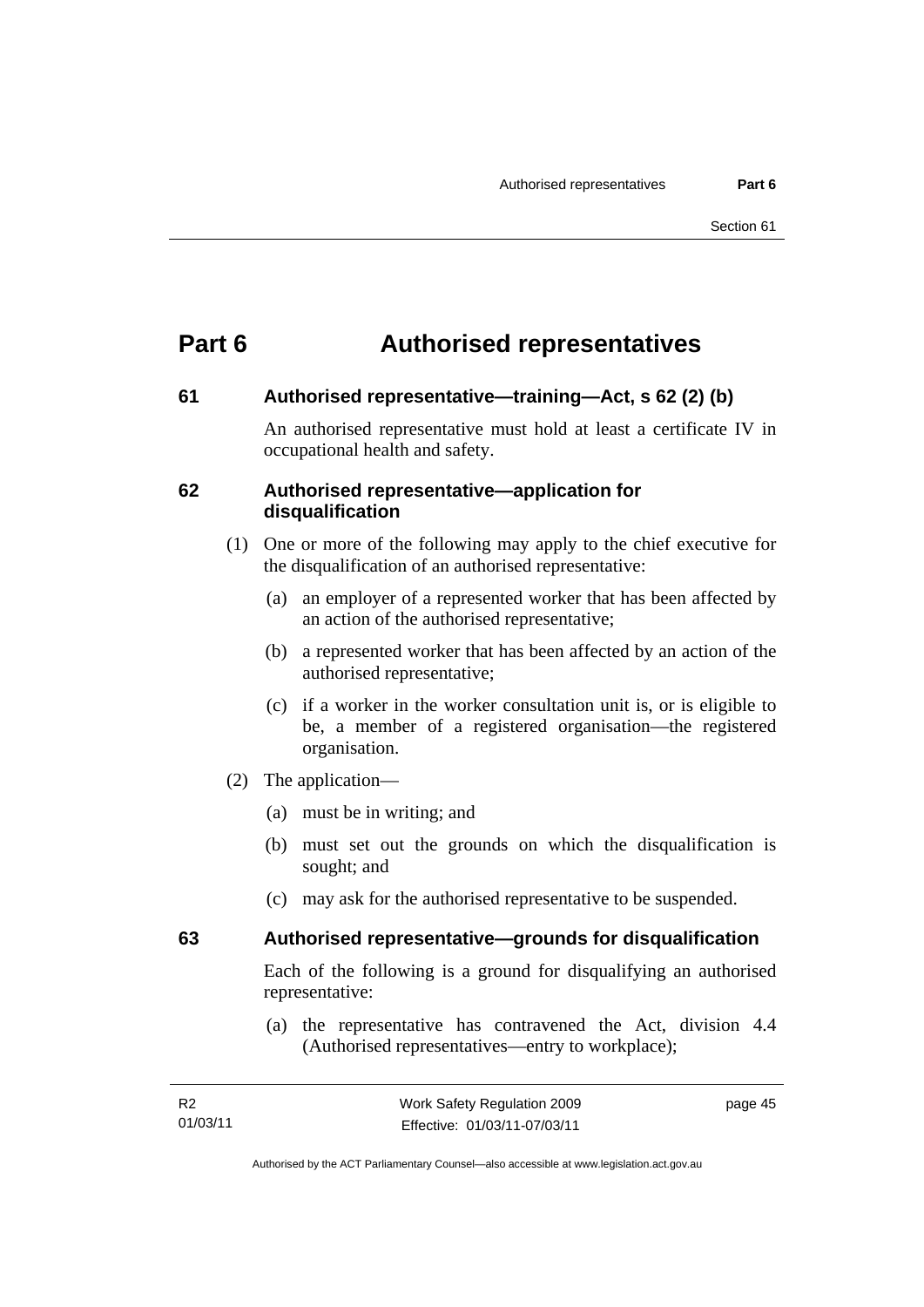# Part 6 Authorised representatives

## 61 Authorised representative—training—Act, s 62 (2) (b)

An authorised representative must hold at least a certificate IV in occupational health and safety.

## 62 Authorised representative—application for disqualification

(1) One or more of the following may apply to the chief executive for the disqualification of an authorised representative:

(a) an employer of a represented worker that has been affected by an action of the authorised representative;

(b) a represented worker that has been affected by an action of the authorised representative;

(c) if a worker in the worker consultation unit is, or is eligible to be, a member of a registered organisation—the registered organisation.

(2) The application—

(a) must be in writing; and

(b) must set out the grounds on which the disqualification is sought; and

(c) may ask for the authorised representative to be suspended.

## 63 Authorised representative—grounds for disqualification

Each of the following is a ground for disqualifying an authorised representative:

(a) the representative has contravened the Act, division 4.4 (Authorised representatives—entry to workplace);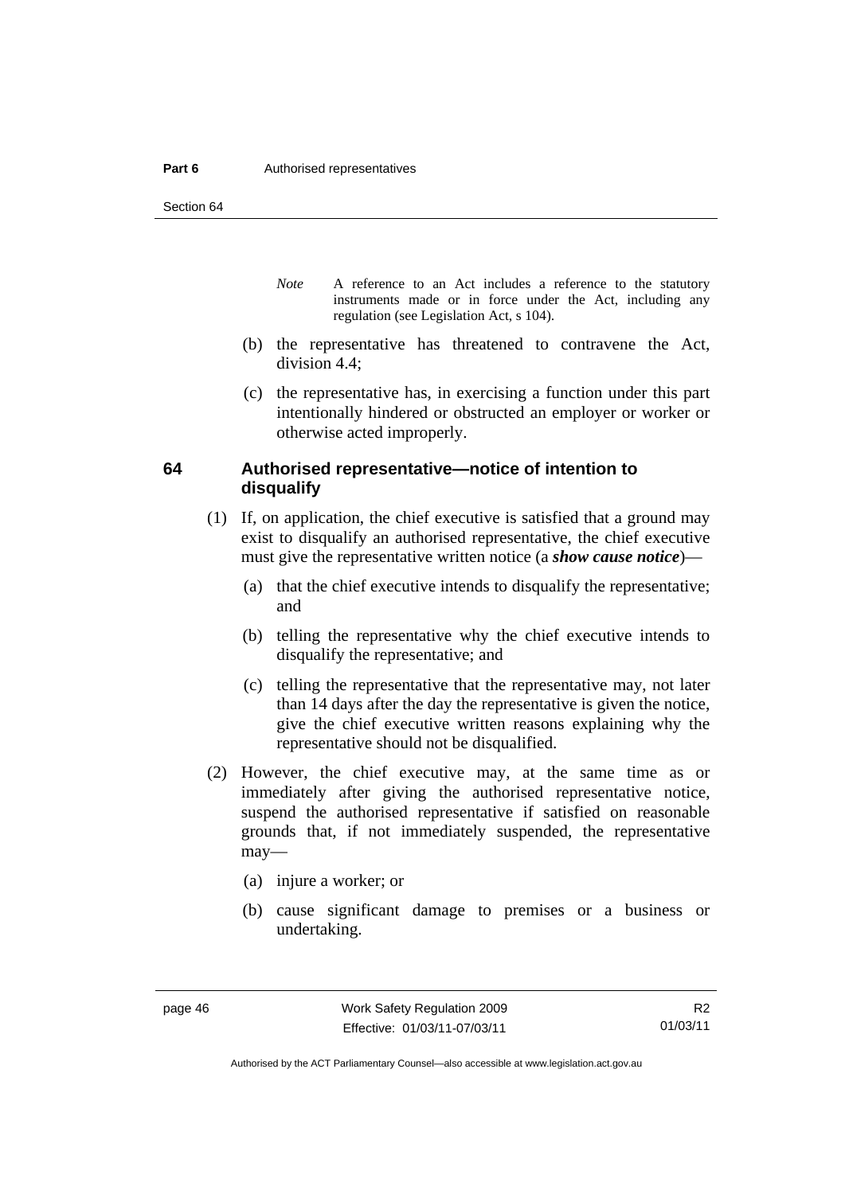*Note* A reference to an Act includes a reference to the statutory instruments made or in force under the Act, including any regulation (see Legislation Act, s 104).

(b) the representative has threatened to contravene the Act, division 4.4;

(c) the representative has, in exercising a function under this part intentionally hindered or obstructed an employer or worker or otherwise acted improperly.

## 64 Authorised representative—notice of intention to disqualify

(1) If, on application, the chief executive is satisfied that a ground may exist to disqualify an authorised representative, the chief executive must give the representative written notice (a ***show cause notice***)—

(a) that the chief executive intends to disqualify the representative; and

(b) telling the representative why the chief executive intends to disqualify the representative; and

(c) telling the representative that the representative may, not later than 14 days after the day the representative is given the notice, give the chief executive written reasons explaining why the representative should not be disqualified.

(2) However, the chief executive may, at the same time as or immediately after giving the authorised representative notice, suspend the authorised representative if satisfied on reasonable grounds that, if not immediately suspended, the representative may—

(a) injure a worker; or

(b) cause significant damage to premises or a business or undertaking.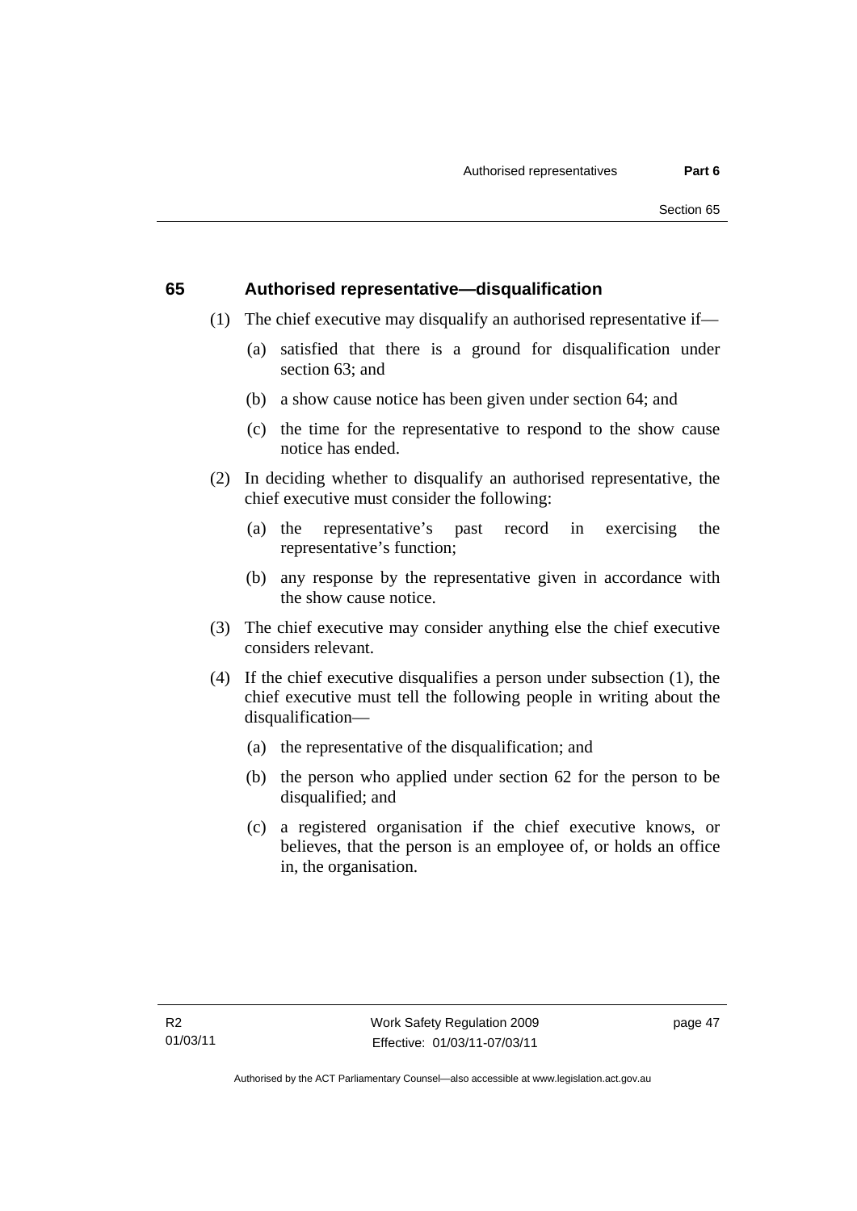## 65 Authorised representative—disqualification

(1) The chief executive may disqualify an authorised representative if—

(a) satisfied that there is a ground for disqualification under section 63; and

(b) a show cause notice has been given under section 64; and

(c) the time for the representative to respond to the show cause notice has ended.

(2) In deciding whether to disqualify an authorised representative, the chief executive must consider the following:

(a) the representative's past record in exercising the representative's function;

(b) any response by the representative given in accordance with the show cause notice.

(3) The chief executive may consider anything else the chief executive considers relevant.

(4) If the chief executive disqualifies a person under subsection (1), the chief executive must tell the following people in writing about the disqualification—

(a) the representative of the disqualification; and

(b) the person who applied under section 62 for the person to be disqualified; and

(c) a registered organisation if the chief executive knows, or believes, that the person is an employee of, or holds an office in, the organisation.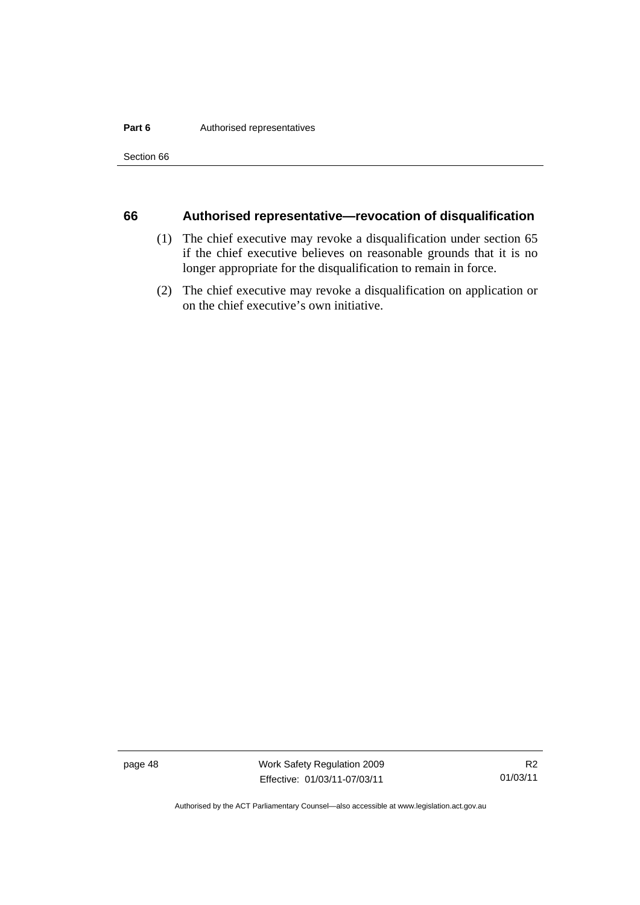## 66 Authorised representative—revocation of disqualification

(1) The chief executive may revoke a disqualification under section 65 if the chief executive believes on reasonable grounds that it is no longer appropriate for the disqualification to remain in force.

(2) The chief executive may revoke a disqualification on application or on the chief executive's own initiative.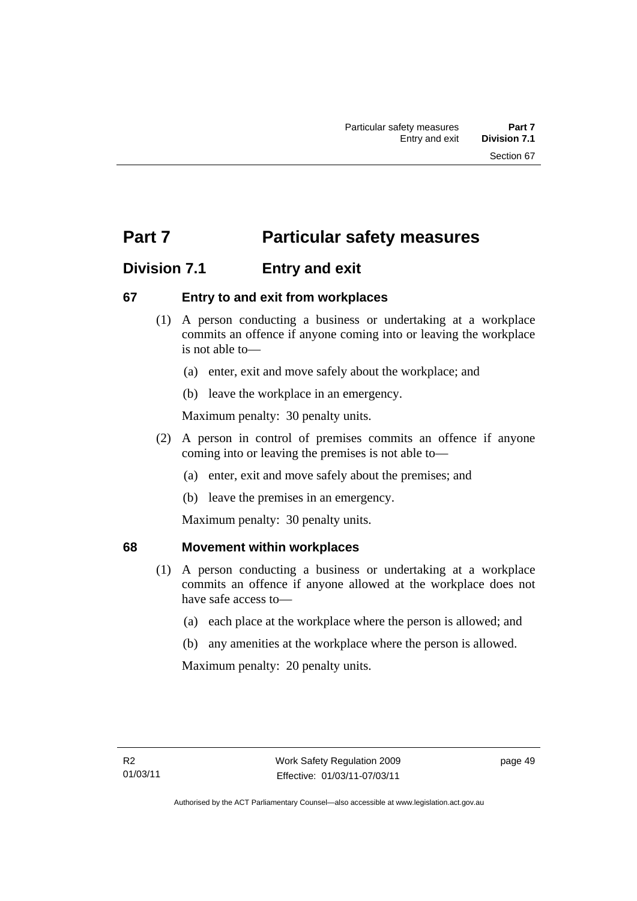# Part 7 Particular safety measures

## Division 7.1 Entry and exit

### 67 Entry to and exit from workplaces

(1) A person conducting a business or undertaking at a workplace commits an offence if anyone coming into or leaving the workplace is not able to—

(a) enter, exit and move safely about the workplace; and

(b) leave the workplace in an emergency.

Maximum penalty: 30 penalty units.

(2) A person in control of premises commits an offence if anyone coming into or leaving the premises is not able to—

(a) enter, exit and move safely about the premises; and

(b) leave the premises in an emergency.

Maximum penalty: 30 penalty units.

### 68 Movement within workplaces

(1) A person conducting a business or undertaking at a workplace commits an offence if anyone allowed at the workplace does not have safe access to—

(a) each place at the workplace where the person is allowed; and

(b) any amenities at the workplace where the person is allowed.

Maximum penalty: 20 penalty units.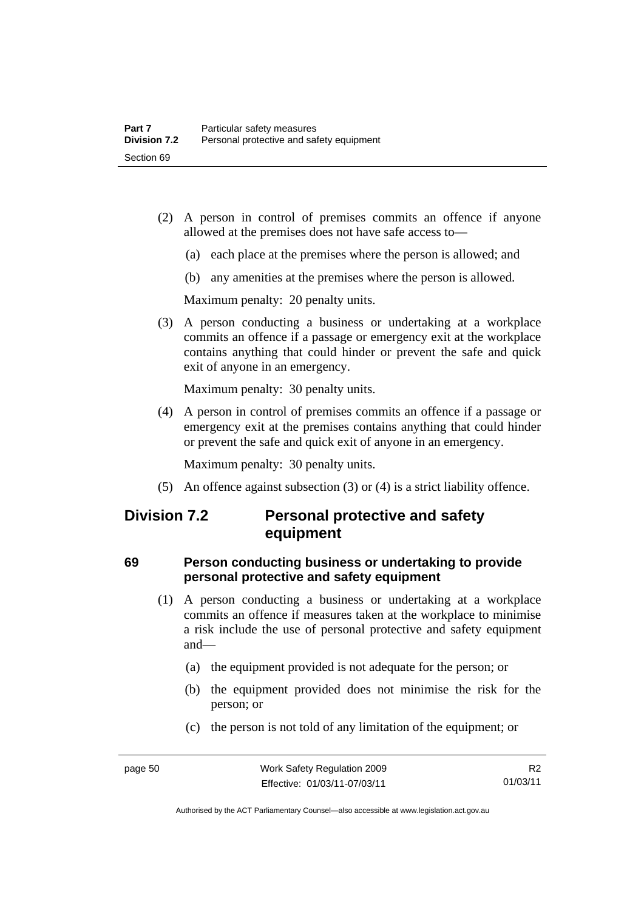(2) A person in control of premises commits an offence if anyone allowed at the premises does not have safe access to—

(a) each place at the premises where the person is allowed; and

(b) any amenities at the premises where the person is allowed.

Maximum penalty: 20 penalty units.

(3) A person conducting a business or undertaking at a workplace commits an offence if a passage or emergency exit at the workplace contains anything that could hinder or prevent the safe and quick exit of anyone in an emergency.

Maximum penalty: 30 penalty units.

(4) A person in control of premises commits an offence if a passage or emergency exit at the premises contains anything that could hinder or prevent the safe and quick exit of anyone in an emergency.

Maximum penalty: 30 penalty units.

(5) An offence against subsection (3) or (4) is a strict liability offence.

## Division 7.2 Personal protective and safety equipment

### 69 Person conducting business or undertaking to provide personal protective and safety equipment

(1) A person conducting a business or undertaking at a workplace commits an offence if measures taken at the workplace to minimise a risk include the use of personal protective and safety equipment and—

(a) the equipment provided is not adequate for the person; or

(b) the equipment provided does not minimise the risk for the person; or

(c) the person is not told of any limitation of the equipment; or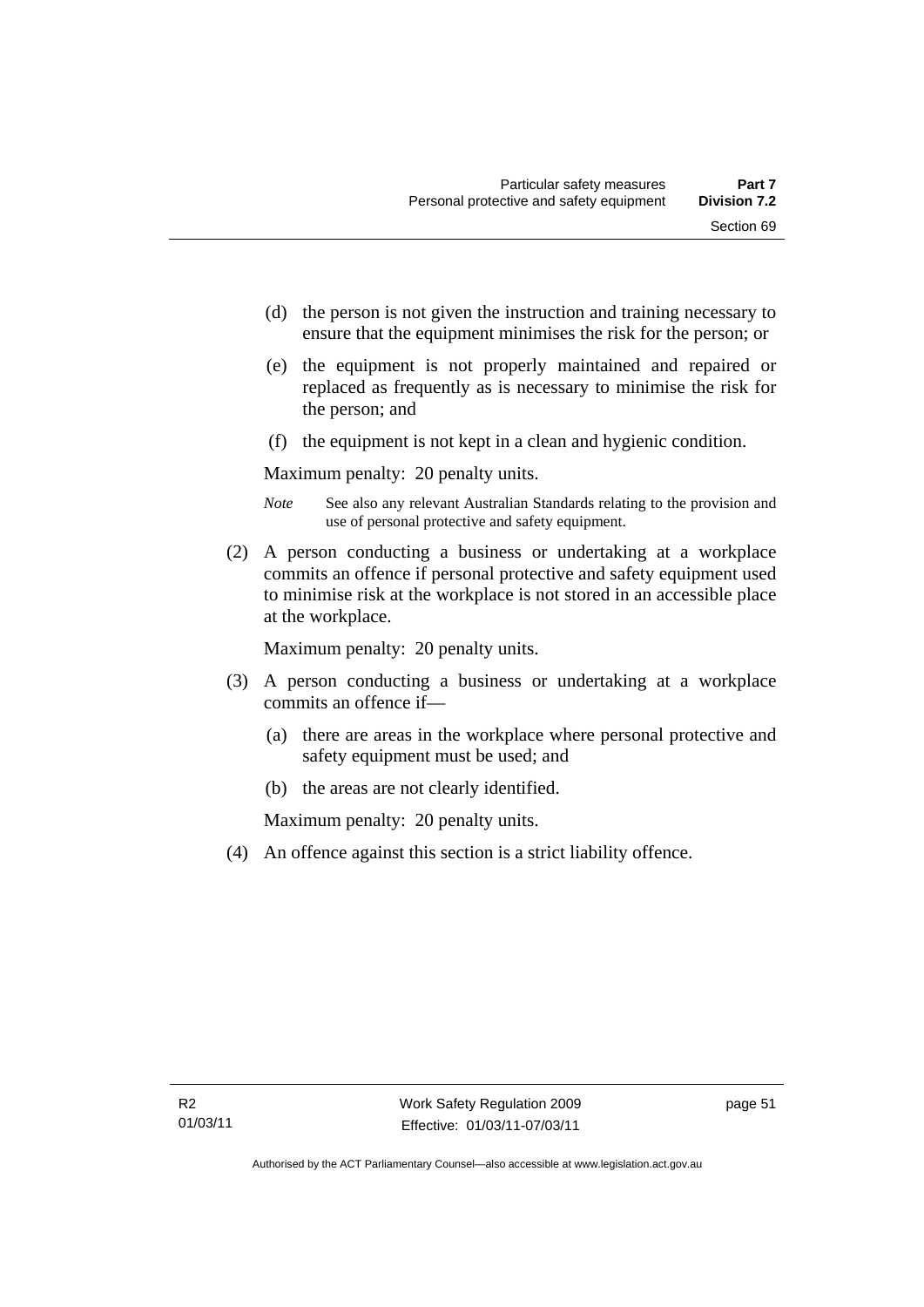(d) the person is not given the instruction and training necessary to ensure that the equipment minimises the risk for the person; or

(e) the equipment is not properly maintained and repaired or replaced as frequently as is necessary to minimise the risk for the person; and

(f) the equipment is not kept in a clean and hygienic condition.

Maximum penalty: 20 penalty units.

*Note* See also any relevant Australian Standards relating to the provision and use of personal protective and safety equipment.

(2) A person conducting a business or undertaking at a workplace commits an offence if personal protective and safety equipment used to minimise risk at the workplace is not stored in an accessible place at the workplace.

Maximum penalty: 20 penalty units.

(3) A person conducting a business or undertaking at a workplace commits an offence if—

(a) there are areas in the workplace where personal protective and safety equipment must be used; and

(b) the areas are not clearly identified.

Maximum penalty: 20 penalty units.

(4) An offence against this section is a strict liability offence.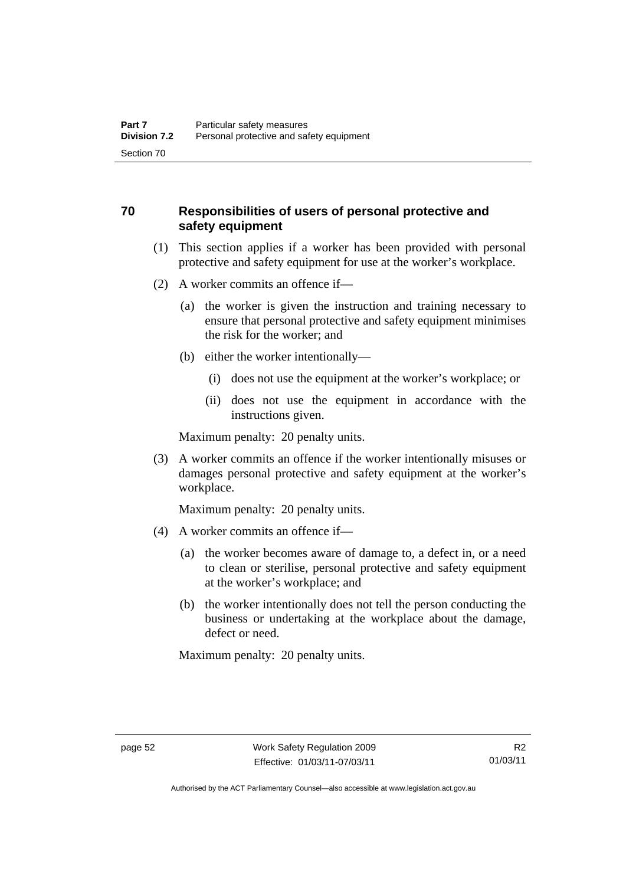## 70 Responsibilities of users of personal protective and safety equipment

(1) This section applies if a worker has been provided with personal protective and safety equipment for use at the worker's workplace.

(2) A worker commits an offence if—

(a) the worker is given the instruction and training necessary to ensure that personal protective and safety equipment minimises the risk for the worker; and

(b) either the worker intentionally—

(i) does not use the equipment at the worker's workplace; or

(ii) does not use the equipment in accordance with the instructions given.

Maximum penalty: 20 penalty units.

(3) A worker commits an offence if the worker intentionally misuses or damages personal protective and safety equipment at the worker's workplace.

Maximum penalty: 20 penalty units.

(4) A worker commits an offence if—

(a) the worker becomes aware of damage to, a defect in, or a need to clean or sterilise, personal protective and safety equipment at the worker's workplace; and

(b) the worker intentionally does not tell the person conducting the business or undertaking at the workplace about the damage, defect or need.

Maximum penalty: 20 penalty units.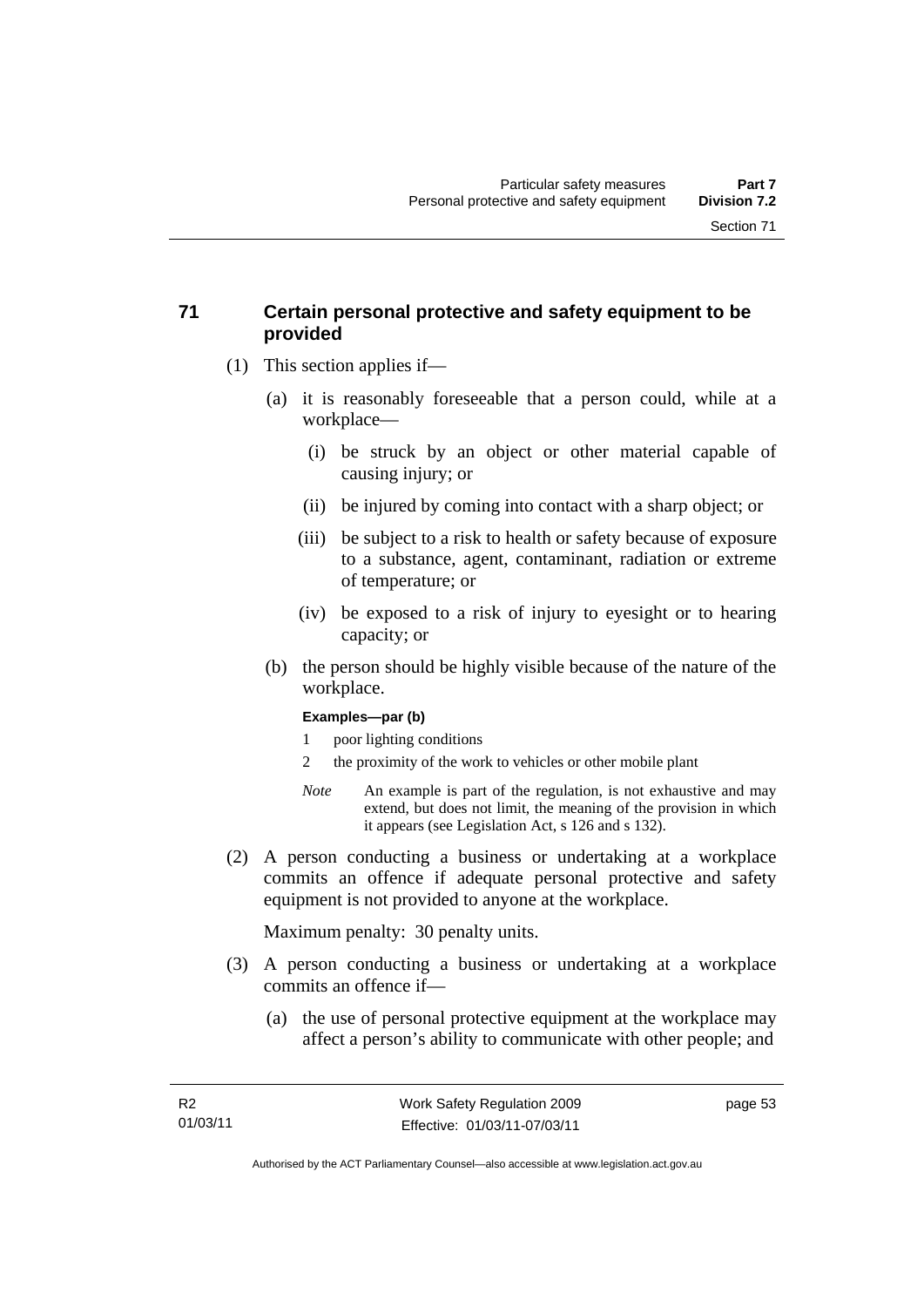## 71 Certain personal protective and safety equipment to be provided

(1) This section applies if—

(a) it is reasonably foreseeable that a person could, while at a workplace—

(i) be struck by an object or other material capable of causing injury; or

(ii) be injured by coming into contact with a sharp object; or

(iii) be subject to a risk to health or safety because of exposure to a substance, agent, contaminant, radiation or extreme of temperature; or

(iv) be exposed to a risk of injury to eyesight or to hearing capacity; or

(b) the person should be highly visible because of the nature of the workplace.

**Examples—par (b)**

1 poor lighting conditions

2 the proximity of the work to vehicles or other mobile plant

*Note* An example is part of the regulation, is not exhaustive and may extend, but does not limit, the meaning of the provision in which it appears (see Legislation Act, s 126 and s 132).

(2) A person conducting a business or undertaking at a workplace commits an offence if adequate personal protective and safety equipment is not provided to anyone at the workplace.

Maximum penalty: 30 penalty units.

(3) A person conducting a business or undertaking at a workplace commits an offence if—

(a) the use of personal protective equipment at the workplace may affect a person's ability to communicate with other people; and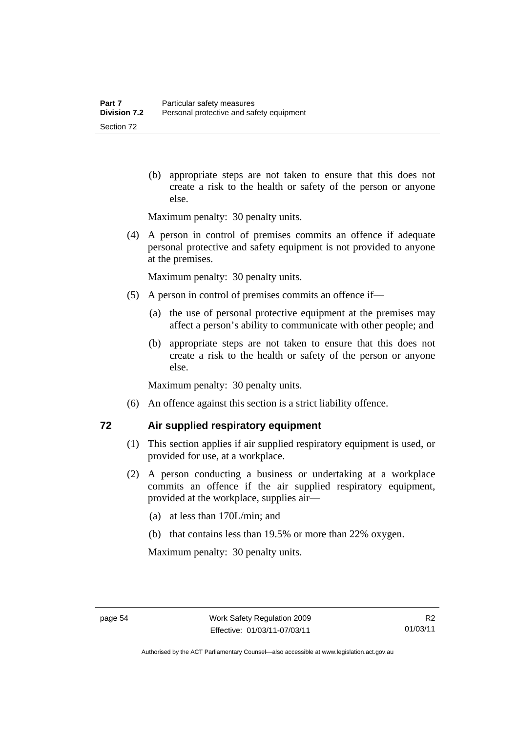(b) appropriate steps are not taken to ensure that this does not create a risk to the health or safety of the person or anyone else.

Maximum penalty: 30 penalty units.

(4) A person in control of premises commits an offence if adequate personal protective and safety equipment is not provided to anyone at the premises.

Maximum penalty: 30 penalty units.

(5) A person in control of premises commits an offence if—

(a) the use of personal protective equipment at the premises may affect a person's ability to communicate with other people; and

(b) appropriate steps are not taken to ensure that this does not create a risk to the health or safety of the person or anyone else.

Maximum penalty: 30 penalty units.

(6) An offence against this section is a strict liability offence.

## 72 Air supplied respiratory equipment

(1) This section applies if air supplied respiratory equipment is used, or provided for use, at a workplace.

(2) A person conducting a business or undertaking at a workplace commits an offence if the air supplied respiratory equipment, provided at the workplace, supplies air—

(a) at less than 170L/min; and

(b) that contains less than 19.5% or more than 22% oxygen.

Maximum penalty: 30 penalty units.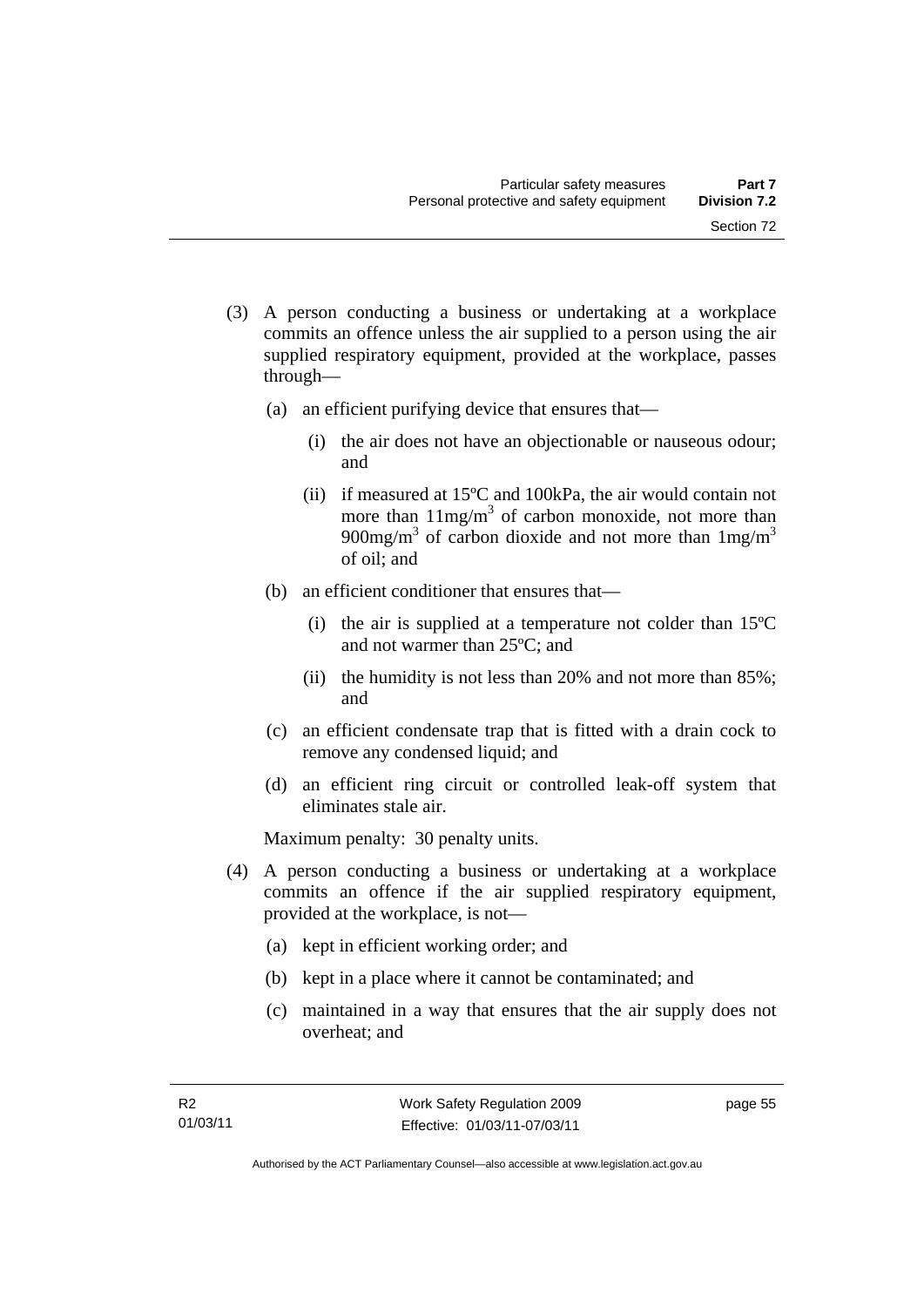(3) A person conducting a business or undertaking at a workplace commits an offence unless the air supplied to a person using the air supplied respiratory equipment, provided at the workplace, passes through—

(a) an efficient purifying device that ensures that—

(i) the air does not have an objectionable or nauseous odour; and

(ii) if measured at 15ºC and 100kPa, the air would contain not more than $11mg/m^3$ of carbon monoxide, not more than $900mg/m^3$ of carbon dioxide and not more than $1mg/m^3$ of oil; and

(b) an efficient conditioner that ensures that—

(i) the air is supplied at a temperature not colder than 15ºC and not warmer than 25ºC; and

(ii) the humidity is not less than 20% and not more than 85%; and

(c) an efficient condensate trap that is fitted with a drain cock to remove any condensed liquid; and

(d) an efficient ring circuit or controlled leak-off system that eliminates stale air.

Maximum penalty: 30 penalty units.

(4) A person conducting a business or undertaking at a workplace commits an offence if the air supplied respiratory equipment, provided at the workplace, is not—

(a) kept in efficient working order; and

(b) kept in a place where it cannot be contaminated; and

(c) maintained in a way that ensures that the air supply does not overheat; and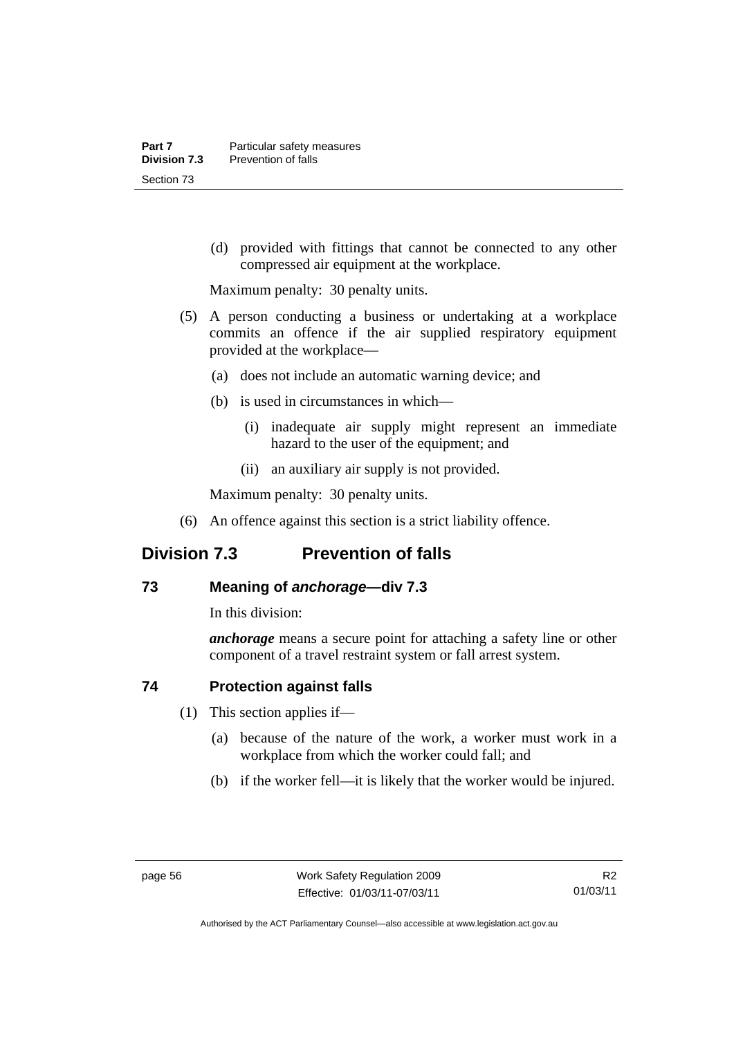(d) provided with fittings that cannot be connected to any other compressed air equipment at the workplace.

Maximum penalty: 30 penalty units.

(5) A person conducting a business or undertaking at a workplace commits an offence if the air supplied respiratory equipment provided at the workplace—

(a) does not include an automatic warning device; and

(b) is used in circumstances in which—

(i) inadequate air supply might represent an immediate hazard to the user of the equipment; and

(ii) an auxiliary air supply is not provided.

Maximum penalty: 30 penalty units.

(6) An offence against this section is a strict liability offence.

## Division 7.3 Prevention of falls

### 73 Meaning of *anchorage*—div 7.3

In this division:

***anchorage*** means a secure point for attaching a safety line or other component of a travel restraint system or fall arrest system.

### 74 Protection against falls

(1) This section applies if—

(a) because of the nature of the work, a worker must work in a workplace from which the worker could fall; and

(b) if the worker fell—it is likely that the worker would be injured.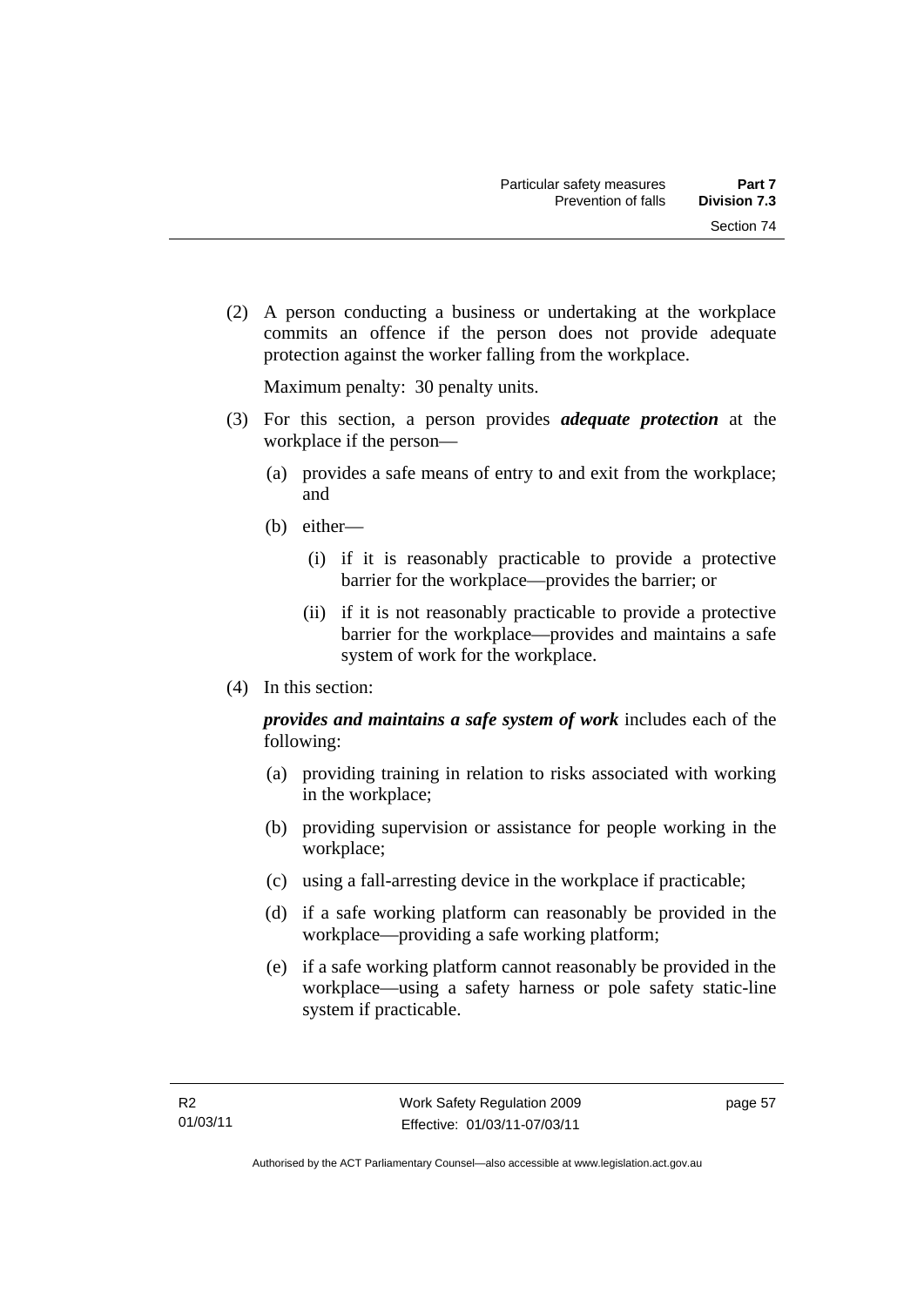(2) A person conducting a business or undertaking at the workplace commits an offence if the person does not provide adequate protection against the worker falling from the workplace.

Maximum penalty: 30 penalty units.

(3) For this section, a person provides ***adequate protection*** at the workplace if the person—

(a) provides a safe means of entry to and exit from the workplace; and

(b) either—

(i) if it is reasonably practicable to provide a protective barrier for the workplace—provides the barrier; or

(ii) if it is not reasonably practicable to provide a protective barrier for the workplace—provides and maintains a safe system of work for the workplace.

(4) In this section:

***provides and maintains a safe system of work*** includes each of the following:

(a) providing training in relation to risks associated with working in the workplace;

(b) providing supervision or assistance for people working in the workplace;

(c) using a fall-arresting device in the workplace if practicable;

(d) if a safe working platform can reasonably be provided in the workplace—providing a safe working platform;

(e) if a safe working platform cannot reasonably be provided in the workplace—using a safety harness or pole safety static-line system if practicable.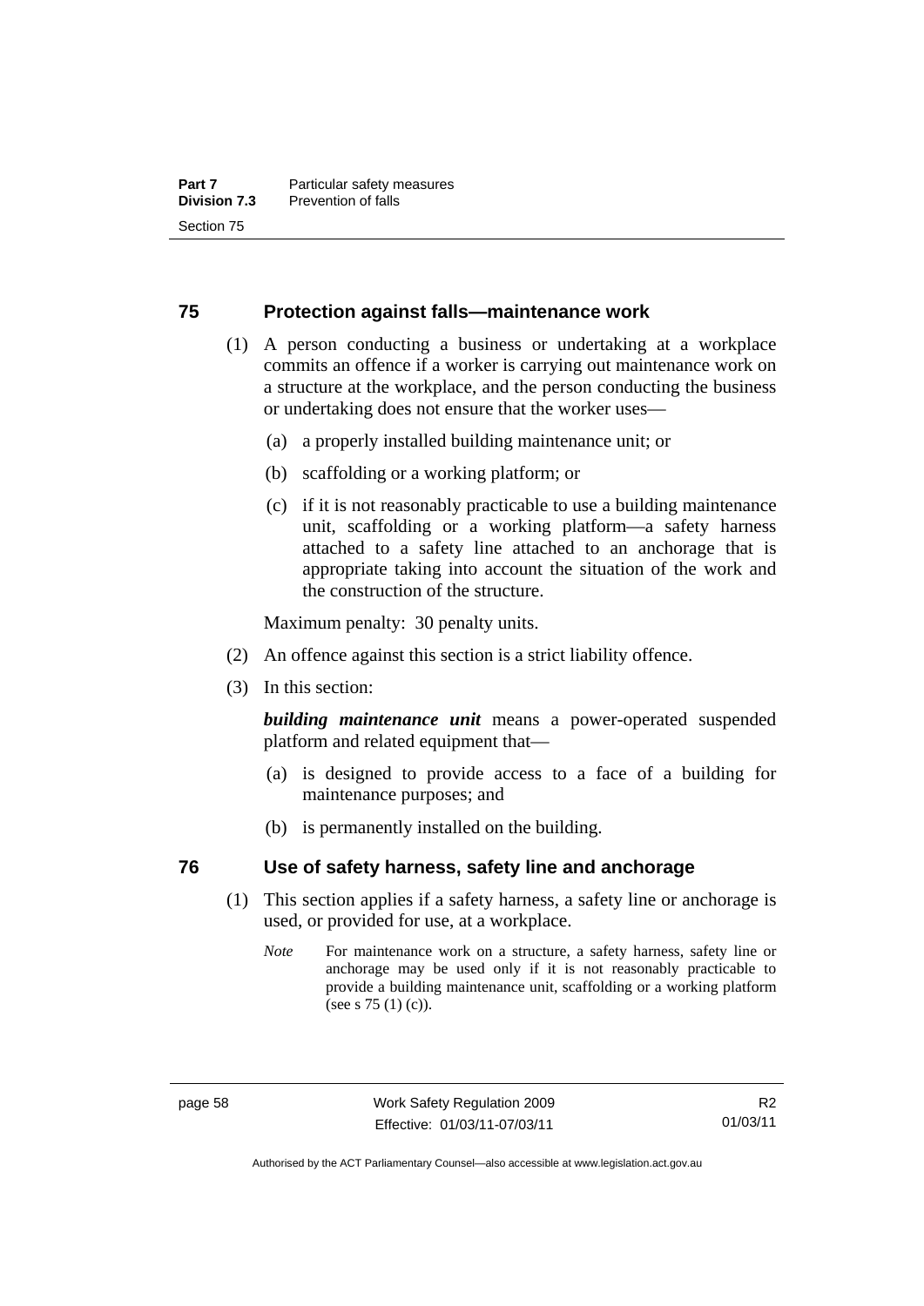## 75 Protection against falls—maintenance work

(1) A person conducting a business or undertaking at a workplace commits an offence if a worker is carrying out maintenance work on a structure at the workplace, and the person conducting the business or undertaking does not ensure that the worker uses—

(a) a properly installed building maintenance unit; or

(b) scaffolding or a working platform; or

(c) if it is not reasonably practicable to use a building maintenance unit, scaffolding or a working platform—a safety harness attached to a safety line attached to an anchorage that is appropriate taking into account the situation of the work and the construction of the structure.

Maximum penalty: 30 penalty units.

(2) An offence against this section is a strict liability offence.

(3) In this section:

***building maintenance unit*** means a power-operated suspended platform and related equipment that—

(a) is designed to provide access to a face of a building for maintenance purposes; and

(b) is permanently installed on the building.

## 76 Use of safety harness, safety line and anchorage

(1) This section applies if a safety harness, a safety line or anchorage is used, or provided for use, at a workplace.

*Note* For maintenance work on a structure, a safety harness, safety line or anchorage may be used only if it is not reasonably practicable to provide a building maintenance unit, scaffolding or a working platform (see s 75 (1) (c)).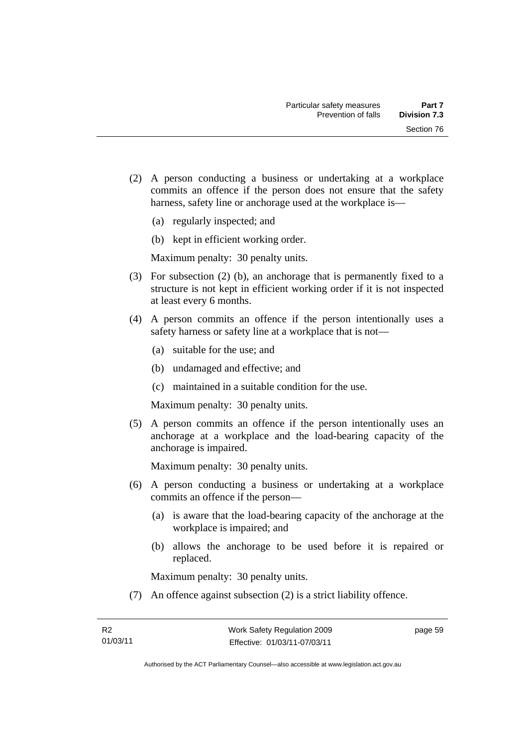(2) A person conducting a business or undertaking at a workplace commits an offence if the person does not ensure that the safety harness, safety line or anchorage used at the workplace is—

   (a) regularly inspected; and

   (b) kept in efficient working order.

   Maximum penalty: 30 penalty units.

(3) For subsection (2) (b), an anchorage that is permanently fixed to a structure is not kept in efficient working order if it is not inspected at least every 6 months.

(4) A person commits an offence if the person intentionally uses a safety harness or safety line at a workplace that is not—

   (a) suitable for the use; and

   (b) undamaged and effective; and

   (c) maintained in a suitable condition for the use.

   Maximum penalty: 30 penalty units.

(5) A person commits an offence if the person intentionally uses an anchorage at a workplace and the load-bearing capacity of the anchorage is impaired.

   Maximum penalty: 30 penalty units.

(6) A person conducting a business or undertaking at a workplace commits an offence if the person—

   (a) is aware that the load-bearing capacity of the anchorage at the workplace is impaired; and

   (b) allows the anchorage to be used before it is repaired or replaced.

   Maximum penalty: 30 penalty units.

(7) An offence against subsection (2) is a strict liability offence.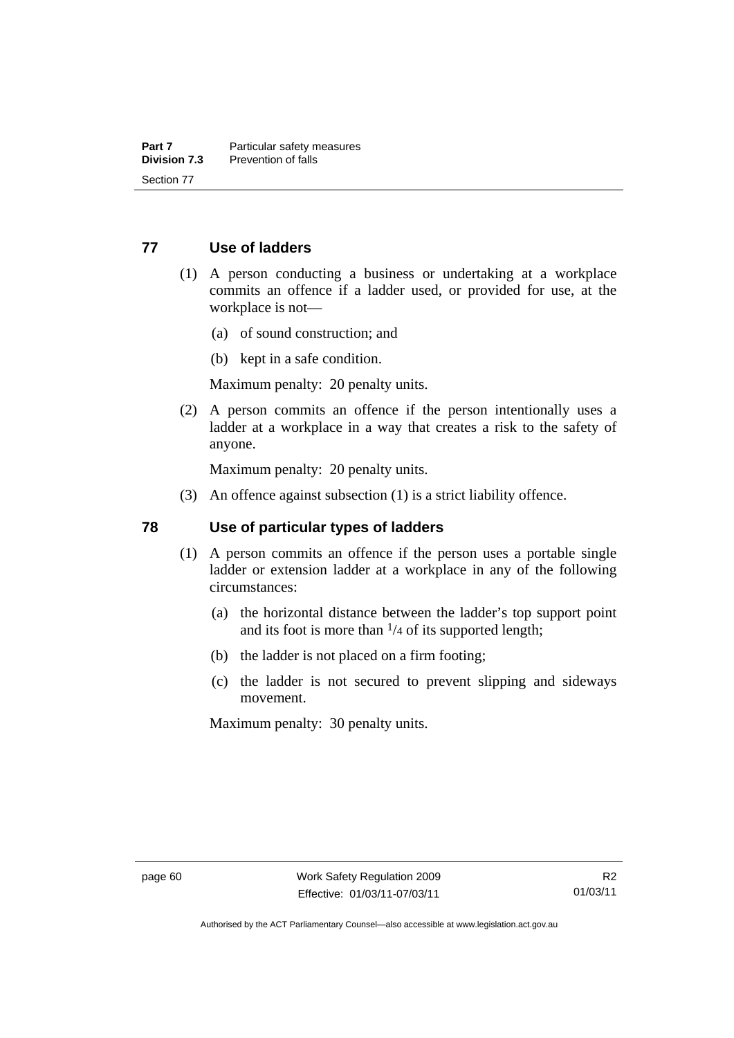## 77 Use of ladders

(1) A person conducting a business or undertaking at a workplace commits an offence if a ladder used, or provided for use, at the workplace is not—

(a) of sound construction; and

(b) kept in a safe condition.

Maximum penalty: 20 penalty units.

(2) A person commits an offence if the person intentionally uses a ladder at a workplace in a way that creates a risk to the safety of anyone.

Maximum penalty: 20 penalty units.

(3) An offence against subsection (1) is a strict liability offence.

## 78 Use of particular types of ladders

(1) A person commits an offence if the person uses a portable single ladder or extension ladder at a workplace in any of the following circumstances:

(a) the horizontal distance between the ladder's top support point and its foot is more than $^1/_4$ of its supported length;

(b) the ladder is not placed on a firm footing;

(c) the ladder is not secured to prevent slipping and sideways movement.

Maximum penalty: 30 penalty units.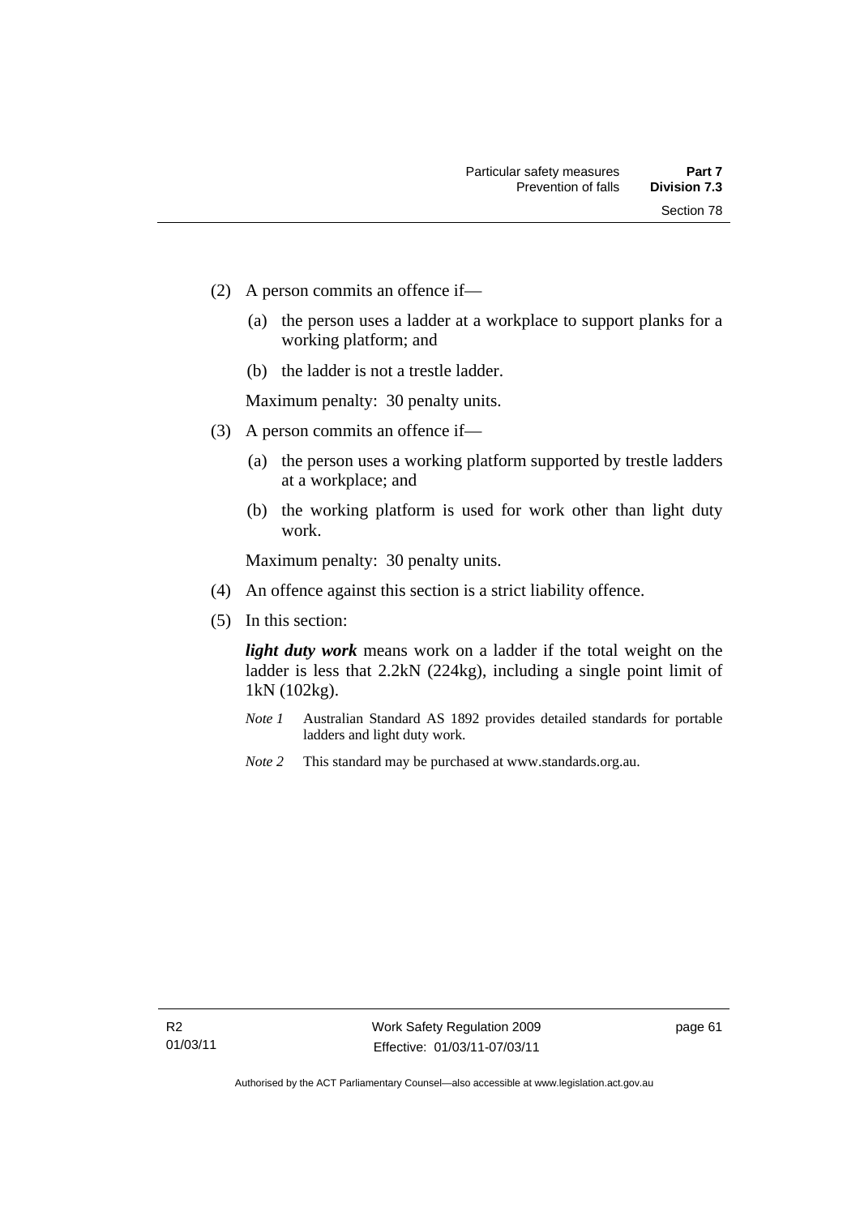(2) A person commits an offence if—

(a) the person uses a ladder at a workplace to support planks for a working platform; and

(b) the ladder is not a trestle ladder.

Maximum penalty: 30 penalty units.

(3) A person commits an offence if—

(a) the person uses a working platform supported by trestle ladders at a workplace; and

(b) the working platform is used for work other than light duty work.

Maximum penalty: 30 penalty units.

(4) An offence against this section is a strict liability offence.

(5) In this section:

***light duty work*** means work on a ladder if the total weight on the ladder is less that 2.2kN (224kg), including a single point limit of 1kN (102kg).

*Note 1* Australian Standard AS 1892 provides detailed standards for portable ladders and light duty work.

*Note 2* This standard may be purchased at www.standards.org.au.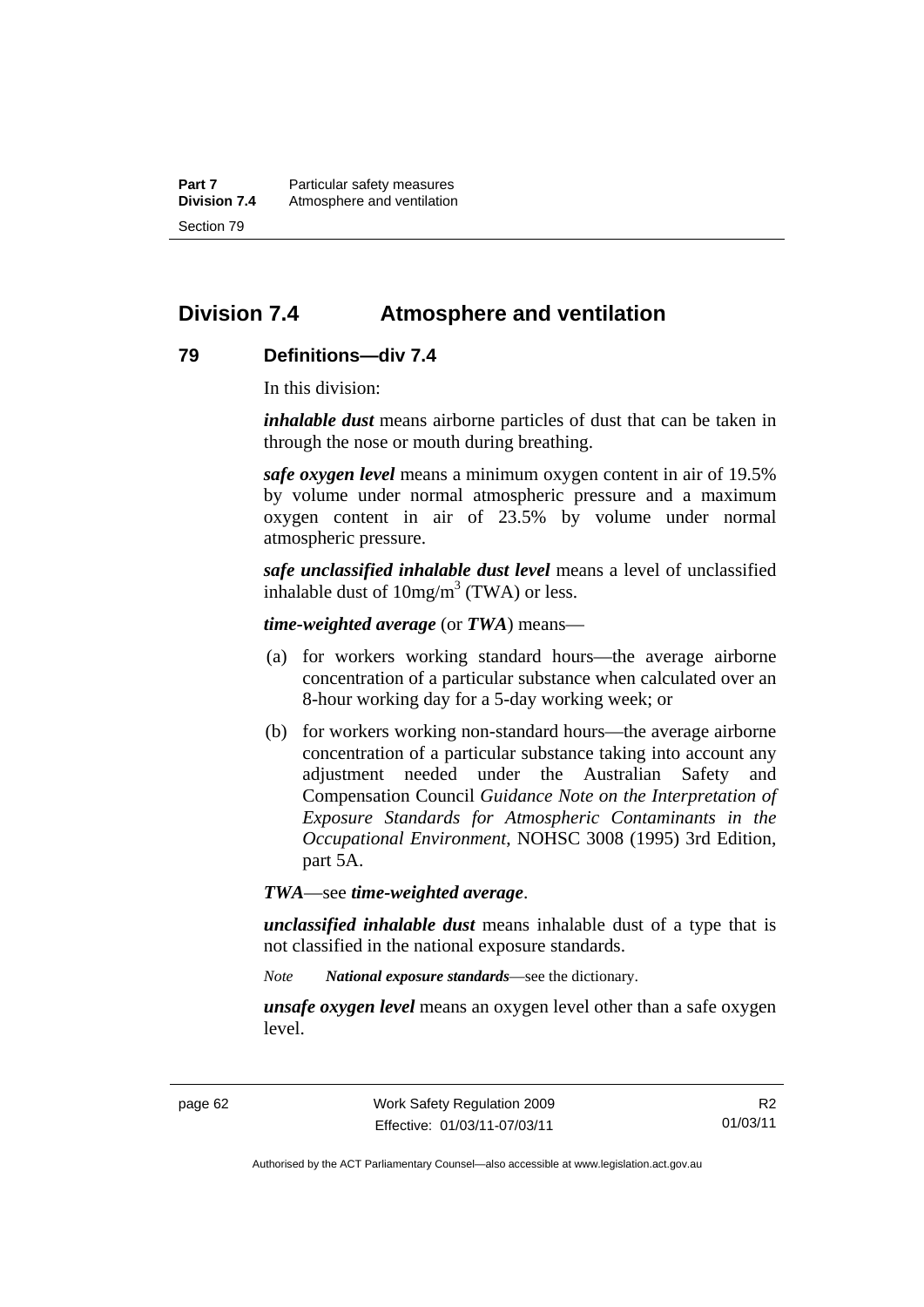## Division 7.4 Atmosphere and ventilation

### 79 Definitions—div 7.4

In this division:

***inhalable dust*** means airborne particles of dust that can be taken in through the nose or mouth during breathing.

***safe oxygen level*** means a minimum oxygen content in air of 19.5% by volume under normal atmospheric pressure and a maximum oxygen content in air of 23.5% by volume under normal atmospheric pressure.

***safe unclassified inhalable dust level*** means a level of unclassified inhalable dust of $10mg/m^3$ (TWA) or less.

***time-weighted average*** (or ***TWA***) means—

(a) for workers working standard hours—the average airborne concentration of a particular substance when calculated over an 8-hour working day for a 5-day working week; or

(b) for workers working non-standard hours—the average airborne concentration of a particular substance taking into account any adjustment needed under the Australian Safety and Compensation Council *Guidance Note on the Interpretation of Exposure Standards for Atmospheric Contaminants in the Occupational Environment*, NOHSC 3008 (1995) 3rd Edition, part 5A.

***TWA***—see ***time-weighted average***.

***unclassified inhalable dust*** means inhalable dust of a type that is not classified in the national exposure standards.

*Note* ***National exposure standards***—see the dictionary.

***unsafe oxygen level*** means an oxygen level other than a safe oxygen level.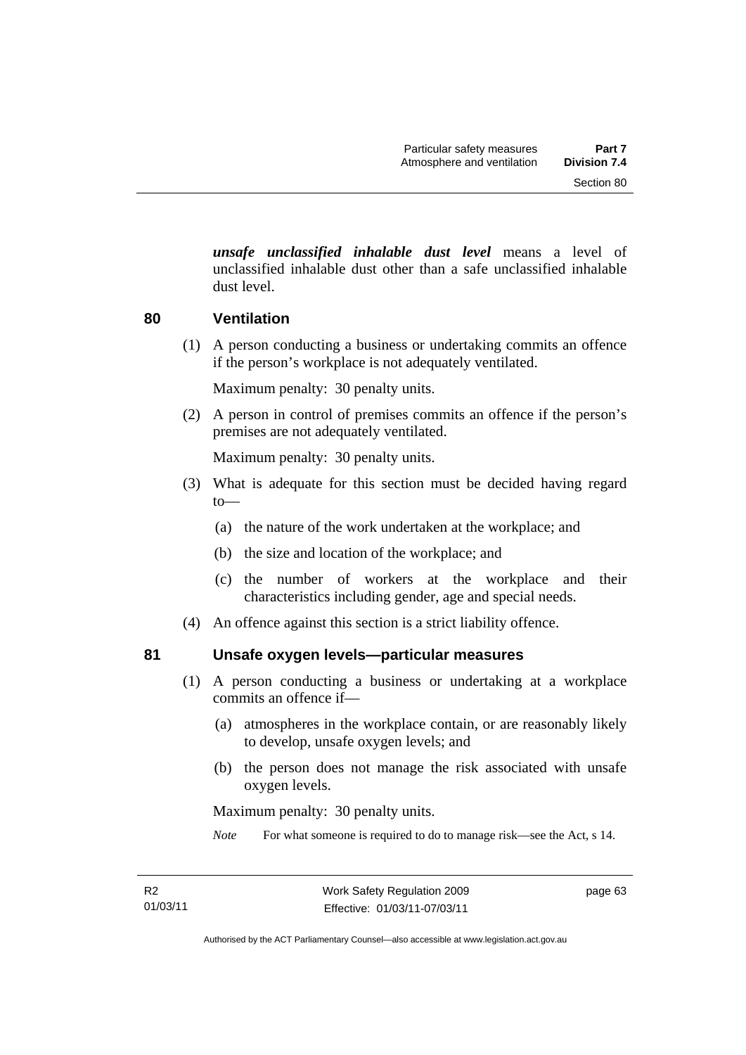***unsafe unclassified inhalable dust level*** means a level of unclassified inhalable dust other than a safe unclassified inhalable dust level.

### 80 Ventilation

(1) A person conducting a business or undertaking commits an offence if the person's workplace is not adequately ventilated.

Maximum penalty: 30 penalty units.

(2) A person in control of premises commits an offence if the person's premises are not adequately ventilated.

Maximum penalty: 30 penalty units.

(3) What is adequate for this section must be decided having regard to—

(a) the nature of the work undertaken at the workplace; and

(b) the size and location of the workplace; and

(c) the number of workers at the workplace and their characteristics including gender, age and special needs.

(4) An offence against this section is a strict liability offence.

### 81 Unsafe oxygen levels—particular measures

(1) A person conducting a business or undertaking at a workplace commits an offence if—

(a) atmospheres in the workplace contain, or are reasonably likely to develop, unsafe oxygen levels; and

(b) the person does not manage the risk associated with unsafe oxygen levels.

Maximum penalty: 30 penalty units.

*Note* For what someone is required to do to manage risk—see the Act, s 14.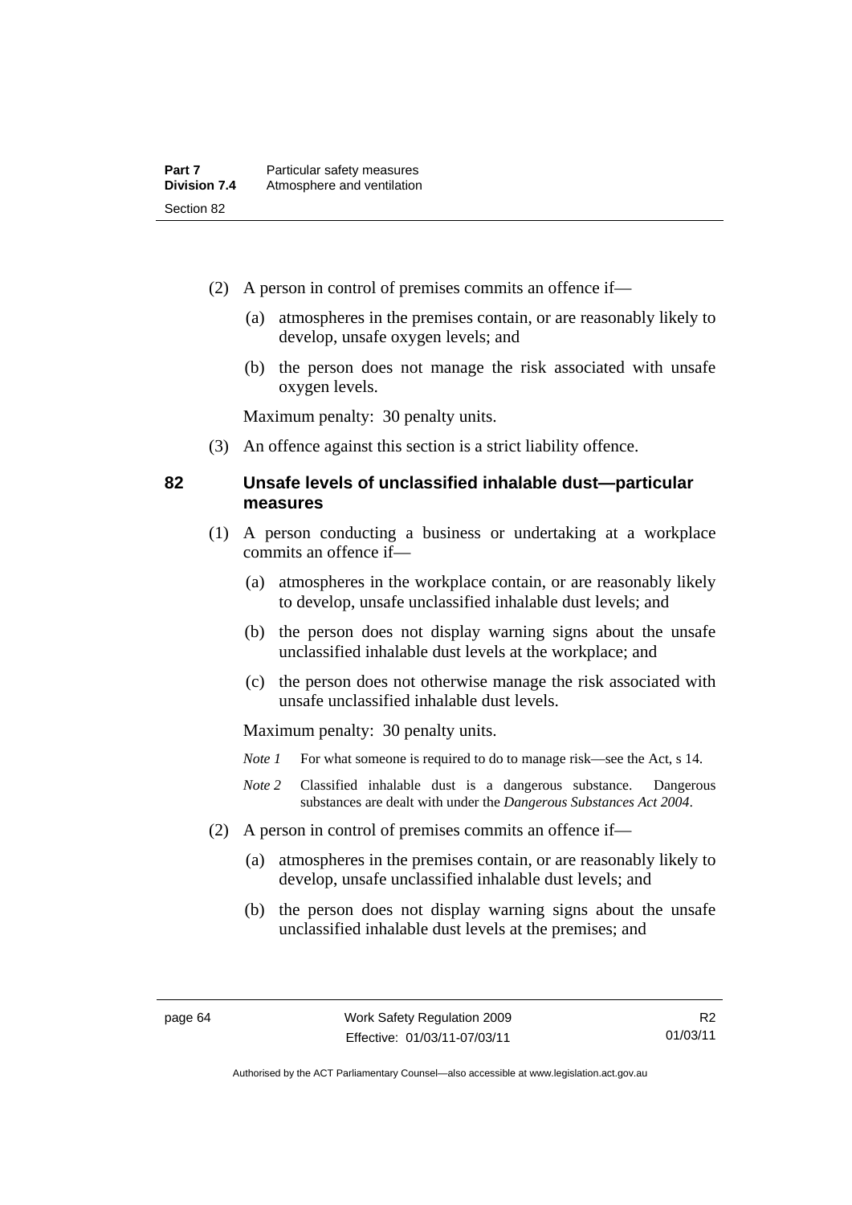(2) A person in control of premises commits an offence if—

(a) atmospheres in the premises contain, or are reasonably likely to develop, unsafe oxygen levels; and

(b) the person does not manage the risk associated with unsafe oxygen levels.

Maximum penalty: 30 penalty units.

(3) An offence against this section is a strict liability offence.

### 82 Unsafe levels of unclassified inhalable dust—particular measures

(1) A person conducting a business or undertaking at a workplace commits an offence if—

(a) atmospheres in the workplace contain, or are reasonably likely to develop, unsafe unclassified inhalable dust levels; and

(b) the person does not display warning signs about the unsafe unclassified inhalable dust levels at the workplace; and

(c) the person does not otherwise manage the risk associated with unsafe unclassified inhalable dust levels.

Maximum penalty: 30 penalty units.

*Note 1* For what someone is required to do to manage risk—see the Act, s 14.

*Note 2* Classified inhalable dust is a dangerous substance. Dangerous substances are dealt with under the *Dangerous Substances Act 2004*.

(2) A person in control of premises commits an offence if—

(a) atmospheres in the premises contain, or are reasonably likely to develop, unsafe unclassified inhalable dust levels; and

(b) the person does not display warning signs about the unsafe unclassified inhalable dust levels at the premises; and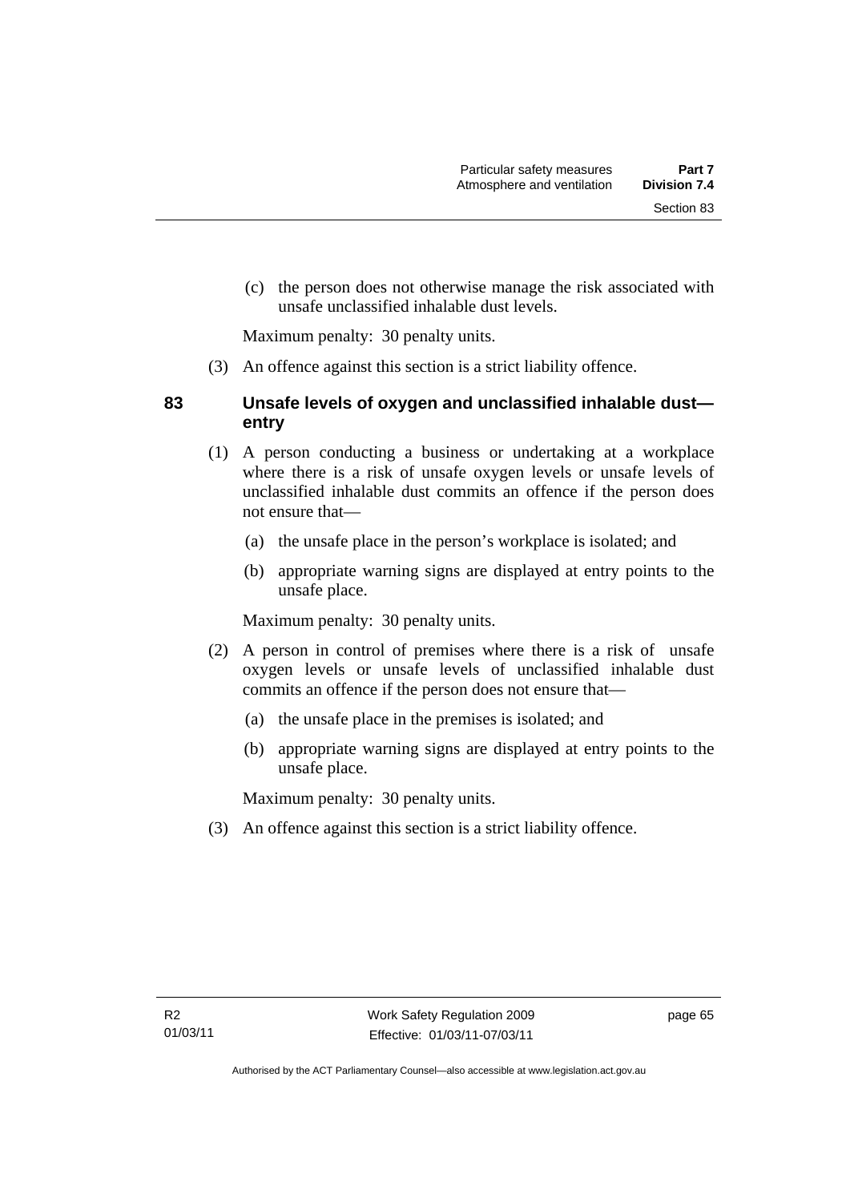(c) the person does not otherwise manage the risk associated with unsafe unclassified inhalable dust levels.

Maximum penalty: 30 penalty units.

(3) An offence against this section is a strict liability offence.

### 83 Unsafe levels of oxygen and unclassified inhalable dust—entry

(1) A person conducting a business or undertaking at a workplace where there is a risk of unsafe oxygen levels or unsafe levels of unclassified inhalable dust commits an offence if the person does not ensure that—

(a) the unsafe place in the person's workplace is isolated; and

(b) appropriate warning signs are displayed at entry points to the unsafe place.

Maximum penalty: 30 penalty units.

(2) A person in control of premises where there is a risk of unsafe oxygen levels or unsafe levels of unclassified inhalable dust commits an offence if the person does not ensure that—

(a) the unsafe place in the premises is isolated; and

(b) appropriate warning signs are displayed at entry points to the unsafe place.

Maximum penalty: 30 penalty units.

(3) An offence against this section is a strict liability offence.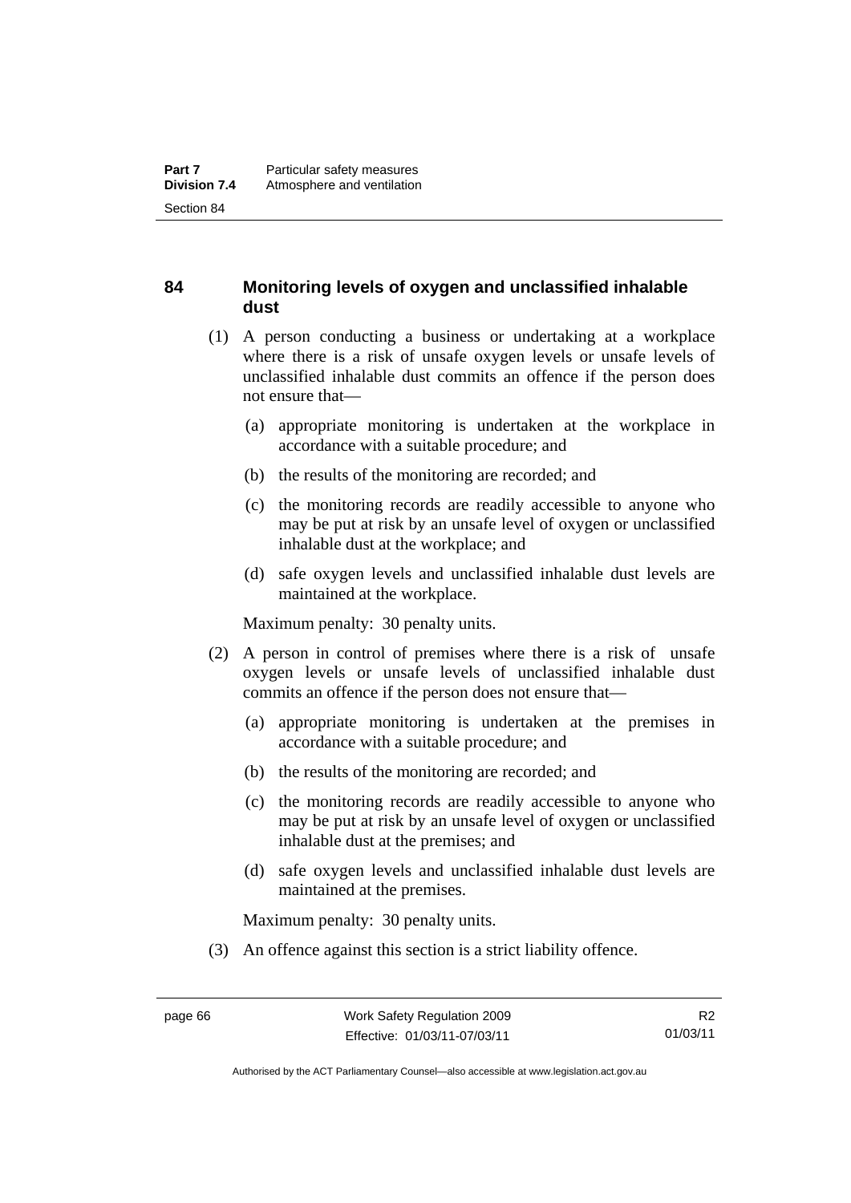## 84 Monitoring levels of oxygen and unclassified inhalable dust

(1) A person conducting a business or undertaking at a workplace where there is a risk of unsafe oxygen levels or unsafe levels of unclassified inhalable dust commits an offence if the person does not ensure that—

  (a) appropriate monitoring is undertaken at the workplace in accordance with a suitable procedure; and

  (b) the results of the monitoring are recorded; and

  (c) the monitoring records are readily accessible to anyone who may be put at risk by an unsafe level of oxygen or unclassified inhalable dust at the workplace; and

  (d) safe oxygen levels and unclassified inhalable dust levels are maintained at the workplace.

Maximum penalty: 30 penalty units.

(2) A person in control of premises where there is a risk of unsafe oxygen levels or unsafe levels of unclassified inhalable dust commits an offence if the person does not ensure that—

  (a) appropriate monitoring is undertaken at the premises in accordance with a suitable procedure; and

  (b) the results of the monitoring are recorded; and

  (c) the monitoring records are readily accessible to anyone who may be put at risk by an unsafe level of oxygen or unclassified inhalable dust at the premises; and

  (d) safe oxygen levels and unclassified inhalable dust levels are maintained at the premises.

Maximum penalty: 30 penalty units.

(3) An offence against this section is a strict liability offence.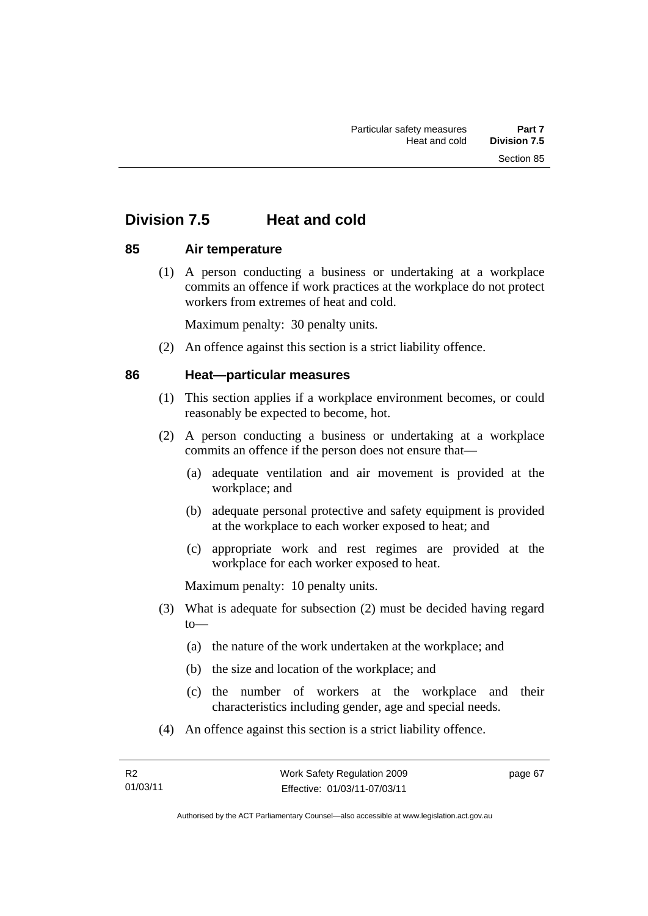## Division 7.5 Heat and cold

### 85 Air temperature

(1) A person conducting a business or undertaking at a workplace commits an offence if work practices at the workplace do not protect workers from extremes of heat and cold.

Maximum penalty: 30 penalty units.

(2) An offence against this section is a strict liability offence.

### 86 Heat—particular measures

(1) This section applies if a workplace environment becomes, or could reasonably be expected to become, hot.

(2) A person conducting a business or undertaking at a workplace commits an offence if the person does not ensure that—

(a) adequate ventilation and air movement is provided at the workplace; and

(b) adequate personal protective and safety equipment is provided at the workplace to each worker exposed to heat; and

(c) appropriate work and rest regimes are provided at the workplace for each worker exposed to heat.

Maximum penalty: 10 penalty units.

(3) What is adequate for subsection (2) must be decided having regard to—

(a) the nature of the work undertaken at the workplace; and

(b) the size and location of the workplace; and

(c) the number of workers at the workplace and their characteristics including gender, age and special needs.

(4) An offence against this section is a strict liability offence.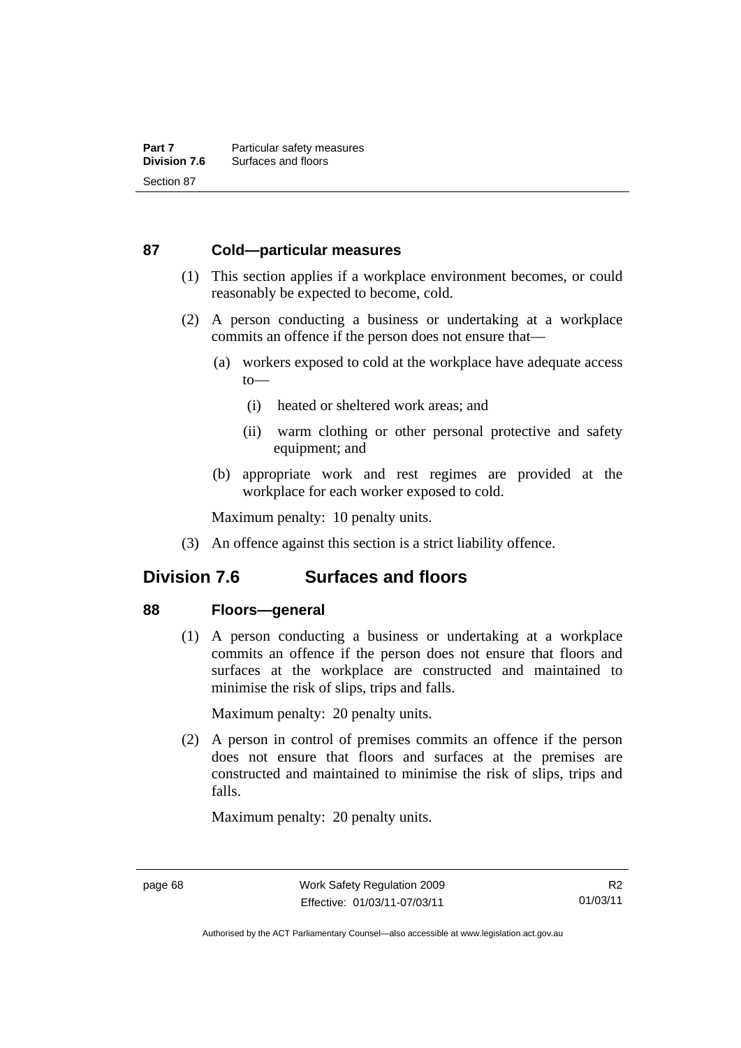### 87 Cold—particular measures

(1) This section applies if a workplace environment becomes, or could reasonably be expected to become, cold.

(2) A person conducting a business or undertaking at a workplace commits an offence if the person does not ensure that—

(a) workers exposed to cold at the workplace have adequate access to—

(i) heated or sheltered work areas; and

(ii) warm clothing or other personal protective and safety equipment; and

(b) appropriate work and rest regimes are provided at the workplace for each worker exposed to cold.

Maximum penalty: 10 penalty units.

(3) An offence against this section is a strict liability offence.

## Division 7.6 Surfaces and floors

### 88 Floors—general

(1) A person conducting a business or undertaking at a workplace commits an offence if the person does not ensure that floors and surfaces at the workplace are constructed and maintained to minimise the risk of slips, trips and falls.

Maximum penalty: 20 penalty units.

(2) A person in control of premises commits an offence if the person does not ensure that floors and surfaces at the premises are constructed and maintained to minimise the risk of slips, trips and falls.

Maximum penalty: 20 penalty units.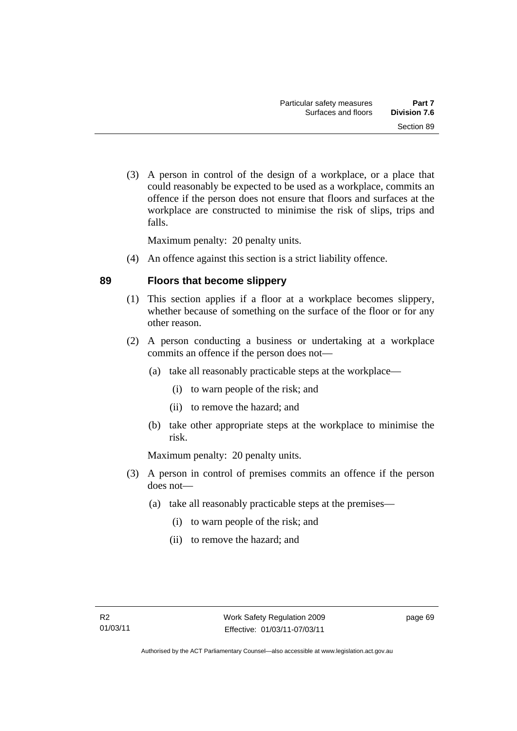(3) A person in control of the design of a workplace, or a place that could reasonably be expected to be used as a workplace, commits an offence if the person does not ensure that floors and surfaces at the workplace are constructed to minimise the risk of slips, trips and falls.

Maximum penalty: 20 penalty units.

(4) An offence against this section is a strict liability offence.

## 89 Floors that become slippery

(1) This section applies if a floor at a workplace becomes slippery, whether because of something on the surface of the floor or for any other reason.

(2) A person conducting a business or undertaking at a workplace commits an offence if the person does not—

- (a) take all reasonably practicable steps at the workplace—
  - (i) to warn people of the risk; and
  - (ii) to remove the hazard; and
- (b) take other appropriate steps at the workplace to minimise the risk.

Maximum penalty: 20 penalty units.

(3) A person in control of premises commits an offence if the person does not—

- (a) take all reasonably practicable steps at the premises—
  - (i) to warn people of the risk; and
  - (ii) to remove the hazard; and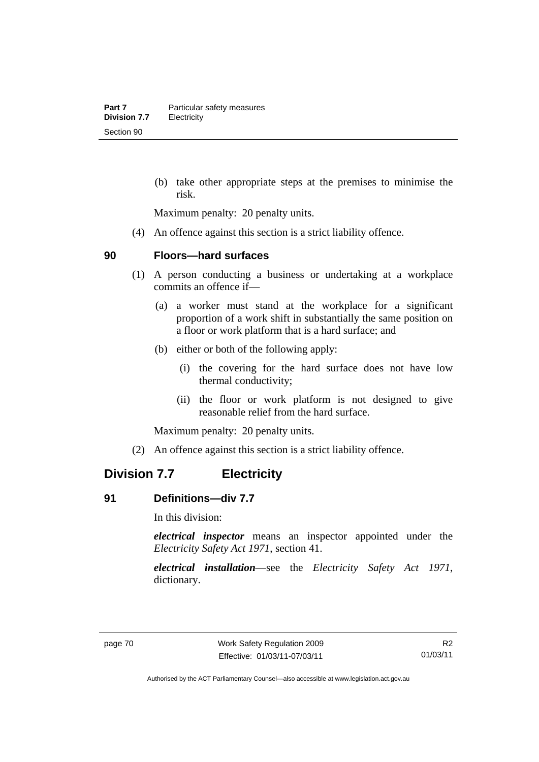(b) take other appropriate steps at the premises to minimise the risk.

Maximum penalty: 20 penalty units.

(4) An offence against this section is a strict liability offence.

### 90 Floors—hard surfaces

(1) A person conducting a business or undertaking at a workplace commits an offence if—

(a) a worker must stand at the workplace for a significant proportion of a work shift in substantially the same position on a floor or work platform that is a hard surface; and

(b) either or both of the following apply:

(i) the covering for the hard surface does not have low thermal conductivity;

(ii) the floor or work platform is not designed to give reasonable relief from the hard surface.

Maximum penalty: 20 penalty units.

(2) An offence against this section is a strict liability offence.

## Division 7.7 Electricity

### 91 Definitions—div 7.7

In this division:

***electrical inspector*** means an inspector appointed under the *Electricity Safety Act 1971*, section 41.

***electrical installation***—see the *Electricity Safety Act 1971*, dictionary.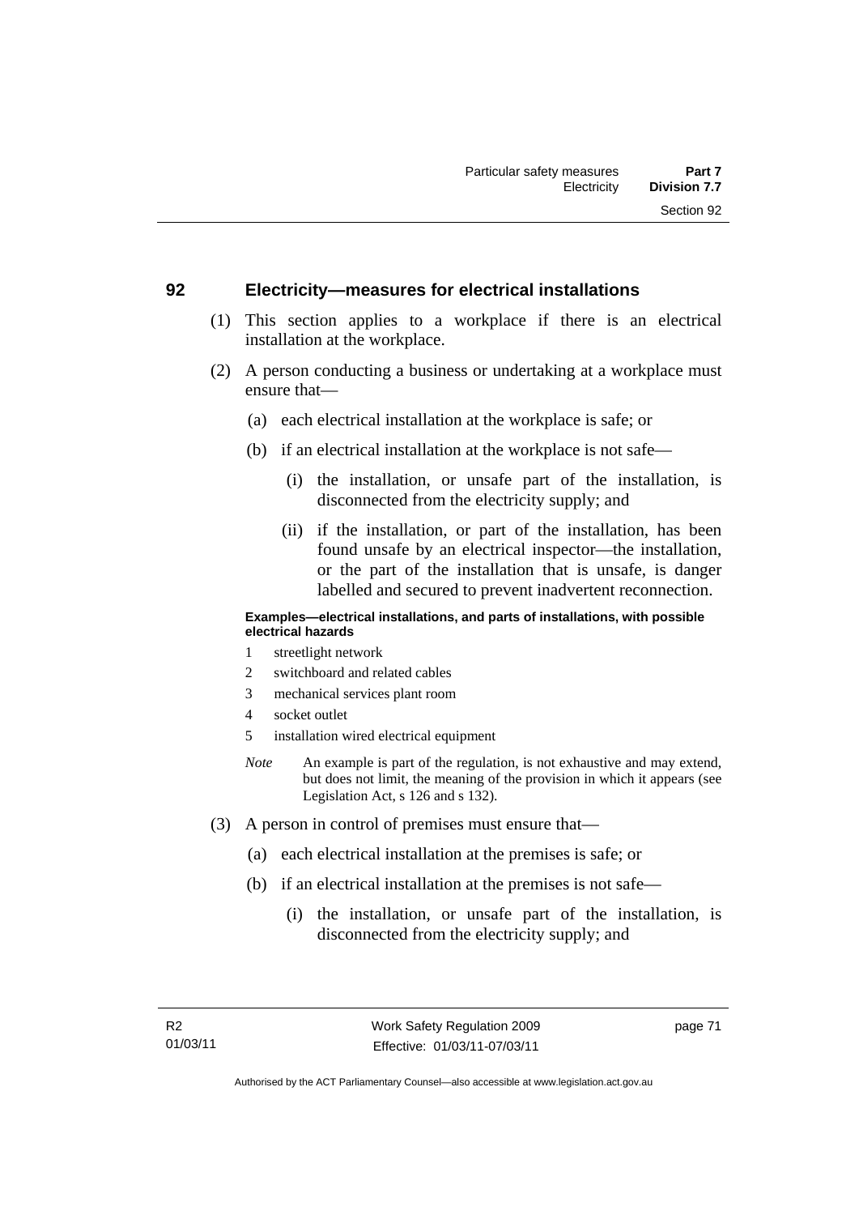## 92 Electricity—measures for electrical installations

(1) This section applies to a workplace if there is an electrical installation at the workplace.

(2) A person conducting a business or undertaking at a workplace must ensure that—

  (a) each electrical installation at the workplace is safe; or

  (b) if an electrical installation at the workplace is not safe—

    (i) the installation, or unsafe part of the installation, is disconnected from the electricity supply; and

    (ii) if the installation, or part of the installation, has been found unsafe by an electrical inspector—the installation, or the part of the installation that is unsafe, is danger labelled and secured to prevent inadvertent reconnection.

**Examples—electrical installations, and parts of installations, with possible electrical hazards**

1 streetlight network
2 switchboard and related cables
3 mechanical services plant room
4 socket outlet
5 installation wired electrical equipment

*Note* An example is part of the regulation, is not exhaustive and may extend, but does not limit, the meaning of the provision in which it appears (see Legislation Act, s 126 and s 132).

(3) A person in control of premises must ensure that—

  (a) each electrical installation at the premises is safe; or

  (b) if an electrical installation at the premises is not safe—

    (i) the installation, or unsafe part of the installation, is disconnected from the electricity supply; and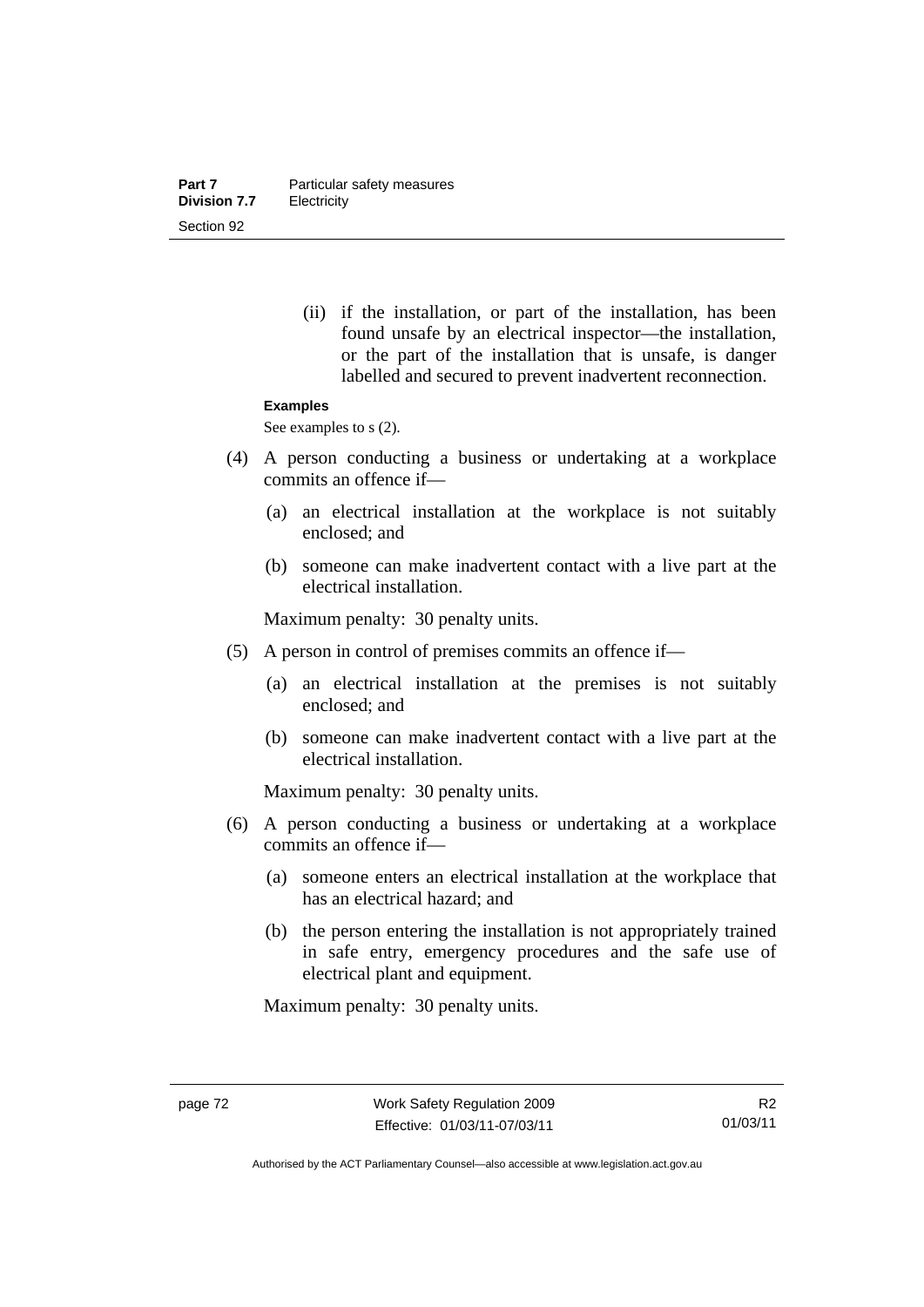(ii) if the installation, or part of the installation, has been found unsafe by an electrical inspector—the installation, or the part of the installation that is unsafe, is danger labelled and secured to prevent inadvertent reconnection.

**Examples**

See examples to s (2).

(4) A person conducting a business or undertaking at a workplace commits an offence if—

(a) an electrical installation at the workplace is not suitably enclosed; and

(b) someone can make inadvertent contact with a live part at the electrical installation.

Maximum penalty: 30 penalty units.

(5) A person in control of premises commits an offence if—

(a) an electrical installation at the premises is not suitably enclosed; and

(b) someone can make inadvertent contact with a live part at the electrical installation.

Maximum penalty: 30 penalty units.

(6) A person conducting a business or undertaking at a workplace commits an offence if—

(a) someone enters an electrical installation at the workplace that has an electrical hazard; and

(b) the person entering the installation is not appropriately trained in safe entry, emergency procedures and the safe use of electrical plant and equipment.

Maximum penalty: 30 penalty units.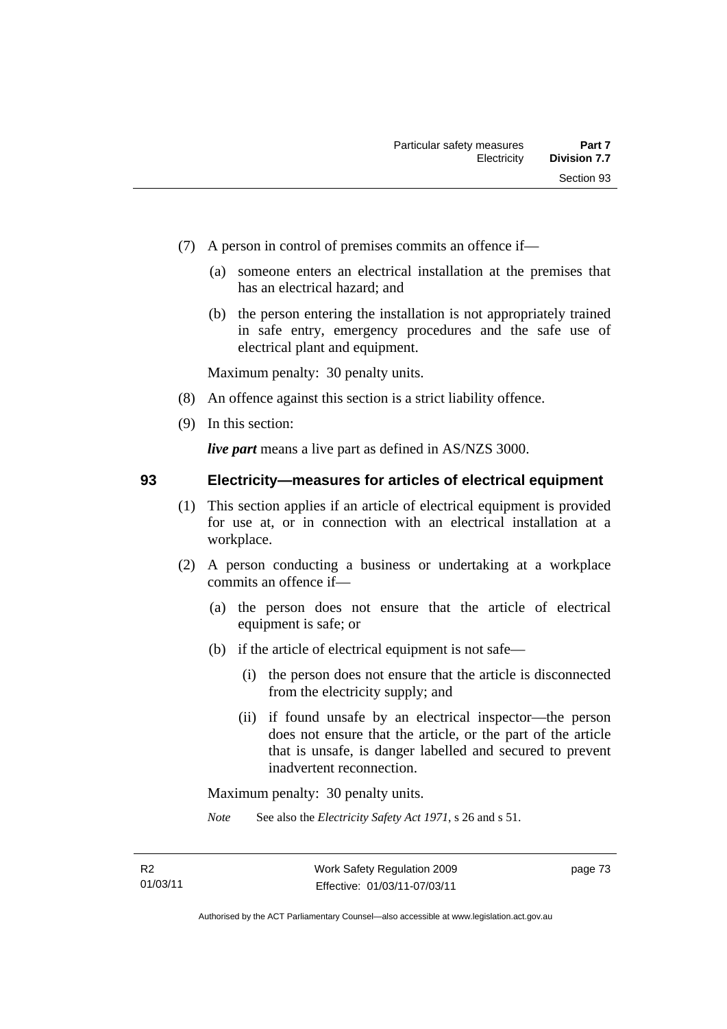(7) A person in control of premises commits an offence if—

(a) someone enters an electrical installation at the premises that has an electrical hazard; and

(b) the person entering the installation is not appropriately trained in safe entry, emergency procedures and the safe use of electrical plant and equipment.

Maximum penalty: 30 penalty units.

(8) An offence against this section is a strict liability offence.

(9) In this section:

***live part*** means a live part as defined in AS/NZS 3000.

## 93 Electricity—measures for articles of electrical equipment

(1) This section applies if an article of electrical equipment is provided for use at, or in connection with an electrical installation at a workplace.

(2) A person conducting a business or undertaking at a workplace commits an offence if—

(a) the person does not ensure that the article of electrical equipment is safe; or

(b) if the article of electrical equipment is not safe—

(i) the person does not ensure that the article is disconnected from the electricity supply; and

(ii) if found unsafe by an electrical inspector—the person does not ensure that the article, or the part of the article that is unsafe, is danger labelled and secured to prevent inadvertent reconnection.

Maximum penalty: 30 penalty units.

*Note* See also the *Electricity Safety Act 1971*, s 26 and s 51.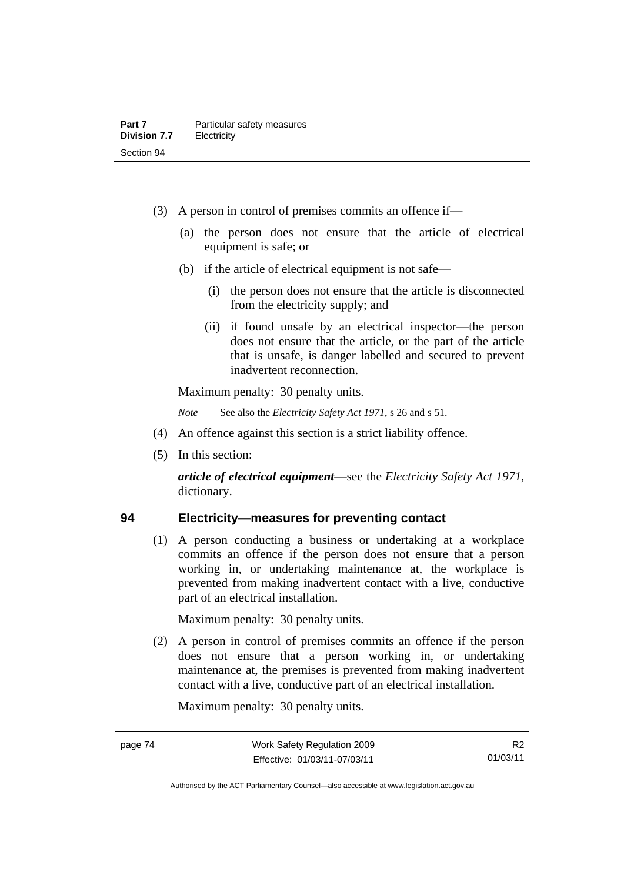(3) A person in control of premises commits an offence if—

(a) the person does not ensure that the article of electrical equipment is safe; or

(b) if the article of electrical equipment is not safe—

(i) the person does not ensure that the article is disconnected from the electricity supply; and

(ii) if found unsafe by an electrical inspector—the person does not ensure that the article, or the part of the article that is unsafe, is danger labelled and secured to prevent inadvertent reconnection.

Maximum penalty: 30 penalty units.

*Note* See also the *Electricity Safety Act 1971*, s 26 and s 51.

(4) An offence against this section is a strict liability offence.

(5) In this section:

***article of electrical equipment***—see the *Electricity Safety Act 1971*, dictionary.

## 94 Electricity—measures for preventing contact

(1) A person conducting a business or undertaking at a workplace commits an offence if the person does not ensure that a person working in, or undertaking maintenance at, the workplace is prevented from making inadvertent contact with a live, conductive part of an electrical installation.

Maximum penalty: 30 penalty units.

(2) A person in control of premises commits an offence if the person does not ensure that a person working in, or undertaking maintenance at, the premises is prevented from making inadvertent contact with a live, conductive part of an electrical installation.

Maximum penalty: 30 penalty units.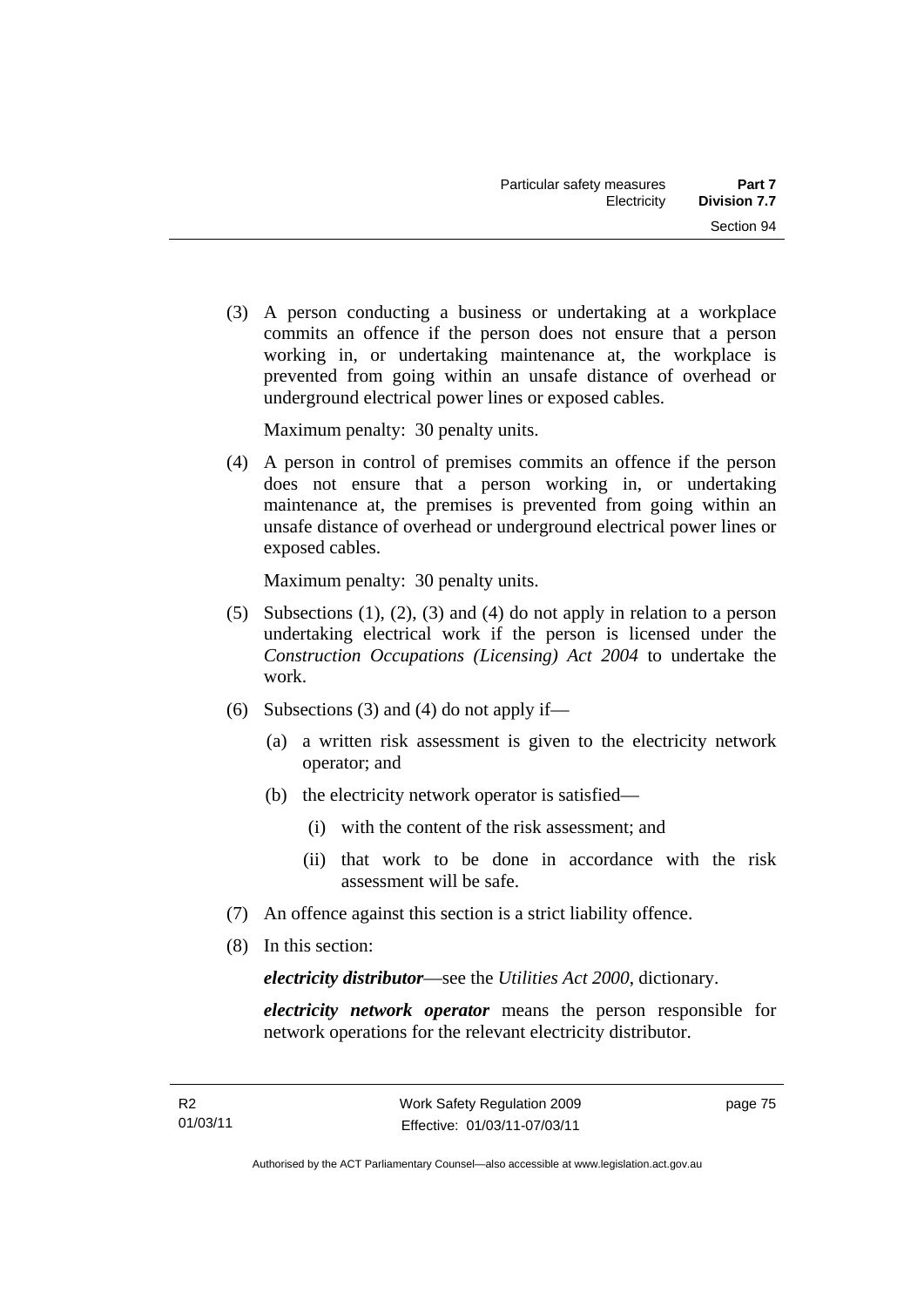(3) A person conducting a business or undertaking at a workplace commits an offence if the person does not ensure that a person working in, or undertaking maintenance at, the workplace is prevented from going within an unsafe distance of overhead or underground electrical power lines or exposed cables.

Maximum penalty: 30 penalty units.

(4) A person in control of premises commits an offence if the person does not ensure that a person working in, or undertaking maintenance at, the premises is prevented from going within an unsafe distance of overhead or underground electrical power lines or exposed cables.

Maximum penalty: 30 penalty units.

(5) Subsections (1), (2), (3) and (4) do not apply in relation to a person undertaking electrical work if the person is licensed under the *Construction Occupations (Licensing) Act 2004* to undertake the work.

(6) Subsections (3) and (4) do not apply if—

(a) a written risk assessment is given to the electricity network operator; and

(b) the electricity network operator is satisfied—

(i) with the content of the risk assessment; and

(ii) that work to be done in accordance with the risk assessment will be safe.

(7) An offence against this section is a strict liability offence.

(8) In this section:

***electricity distributor***—see the *Utilities Act 2000*, dictionary.

***electricity network operator*** means the person responsible for network operations for the relevant electricity distributor.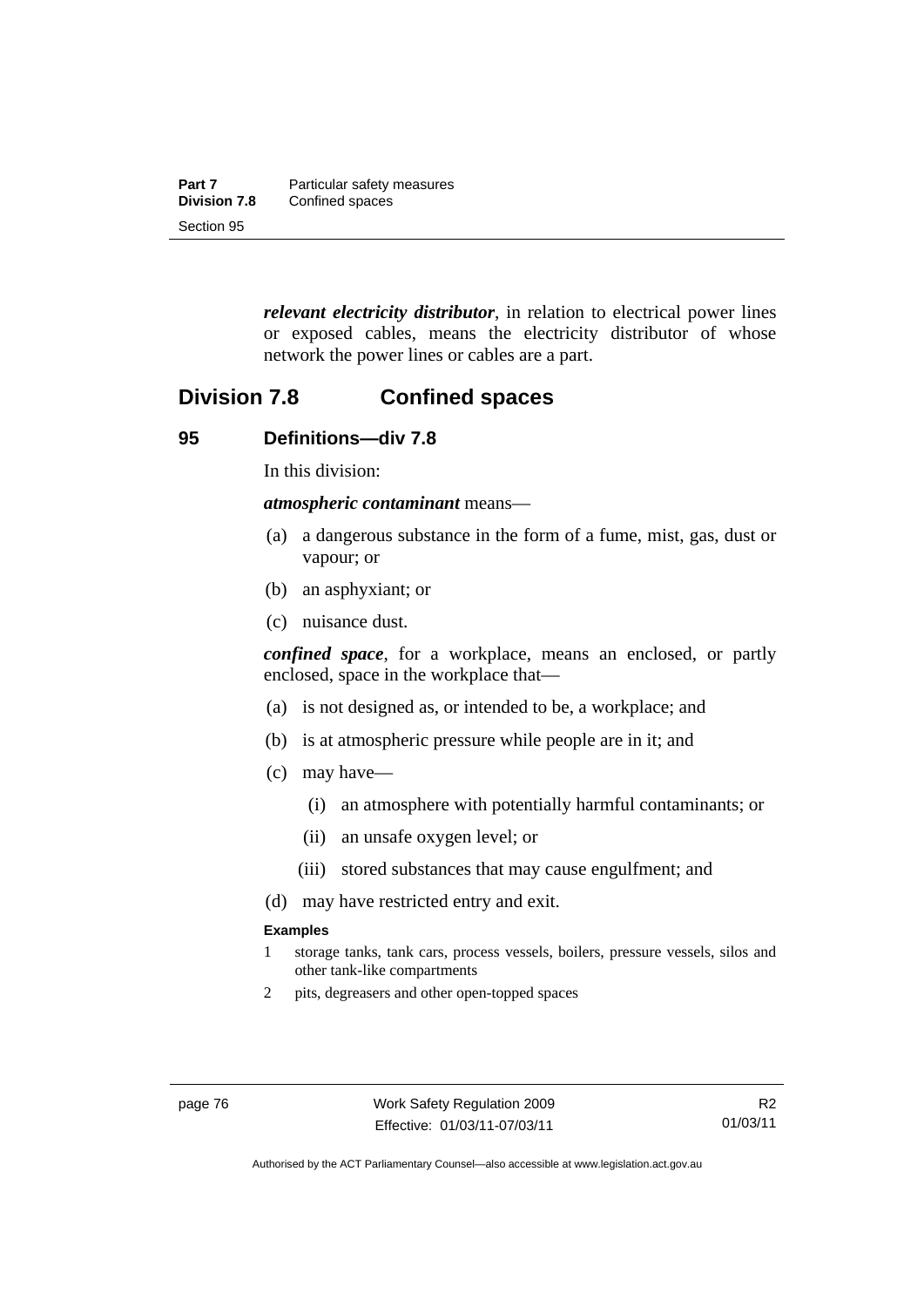***relevant electricity distributor***, in relation to electrical power lines or exposed cables, means the electricity distributor of whose network the power lines or cables are a part.

## Division 7.8 Confined spaces

### 95 Definitions—div 7.8

In this division:

***atmospheric contaminant*** means—

(a) a dangerous substance in the form of a fume, mist, gas, dust or vapour; or

(b) an asphyxiant; or

(c) nuisance dust.

***confined space***, for a workplace, means an enclosed, or partly enclosed, space in the workplace that—

(a) is not designed as, or intended to be, a workplace; and

(b) is at atmospheric pressure while people are in it; and

(c) may have—

(i) an atmosphere with potentially harmful contaminants; or

(ii) an unsafe oxygen level; or

(iii) stored substances that may cause engulfment; and

(d) may have restricted entry and exit.

**Examples**

1 storage tanks, tank cars, process vessels, boilers, pressure vessels, silos and other tank-like compartments

2 pits, degreasers and other open-topped spaces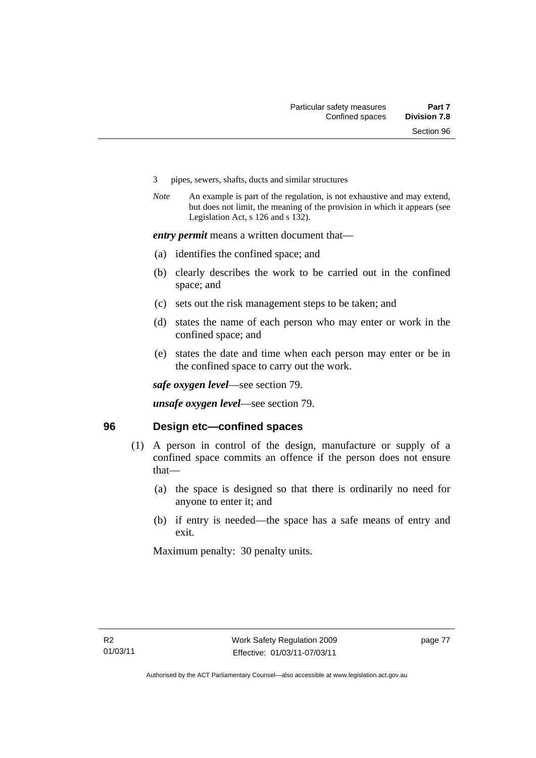3 pipes, sewers, shafts, ducts and similar structures

*Note* An example is part of the regulation, is not exhaustive and may extend, but does not limit, the meaning of the provision in which it appears (see Legislation Act, s 126 and s 132).

***entry permit*** means a written document that—

(a) identifies the confined space; and

(b) clearly describes the work to be carried out in the confined space; and

(c) sets out the risk management steps to be taken; and

(d) states the name of each person who may enter or work in the confined space; and

(e) states the date and time when each person may enter or be in the confined space to carry out the work.

***safe oxygen level***—see section 79.

***unsafe oxygen level***—see section 79.

## 96 Design etc—confined spaces

(1) A person in control of the design, manufacture or supply of a confined space commits an offence if the person does not ensure that—

(a) the space is designed so that there is ordinarily no need for anyone to enter it; and

(b) if entry is needed—the space has a safe means of entry and exit.

Maximum penalty: 30 penalty units.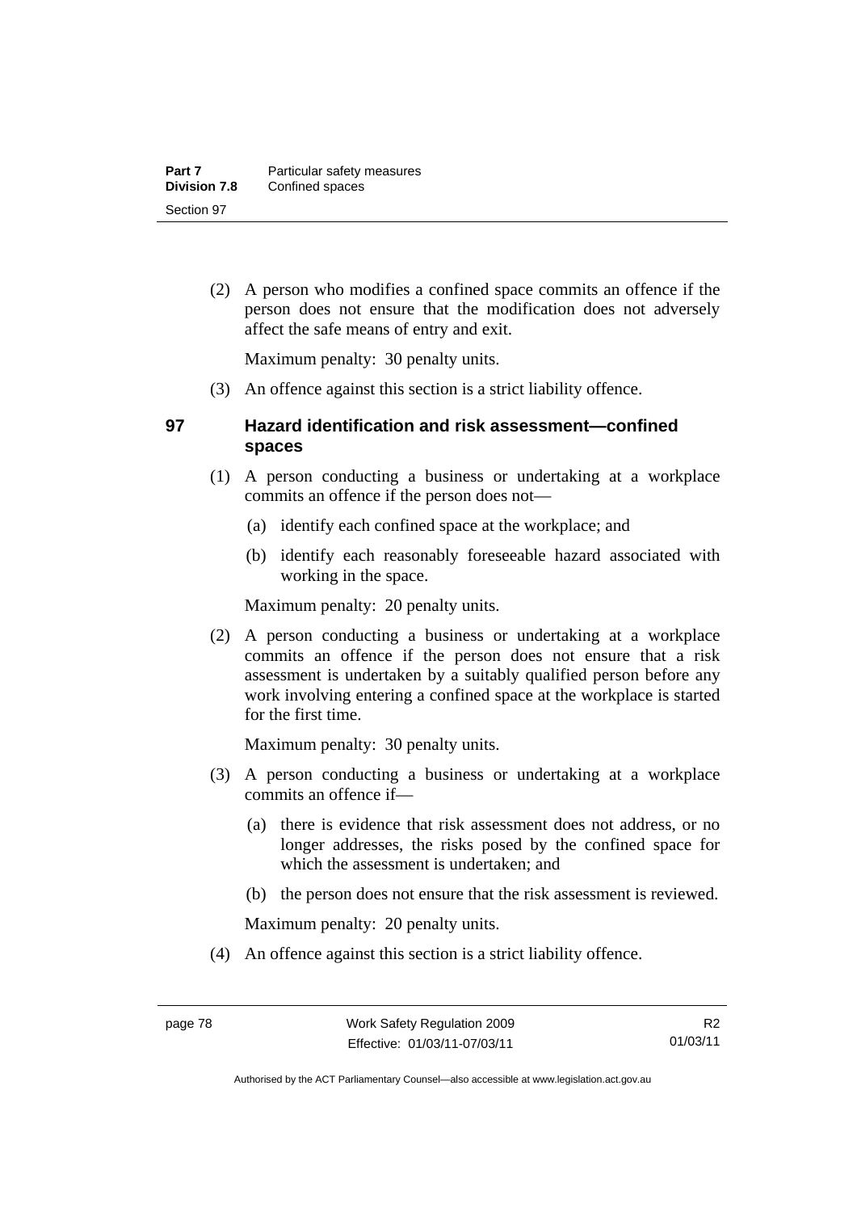(2) A person who modifies a confined space commits an offence if the person does not ensure that the modification does not adversely affect the safe means of entry and exit.

Maximum penalty: 30 penalty units.

(3) An offence against this section is a strict liability offence.

### 97 Hazard identification and risk assessment—confined spaces

(1) A person conducting a business or undertaking at a workplace commits an offence if the person does not—

(a) identify each confined space at the workplace; and

(b) identify each reasonably foreseeable hazard associated with working in the space.

Maximum penalty: 20 penalty units.

(2) A person conducting a business or undertaking at a workplace commits an offence if the person does not ensure that a risk assessment is undertaken by a suitably qualified person before any work involving entering a confined space at the workplace is started for the first time.

Maximum penalty: 30 penalty units.

(3) A person conducting a business or undertaking at a workplace commits an offence if—

(a) there is evidence that risk assessment does not address, or no longer addresses, the risks posed by the confined space for which the assessment is undertaken; and

(b) the person does not ensure that the risk assessment is reviewed.

Maximum penalty: 20 penalty units.

(4) An offence against this section is a strict liability offence.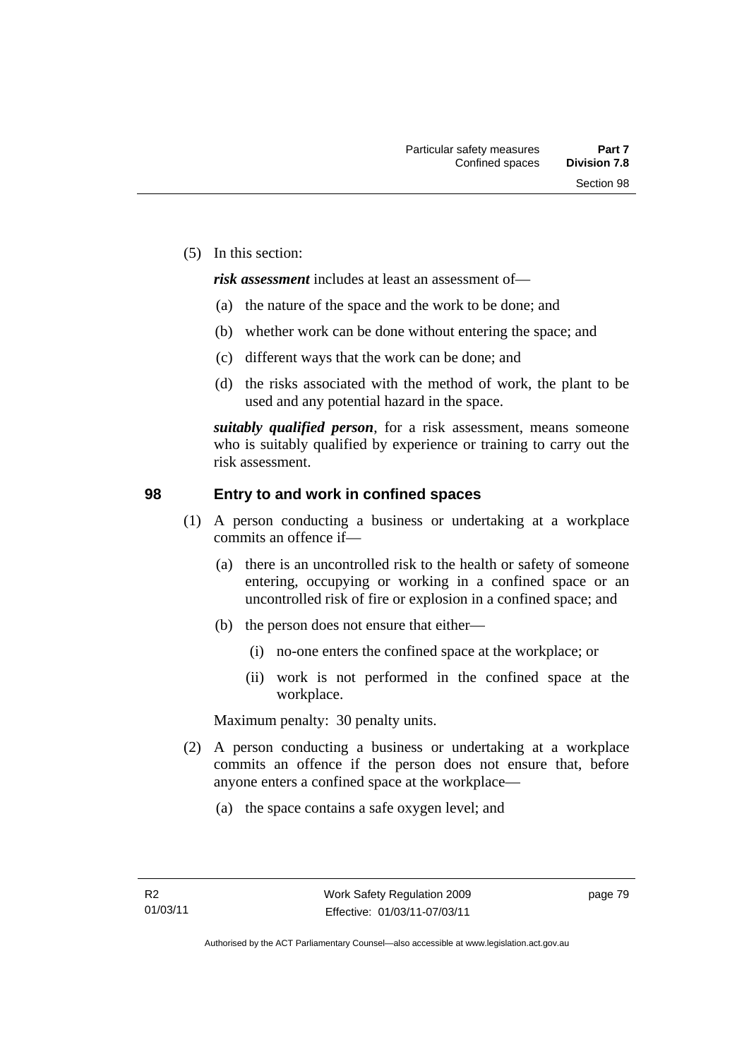(5) In this section:

***risk assessment*** includes at least an assessment of—

- (a) the nature of the space and the work to be done; and
- (b) whether work can be done without entering the space; and
- (c) different ways that the work can be done; and
- (d) the risks associated with the method of work, the plant to be used and any potential hazard in the space.

***suitably qualified person***, for a risk assessment, means someone who is suitably qualified by experience or training to carry out the risk assessment.

## 98 Entry to and work in confined spaces

(1) A person conducting a business or undertaking at a workplace commits an offence if—

- (a) there is an uncontrolled risk to the health or safety of someone entering, occupying or working in a confined space or an uncontrolled risk of fire or explosion in a confined space; and
- (b) the person does not ensure that either—
  - (i) no-one enters the confined space at the workplace; or
  - (ii) work is not performed in the confined space at the workplace.

Maximum penalty: 30 penalty units.

(2) A person conducting a business or undertaking at a workplace commits an offence if the person does not ensure that, before anyone enters a confined space at the workplace—

- (a) the space contains a safe oxygen level; and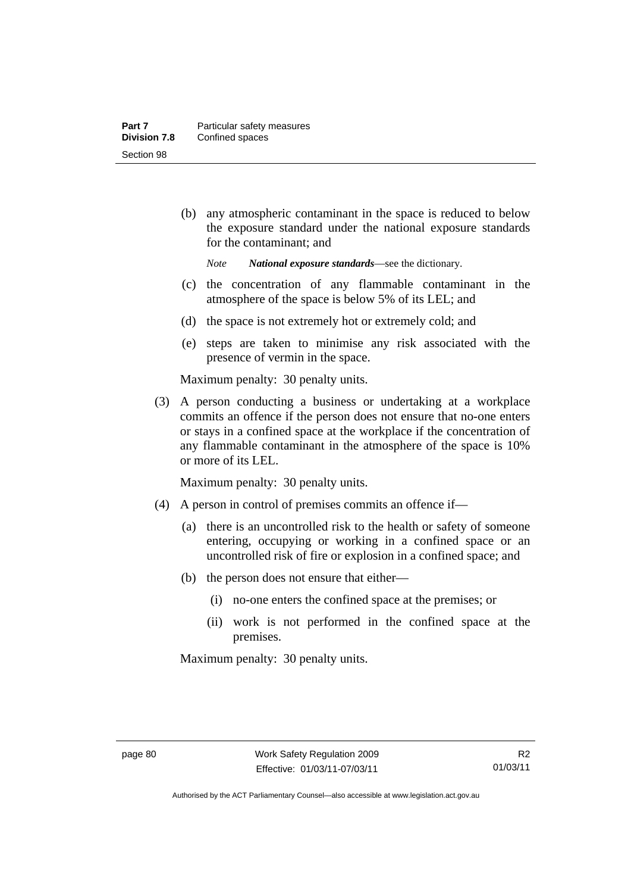(b) any atmospheric contaminant in the space is reduced to below the exposure standard under the national exposure standards for the contaminant; and

*Note* ***National exposure standards***—see the dictionary.

(c) the concentration of any flammable contaminant in the atmosphere of the space is below 5% of its LEL; and

(d) the space is not extremely hot or extremely cold; and

(e) steps are taken to minimise any risk associated with the presence of vermin in the space.

Maximum penalty: 30 penalty units.

(3) A person conducting a business or undertaking at a workplace commits an offence if the person does not ensure that no-one enters or stays in a confined space at the workplace if the concentration of any flammable contaminant in the atmosphere of the space is 10% or more of its LEL.

Maximum penalty: 30 penalty units.

(4) A person in control of premises commits an offence if—

(a) there is an uncontrolled risk to the health or safety of someone entering, occupying or working in a confined space or an uncontrolled risk of fire or explosion in a confined space; and

(b) the person does not ensure that either—

(i) no-one enters the confined space at the premises; or

(ii) work is not performed in the confined space at the premises.

Maximum penalty: 30 penalty units.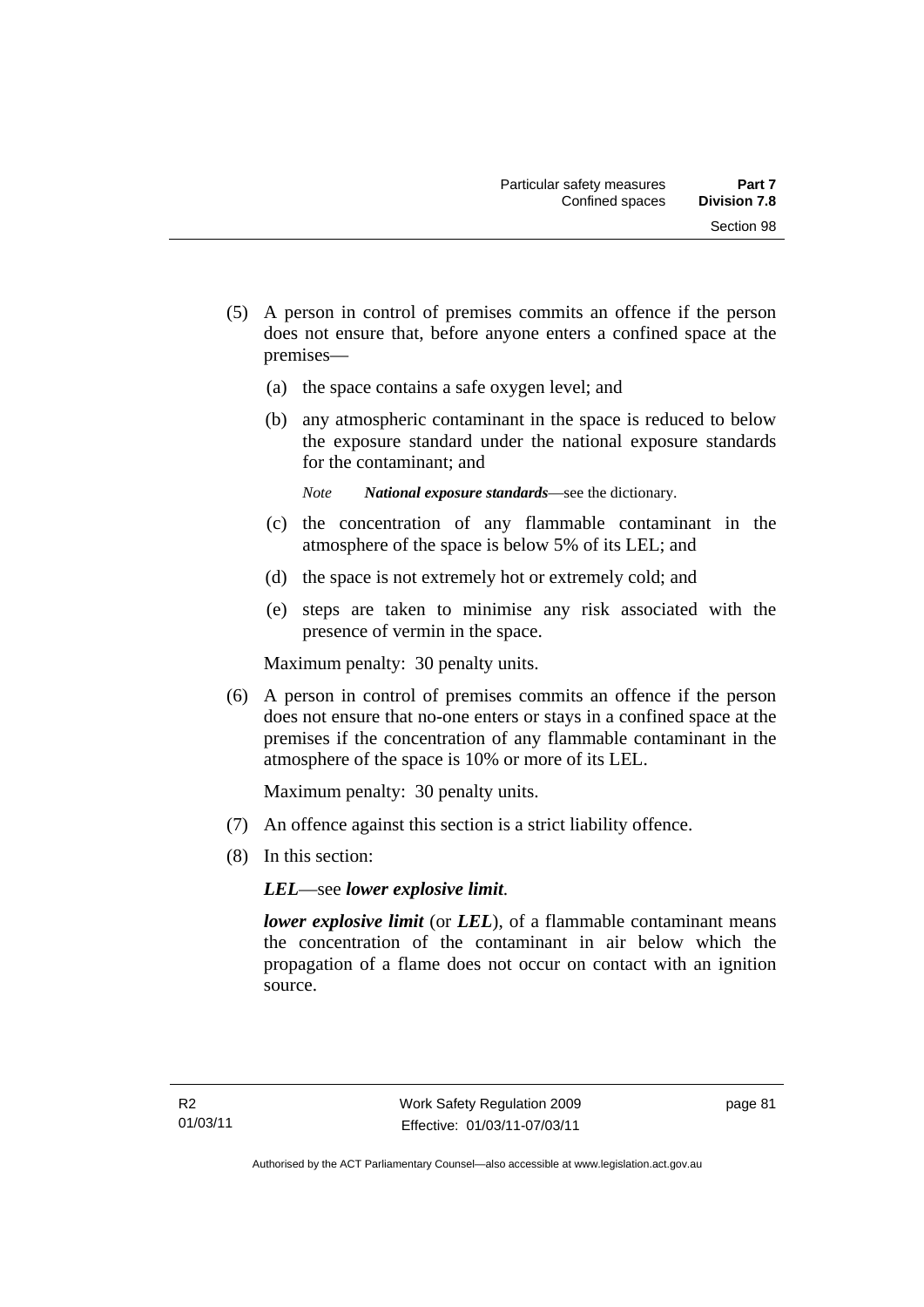(5) A person in control of premises commits an offence if the person does not ensure that, before anyone enters a confined space at the premises—

  (a) the space contains a safe oxygen level; and

  (b) any atmospheric contaminant in the space is reduced to below the exposure standard under the national exposure standards for the contaminant; and

  *Note* ***National exposure standards***—see the dictionary.

  (c) the concentration of any flammable contaminant in the atmosphere of the space is below 5% of its LEL; and

  (d) the space is not extremely hot or extremely cold; and

  (e) steps are taken to minimise any risk associated with the presence of vermin in the space.

Maximum penalty: 30 penalty units.

(6) A person in control of premises commits an offence if the person does not ensure that no-one enters or stays in a confined space at the premises if the concentration of any flammable contaminant in the atmosphere of the space is 10% or more of its LEL.

Maximum penalty: 30 penalty units.

(7) An offence against this section is a strict liability offence.

(8) In this section:

***LEL***—see ***lower explosive limit***.

***lower explosive limit*** (or ***LEL***), of a flammable contaminant means the concentration of the contaminant in air below which the propagation of a flame does not occur on contact with an ignition source.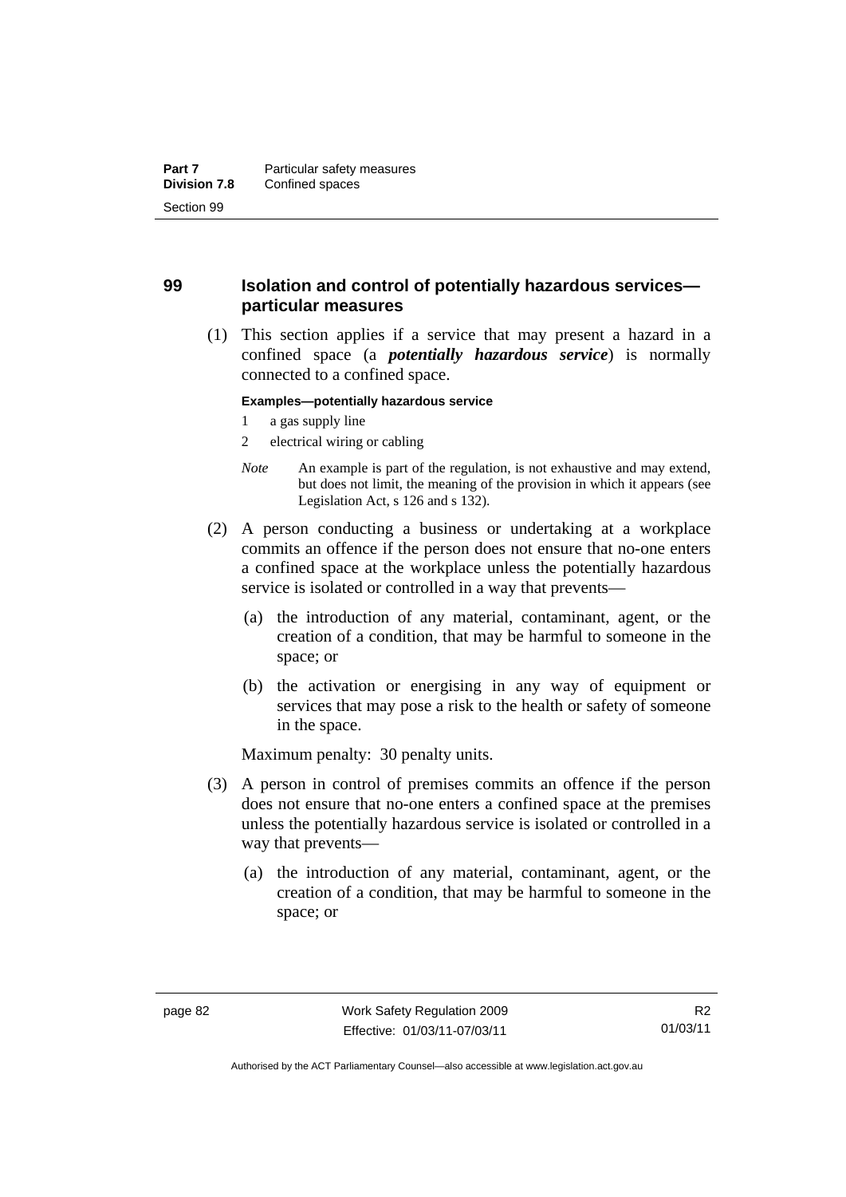## 99 Isolation and control of potentially hazardous services—particular measures

(1) This section applies if a service that may present a hazard in a confined space (a ***potentially hazardous service***) is normally connected to a confined space.

**Examples—potentially hazardous service**

1 a gas supply line

2 electrical wiring or cabling

*Note* An example is part of the regulation, is not exhaustive and may extend, but does not limit, the meaning of the provision in which it appears (see Legislation Act, s 126 and s 132).

(2) A person conducting a business or undertaking at a workplace commits an offence if the person does not ensure that no-one enters a confined space at the workplace unless the potentially hazardous service is isolated or controlled in a way that prevents—

(a) the introduction of any material, contaminant, agent, or the creation of a condition, that may be harmful to someone in the space; or

(b) the activation or energising in any way of equipment or services that may pose a risk to the health or safety of someone in the space.

Maximum penalty: 30 penalty units.

(3) A person in control of premises commits an offence if the person does not ensure that no-one enters a confined space at the premises unless the potentially hazardous service is isolated or controlled in a way that prevents—

(a) the introduction of any material, contaminant, agent, or the creation of a condition, that may be harmful to someone in the space; or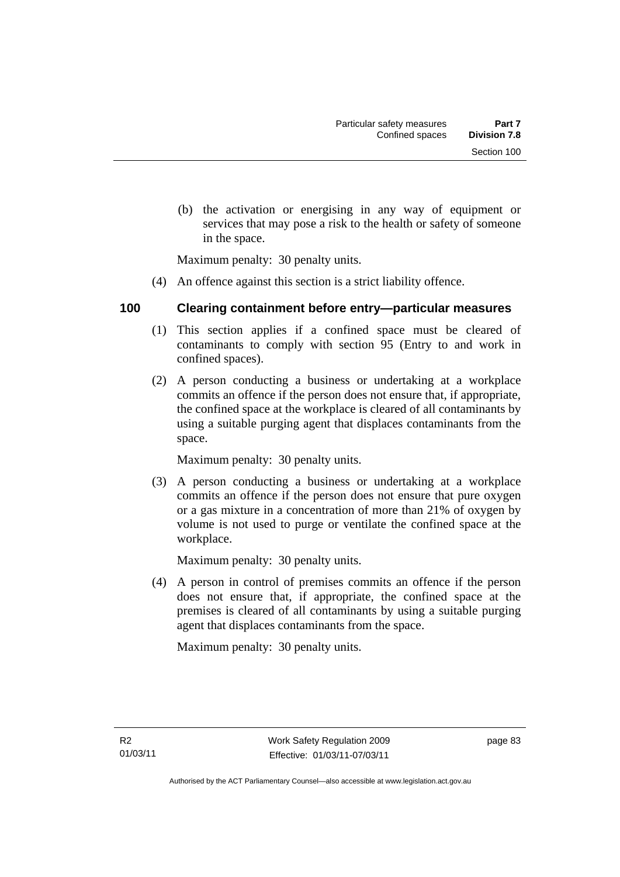(b) the activation or energising in any way of equipment or services that may pose a risk to the health or safety of someone in the space.

Maximum penalty: 30 penalty units.

(4) An offence against this section is a strict liability offence.

## 100 Clearing containment before entry—particular measures

(1) This section applies if a confined space must be cleared of contaminants to comply with section 95 (Entry to and work in confined spaces).

(2) A person conducting a business or undertaking at a workplace commits an offence if the person does not ensure that, if appropriate, the confined space at the workplace is cleared of all contaminants by using a suitable purging agent that displaces contaminants from the space.

Maximum penalty: 30 penalty units.

(3) A person conducting a business or undertaking at a workplace commits an offence if the person does not ensure that pure oxygen or a gas mixture in a concentration of more than 21% of oxygen by volume is not used to purge or ventilate the confined space at the workplace.

Maximum penalty: 30 penalty units.

(4) A person in control of premises commits an offence if the person does not ensure that, if appropriate, the confined space at the premises is cleared of all contaminants by using a suitable purging agent that displaces contaminants from the space.

Maximum penalty: 30 penalty units.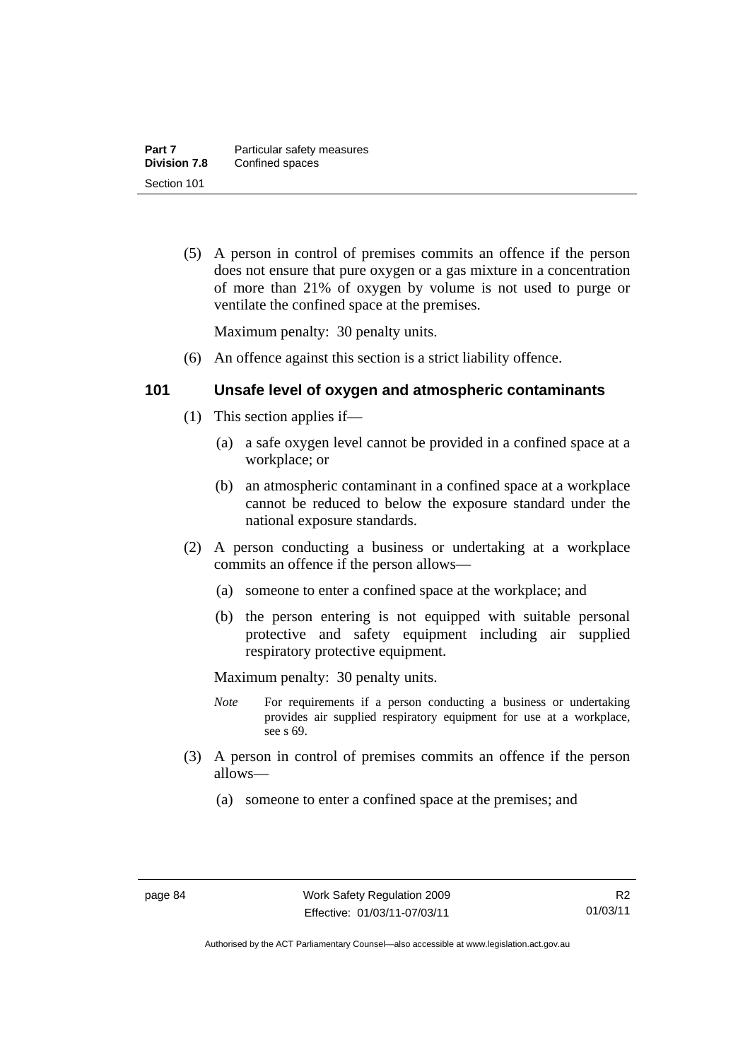(5) A person in control of premises commits an offence if the person does not ensure that pure oxygen or a gas mixture in a concentration of more than 21% of oxygen by volume is not used to purge or ventilate the confined space at the premises.

Maximum penalty: 30 penalty units.

(6) An offence against this section is a strict liability offence.

## 101 Unsafe level of oxygen and atmospheric contaminants

(1) This section applies if—

(a) a safe oxygen level cannot be provided in a confined space at a workplace; or

(b) an atmospheric contaminant in a confined space at a workplace cannot be reduced to below the exposure standard under the national exposure standards.

(2) A person conducting a business or undertaking at a workplace commits an offence if the person allows—

(a) someone to enter a confined space at the workplace; and

(b) the person entering is not equipped with suitable personal protective and safety equipment including air supplied respiratory protective equipment.

Maximum penalty: 30 penalty units.

*Note* For requirements if a person conducting a business or undertaking provides air supplied respiratory equipment for use at a workplace, see s 69.

(3) A person in control of premises commits an offence if the person allows—

(a) someone to enter a confined space at the premises; and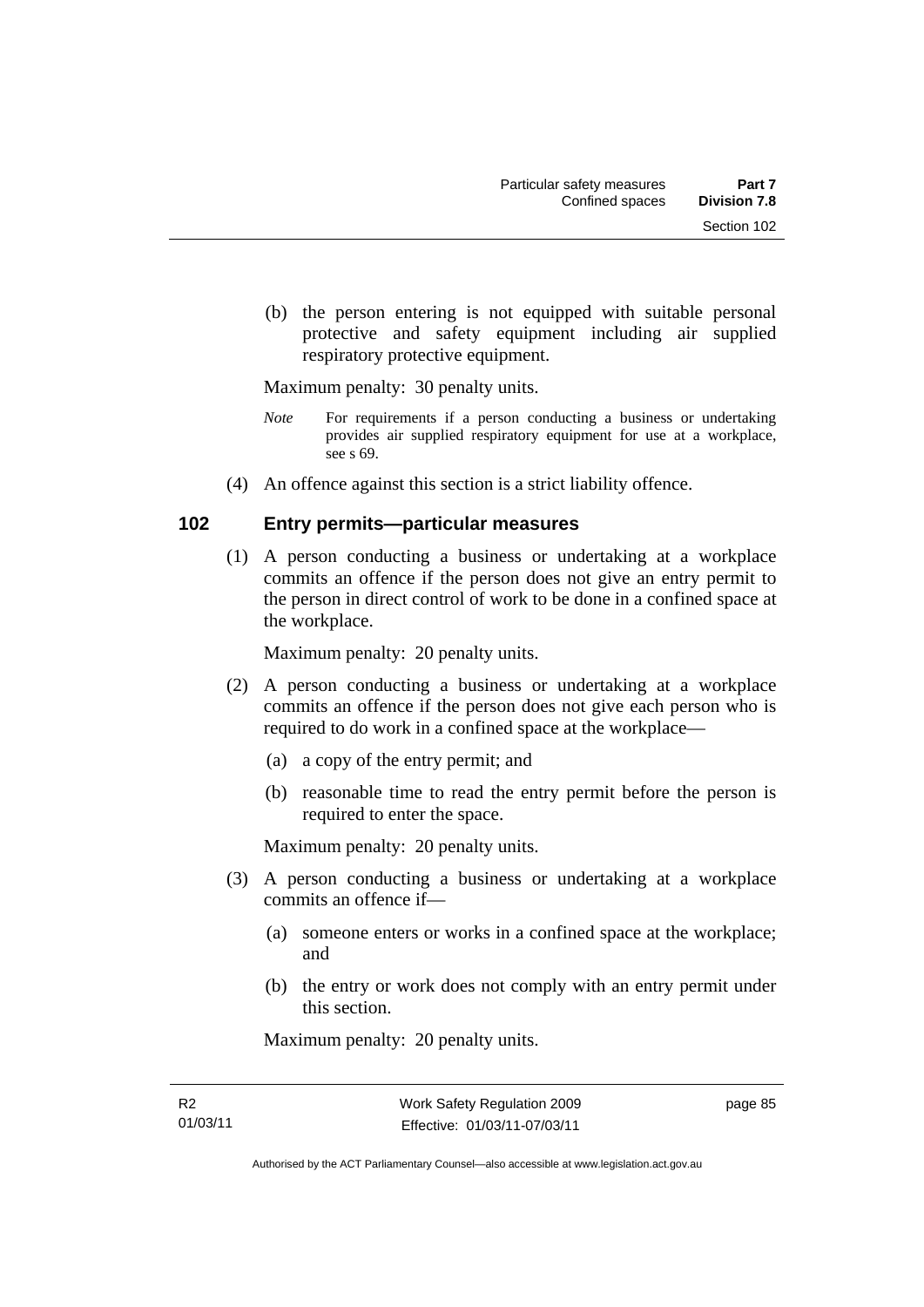(b) the person entering is not equipped with suitable personal protective and safety equipment including air supplied respiratory protective equipment.

Maximum penalty: 30 penalty units.

*Note* For requirements if a person conducting a business or undertaking provides air supplied respiratory equipment for use at a workplace, see s 69.

(4) An offence against this section is a strict liability offence.

### 102 Entry permits—particular measures

(1) A person conducting a business or undertaking at a workplace commits an offence if the person does not give an entry permit to the person in direct control of work to be done in a confined space at the workplace.

Maximum penalty: 20 penalty units.

(2) A person conducting a business or undertaking at a workplace commits an offence if the person does not give each person who is required to do work in a confined space at the workplace—

(a) a copy of the entry permit; and

(b) reasonable time to read the entry permit before the person is required to enter the space.

Maximum penalty: 20 penalty units.

(3) A person conducting a business or undertaking at a workplace commits an offence if—

(a) someone enters or works in a confined space at the workplace; and

(b) the entry or work does not comply with an entry permit under this section.

Maximum penalty: 20 penalty units.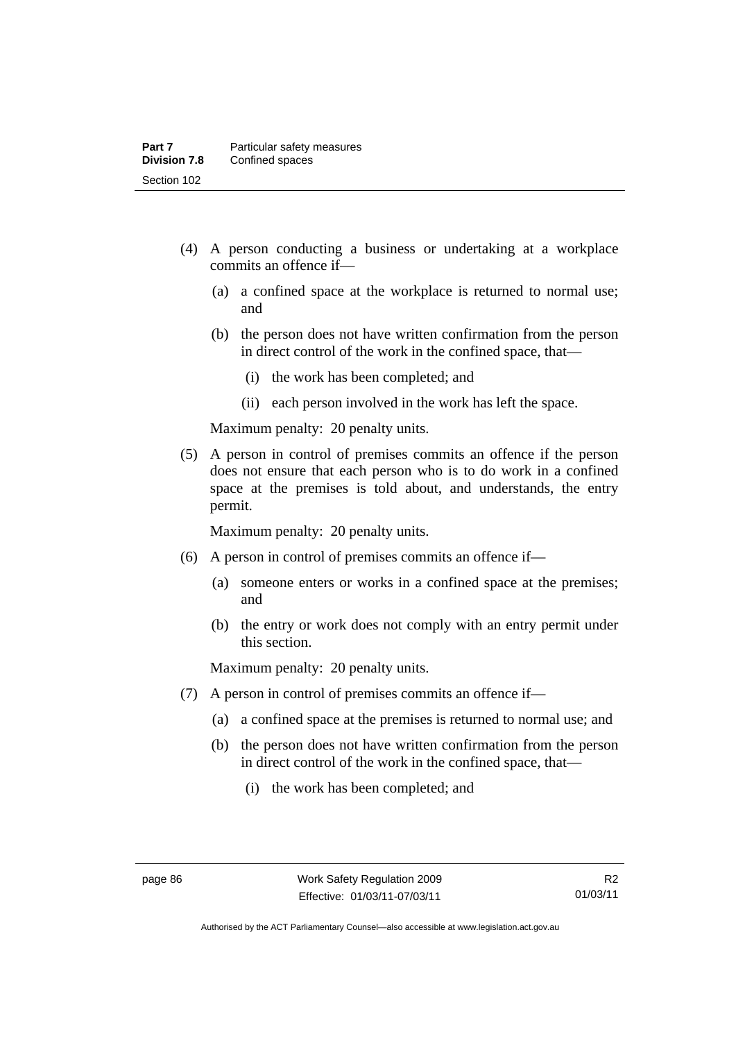(4) A person conducting a business or undertaking at a workplace commits an offence if—

(a) a confined space at the workplace is returned to normal use; and

(b) the person does not have written confirmation from the person in direct control of the work in the confined space, that—

(i) the work has been completed; and

(ii) each person involved in the work has left the space.

Maximum penalty: 20 penalty units.

(5) A person in control of premises commits an offence if the person does not ensure that each person who is to do work in a confined space at the premises is told about, and understands, the entry permit.

Maximum penalty: 20 penalty units.

(6) A person in control of premises commits an offence if—

(a) someone enters or works in a confined space at the premises; and

(b) the entry or work does not comply with an entry permit under this section.

Maximum penalty: 20 penalty units.

(7) A person in control of premises commits an offence if—

(a) a confined space at the premises is returned to normal use; and

(b) the person does not have written confirmation from the person in direct control of the work in the confined space, that—

(i) the work has been completed; and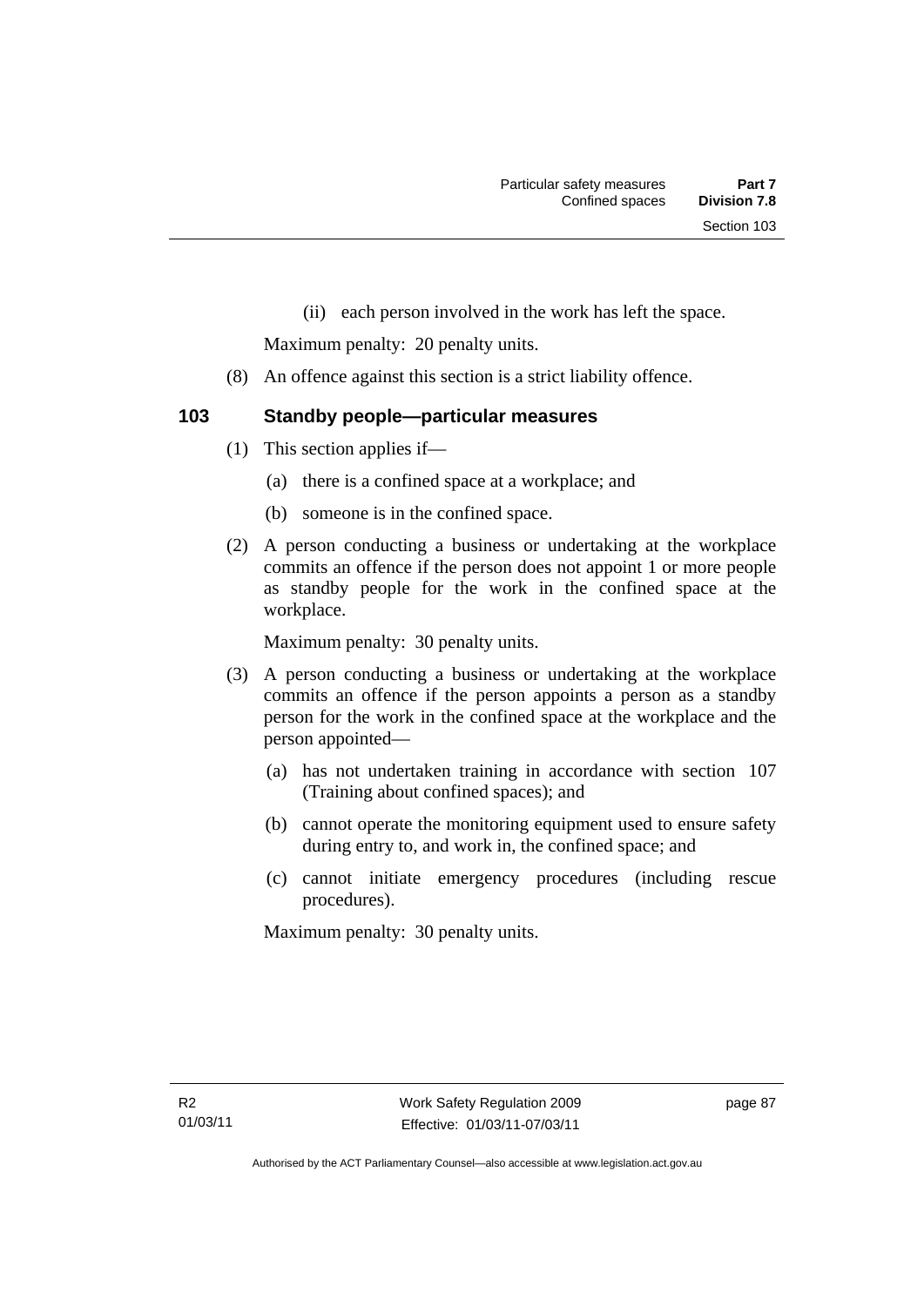(ii) each person involved in the work has left the space.

Maximum penalty: 20 penalty units.

(8) An offence against this section is a strict liability offence.

### 103 Standby people—particular measures

(1) This section applies if—

(a) there is a confined space at a workplace; and

(b) someone is in the confined space.

(2) A person conducting a business or undertaking at the workplace commits an offence if the person does not appoint 1 or more people as standby people for the work in the confined space at the workplace.

Maximum penalty: 30 penalty units.

(3) A person conducting a business or undertaking at the workplace commits an offence if the person appoints a person as a standby person for the work in the confined space at the workplace and the person appointed—

(a) has not undertaken training in accordance with section 107 (Training about confined spaces); and

(b) cannot operate the monitoring equipment used to ensure safety during entry to, and work in, the confined space; and

(c) cannot initiate emergency procedures (including rescue procedures).

Maximum penalty: 30 penalty units.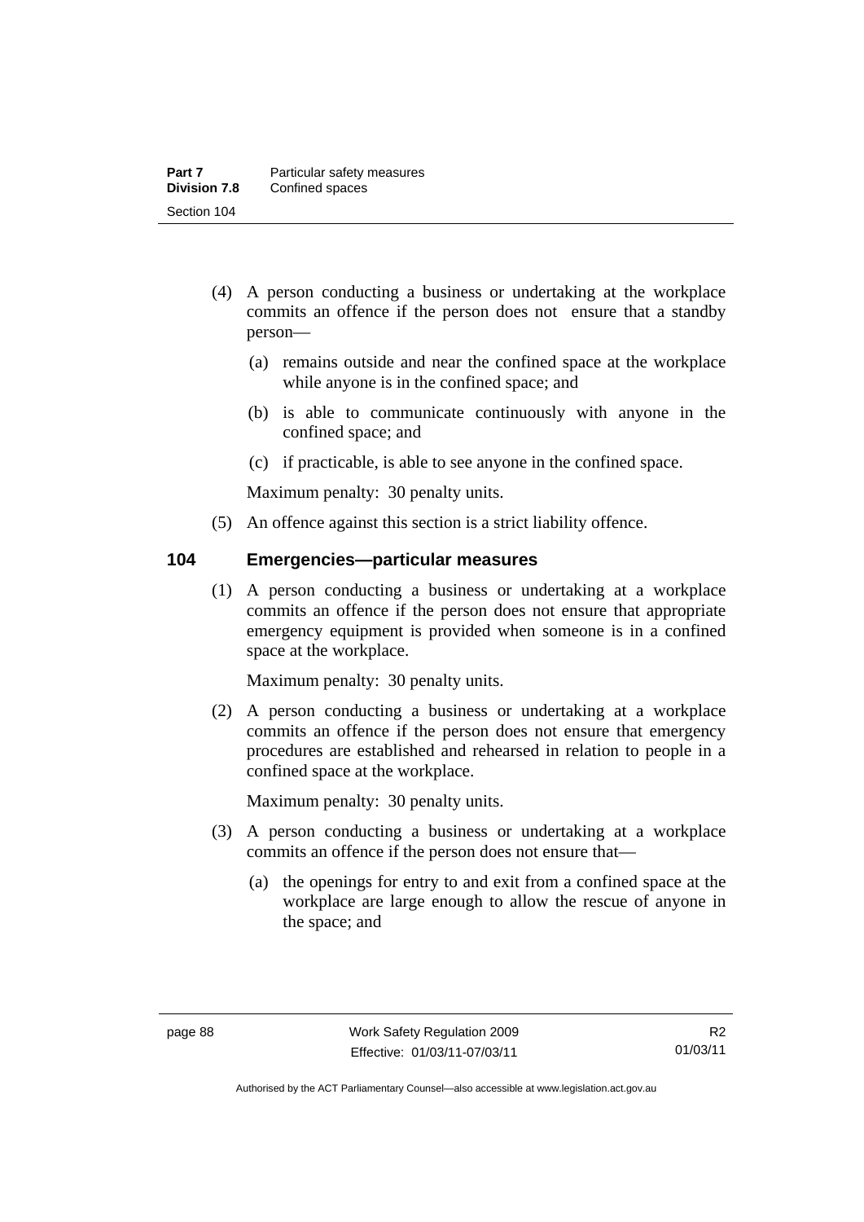(4) A person conducting a business or undertaking at the workplace commits an offence if the person does not ensure that a standby person—

(a) remains outside and near the confined space at the workplace while anyone is in the confined space; and

(b) is able to communicate continuously with anyone in the confined space; and

(c) if practicable, is able to see anyone in the confined space.

Maximum penalty: 30 penalty units.

(5) An offence against this section is a strict liability offence.

## 104 Emergencies—particular measures

(1) A person conducting a business or undertaking at a workplace commits an offence if the person does not ensure that appropriate emergency equipment is provided when someone is in a confined space at the workplace.

Maximum penalty: 30 penalty units.

(2) A person conducting a business or undertaking at a workplace commits an offence if the person does not ensure that emergency procedures are established and rehearsed in relation to people in a confined space at the workplace.

Maximum penalty: 30 penalty units.

(3) A person conducting a business or undertaking at a workplace commits an offence if the person does not ensure that—

(a) the openings for entry to and exit from a confined space at the workplace are large enough to allow the rescue of anyone in the space; and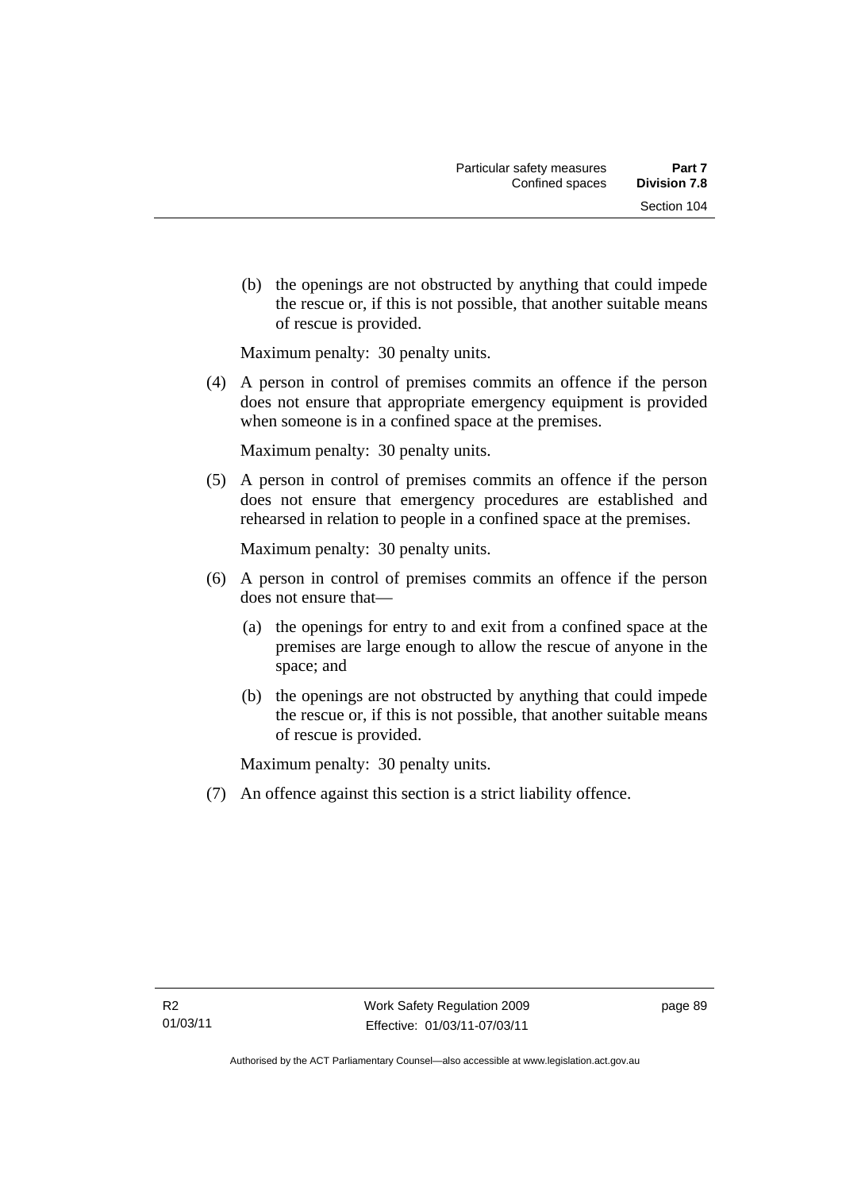(b) the openings are not obstructed by anything that could impede the rescue or, if this is not possible, that another suitable means of rescue is provided.

Maximum penalty: 30 penalty units.

(4) A person in control of premises commits an offence if the person does not ensure that appropriate emergency equipment is provided when someone is in a confined space at the premises.

Maximum penalty: 30 penalty units.

(5) A person in control of premises commits an offence if the person does not ensure that emergency procedures are established and rehearsed in relation to people in a confined space at the premises.

Maximum penalty: 30 penalty units.

(6) A person in control of premises commits an offence if the person does not ensure that—

(a) the openings for entry to and exit from a confined space at the premises are large enough to allow the rescue of anyone in the space; and

(b) the openings are not obstructed by anything that could impede the rescue or, if this is not possible, that another suitable means of rescue is provided.

Maximum penalty: 30 penalty units.

(7) An offence against this section is a strict liability offence.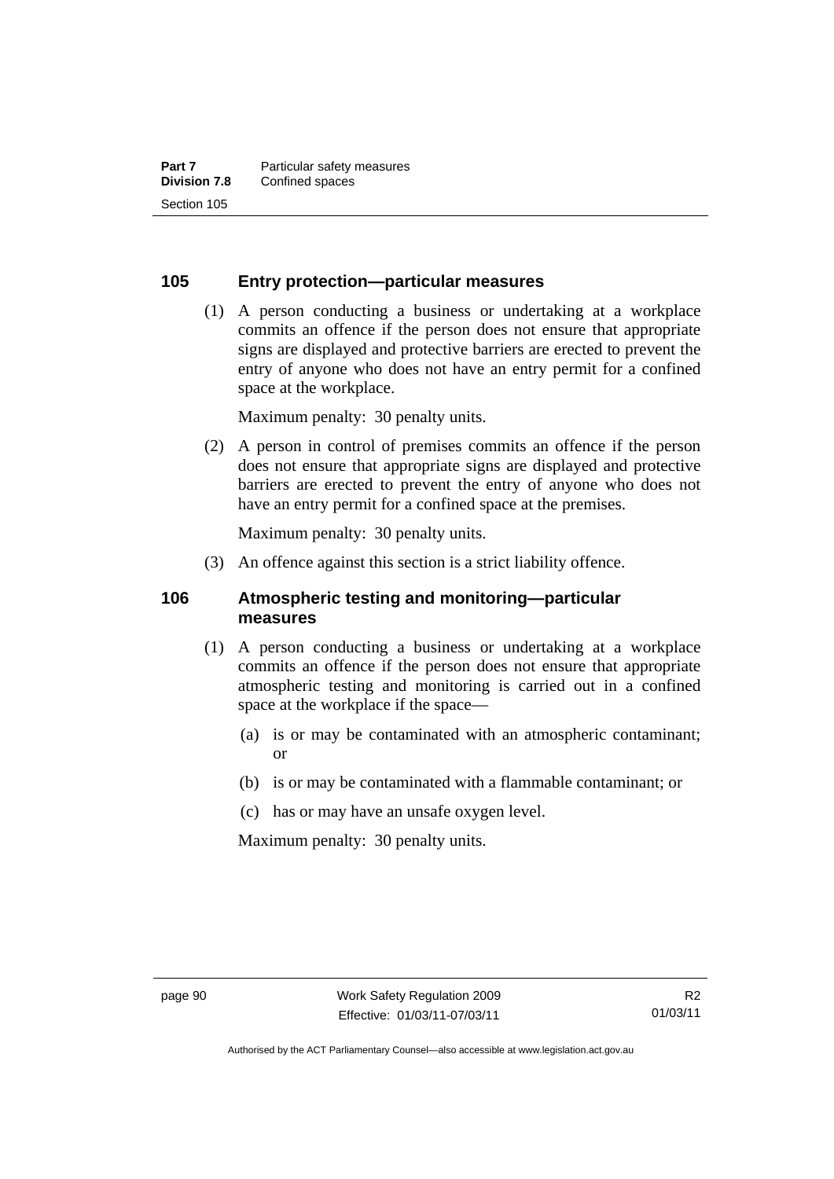## 105 Entry protection—particular measures

(1) A person conducting a business or undertaking at a workplace commits an offence if the person does not ensure that appropriate signs are displayed and protective barriers are erected to prevent the entry of anyone who does not have an entry permit for a confined space at the workplace.

Maximum penalty: 30 penalty units.

(2) A person in control of premises commits an offence if the person does not ensure that appropriate signs are displayed and protective barriers are erected to prevent the entry of anyone who does not have an entry permit for a confined space at the premises.

Maximum penalty: 30 penalty units.

(3) An offence against this section is a strict liability offence.

## 106 Atmospheric testing and monitoring—particular measures

(1) A person conducting a business or undertaking at a workplace commits an offence if the person does not ensure that appropriate atmospheric testing and monitoring is carried out in a confined space at the workplace if the space—

(a) is or may be contaminated with an atmospheric contaminant; or

(b) is or may be contaminated with a flammable contaminant; or

(c) has or may have an unsafe oxygen level.

Maximum penalty: 30 penalty units.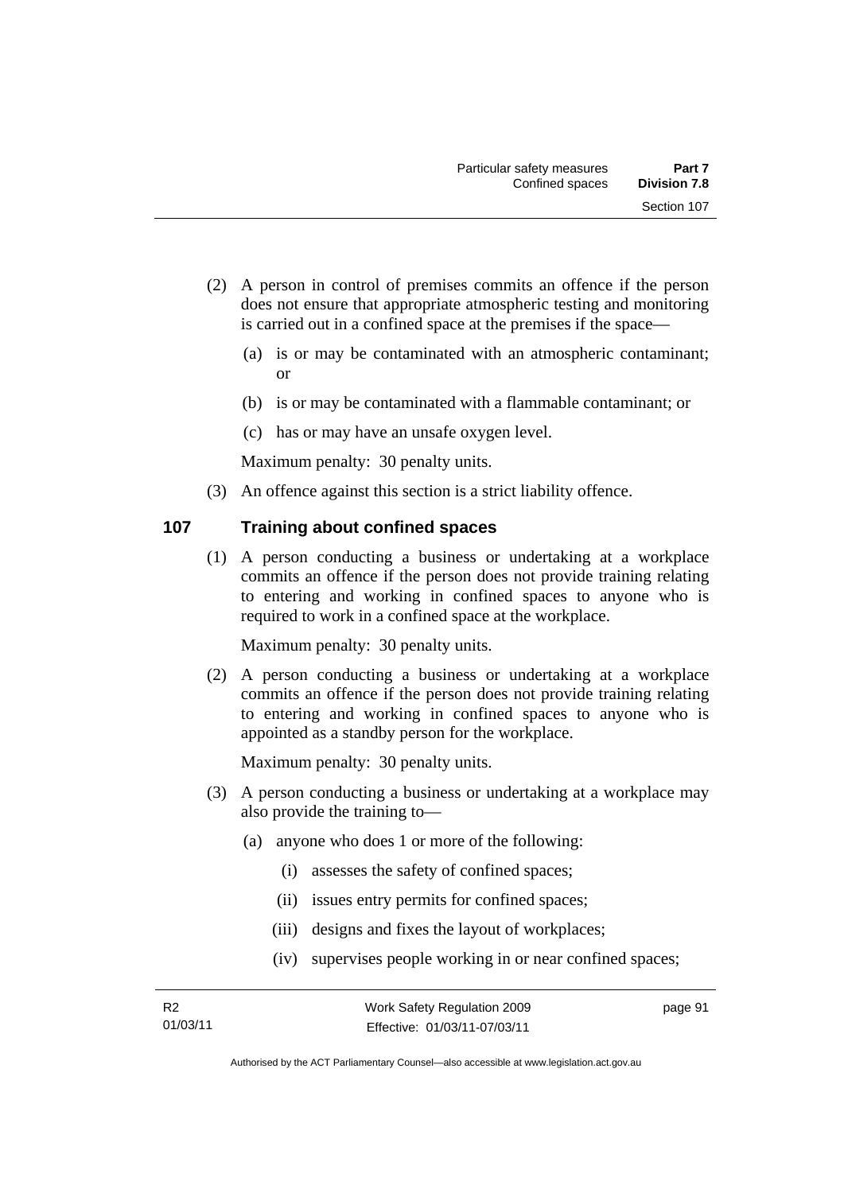(2) A person in control of premises commits an offence if the person does not ensure that appropriate atmospheric testing and monitoring is carried out in a confined space at the premises if the space—

(a) is or may be contaminated with an atmospheric contaminant; or

(b) is or may be contaminated with a flammable contaminant; or

(c) has or may have an unsafe oxygen level.

Maximum penalty: 30 penalty units.

(3) An offence against this section is a strict liability offence.

## 107 Training about confined spaces

(1) A person conducting a business or undertaking at a workplace commits an offence if the person does not provide training relating to entering and working in confined spaces to anyone who is required to work in a confined space at the workplace.

Maximum penalty: 30 penalty units.

(2) A person conducting a business or undertaking at a workplace commits an offence if the person does not provide training relating to entering and working in confined spaces to anyone who is appointed as a standby person for the workplace.

Maximum penalty: 30 penalty units.

(3) A person conducting a business or undertaking at a workplace may also provide the training to—

(a) anyone who does 1 or more of the following:

(i) assesses the safety of confined spaces;

(ii) issues entry permits for confined spaces;

(iii) designs and fixes the layout of workplaces;

(iv) supervises people working in or near confined spaces;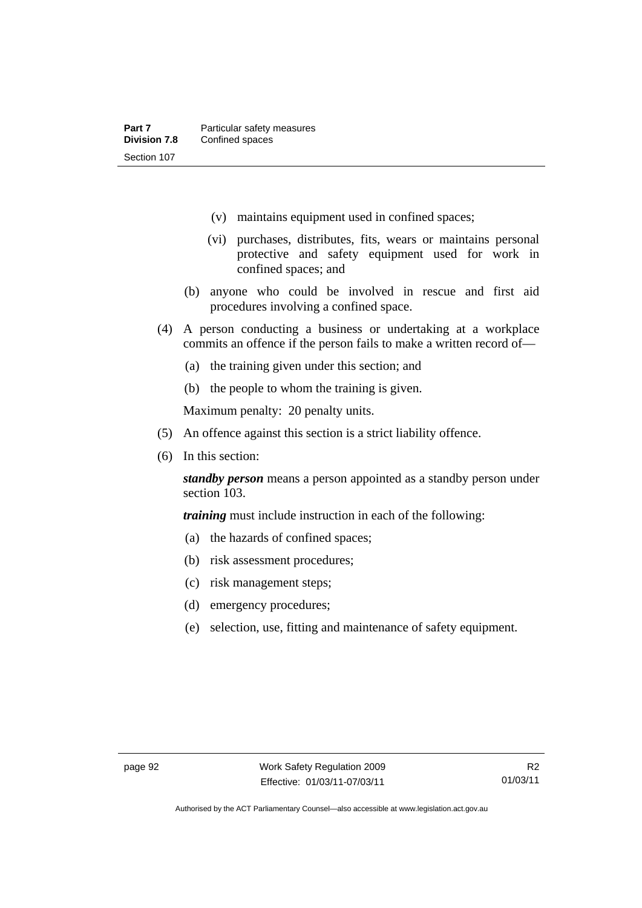(v) maintains equipment used in confined spaces;

(vi) purchases, distributes, fits, wears or maintains personal protective and safety equipment used for work in confined spaces; and

(b) anyone who could be involved in rescue and first aid procedures involving a confined space.

(4) A person conducting a business or undertaking at a workplace commits an offence if the person fails to make a written record of—

(a) the training given under this section; and

(b) the people to whom the training is given.

Maximum penalty: 20 penalty units.

(5) An offence against this section is a strict liability offence.

(6) In this section:

***standby person*** means a person appointed as a standby person under section 103.

***training*** must include instruction in each of the following:

(a) the hazards of confined spaces;

(b) risk assessment procedures;

(c) risk management steps;

(d) emergency procedures;

(e) selection, use, fitting and maintenance of safety equipment.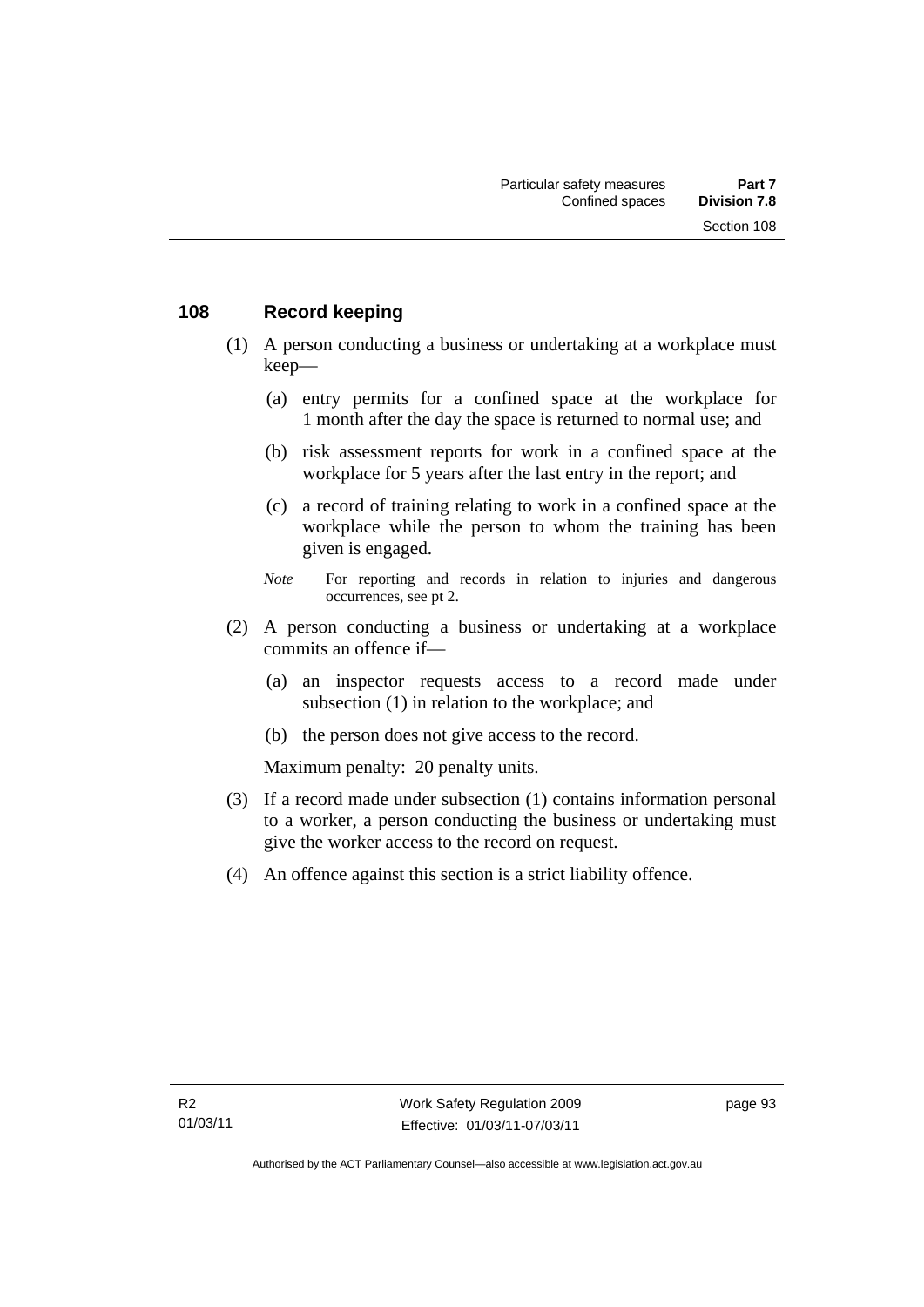## 108 Record keeping

(1) A person conducting a business or undertaking at a workplace must keep—

(a) entry permits for a confined space at the workplace for 1 month after the day the space is returned to normal use; and

(b) risk assessment reports for work in a confined space at the workplace for 5 years after the last entry in the report; and

(c) a record of training relating to work in a confined space at the workplace while the person to whom the training has been given is engaged.

*Note* For reporting and records in relation to injuries and dangerous occurrences, see pt 2.

(2) A person conducting a business or undertaking at a workplace commits an offence if—

(a) an inspector requests access to a record made under subsection (1) in relation to the workplace; and

(b) the person does not give access to the record.

Maximum penalty: 20 penalty units.

(3) If a record made under subsection (1) contains information personal to a worker, a person conducting the business or undertaking must give the worker access to the record on request.

(4) An offence against this section is a strict liability offence.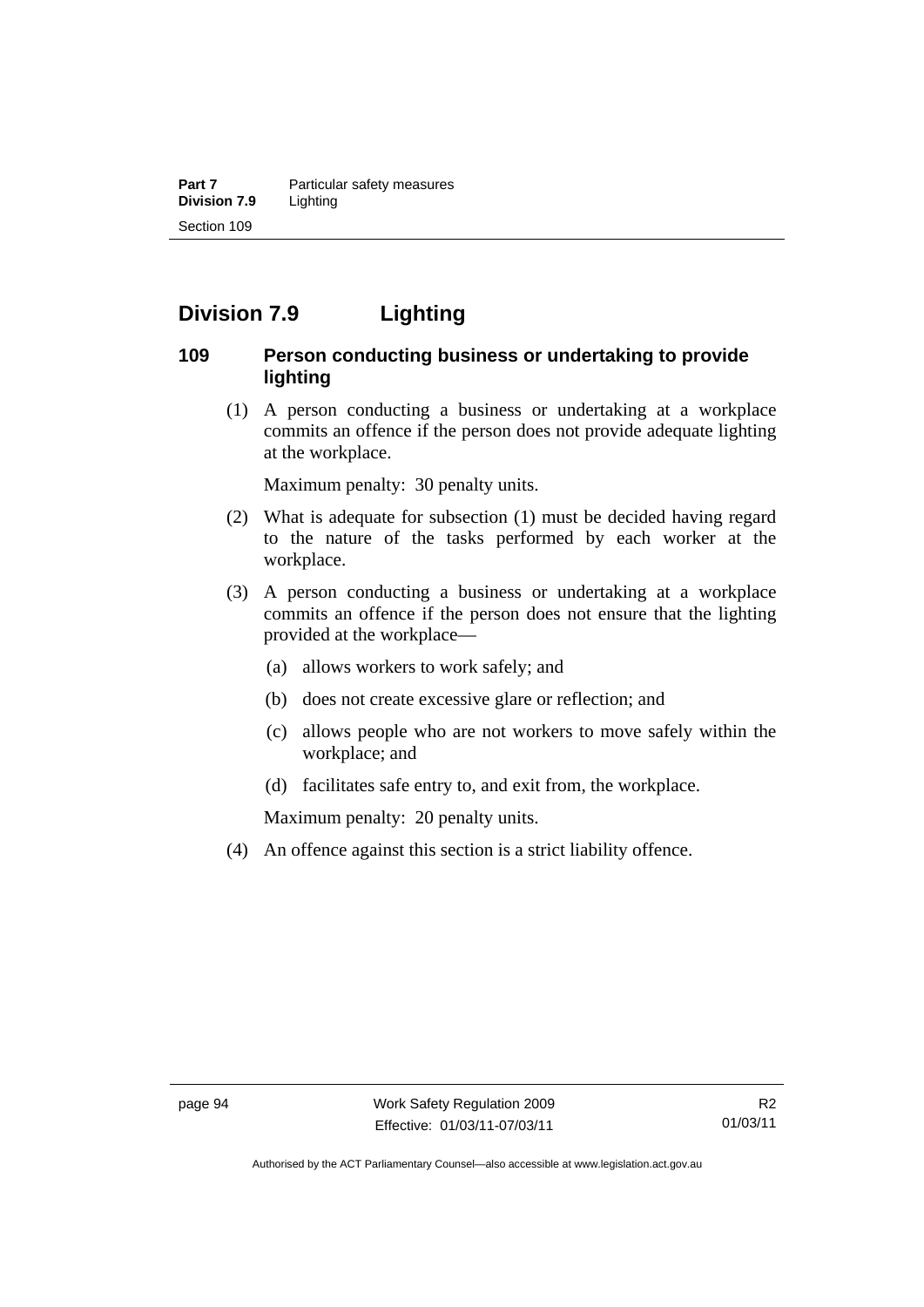## Division 7.9 Lighting

### 109 Person conducting business or undertaking to provide lighting

(1) A person conducting a business or undertaking at a workplace commits an offence if the person does not provide adequate lighting at the workplace.

Maximum penalty: 30 penalty units.

(2) What is adequate for subsection (1) must be decided having regard to the nature of the tasks performed by each worker at the workplace.

(3) A person conducting a business or undertaking at a workplace commits an offence if the person does not ensure that the lighting provided at the workplace—

(a) allows workers to work safely; and

(b) does not create excessive glare or reflection; and

(c) allows people who are not workers to move safely within the workplace; and

(d) facilitates safe entry to, and exit from, the workplace.

Maximum penalty: 20 penalty units.

(4) An offence against this section is a strict liability offence.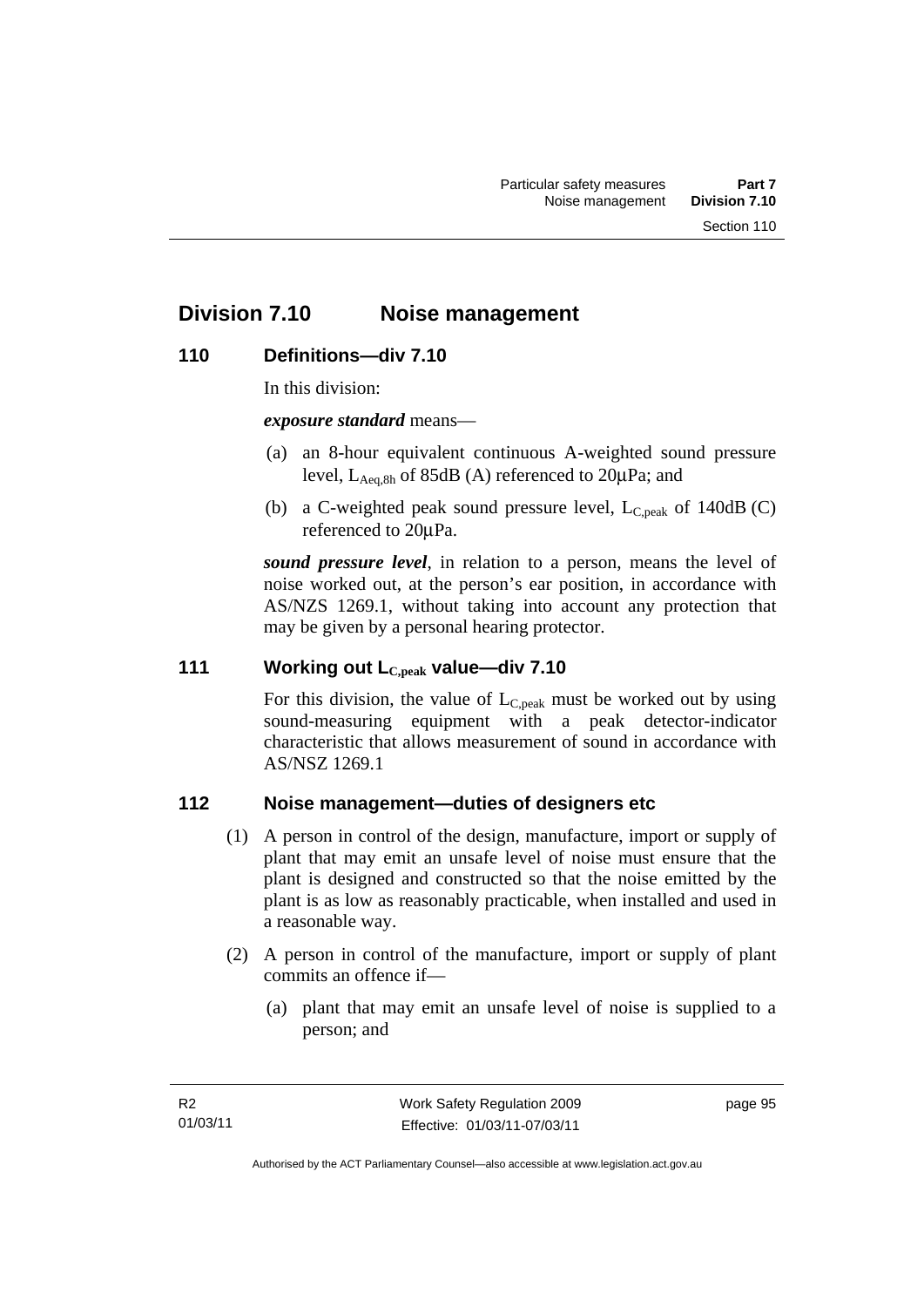## Division 7.10 Noise management

### 110 Definitions—div 7.10

In this division:

***exposure standard*** means—

(a) an 8-hour equivalent continuous A-weighted sound pressure level, $L_{Aeq,8h}$ of 85dB (A) referenced to 20µPa; and

(b) a C-weighted peak sound pressure level, $L_{C,peak}$ of 140dB (C) referenced to 20µPa.

***sound pressure level***, in relation to a person, means the level of noise worked out, at the person's ear position, in accordance with AS/NZS 1269.1, without taking into account any protection that may be given by a personal hearing protector.

### 111 Working out $L_{C,peak}$ value—div 7.10

For this division, the value of $L_{C,peak}$ must be worked out by using sound-measuring equipment with a peak detector-indicator characteristic that allows measurement of sound in accordance with AS/NSZ 1269.1

### 112 Noise management—duties of designers etc

(1) A person in control of the design, manufacture, import or supply of plant that may emit an unsafe level of noise must ensure that the plant is designed and constructed so that the noise emitted by the plant is as low as reasonably practicable, when installed and used in a reasonable way.

(2) A person in control of the manufacture, import or supply of plant commits an offence if—

(a) plant that may emit an unsafe level of noise is supplied to a person; and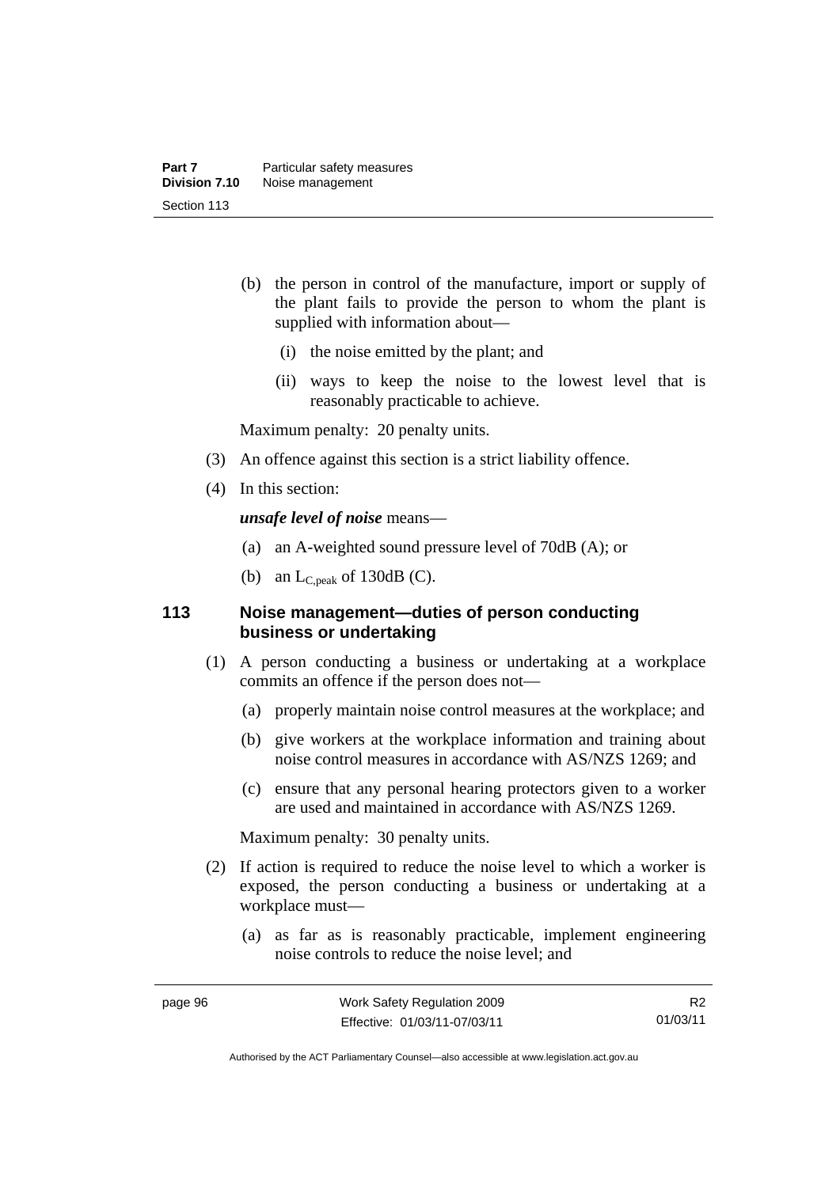(b) the person in control of the manufacture, import or supply of the plant fails to provide the person to whom the plant is supplied with information about—

(i) the noise emitted by the plant; and

(ii) ways to keep the noise to the lowest level that is reasonably practicable to achieve.

Maximum penalty: 20 penalty units.

(3) An offence against this section is a strict liability offence.

(4) In this section:

***unsafe level of noise*** means—

(a) an A-weighted sound pressure level of 70dB (A); or

(b) an $L_{C,peak}$ of 130dB (C).

## 113 Noise management—duties of person conducting business or undertaking

(1) A person conducting a business or undertaking at a workplace commits an offence if the person does not—

(a) properly maintain noise control measures at the workplace; and

(b) give workers at the workplace information and training about noise control measures in accordance with AS/NZS 1269; and

(c) ensure that any personal hearing protectors given to a worker are used and maintained in accordance with AS/NZS 1269.

Maximum penalty: 30 penalty units.

(2) If action is required to reduce the noise level to which a worker is exposed, the person conducting a business or undertaking at a workplace must—

(a) as far as is reasonably practicable, implement engineering noise controls to reduce the noise level; and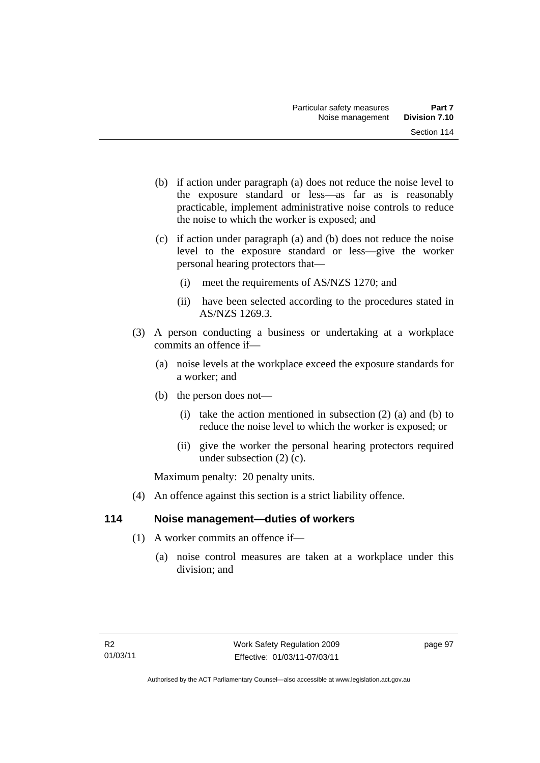(b) if action under paragraph (a) does not reduce the noise level to the exposure standard or less—as far as is reasonably practicable, implement administrative noise controls to reduce the noise to which the worker is exposed; and

(c) if action under paragraph (a) and (b) does not reduce the noise level to the exposure standard or less—give the worker personal hearing protectors that—

(i) meet the requirements of AS/NZS 1270; and

(ii) have been selected according to the procedures stated in AS/NZS 1269.3.

(3) A person conducting a business or undertaking at a workplace commits an offence if—

(a) noise levels at the workplace exceed the exposure standards for a worker; and

(b) the person does not—

(i) take the action mentioned in subsection (2) (a) and (b) to reduce the noise level to which the worker is exposed; or

(ii) give the worker the personal hearing protectors required under subsection (2) (c).

Maximum penalty: 20 penalty units.

(4) An offence against this section is a strict liability offence.

### 114 Noise management—duties of workers

(1) A worker commits an offence if—

(a) noise control measures are taken at a workplace under this division; and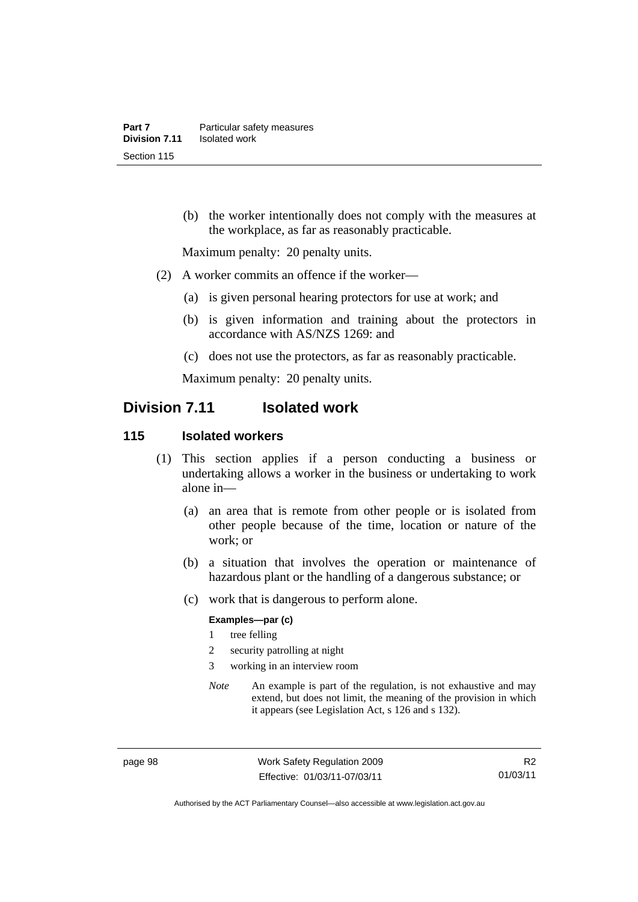(b) the worker intentionally does not comply with the measures at the workplace, as far as reasonably practicable.

Maximum penalty: 20 penalty units.

(2) A worker commits an offence if the worker—

(a) is given personal hearing protectors for use at work; and

(b) is given information and training about the protectors in accordance with AS/NZS 1269: and

(c) does not use the protectors, as far as reasonably practicable.

Maximum penalty: 20 penalty units.

## Division 7.11 Isolated work

### 115 Isolated workers

(1) This section applies if a person conducting a business or undertaking allows a worker in the business or undertaking to work alone in—

(a) an area that is remote from other people or is isolated from other people because of the time, location or nature of the work; or

(b) a situation that involves the operation or maintenance of hazardous plant or the handling of a dangerous substance; or

(c) work that is dangerous to perform alone.

**Examples—par (c)**

1 tree felling

2 security patrolling at night

3 working in an interview room

*Note* An example is part of the regulation, is not exhaustive and may extend, but does not limit, the meaning of the provision in which it appears (see Legislation Act, s 126 and s 132).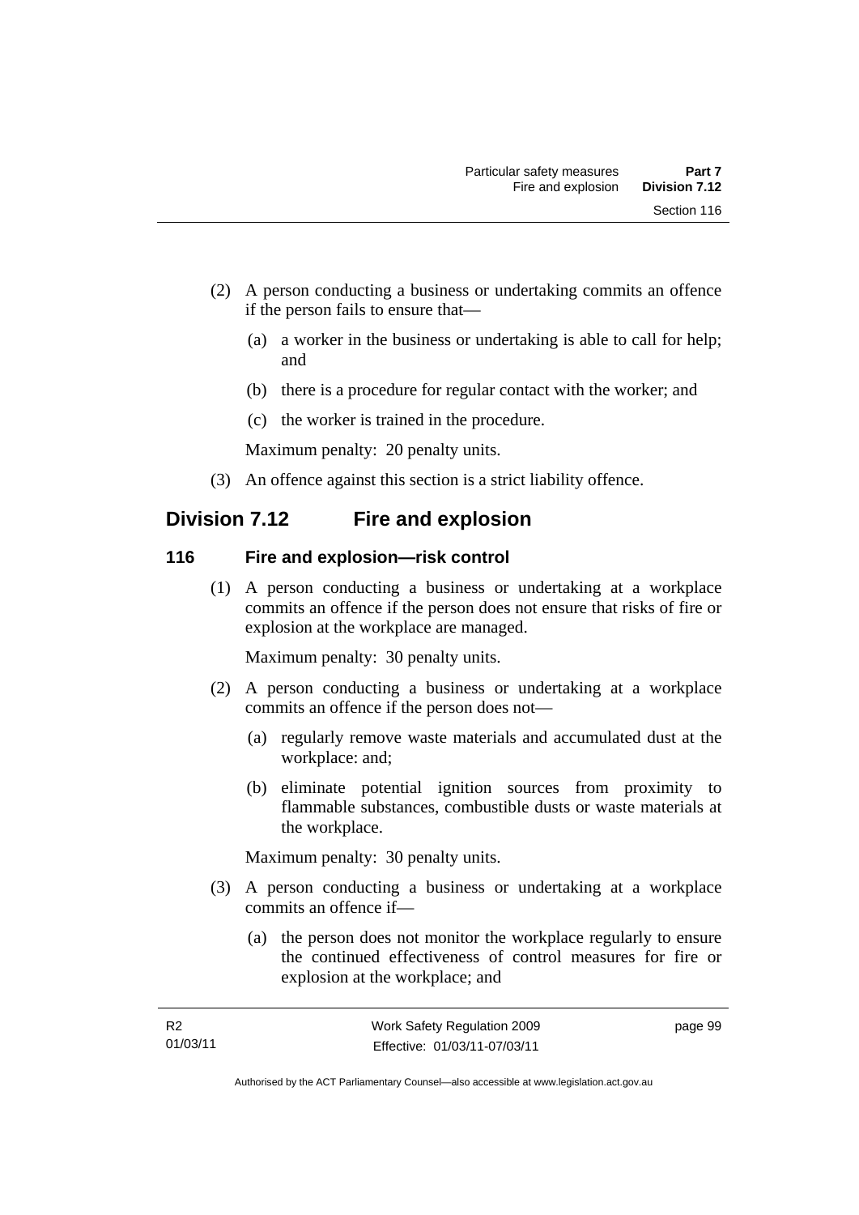(2) A person conducting a business or undertaking commits an offence if the person fails to ensure that—

   (a) a worker in the business or undertaking is able to call for help; and

   (b) there is a procedure for regular contact with the worker; and

   (c) the worker is trained in the procedure.

   Maximum penalty: 20 penalty units.

(3) An offence against this section is a strict liability offence.

## Division 7.12 Fire and explosion

### 116 Fire and explosion—risk control

(1) A person conducting a business or undertaking at a workplace commits an offence if the person does not ensure that risks of fire or explosion at the workplace are managed.

   Maximum penalty: 30 penalty units.

(2) A person conducting a business or undertaking at a workplace commits an offence if the person does not—

   (a) regularly remove waste materials and accumulated dust at the workplace: and;

   (b) eliminate potential ignition sources from proximity to flammable substances, combustible dusts or waste materials at the workplace.

   Maximum penalty: 30 penalty units.

(3) A person conducting a business or undertaking at a workplace commits an offence if—

   (a) the person does not monitor the workplace regularly to ensure the continued effectiveness of control measures for fire or explosion at the workplace; and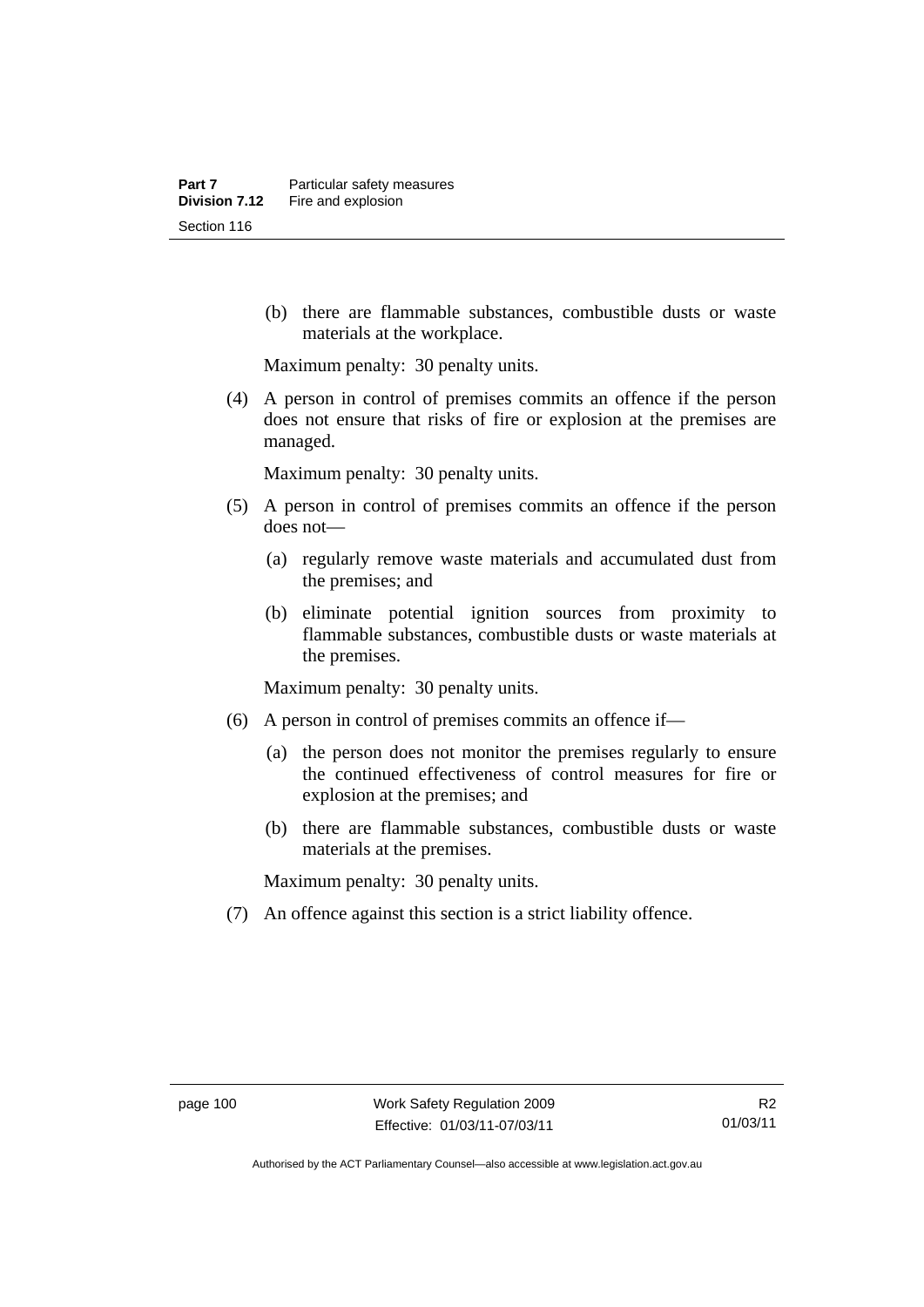(b) there are flammable substances, combustible dusts or waste materials at the workplace.

Maximum penalty: 30 penalty units.

(4) A person in control of premises commits an offence if the person does not ensure that risks of fire or explosion at the premises are managed.

Maximum penalty: 30 penalty units.

(5) A person in control of premises commits an offence if the person does not—

(a) regularly remove waste materials and accumulated dust from the premises; and

(b) eliminate potential ignition sources from proximity to flammable substances, combustible dusts or waste materials at the premises.

Maximum penalty: 30 penalty units.

(6) A person in control of premises commits an offence if—

(a) the person does not monitor the premises regularly to ensure the continued effectiveness of control measures for fire or explosion at the premises; and

(b) there are flammable substances, combustible dusts or waste materials at the premises.

Maximum penalty: 30 penalty units.

(7) An offence against this section is a strict liability offence.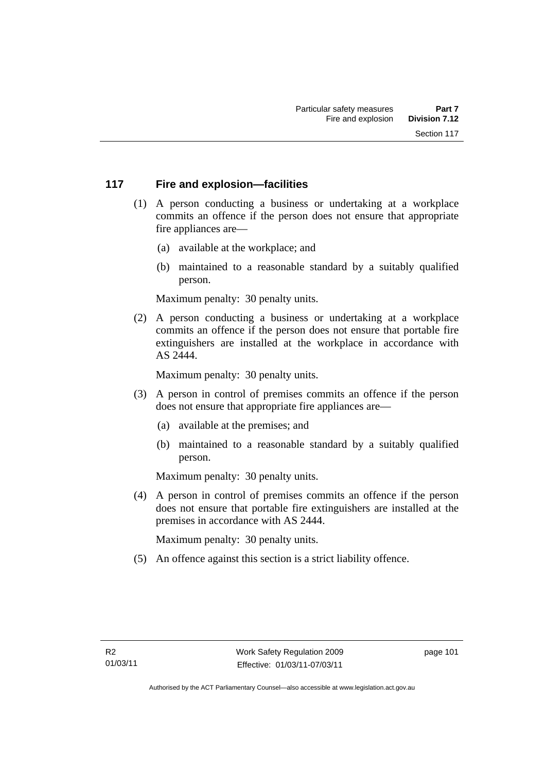## 117 Fire and explosion—facilities

(1) A person conducting a business or undertaking at a workplace commits an offence if the person does not ensure that appropriate fire appliances are—

- (a) available at the workplace; and
- (b) maintained to a reasonable standard by a suitably qualified person.

Maximum penalty: 30 penalty units.

(2) A person conducting a business or undertaking at a workplace commits an offence if the person does not ensure that portable fire extinguishers are installed at the workplace in accordance with AS 2444.

Maximum penalty: 30 penalty units.

(3) A person in control of premises commits an offence if the person does not ensure that appropriate fire appliances are—

- (a) available at the premises; and
- (b) maintained to a reasonable standard by a suitably qualified person.

Maximum penalty: 30 penalty units.

(4) A person in control of premises commits an offence if the person does not ensure that portable fire extinguishers are installed at the premises in accordance with AS 2444.

Maximum penalty: 30 penalty units.

(5) An offence against this section is a strict liability offence.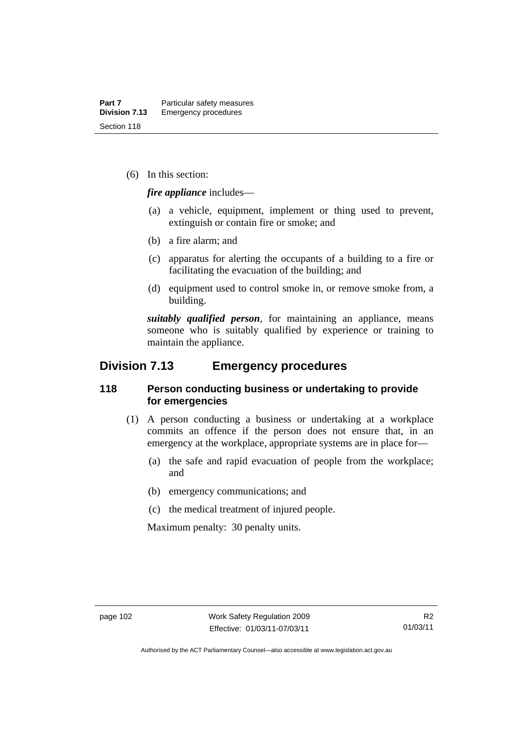(6) In this section:

***fire appliance*** includes—

(a) a vehicle, equipment, implement or thing used to prevent, extinguish or contain fire or smoke; and

(b) a fire alarm; and

(c) apparatus for alerting the occupants of a building to a fire or facilitating the evacuation of the building; and

(d) equipment used to control smoke in, or remove smoke from, a building.

***suitably qualified person***, for maintaining an appliance, means someone who is suitably qualified by experience or training to maintain the appliance.

## Division 7.13 Emergency procedures

### 118 Person conducting business or undertaking to provide for emergencies

(1) A person conducting a business or undertaking at a workplace commits an offence if the person does not ensure that, in an emergency at the workplace, appropriate systems are in place for—

(a) the safe and rapid evacuation of people from the workplace; and

(b) emergency communications; and

(c) the medical treatment of injured people.

Maximum penalty: 30 penalty units.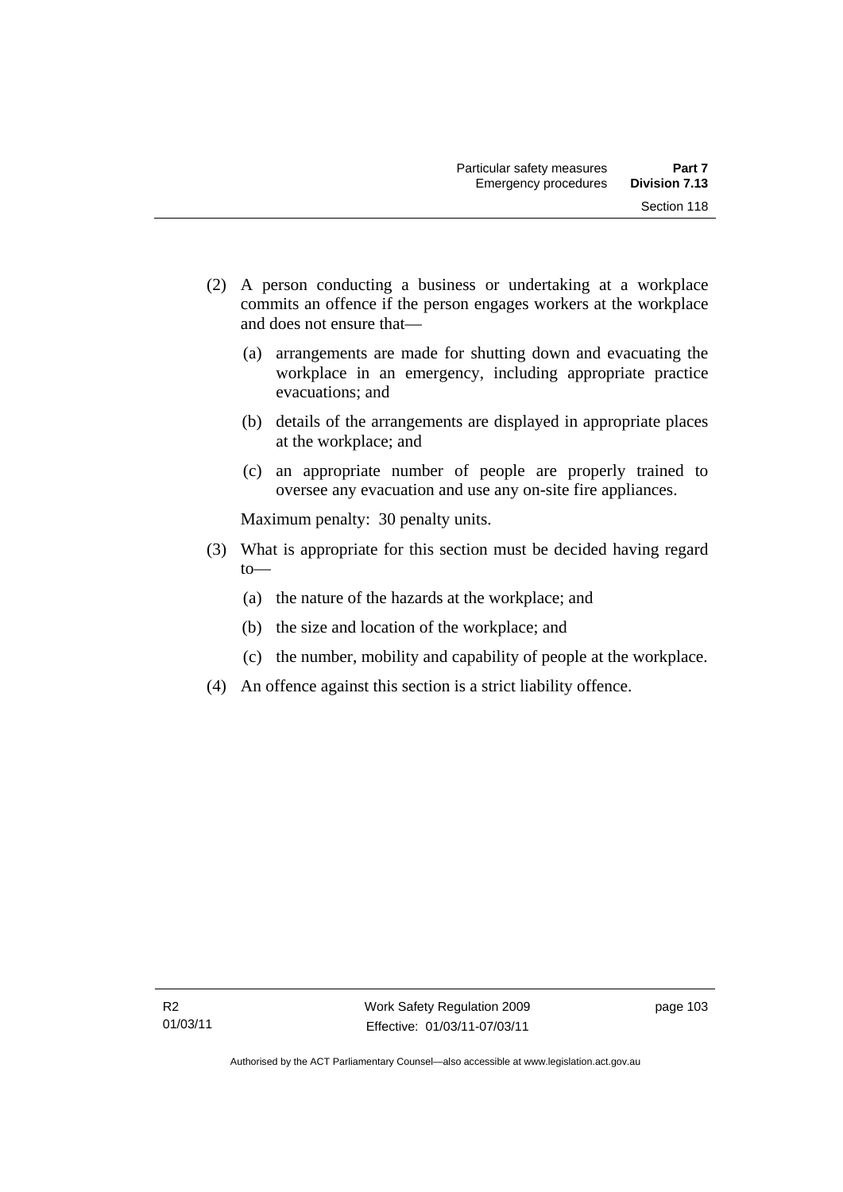(2) A person conducting a business or undertaking at a workplace commits an offence if the person engages workers at the workplace and does not ensure that—

  (a) arrangements are made for shutting down and evacuating the workplace in an emergency, including appropriate practice evacuations; and

  (b) details of the arrangements are displayed in appropriate places at the workplace; and

  (c) an appropriate number of people are properly trained to oversee any evacuation and use any on-site fire appliances.

  Maximum penalty: 30 penalty units.

(3) What is appropriate for this section must be decided having regard to—

  (a) the nature of the hazards at the workplace; and

  (b) the size and location of the workplace; and

  (c) the number, mobility and capability of people at the workplace.

(4) An offence against this section is a strict liability offence.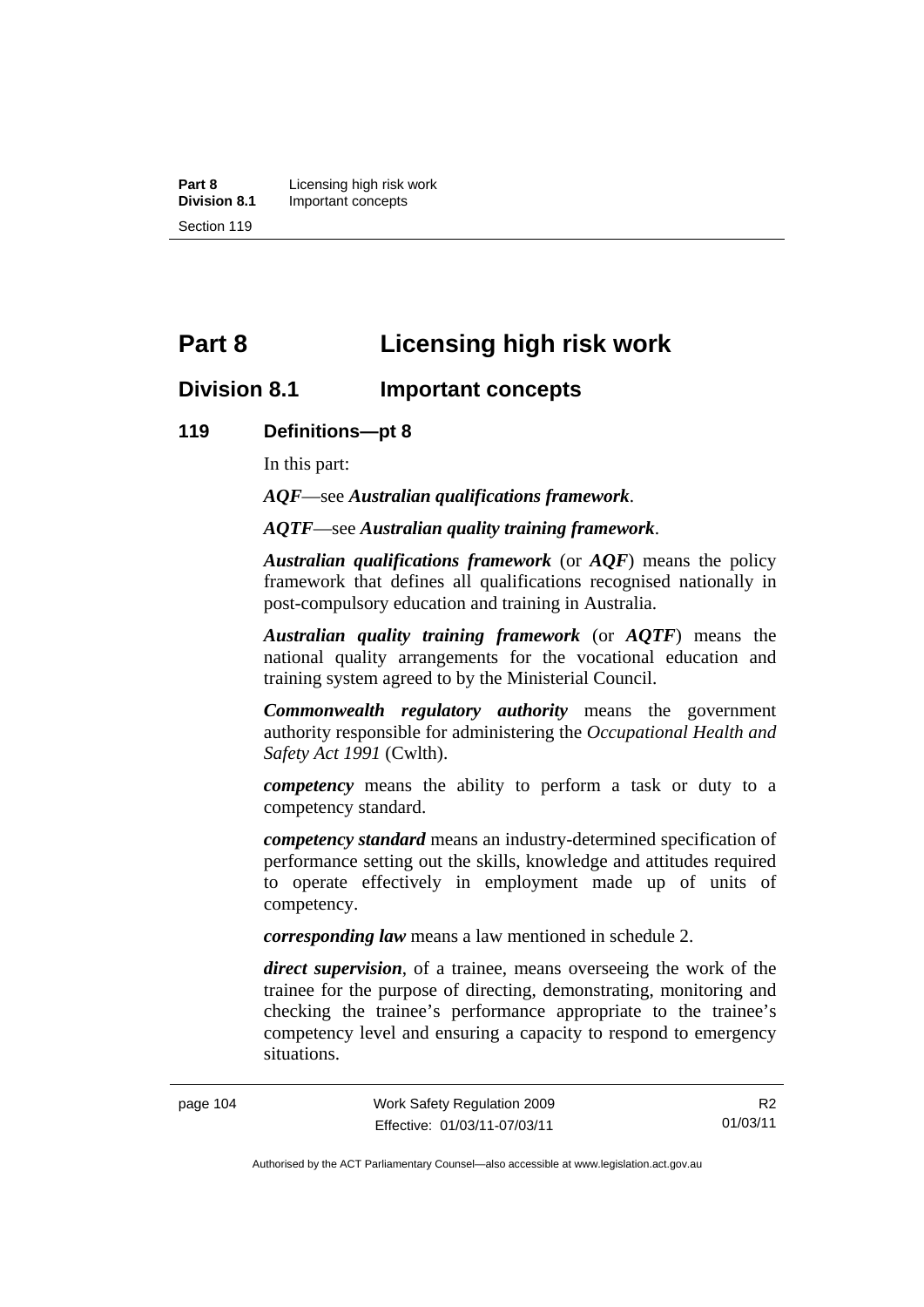# Part 8 Licensing high risk work

## Division 8.1 Important concepts

### 119 Definitions—pt 8

In this part:

***AQF***—see ***Australian qualifications framework***.

***AQTF***—see ***Australian quality training framework***.

***Australian qualifications framework*** (or ***AQF***) means the policy framework that defines all qualifications recognised nationally in post-compulsory education and training in Australia.

***Australian quality training framework*** (or ***AQTF***) means the national quality arrangements for the vocational education and training system agreed to by the Ministerial Council.

***Commonwealth regulatory authority*** means the government authority responsible for administering the *Occupational Health and Safety Act 1991* (Cwlth).

***competency*** means the ability to perform a task or duty to a competency standard.

***competency standard*** means an industry-determined specification of performance setting out the skills, knowledge and attitudes required to operate effectively in employment made up of units of competency.

***corresponding law*** means a law mentioned in schedule 2.

***direct supervision***, of a trainee, means overseeing the work of the trainee for the purpose of directing, demonstrating, monitoring and checking the trainee's performance appropriate to the trainee's competency level and ensuring a capacity to respond to emergency situations.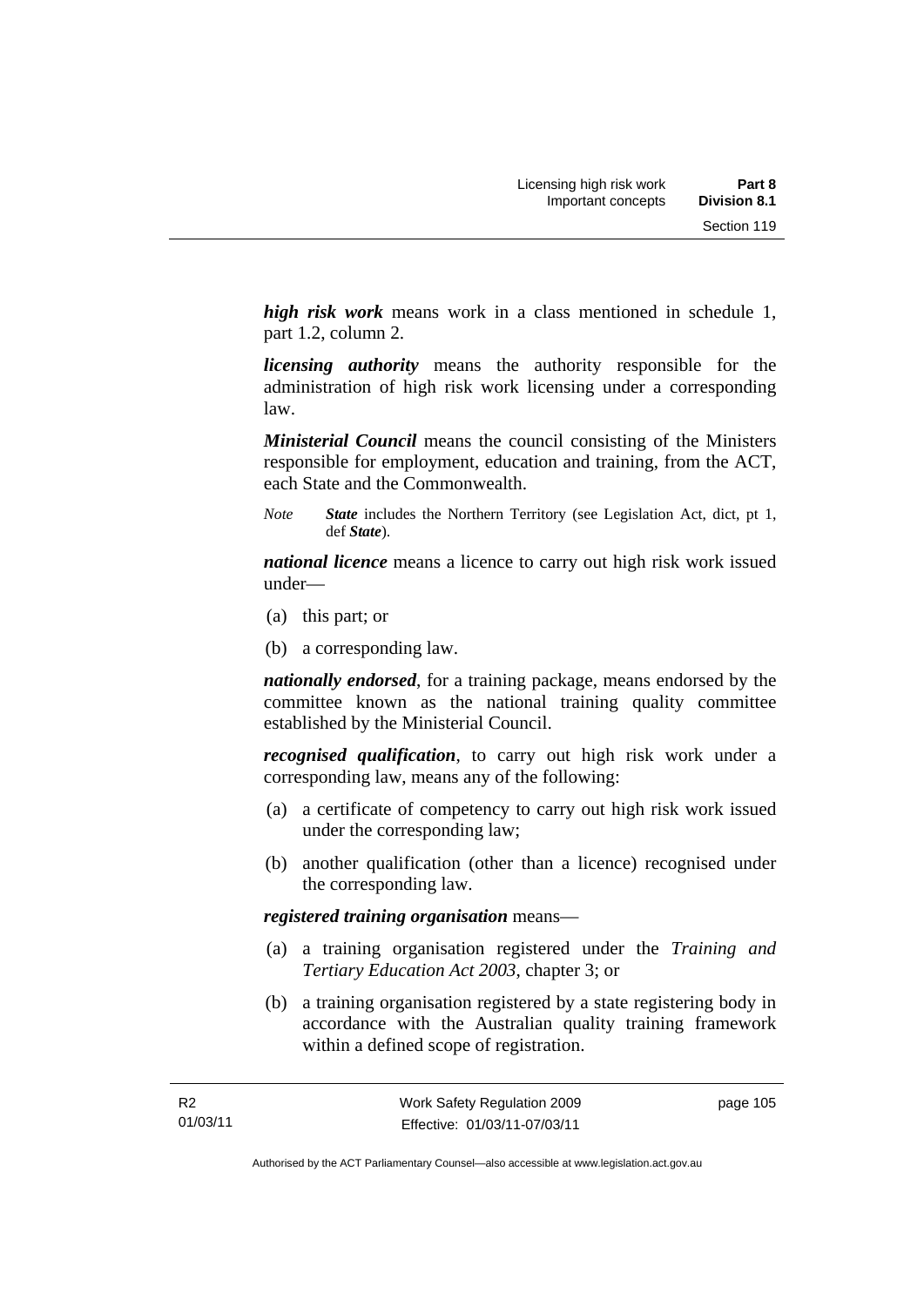***high risk work*** means work in a class mentioned in schedule 1, part 1.2, column 2.

***licensing authority*** means the authority responsible for the administration of high risk work licensing under a corresponding law.

***Ministerial Council*** means the council consisting of the Ministers responsible for employment, education and training, from the ACT, each State and the Commonwealth.

*Note* ***State*** includes the Northern Territory (see Legislation Act, dict, pt 1, def ***State***).

***national licence*** means a licence to carry out high risk work issued under—

(a) this part; or

(b) a corresponding law.

***nationally endorsed***, for a training package, means endorsed by the committee known as the national training quality committee established by the Ministerial Council.

***recognised qualification***, to carry out high risk work under a corresponding law, means any of the following:

(a) a certificate of competency to carry out high risk work issued under the corresponding law;

(b) another qualification (other than a licence) recognised under the corresponding law.

***registered training organisation*** means—

(a) a training organisation registered under the *Training and Tertiary Education Act 2003*, chapter 3; or

(b) a training organisation registered by a state registering body in accordance with the Australian quality training framework within a defined scope of registration.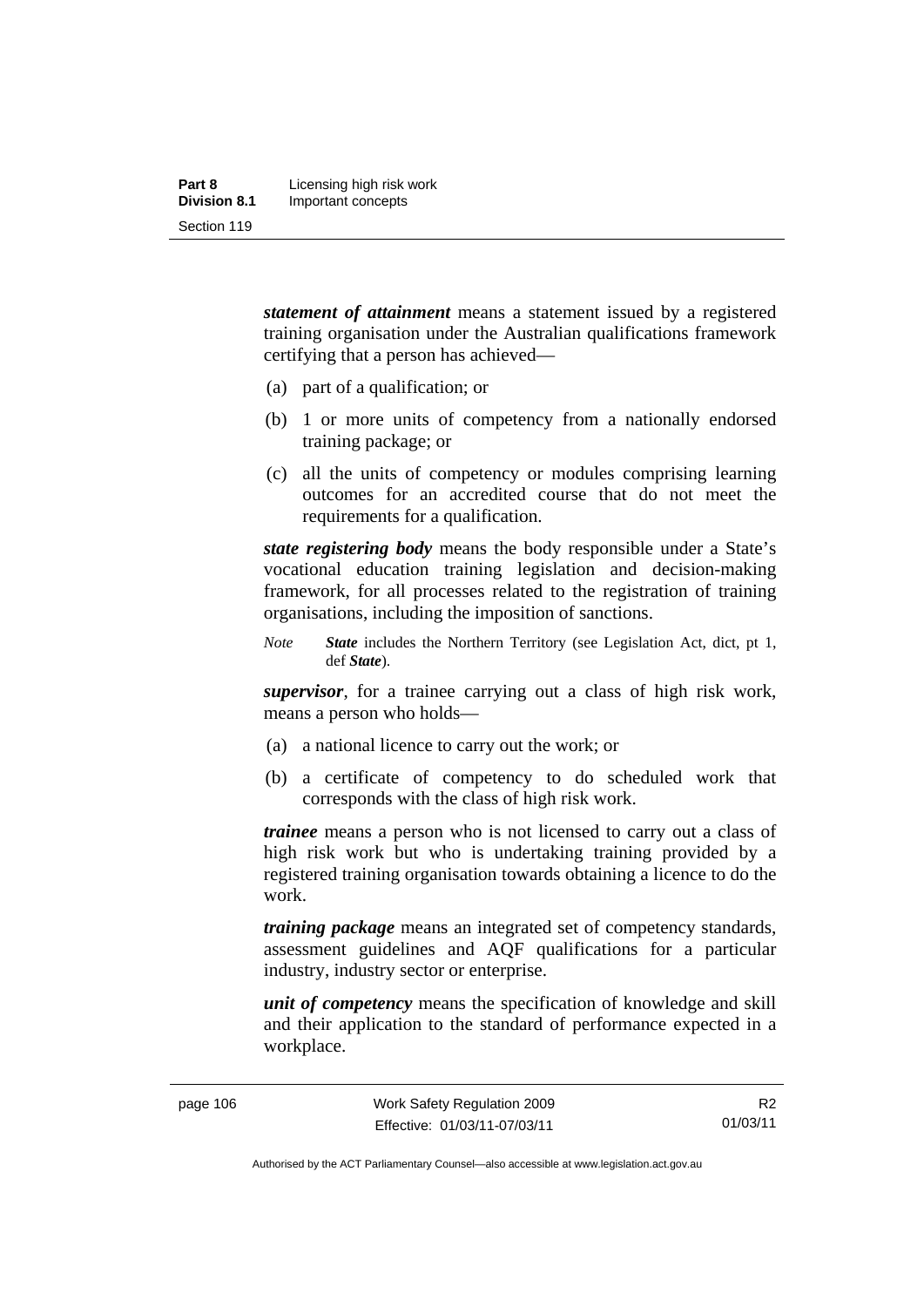***statement of attainment*** means a statement issued by a registered training organisation under the Australian qualifications framework certifying that a person has achieved—

(a) part of a qualification; or

(b) 1 or more units of competency from a nationally endorsed training package; or

(c) all the units of competency or modules comprising learning outcomes for an accredited course that do not meet the requirements for a qualification.

***state registering body*** means the body responsible under a State's vocational education training legislation and decision-making framework, for all processes related to the registration of training organisations, including the imposition of sanctions.

*Note* ***State*** includes the Northern Territory (see Legislation Act, dict, pt 1, def ***State***).

***supervisor***, for a trainee carrying out a class of high risk work, means a person who holds—

(a) a national licence to carry out the work; or

(b) a certificate of competency to do scheduled work that corresponds with the class of high risk work.

***trainee*** means a person who is not licensed to carry out a class of high risk work but who is undertaking training provided by a registered training organisation towards obtaining a licence to do the work.

***training package*** means an integrated set of competency standards, assessment guidelines and AQF qualifications for a particular industry, industry sector or enterprise.

***unit of competency*** means the specification of knowledge and skill and their application to the standard of performance expected in a workplace.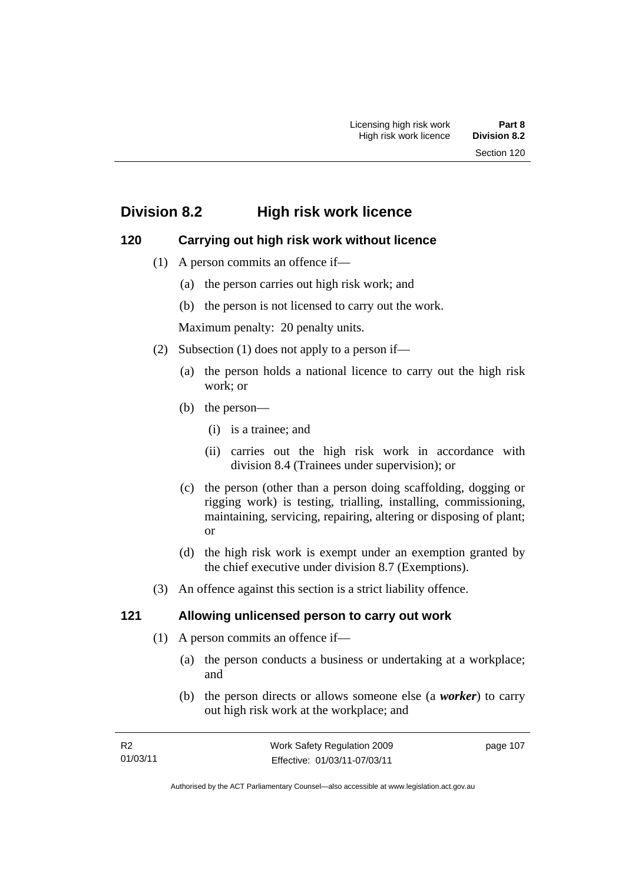## Division 8.2 High risk work licence

### 120 Carrying out high risk work without licence

(1) A person commits an offence if—

(a) the person carries out high risk work; and

(b) the person is not licensed to carry out the work.

Maximum penalty: 20 penalty units.

(2) Subsection (1) does not apply to a person if—

(a) the person holds a national licence to carry out the high risk work; or

(b) the person—

(i) is a trainee; and

(ii) carries out the high risk work in accordance with division 8.4 (Trainees under supervision); or

(c) the person (other than a person doing scaffolding, dogging or rigging work) is testing, trialling, installing, commissioning, maintaining, servicing, repairing, altering or disposing of plant; or

(d) the high risk work is exempt under an exemption granted by the chief executive under division 8.7 (Exemptions).

(3) An offence against this section is a strict liability offence.

### 121 Allowing unlicensed person to carry out work

(1) A person commits an offence if—

(a) the person conducts a business or undertaking at a workplace; and

(b) the person directs or allows someone else (a ***worker***) to carry out high risk work at the workplace; and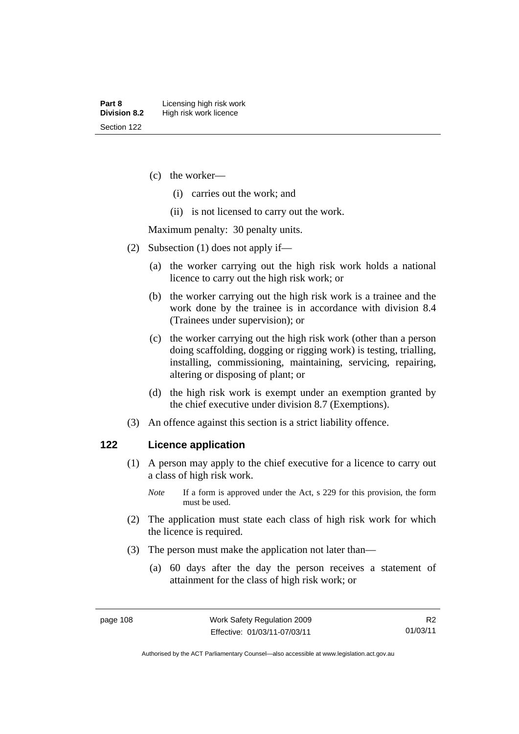(c) the worker—

(i) carries out the work; and

(ii) is not licensed to carry out the work.

Maximum penalty: 30 penalty units.

(2) Subsection (1) does not apply if—

(a) the worker carrying out the high risk work holds a national licence to carry out the high risk work; or

(b) the worker carrying out the high risk work is a trainee and the work done by the trainee is in accordance with division 8.4 (Trainees under supervision); or

(c) the worker carrying out the high risk work (other than a person doing scaffolding, dogging or rigging work) is testing, trialling, installing, commissioning, maintaining, servicing, repairing, altering or disposing of plant; or

(d) the high risk work is exempt under an exemption granted by the chief executive under division 8.7 (Exemptions).

(3) An offence against this section is a strict liability offence.

## 122 Licence application

(1) A person may apply to the chief executive for a licence to carry out a class of high risk work.

*Note* If a form is approved under the Act, s 229 for this provision, the form must be used.

(2) The application must state each class of high risk work for which the licence is required.

(3) The person must make the application not later than—

(a) 60 days after the day the person receives a statement of attainment for the class of high risk work; or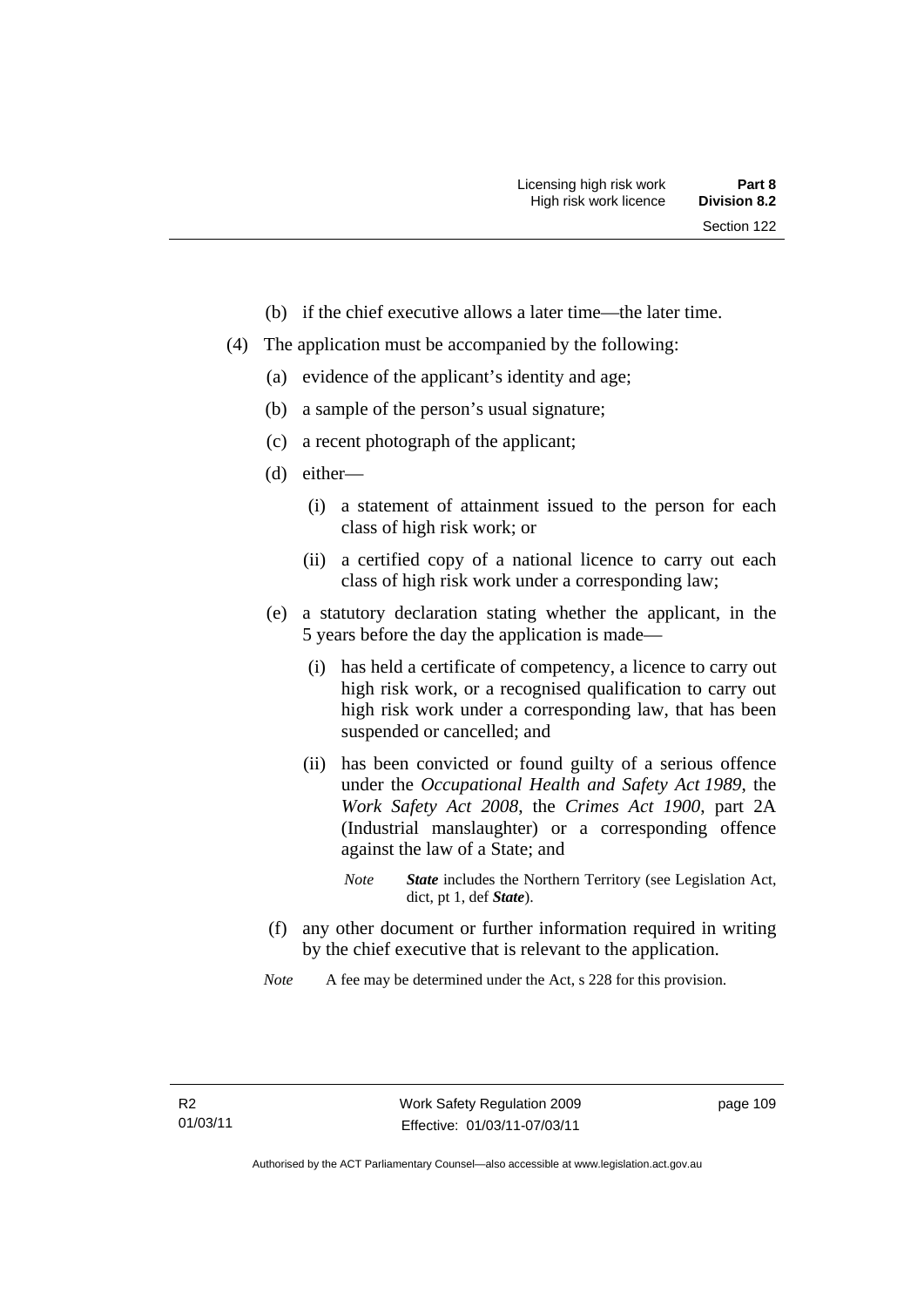(b) if the chief executive allows a later time—the later time.

(4) The application must be accompanied by the following:

(a) evidence of the applicant's identity and age;

(b) a sample of the person's usual signature;

(c) a recent photograph of the applicant;

(d) either—

(i) a statement of attainment issued to the person for each class of high risk work; or

(ii) a certified copy of a national licence to carry out each class of high risk work under a corresponding law;

(e) a statutory declaration stating whether the applicant, in the 5 years before the day the application is made—

(i) has held a certificate of competency, a licence to carry out high risk work, or a recognised qualification to carry out high risk work under a corresponding law, that has been suspended or cancelled; and

(ii) has been convicted or found guilty of a serious offence under the *Occupational Health and Safety Act 1989*, the *Work Safety Act 2008*, the *Crimes Act 1900*, part 2A (Industrial manslaughter) or a corresponding offence against the law of a State; and

*Note* ***State*** includes the Northern Territory (see Legislation Act, dict, pt 1, def ***State***).

(f) any other document or further information required in writing by the chief executive that is relevant to the application.

*Note* A fee may be determined under the Act, s 228 for this provision.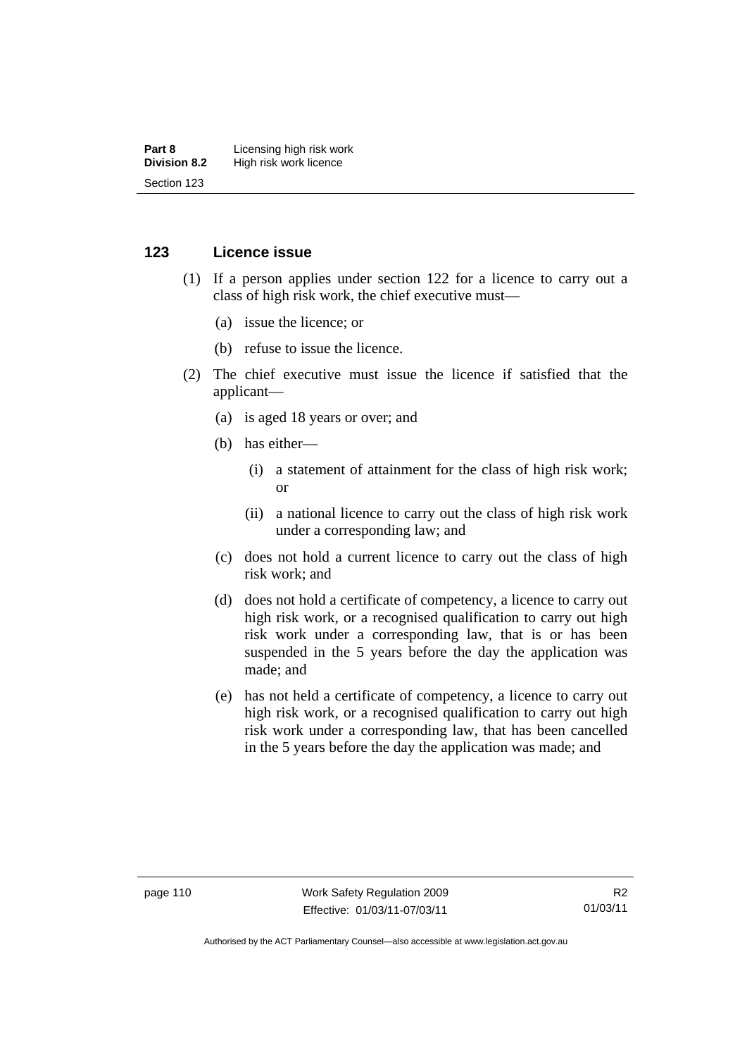## 123 Licence issue

(1) If a person applies under section 122 for a licence to carry out a class of high risk work, the chief executive must—

(a) issue the licence; or

(b) refuse to issue the licence.

(2) The chief executive must issue the licence if satisfied that the applicant—

(a) is aged 18 years or over; and

(b) has either—

(i) a statement of attainment for the class of high risk work; or

(ii) a national licence to carry out the class of high risk work under a corresponding law; and

(c) does not hold a current licence to carry out the class of high risk work; and

(d) does not hold a certificate of competency, a licence to carry out high risk work, or a recognised qualification to carry out high risk work under a corresponding law, that is or has been suspended in the 5 years before the day the application was made; and

(e) has not held a certificate of competency, a licence to carry out high risk work, or a recognised qualification to carry out high risk work under a corresponding law, that has been cancelled in the 5 years before the day the application was made; and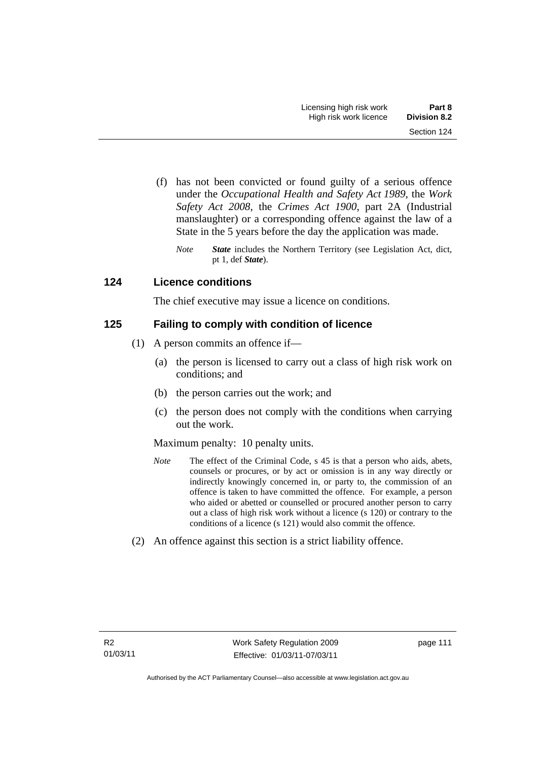(f) has not been convicted or found guilty of a serious offence under the *Occupational Health and Safety Act 1989*, the *Work Safety Act 2008*, the *Crimes Act 1900*, part 2A (Industrial manslaughter) or a corresponding offence against the law of a State in the 5 years before the day the application was made.

*Note* ***State*** includes the Northern Territory (see Legislation Act, dict, pt 1, def ***State***).

## 124 Licence conditions

The chief executive may issue a licence on conditions.

## 125 Failing to comply with condition of licence

(1) A person commits an offence if—

(a) the person is licensed to carry out a class of high risk work on conditions; and

(b) the person carries out the work; and

(c) the person does not comply with the conditions when carrying out the work.

Maximum penalty: 10 penalty units.

*Note* The effect of the Criminal Code, s 45 is that a person who aids, abets, counsels or procures, or by act or omission is in any way directly or indirectly knowingly concerned in, or party to, the commission of an offence is taken to have committed the offence. For example, a person who aided or abetted or counselled or procured another person to carry out a class of high risk work without a licence (s 120) or contrary to the conditions of a licence (s 121) would also commit the offence.

(2) An offence against this section is a strict liability offence.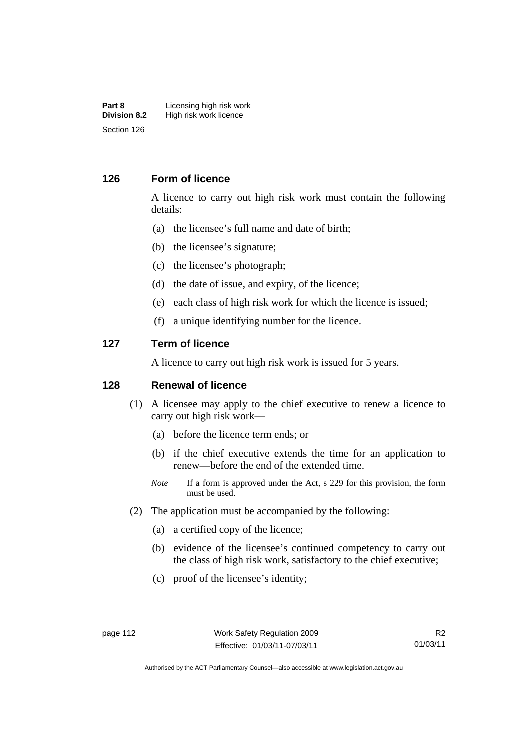### 126 Form of licence

A licence to carry out high risk work must contain the following details:

(a) the licensee's full name and date of birth;

(b) the licensee's signature;

(c) the licensee's photograph;

(d) the date of issue, and expiry, of the licence;

(e) each class of high risk work for which the licence is issued;

(f) a unique identifying number for the licence.

### 127 Term of licence

A licence to carry out high risk work is issued for 5 years.

### 128 Renewal of licence

(1) A licensee may apply to the chief executive to renew a licence to carry out high risk work—

(a) before the licence term ends; or

(b) if the chief executive extends the time for an application to renew—before the end of the extended time.

*Note* If a form is approved under the Act, s 229 for this provision, the form must be used.

(2) The application must be accompanied by the following:

(a) a certified copy of the licence;

(b) evidence of the licensee's continued competency to carry out the class of high risk work, satisfactory to the chief executive;

(c) proof of the licensee's identity;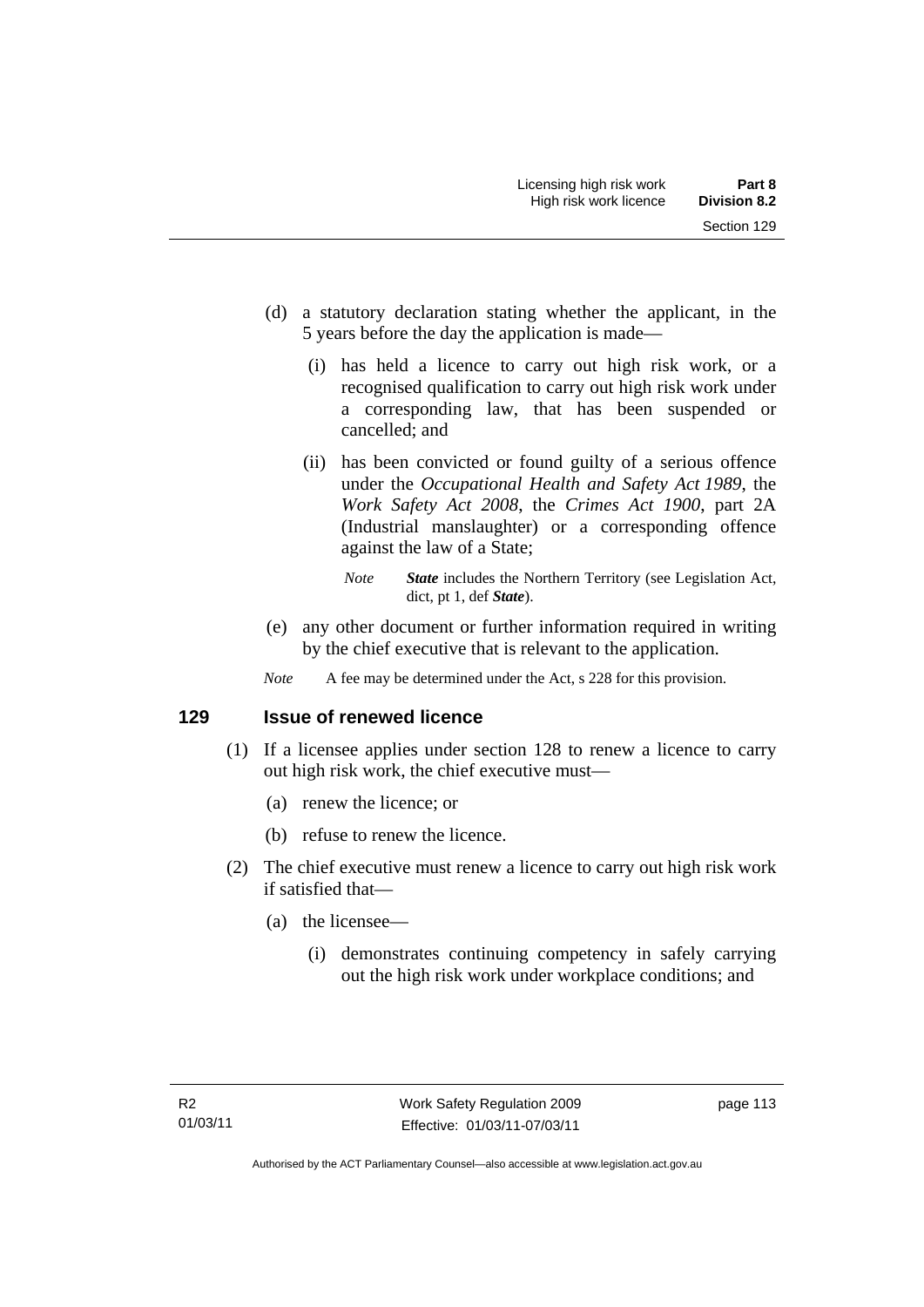(d) a statutory declaration stating whether the applicant, in the 5 years before the day the application is made—

   (i) has held a licence to carry out high risk work, or a recognised qualification to carry out high risk work under a corresponding law, that has been suspended or cancelled; and

   (ii) has been convicted or found guilty of a serious offence under the *Occupational Health and Safety Act 1989*, the *Work Safety Act 2008*, the *Crimes Act 1900*, part 2A (Industrial manslaughter) or a corresponding offence against the law of a State;

   *Note* ***State*** includes the Northern Territory (see Legislation Act, dict, pt 1, def ***State***).

(e) any other document or further information required in writing by the chief executive that is relevant to the application.

*Note* A fee may be determined under the Act, s 228 for this provision.

### 129 Issue of renewed licence

(1) If a licensee applies under section 128 to renew a licence to carry out high risk work, the chief executive must—

   (a) renew the licence; or

   (b) refuse to renew the licence.

(2) The chief executive must renew a licence to carry out high risk work if satisfied that—

   (a) the licensee—

      (i) demonstrates continuing competency in safely carrying out the high risk work under workplace conditions; and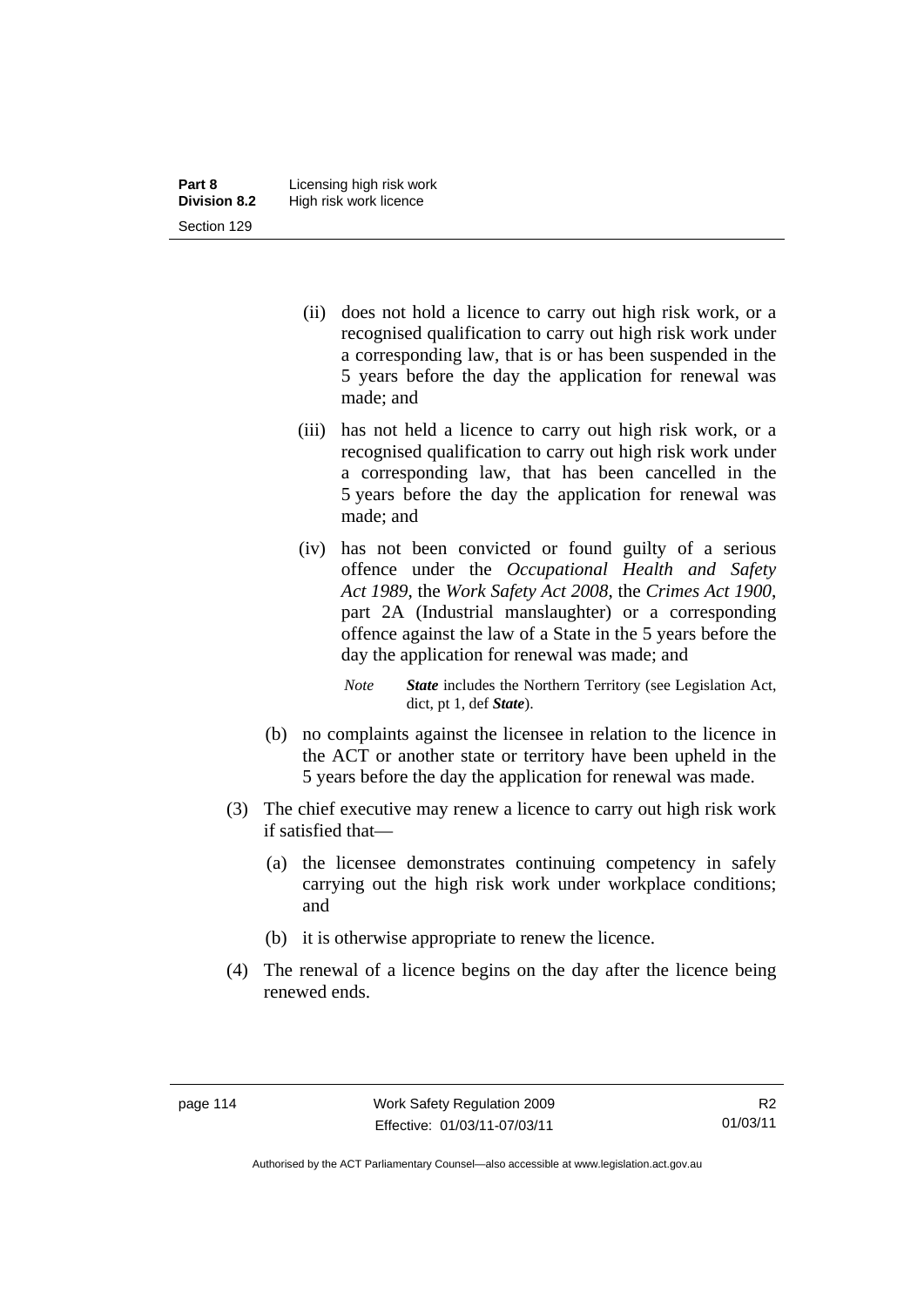(ii) does not hold a licence to carry out high risk work, or a recognised qualification to carry out high risk work under a corresponding law, that is or has been suspended in the 5 years before the day the application for renewal was made; and

(iii) has not held a licence to carry out high risk work, or a recognised qualification to carry out high risk work under a corresponding law, that has been cancelled in the 5 years before the day the application for renewal was made; and

(iv) has not been convicted or found guilty of a serious offence under the *Occupational Health and Safety Act 1989*, the *Work Safety Act 2008*, the *Crimes Act 1900*, part 2A (Industrial manslaughter) or a corresponding offence against the law of a State in the 5 years before the day the application for renewal was made; and

*Note* ***State*** includes the Northern Territory (see Legislation Act, dict, pt 1, def ***State***).

(b) no complaints against the licensee in relation to the licence in the ACT or another state or territory have been upheld in the 5 years before the day the application for renewal was made.

(3) The chief executive may renew a licence to carry out high risk work if satisfied that—

(a) the licensee demonstrates continuing competency in safely carrying out the high risk work under workplace conditions; and

(b) it is otherwise appropriate to renew the licence.

(4) The renewal of a licence begins on the day after the licence being renewed ends.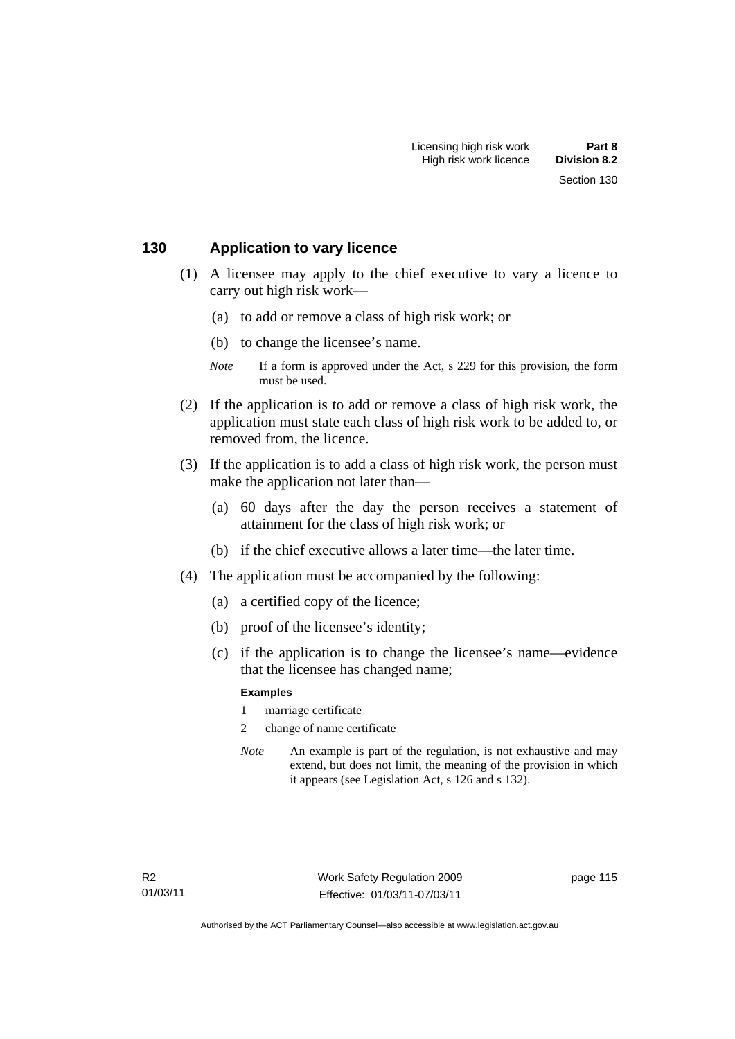## 130 Application to vary licence

(1) A licensee may apply to the chief executive to vary a licence to carry out high risk work—

(a) to add or remove a class of high risk work; or

(b) to change the licensee's name.

*Note* If a form is approved under the Act, s 229 for this provision, the form must be used.

(2) If the application is to add or remove a class of high risk work, the application must state each class of high risk work to be added to, or removed from, the licence.

(3) If the application is to add a class of high risk work, the person must make the application not later than—

(a) 60 days after the day the person receives a statement of attainment for the class of high risk work; or

(b) if the chief executive allows a later time—the later time.

(4) The application must be accompanied by the following:

(a) a certified copy of the licence;

(b) proof of the licensee's identity;

(c) if the application is to change the licensee's name—evidence that the licensee has changed name;

**Examples**

1 marriage certificate

2 change of name certificate

*Note* An example is part of the regulation, is not exhaustive and may extend, but does not limit, the meaning of the provision in which it appears (see Legislation Act, s 126 and s 132).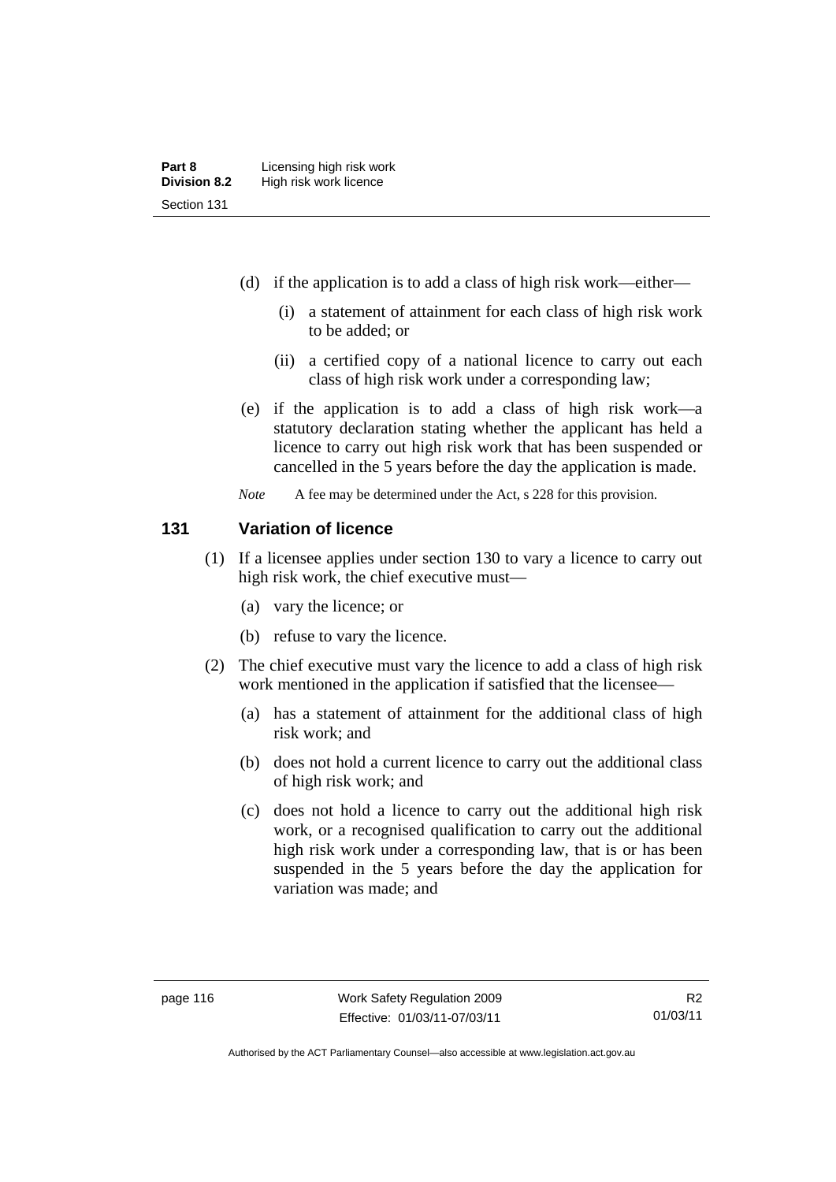(d) if the application is to add a class of high risk work—either—

(i) a statement of attainment for each class of high risk work to be added; or

(ii) a certified copy of a national licence to carry out each class of high risk work under a corresponding law;

(e) if the application is to add a class of high risk work—a statutory declaration stating whether the applicant has held a licence to carry out high risk work that has been suspended or cancelled in the 5 years before the day the application is made.

*Note* A fee may be determined under the Act, s 228 for this provision.

## 131 Variation of licence

(1) If a licensee applies under section 130 to vary a licence to carry out high risk work, the chief executive must—

(a) vary the licence; or

(b) refuse to vary the licence.

(2) The chief executive must vary the licence to add a class of high risk work mentioned in the application if satisfied that the licensee—

(a) has a statement of attainment for the additional class of high risk work; and

(b) does not hold a current licence to carry out the additional class of high risk work; and

(c) does not hold a licence to carry out the additional high risk work, or a recognised qualification to carry out the additional high risk work under a corresponding law, that is or has been suspended in the 5 years before the day the application for variation was made; and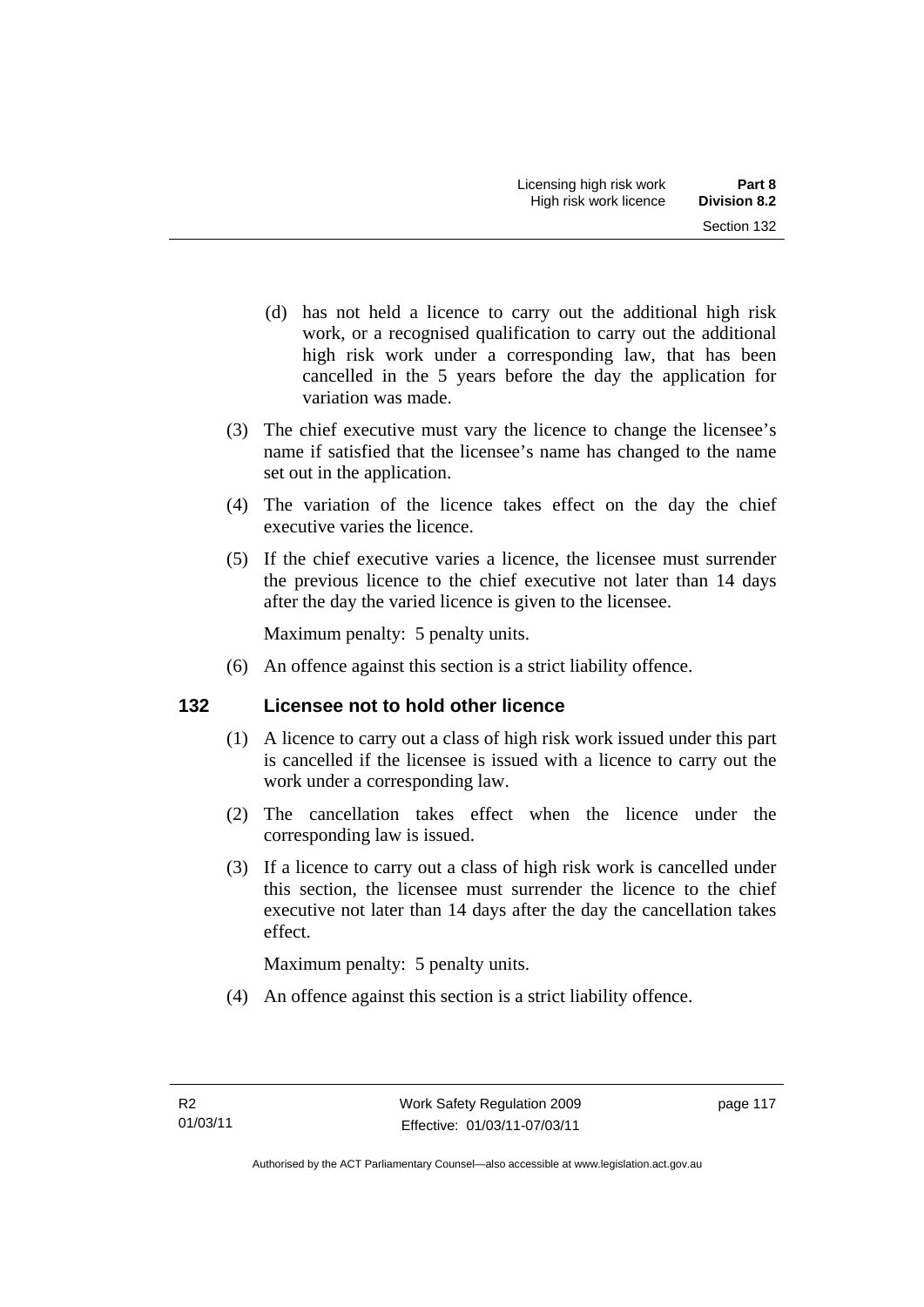(d) has not held a licence to carry out the additional high risk work, or a recognised qualification to carry out the additional high risk work under a corresponding law, that has been cancelled in the 5 years before the day the application for variation was made.

(3) The chief executive must vary the licence to change the licensee's name if satisfied that the licensee's name has changed to the name set out in the application.

(4) The variation of the licence takes effect on the day the chief executive varies the licence.

(5) If the chief executive varies a licence, the licensee must surrender the previous licence to the chief executive not later than 14 days after the day the varied licence is given to the licensee.

Maximum penalty: 5 penalty units.

(6) An offence against this section is a strict liability offence.

## 132 Licensee not to hold other licence

(1) A licence to carry out a class of high risk work issued under this part is cancelled if the licensee is issued with a licence to carry out the work under a corresponding law.

(2) The cancellation takes effect when the licence under the corresponding law is issued.

(3) If a licence to carry out a class of high risk work is cancelled under this section, the licensee must surrender the licence to the chief executive not later than 14 days after the day the cancellation takes effect.

Maximum penalty: 5 penalty units.

(4) An offence against this section is a strict liability offence.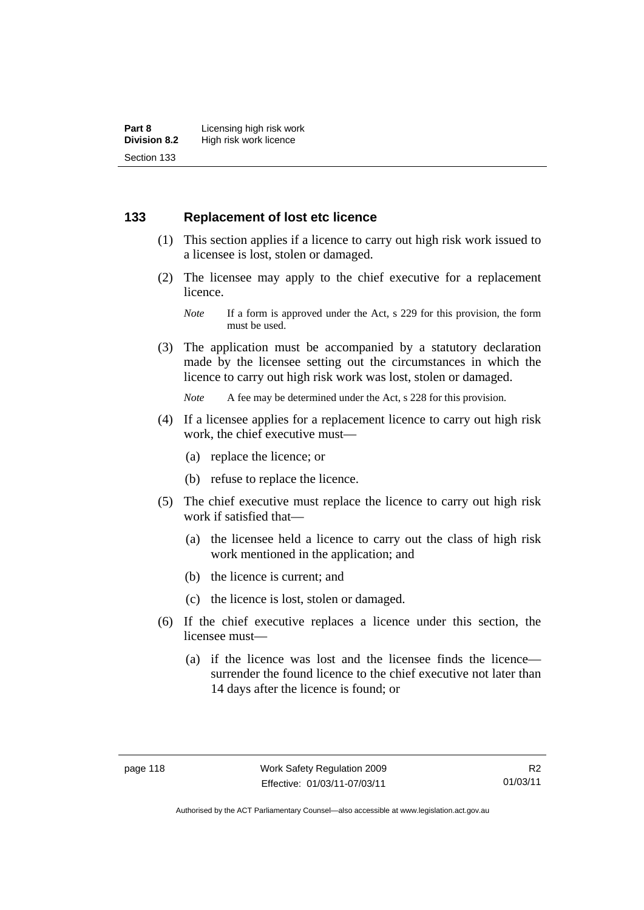## 133 Replacement of lost etc licence

(1) This section applies if a licence to carry out high risk work issued to a licensee is lost, stolen or damaged.

(2) The licensee may apply to the chief executive for a replacement licence.

*Note* If a form is approved under the Act, s 229 for this provision, the form must be used.

(3) The application must be accompanied by a statutory declaration made by the licensee setting out the circumstances in which the licence to carry out high risk work was lost, stolen or damaged.

*Note* A fee may be determined under the Act, s 228 for this provision.

(4) If a licensee applies for a replacement licence to carry out high risk work, the chief executive must—

(a) replace the licence; or

(b) refuse to replace the licence.

(5) The chief executive must replace the licence to carry out high risk work if satisfied that—

(a) the licensee held a licence to carry out the class of high risk work mentioned in the application; and

(b) the licence is current; and

(c) the licence is lost, stolen or damaged.

(6) If the chief executive replaces a licence under this section, the licensee must—

(a) if the licence was lost and the licensee finds the licence—surrender the found licence to the chief executive not later than 14 days after the licence is found; or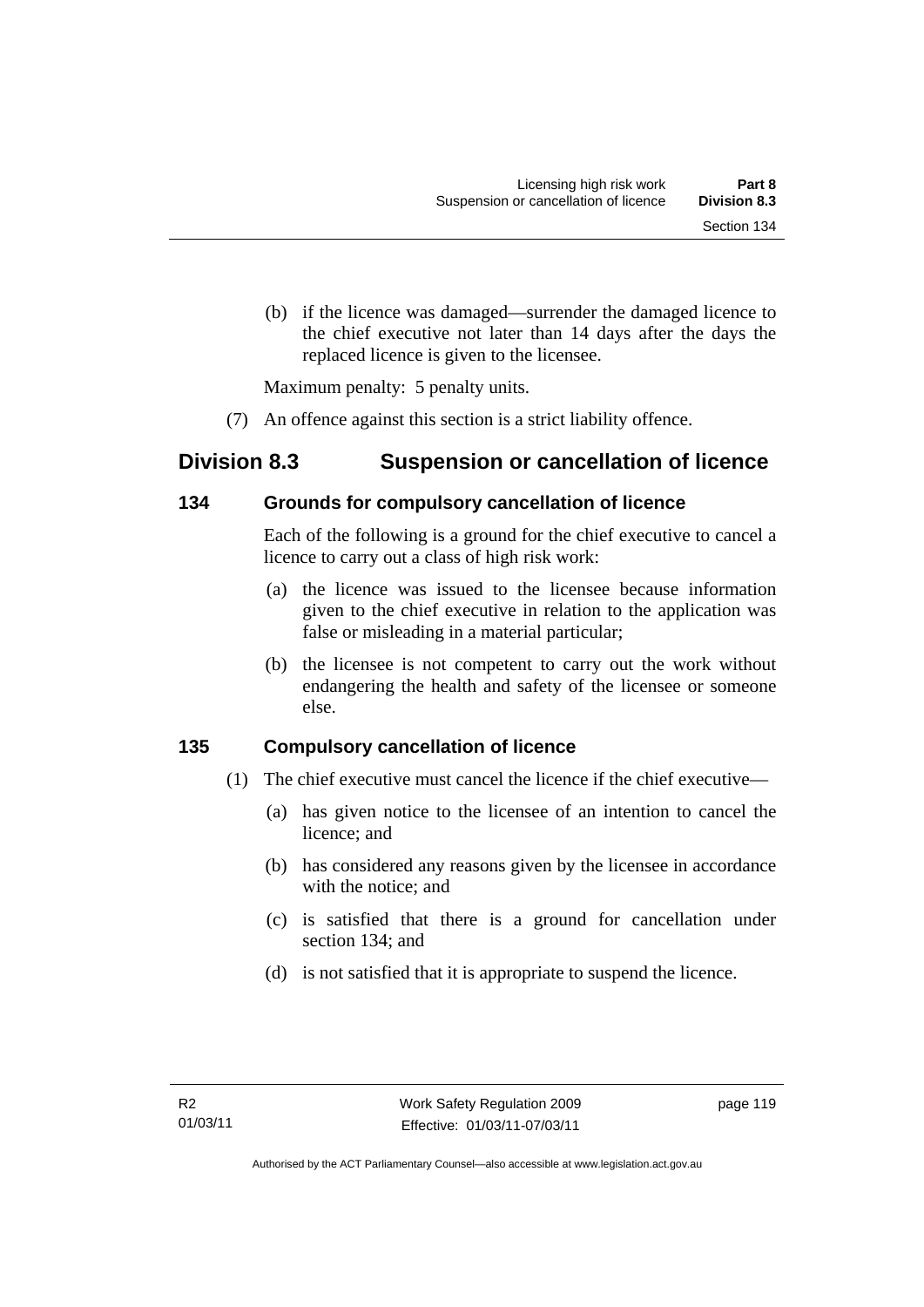(b) if the licence was damaged—surrender the damaged licence to the chief executive not later than 14 days after the days the replaced licence is given to the licensee.

Maximum penalty: 5 penalty units.

(7) An offence against this section is a strict liability offence.

## Division 8.3 Suspension or cancellation of licence

### 134 Grounds for compulsory cancellation of licence

Each of the following is a ground for the chief executive to cancel a licence to carry out a class of high risk work:

(a) the licence was issued to the licensee because information given to the chief executive in relation to the application was false or misleading in a material particular;

(b) the licensee is not competent to carry out the work without endangering the health and safety of the licensee or someone else.

### 135 Compulsory cancellation of licence

(1) The chief executive must cancel the licence if the chief executive—

(a) has given notice to the licensee of an intention to cancel the licence; and

(b) has considered any reasons given by the licensee in accordance with the notice; and

(c) is satisfied that there is a ground for cancellation under section 134; and

(d) is not satisfied that it is appropriate to suspend the licence.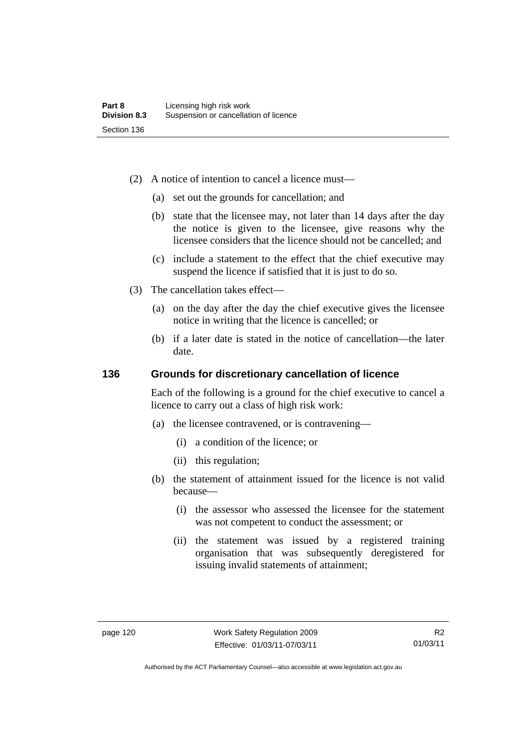(2) A notice of intention to cancel a licence must—

(a) set out the grounds for cancellation; and

(b) state that the licensee may, not later than 14 days after the day the notice is given to the licensee, give reasons why the licensee considers that the licence should not be cancelled; and

(c) include a statement to the effect that the chief executive may suspend the licence if satisfied that it is just to do so.

(3) The cancellation takes effect—

(a) on the day after the day the chief executive gives the licensee notice in writing that the licence is cancelled; or

(b) if a later date is stated in the notice of cancellation—the later date.

### 136 Grounds for discretionary cancellation of licence

Each of the following is a ground for the chief executive to cancel a licence to carry out a class of high risk work:

(a) the licensee contravened, or is contravening—

(i) a condition of the licence; or

(ii) this regulation;

(b) the statement of attainment issued for the licence is not valid because—

(i) the assessor who assessed the licensee for the statement was not competent to conduct the assessment; or

(ii) the statement was issued by a registered training organisation that was subsequently deregistered for issuing invalid statements of attainment;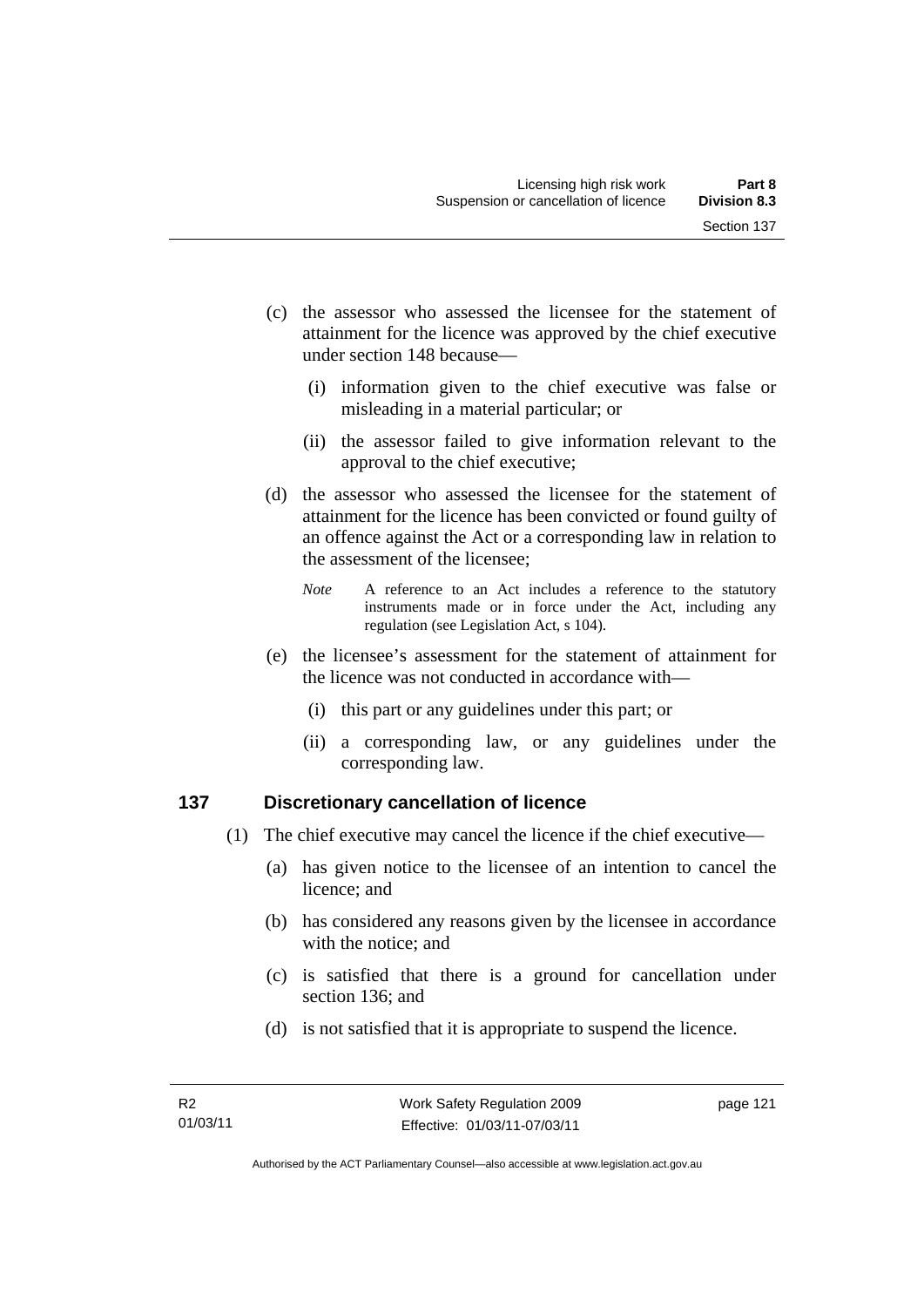(c) the assessor who assessed the licensee for the statement of attainment for the licence was approved by the chief executive under section 148 because—

  (i) information given to the chief executive was false or misleading in a material particular; or

  (ii) the assessor failed to give information relevant to the approval to the chief executive;

(d) the assessor who assessed the licensee for the statement of attainment for the licence has been convicted or found guilty of an offence against the Act or a corresponding law in relation to the assessment of the licensee;

*Note* A reference to an Act includes a reference to the statutory instruments made or in force under the Act, including any regulation (see Legislation Act, s 104).

(e) the licensee's assessment for the statement of attainment for the licence was not conducted in accordance with—

  (i) this part or any guidelines under this part; or

  (ii) a corresponding law, or any guidelines under the corresponding law.

## 137 Discretionary cancellation of licence

(1) The chief executive may cancel the licence if the chief executive—

  (a) has given notice to the licensee of an intention to cancel the licence; and

  (b) has considered any reasons given by the licensee in accordance with the notice; and

  (c) is satisfied that there is a ground for cancellation under section 136; and

  (d) is not satisfied that it is appropriate to suspend the licence.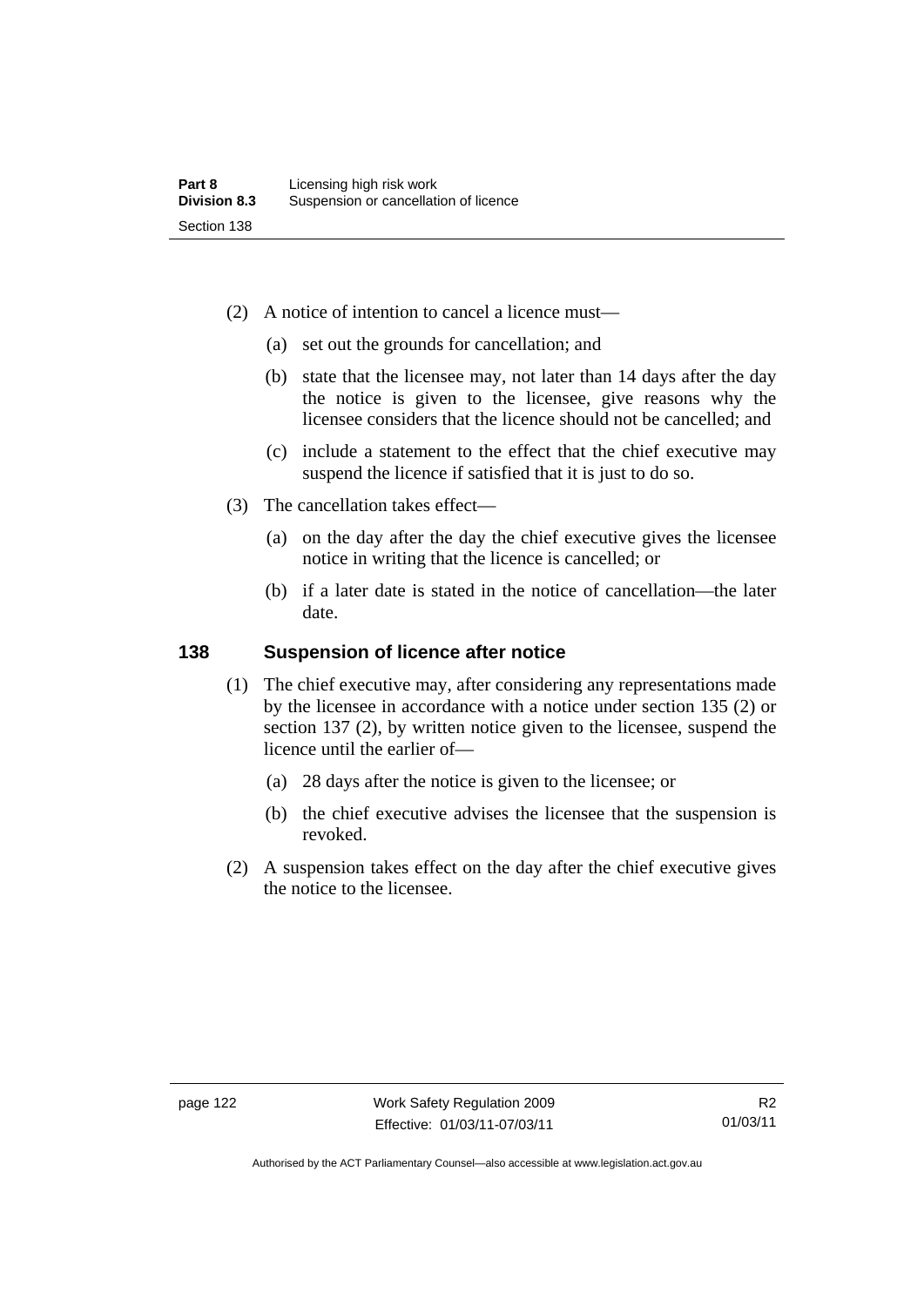(2) A notice of intention to cancel a licence must—

  (a) set out the grounds for cancellation; and

  (b) state that the licensee may, not later than 14 days after the day the notice is given to the licensee, give reasons why the licensee considers that the licence should not be cancelled; and

  (c) include a statement to the effect that the chief executive may suspend the licence if satisfied that it is just to do so.

(3) The cancellation takes effect—

  (a) on the day after the day the chief executive gives the licensee notice in writing that the licence is cancelled; or

  (b) if a later date is stated in the notice of cancellation—the later date.

## 138 Suspension of licence after notice

(1) The chief executive may, after considering any representations made by the licensee in accordance with a notice under section 135 (2) or section 137 (2), by written notice given to the licensee, suspend the licence until the earlier of—

  (a) 28 days after the notice is given to the licensee; or

  (b) the chief executive advises the licensee that the suspension is revoked.

(2) A suspension takes effect on the day after the chief executive gives the notice to the licensee.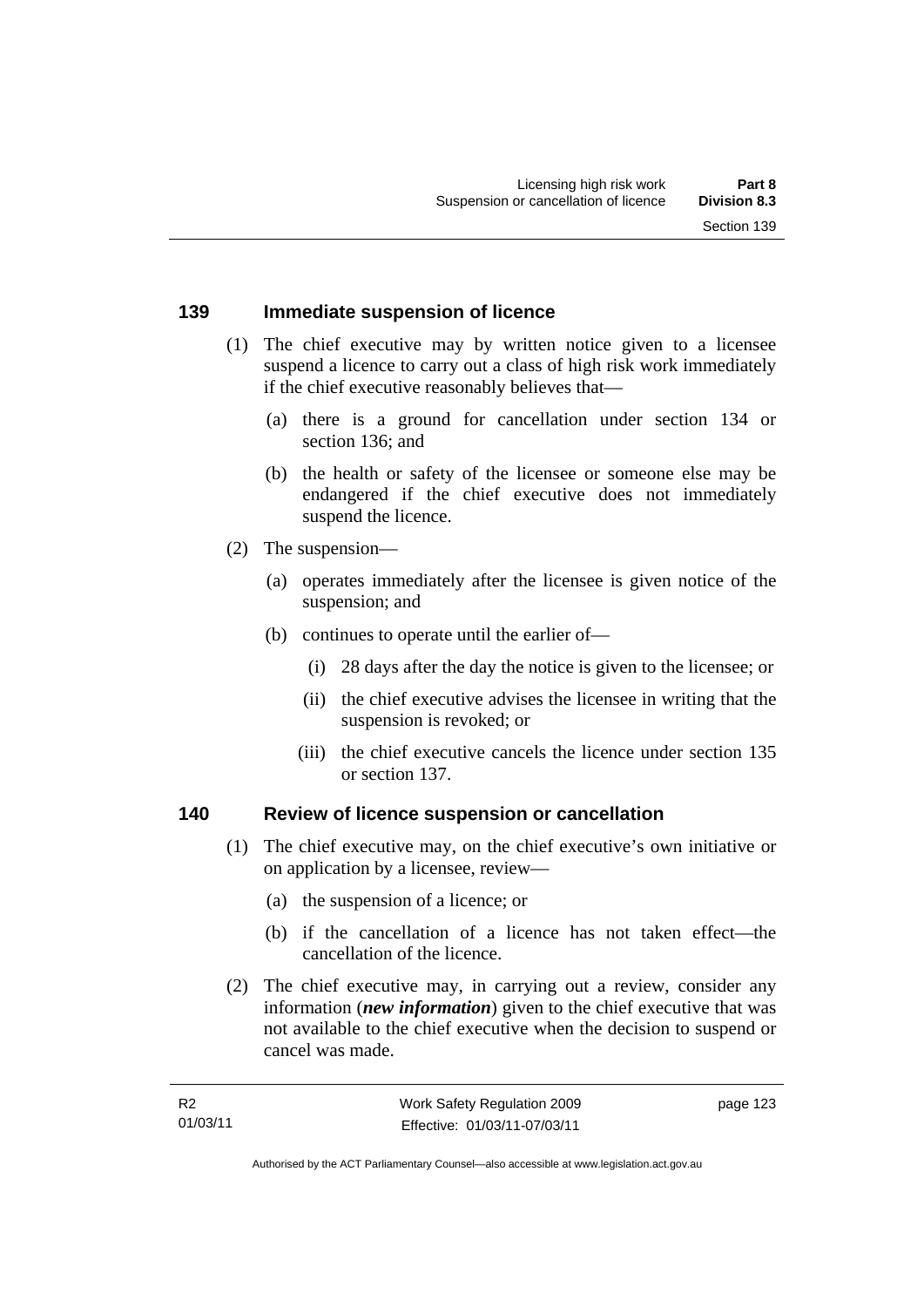## 139 Immediate suspension of licence

(1) The chief executive may by written notice given to a licensee suspend a licence to carry out a class of high risk work immediately if the chief executive reasonably believes that—

(a) there is a ground for cancellation under section 134 or section 136; and

(b) the health or safety of the licensee or someone else may be endangered if the chief executive does not immediately suspend the licence.

(2) The suspension—

(a) operates immediately after the licensee is given notice of the suspension; and

(b) continues to operate until the earlier of—

(i) 28 days after the day the notice is given to the licensee; or

(ii) the chief executive advises the licensee in writing that the suspension is revoked; or

(iii) the chief executive cancels the licence under section 135 or section 137.

## 140 Review of licence suspension or cancellation

(1) The chief executive may, on the chief executive's own initiative or on application by a licensee, review—

(a) the suspension of a licence; or

(b) if the cancellation of a licence has not taken effect—the cancellation of the licence.

(2) The chief executive may, in carrying out a review, consider any information (***new information***) given to the chief executive that was not available to the chief executive when the decision to suspend or cancel was made.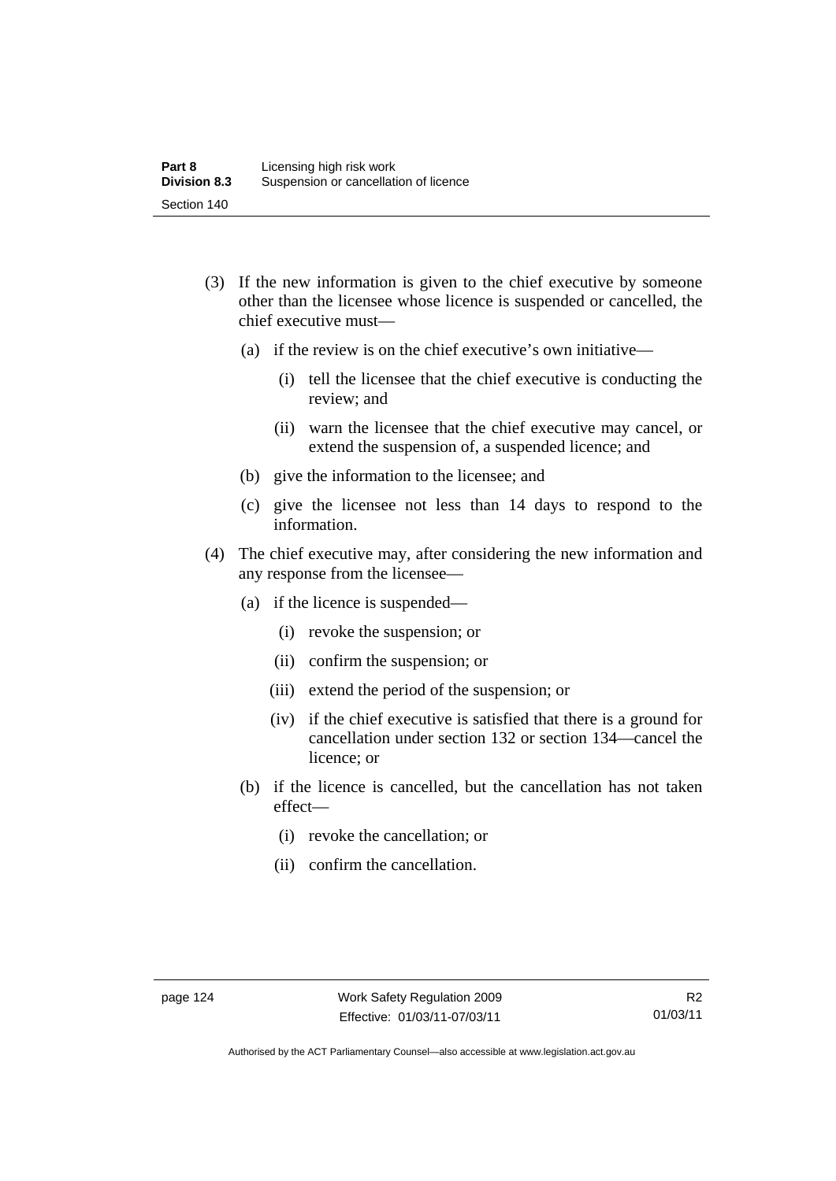(3) If the new information is given to the chief executive by someone other than the licensee whose licence is suspended or cancelled, the chief executive must—

(a) if the review is on the chief executive's own initiative—

(i) tell the licensee that the chief executive is conducting the review; and

(ii) warn the licensee that the chief executive may cancel, or extend the suspension of, a suspended licence; and

(b) give the information to the licensee; and

(c) give the licensee not less than 14 days to respond to the information.

(4) The chief executive may, after considering the new information and any response from the licensee—

(a) if the licence is suspended—

(i) revoke the suspension; or

(ii) confirm the suspension; or

(iii) extend the period of the suspension; or

(iv) if the chief executive is satisfied that there is a ground for cancellation under section 132 or section 134—cancel the licence; or

(b) if the licence is cancelled, but the cancellation has not taken effect—

(i) revoke the cancellation; or

(ii) confirm the cancellation.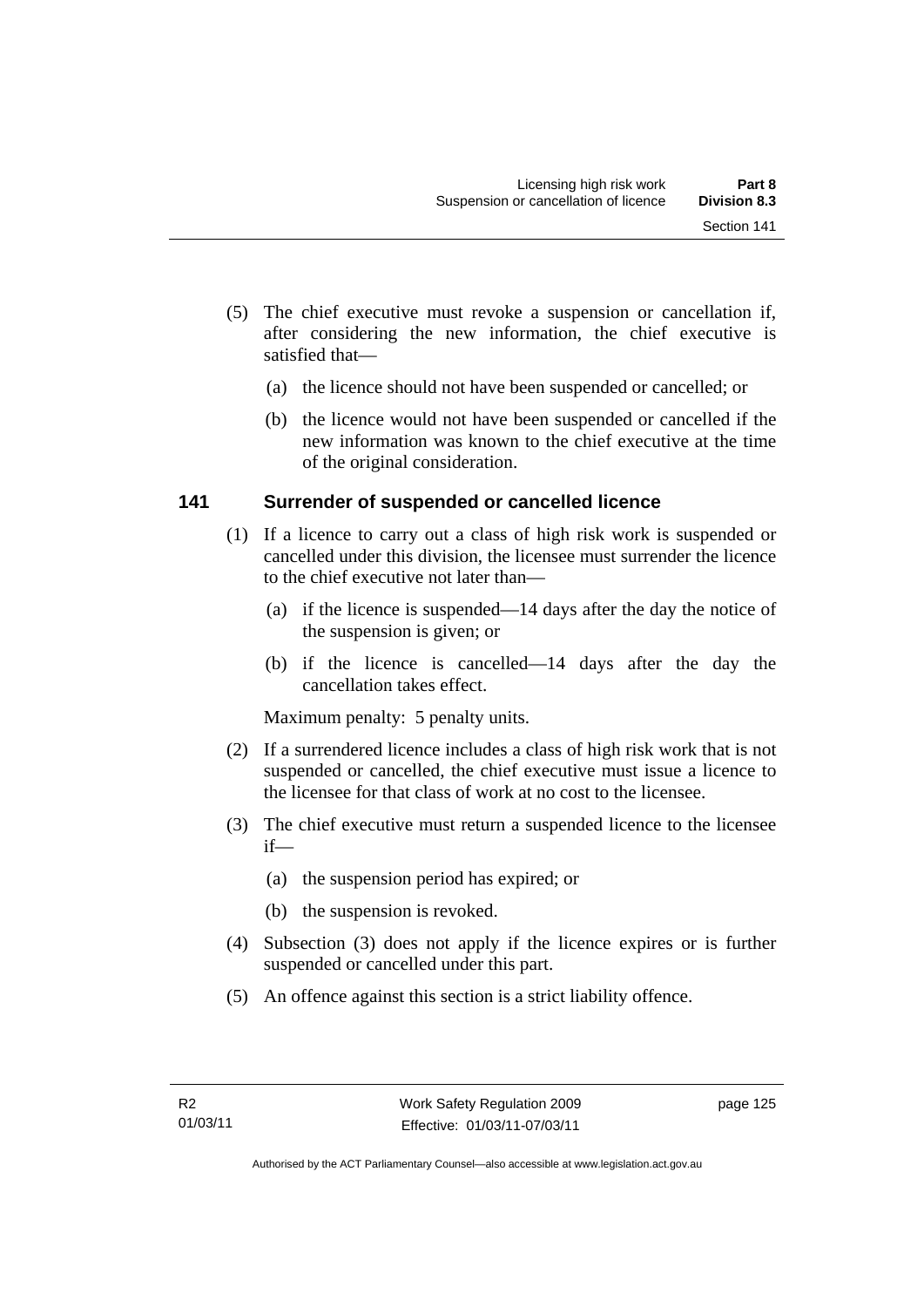(5) The chief executive must revoke a suspension or cancellation if, after considering the new information, the chief executive is satisfied that—

(a) the licence should not have been suspended or cancelled; or

(b) the licence would not have been suspended or cancelled if the new information was known to the chief executive at the time of the original consideration.

### 141 Surrender of suspended or cancelled licence

(1) If a licence to carry out a class of high risk work is suspended or cancelled under this division, the licensee must surrender the licence to the chief executive not later than—

(a) if the licence is suspended—14 days after the day the notice of the suspension is given; or

(b) if the licence is cancelled—14 days after the day the cancellation takes effect.

Maximum penalty: 5 penalty units.

(2) If a surrendered licence includes a class of high risk work that is not suspended or cancelled, the chief executive must issue a licence to the licensee for that class of work at no cost to the licensee.

(3) The chief executive must return a suspended licence to the licensee if—

(a) the suspension period has expired; or

(b) the suspension is revoked.

(4) Subsection (3) does not apply if the licence expires or is further suspended or cancelled under this part.

(5) An offence against this section is a strict liability offence.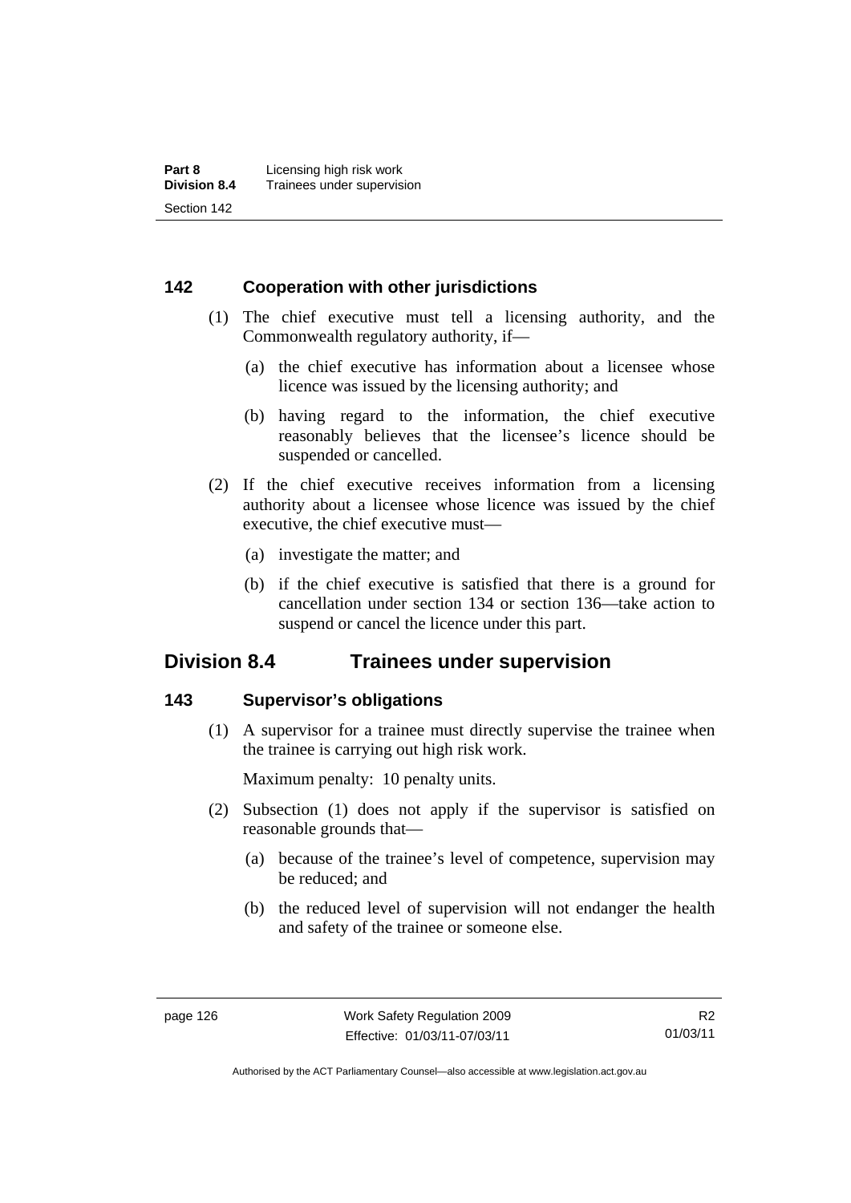### 142 Cooperation with other jurisdictions

(1) The chief executive must tell a licensing authority, and the Commonwealth regulatory authority, if—

  (a) the chief executive has information about a licensee whose licence was issued by the licensing authority; and

  (b) having regard to the information, the chief executive reasonably believes that the licensee's licence should be suspended or cancelled.

(2) If the chief executive receives information from a licensing authority about a licensee whose licence was issued by the chief executive, the chief executive must—

  (a) investigate the matter; and

  (b) if the chief executive is satisfied that there is a ground for cancellation under section 134 or section 136—take action to suspend or cancel the licence under this part.

## Division 8.4 Trainees under supervision

### 143 Supervisor's obligations

(1) A supervisor for a trainee must directly supervise the trainee when the trainee is carrying out high risk work.

Maximum penalty: 10 penalty units.

(2) Subsection (1) does not apply if the supervisor is satisfied on reasonable grounds that—

  (a) because of the trainee's level of competence, supervision may be reduced; and

  (b) the reduced level of supervision will not endanger the health and safety of the trainee or someone else.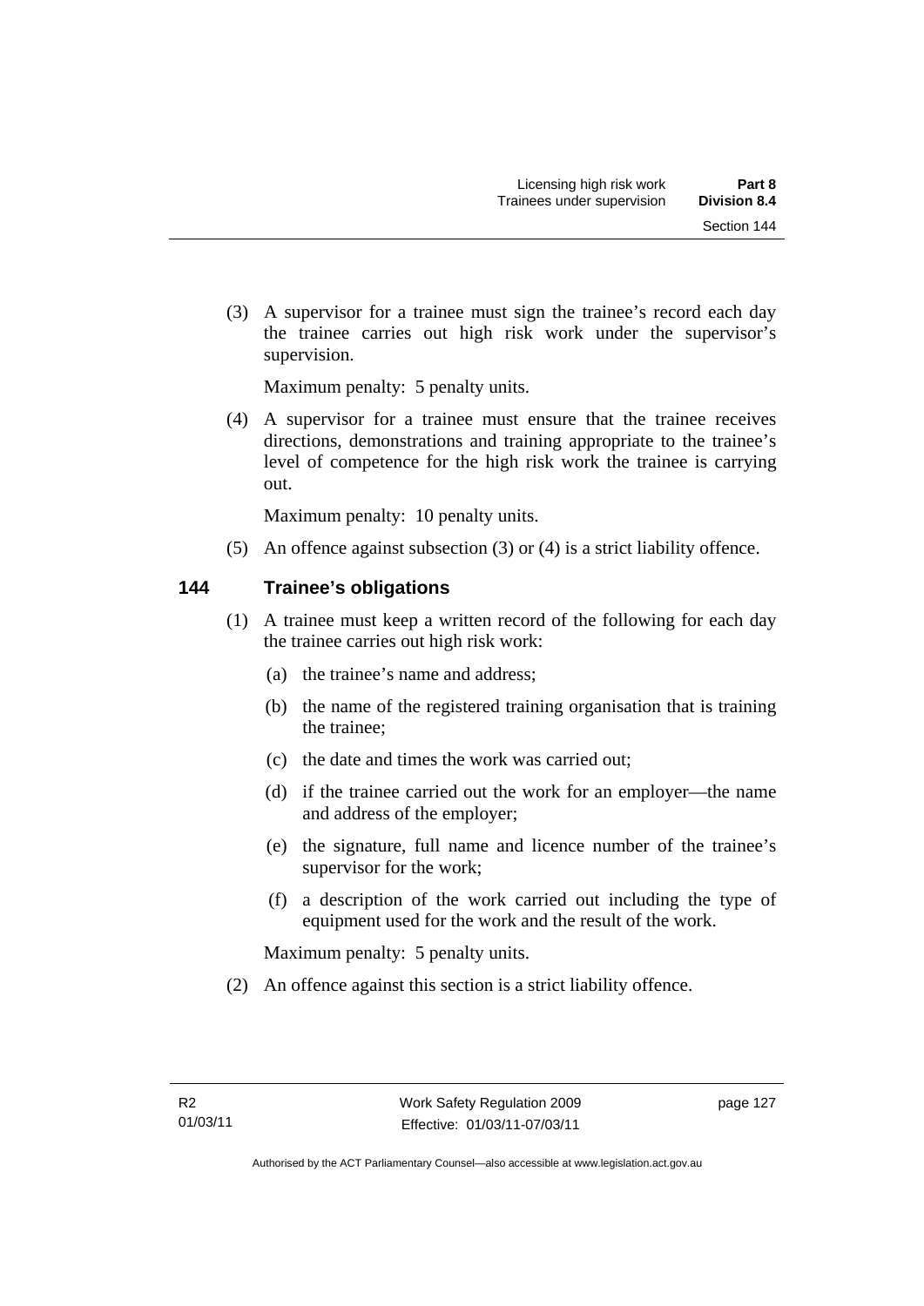(3) A supervisor for a trainee must sign the trainee's record each day the trainee carries out high risk work under the supervisor's supervision.

Maximum penalty: 5 penalty units.

(4) A supervisor for a trainee must ensure that the trainee receives directions, demonstrations and training appropriate to the trainee's level of competence for the high risk work the trainee is carrying out.

Maximum penalty: 10 penalty units.

(5) An offence against subsection (3) or (4) is a strict liability offence.

### 144 Trainee's obligations

(1) A trainee must keep a written record of the following for each day the trainee carries out high risk work:

- (a) the trainee's name and address;
- (b) the name of the registered training organisation that is training the trainee;
- (c) the date and times the work was carried out;
- (d) if the trainee carried out the work for an employer—the name and address of the employer;
- (e) the signature, full name and licence number of the trainee's supervisor for the work;
- (f) a description of the work carried out including the type of equipment used for the work and the result of the work.

Maximum penalty: 5 penalty units.

(2) An offence against this section is a strict liability offence.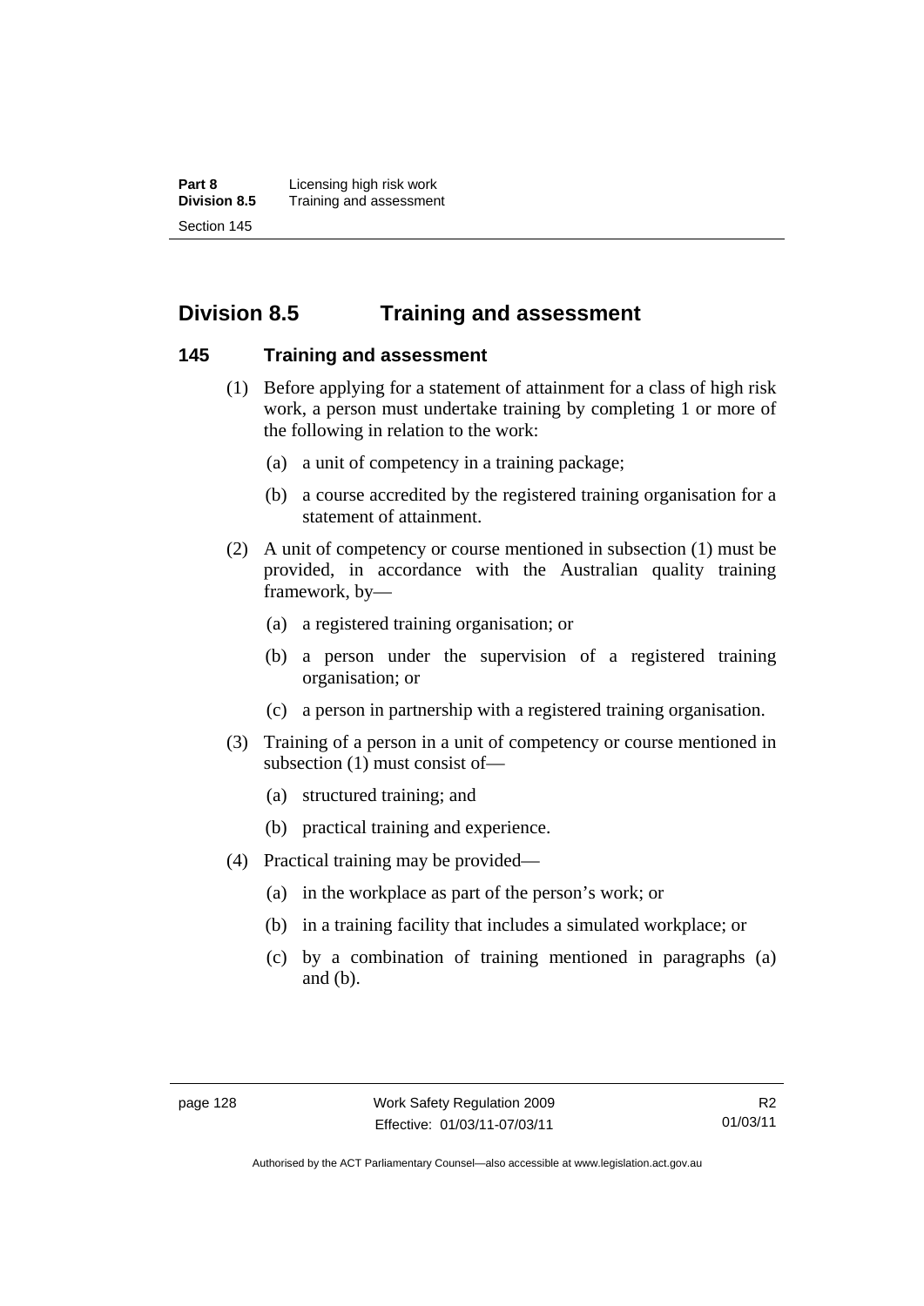## Division 8.5 Training and assessment

### 145 Training and assessment

(1) Before applying for a statement of attainment for a class of high risk work, a person must undertake training by completing 1 or more of the following in relation to the work:

(a) a unit of competency in a training package;

(b) a course accredited by the registered training organisation for a statement of attainment.

(2) A unit of competency or course mentioned in subsection (1) must be provided, in accordance with the Australian quality training framework, by—

(a) a registered training organisation; or

(b) a person under the supervision of a registered training organisation; or

(c) a person in partnership with a registered training organisation.

(3) Training of a person in a unit of competency or course mentioned in subsection (1) must consist of—

(a) structured training; and

(b) practical training and experience.

(4) Practical training may be provided—

(a) in the workplace as part of the person's work; or

(b) in a training facility that includes a simulated workplace; or

(c) by a combination of training mentioned in paragraphs (a) and (b).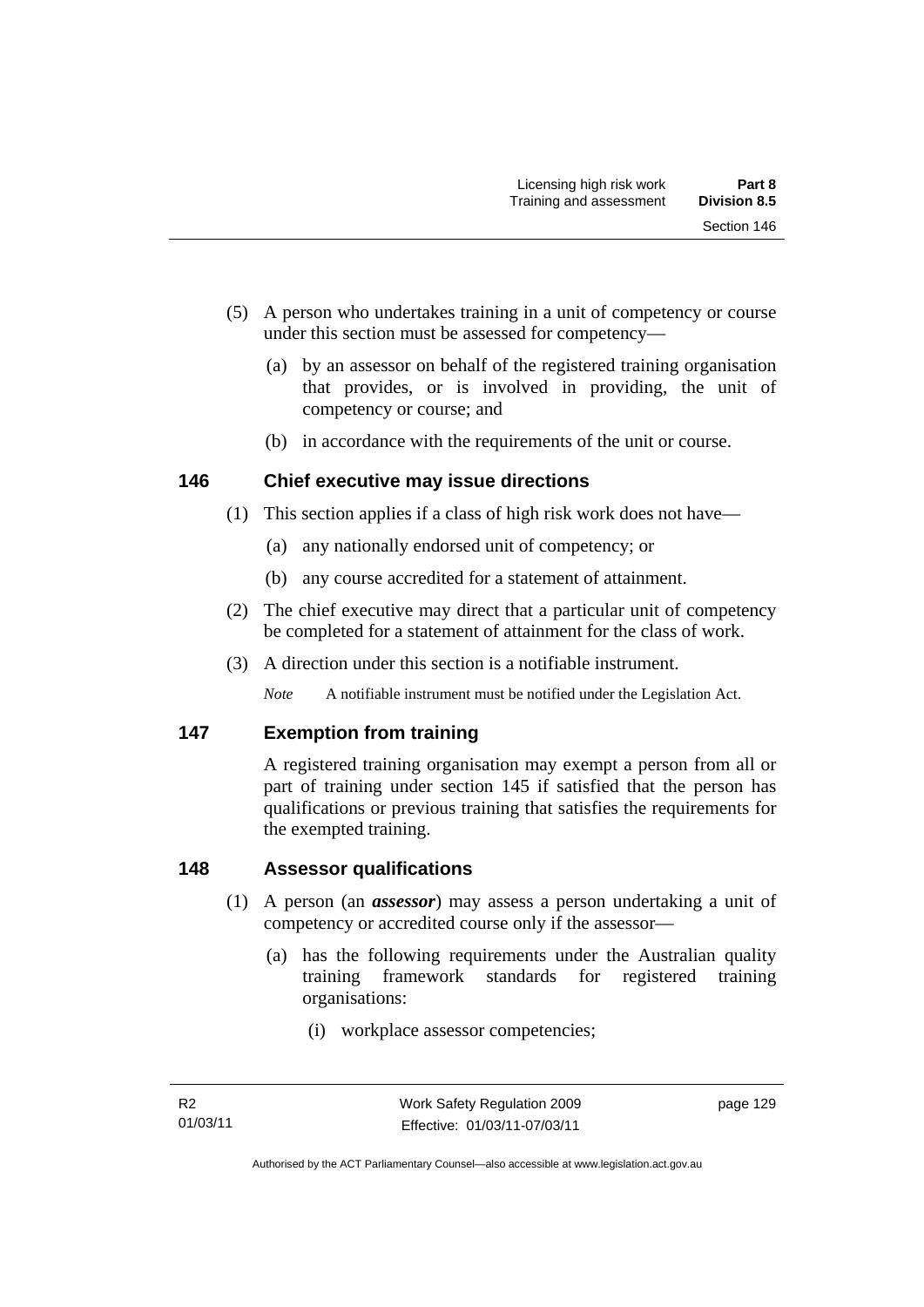(5) A person who undertakes training in a unit of competency or course under this section must be assessed for competency—

(a) by an assessor on behalf of the registered training organisation that provides, or is involved in providing, the unit of competency or course; and

(b) in accordance with the requirements of the unit or course.

## 146 Chief executive may issue directions

(1) This section applies if a class of high risk work does not have—

(a) any nationally endorsed unit of competency; or

(b) any course accredited for a statement of attainment.

(2) The chief executive may direct that a particular unit of competency be completed for a statement of attainment for the class of work.

(3) A direction under this section is a notifiable instrument.

*Note* A notifiable instrument must be notified under the Legislation Act.

## 147 Exemption from training

A registered training organisation may exempt a person from all or part of training under section 145 if satisfied that the person has qualifications or previous training that satisfies the requirements for the exempted training.

## 148 Assessor qualifications

(1) A person (an ***assessor***) may assess a person undertaking a unit of competency or accredited course only if the assessor—

(a) has the following requirements under the Australian quality training framework standards for registered training organisations:

(i) workplace assessor competencies;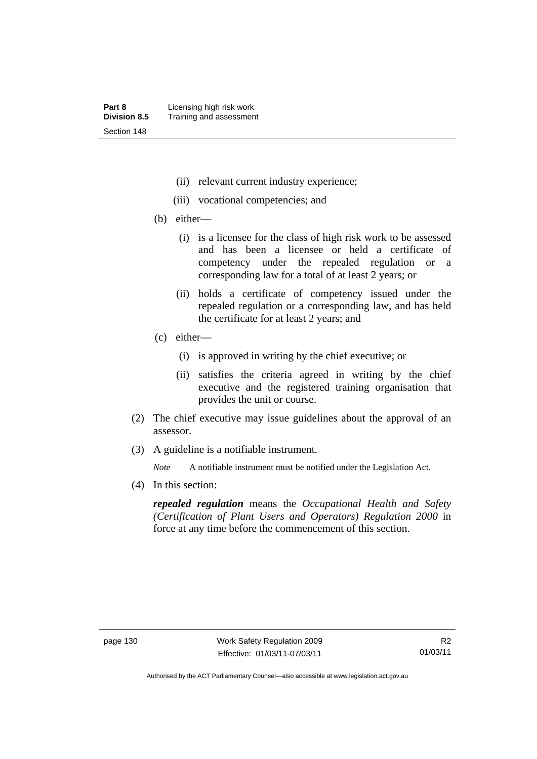(ii) relevant current industry experience;

(iii) vocational competencies; and

(b) either—

(i) is a licensee for the class of high risk work to be assessed and has been a licensee or held a certificate of competency under the repealed regulation or a corresponding law for a total of at least 2 years; or

(ii) holds a certificate of competency issued under the repealed regulation or a corresponding law, and has held the certificate for at least 2 years; and

(c) either—

(i) is approved in writing by the chief executive; or

(ii) satisfies the criteria agreed in writing by the chief executive and the registered training organisation that provides the unit or course.

(2) The chief executive may issue guidelines about the approval of an assessor.

(3) A guideline is a notifiable instrument.

*Note* A notifiable instrument must be notified under the Legislation Act.

(4) In this section:

***repealed regulation*** means the *Occupational Health and Safety (Certification of Plant Users and Operators) Regulation 2000* in force at any time before the commencement of this section.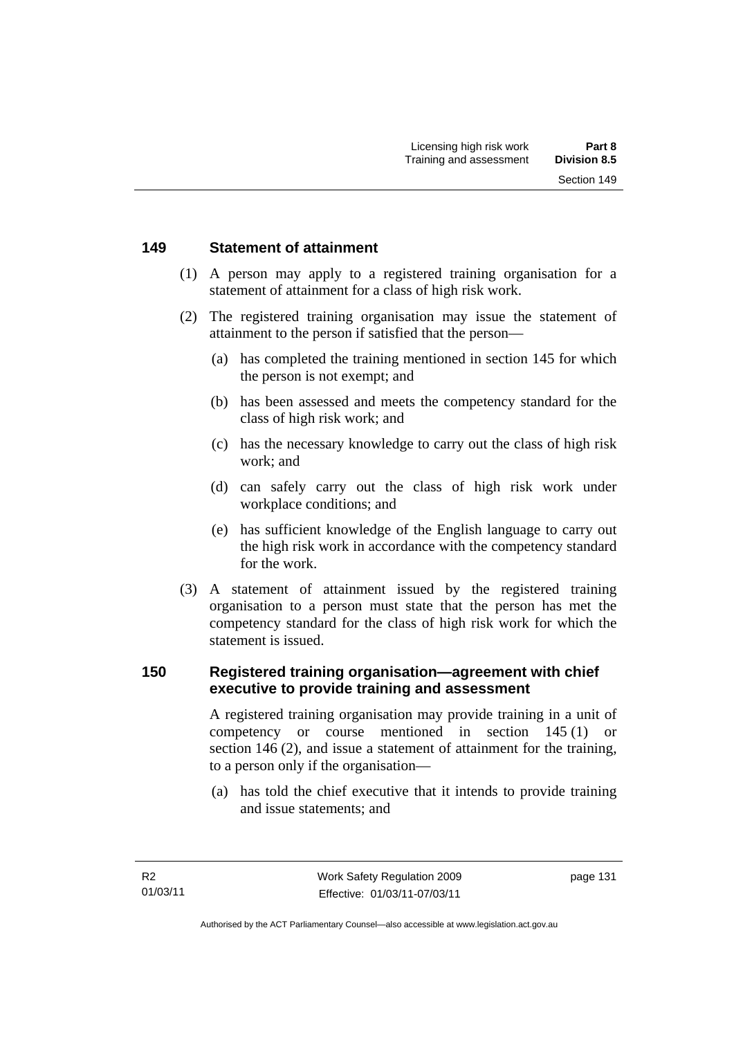## 149 Statement of attainment

(1) A person may apply to a registered training organisation for a statement of attainment for a class of high risk work.

(2) The registered training organisation may issue the statement of attainment to the person if satisfied that the person—

(a) has completed the training mentioned in section 145 for which the person is not exempt; and

(b) has been assessed and meets the competency standard for the class of high risk work; and

(c) has the necessary knowledge to carry out the class of high risk work; and

(d) can safely carry out the class of high risk work under workplace conditions; and

(e) has sufficient knowledge of the English language to carry out the high risk work in accordance with the competency standard for the work.

(3) A statement of attainment issued by the registered training organisation to a person must state that the person has met the competency standard for the class of high risk work for which the statement is issued.

## 150 Registered training organisation—agreement with chief executive to provide training and assessment

A registered training organisation may provide training in a unit of competency or course mentioned in section 145 (1) or section 146 (2), and issue a statement of attainment for the training, to a person only if the organisation—

(a) has told the chief executive that it intends to provide training and issue statements; and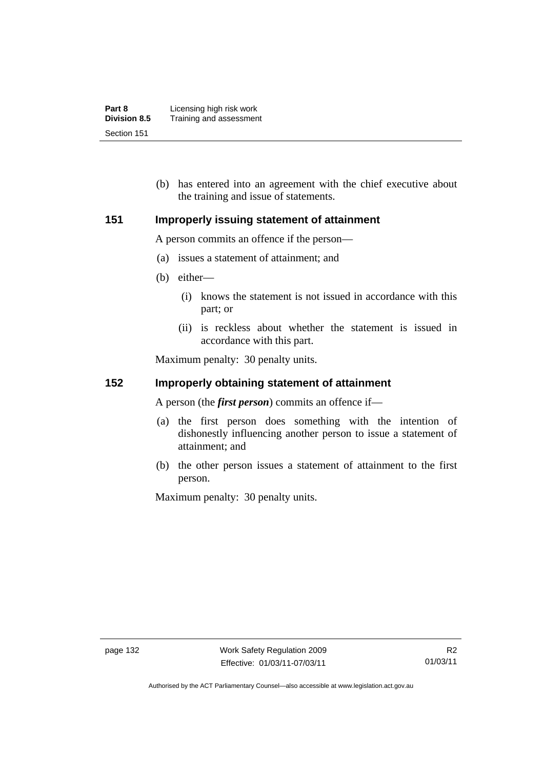(b) has entered into an agreement with the chief executive about the training and issue of statements.

## 151 Improperly issuing statement of attainment

A person commits an offence if the person—

(a) issues a statement of attainment; and

(b) either—

(i) knows the statement is not issued in accordance with this part; or

(ii) is reckless about whether the statement is issued in accordance with this part.

Maximum penalty: 30 penalty units.

## 152 Improperly obtaining statement of attainment

A person (the ***first person***) commits an offence if—

(a) the first person does something with the intention of dishonestly influencing another person to issue a statement of attainment; and

(b) the other person issues a statement of attainment to the first person.

Maximum penalty: 30 penalty units.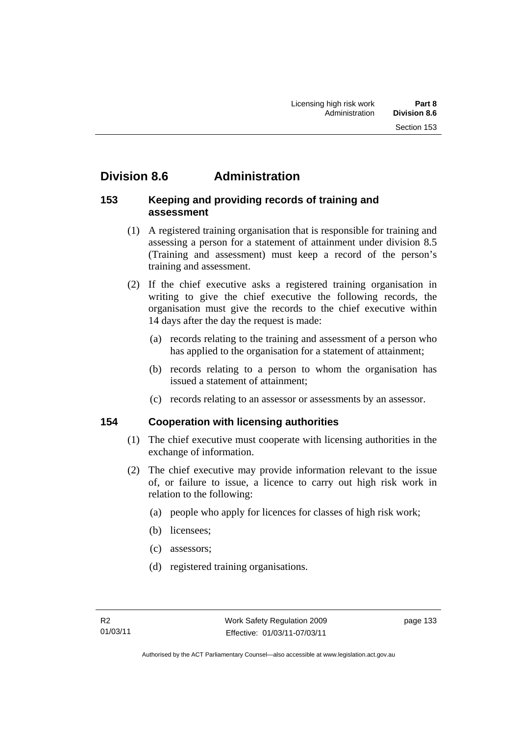# Division 8.6 Administration

## 153 Keeping and providing records of training and assessment

(1) A registered training organisation that is responsible for training and assessing a person for a statement of attainment under division 8.5 (Training and assessment) must keep a record of the person's training and assessment.

(2) If the chief executive asks a registered training organisation in writing to give the chief executive the following records, the organisation must give the records to the chief executive within 14 days after the day the request is made:

(a) records relating to the training and assessment of a person who has applied to the organisation for a statement of attainment;

(b) records relating to a person to whom the organisation has issued a statement of attainment;

(c) records relating to an assessor or assessments by an assessor.

## 154 Cooperation with licensing authorities

(1) The chief executive must cooperate with licensing authorities in the exchange of information.

(2) The chief executive may provide information relevant to the issue of, or failure to issue, a licence to carry out high risk work in relation to the following:

(a) people who apply for licences for classes of high risk work;

(b) licensees;

(c) assessors;

(d) registered training organisations.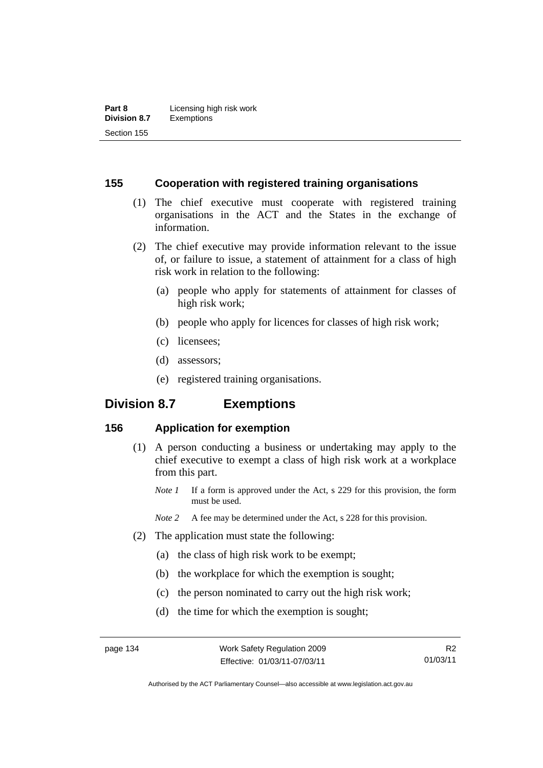### 155 Cooperation with registered training organisations

(1) The chief executive must cooperate with registered training organisations in the ACT and the States in the exchange of information.

(2) The chief executive may provide information relevant to the issue of, or failure to issue, a statement of attainment for a class of high risk work in relation to the following:

(a) people who apply for statements of attainment for classes of high risk work;

(b) people who apply for licences for classes of high risk work;

(c) licensees;

(d) assessors;

(e) registered training organisations.

## Division 8.7 Exemptions

### 156 Application for exemption

(1) A person conducting a business or undertaking may apply to the chief executive to exempt a class of high risk work at a workplace from this part.

*Note 1* If a form is approved under the Act, s 229 for this provision, the form must be used.

*Note 2* A fee may be determined under the Act, s 228 for this provision.

(2) The application must state the following:

(a) the class of high risk work to be exempt;

(b) the workplace for which the exemption is sought;

(c) the person nominated to carry out the high risk work;

(d) the time for which the exemption is sought;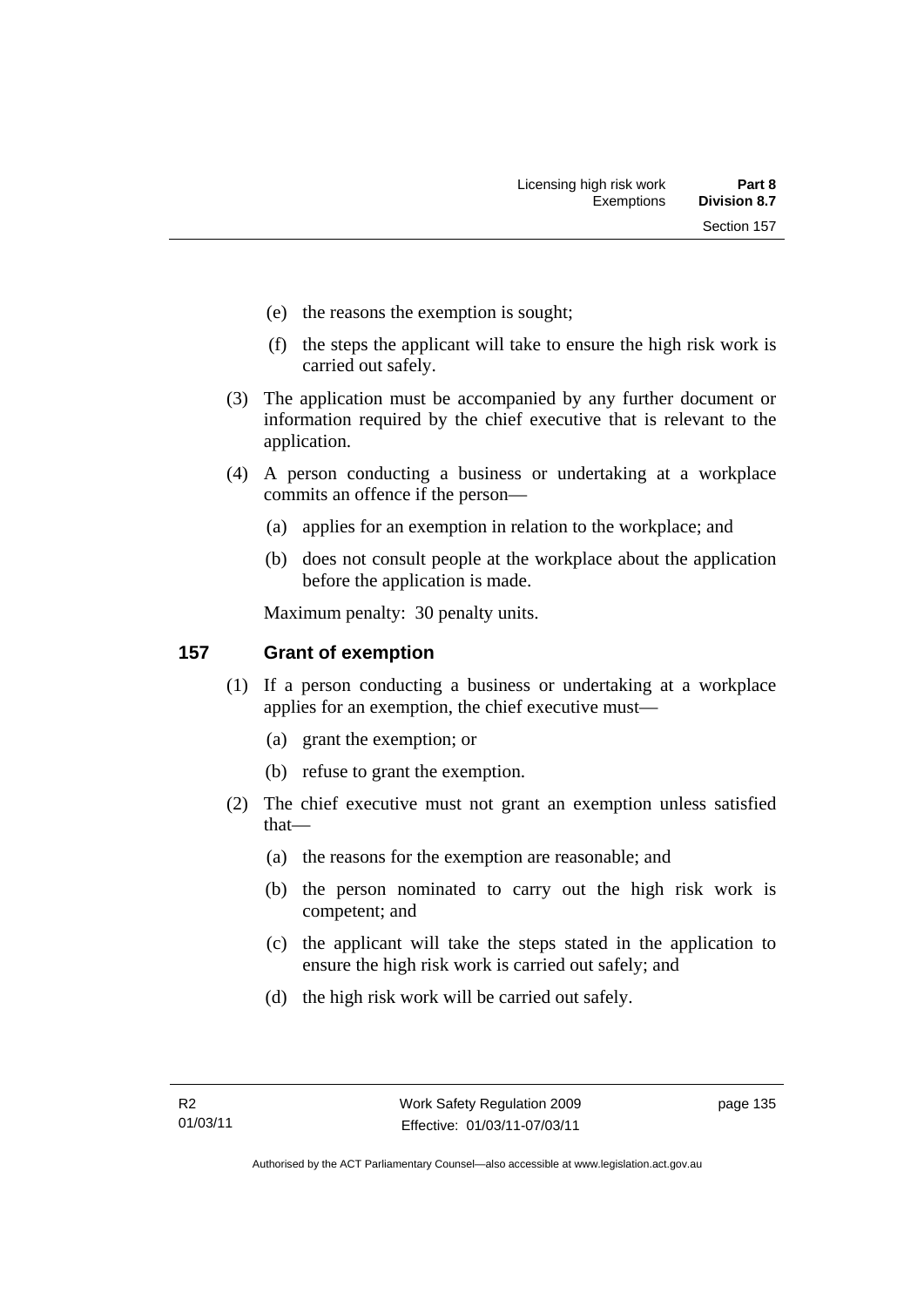(e) the reasons the exemption is sought;

(f) the steps the applicant will take to ensure the high risk work is carried out safely.

(3) The application must be accompanied by any further document or information required by the chief executive that is relevant to the application.

(4) A person conducting a business or undertaking at a workplace commits an offence if the person—

(a) applies for an exemption in relation to the workplace; and

(b) does not consult people at the workplace about the application before the application is made.

Maximum penalty: 30 penalty units.

## 157 Grant of exemption

(1) If a person conducting a business or undertaking at a workplace applies for an exemption, the chief executive must—

(a) grant the exemption; or

(b) refuse to grant the exemption.

(2) The chief executive must not grant an exemption unless satisfied that—

(a) the reasons for the exemption are reasonable; and

(b) the person nominated to carry out the high risk work is competent; and

(c) the applicant will take the steps stated in the application to ensure the high risk work is carried out safely; and

(d) the high risk work will be carried out safely.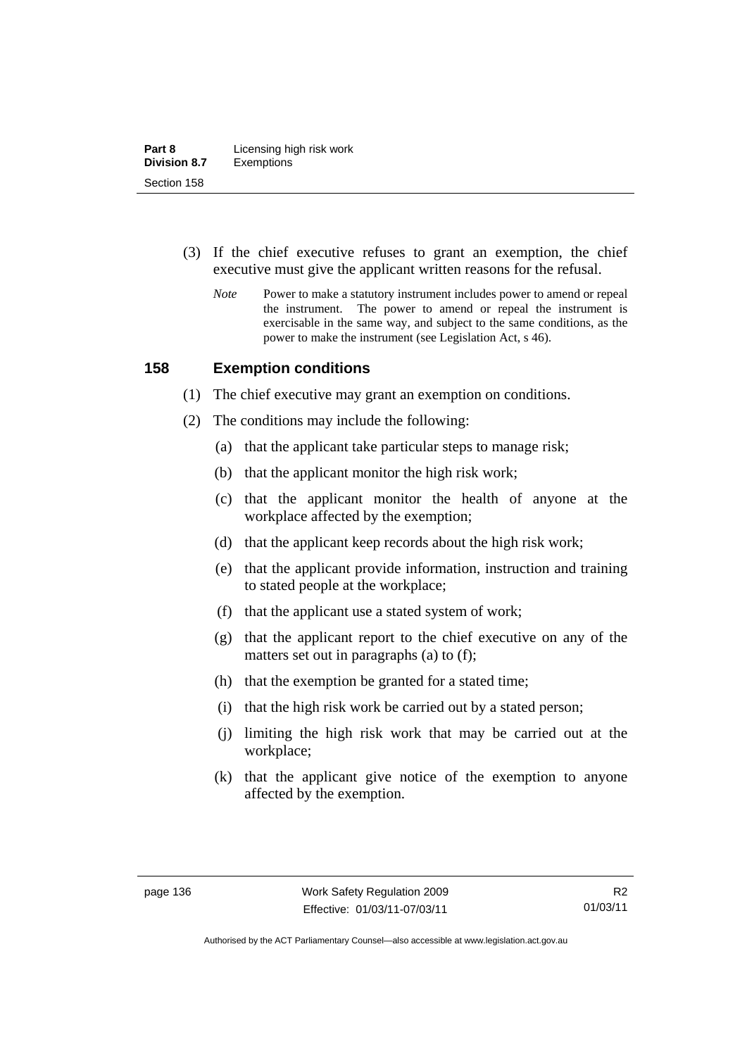(3) If the chief executive refuses to grant an exemption, the chief executive must give the applicant written reasons for the refusal.

*Note* Power to make a statutory instrument includes power to amend or repeal the instrument. The power to amend or repeal the instrument is exercisable in the same way, and subject to the same conditions, as the power to make the instrument (see Legislation Act, s 46).

## 158 Exemption conditions

(1) The chief executive may grant an exemption on conditions.

(2) The conditions may include the following:

(a) that the applicant take particular steps to manage risk;

(b) that the applicant monitor the high risk work;

(c) that the applicant monitor the health of anyone at the workplace affected by the exemption;

(d) that the applicant keep records about the high risk work;

(e) that the applicant provide information, instruction and training to stated people at the workplace;

(f) that the applicant use a stated system of work;

(g) that the applicant report to the chief executive on any of the matters set out in paragraphs (a) to (f);

(h) that the exemption be granted for a stated time;

(i) that the high risk work be carried out by a stated person;

(j) limiting the high risk work that may be carried out at the workplace;

(k) that the applicant give notice of the exemption to anyone affected by the exemption.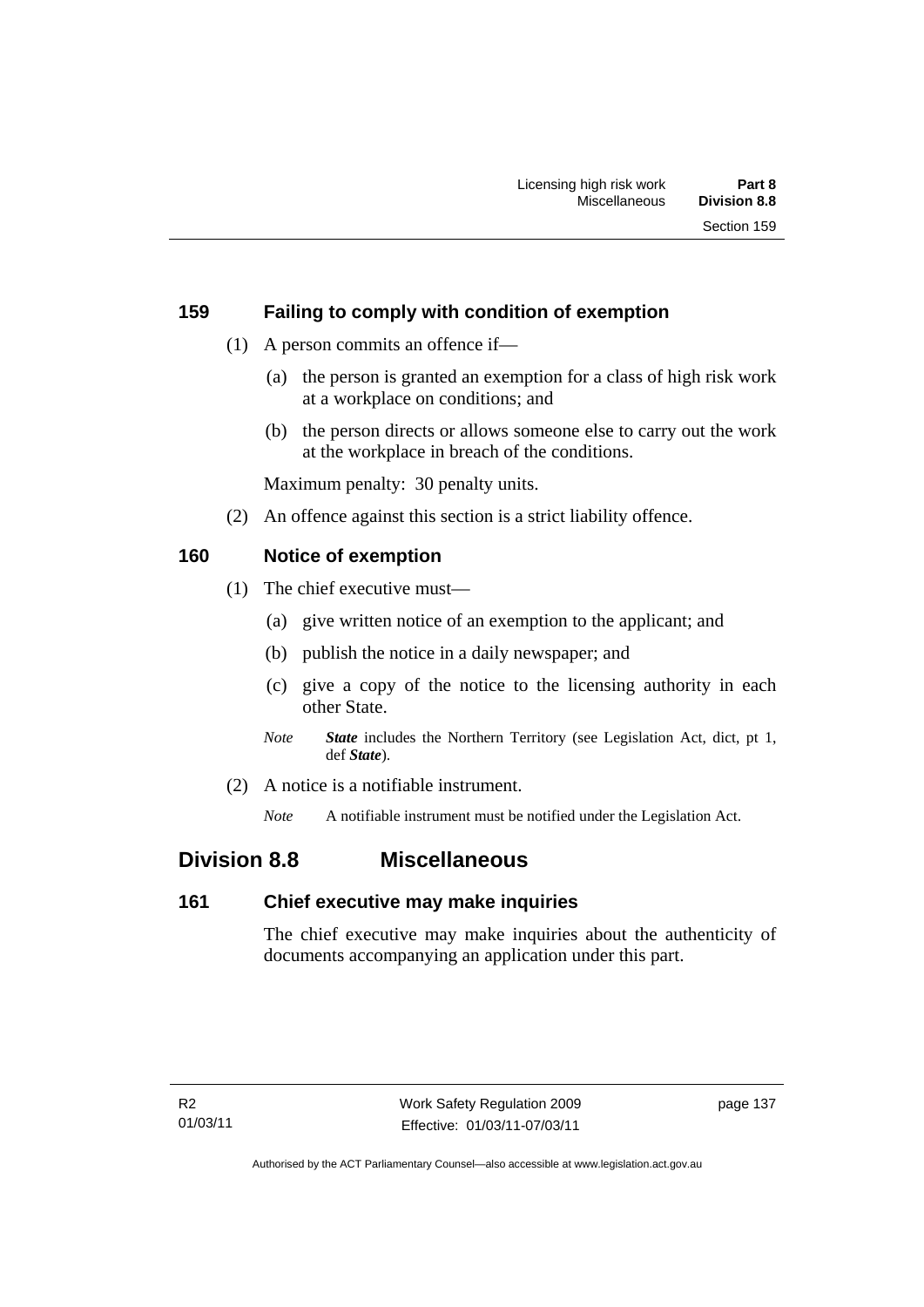### 159 Failing to comply with condition of exemption

(1) A person commits an offence if—

(a) the person is granted an exemption for a class of high risk work at a workplace on conditions; and

(b) the person directs or allows someone else to carry out the work at the workplace in breach of the conditions.

Maximum penalty: 30 penalty units.

(2) An offence against this section is a strict liability offence.

### 160 Notice of exemption

(1) The chief executive must—

(a) give written notice of an exemption to the applicant; and

(b) publish the notice in a daily newspaper; and

(c) give a copy of the notice to the licensing authority in each other State.

*Note* ***State*** includes the Northern Territory (see Legislation Act, dict, pt 1, def ***State***).

(2) A notice is a notifiable instrument.

*Note* A notifiable instrument must be notified under the Legislation Act.

## Division 8.8 Miscellaneous

### 161 Chief executive may make inquiries

The chief executive may make inquiries about the authenticity of documents accompanying an application under this part.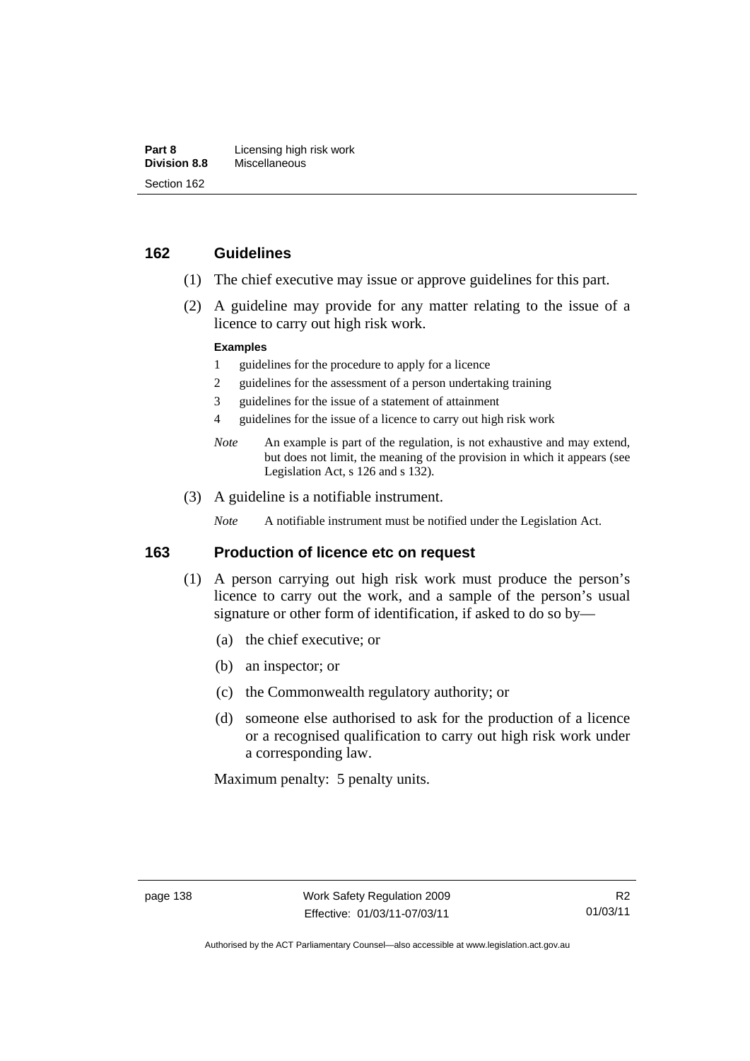## 162 Guidelines

(1) The chief executive may issue or approve guidelines for this part.

(2) A guideline may provide for any matter relating to the issue of a licence to carry out high risk work.

**Examples**

1 guidelines for the procedure to apply for a licence

2 guidelines for the assessment of a person undertaking training

3 guidelines for the issue of a statement of attainment

4 guidelines for the issue of a licence to carry out high risk work

*Note* An example is part of the regulation, is not exhaustive and may extend, but does not limit, the meaning of the provision in which it appears (see Legislation Act, s 126 and s 132).

(3) A guideline is a notifiable instrument.

*Note* A notifiable instrument must be notified under the Legislation Act.

## 163 Production of licence etc on request

(1) A person carrying out high risk work must produce the person's licence to carry out the work, and a sample of the person's usual signature or other form of identification, if asked to do so by—

(a) the chief executive; or

(b) an inspector; or

(c) the Commonwealth regulatory authority; or

(d) someone else authorised to ask for the production of a licence or a recognised qualification to carry out high risk work under a corresponding law.

Maximum penalty: 5 penalty units.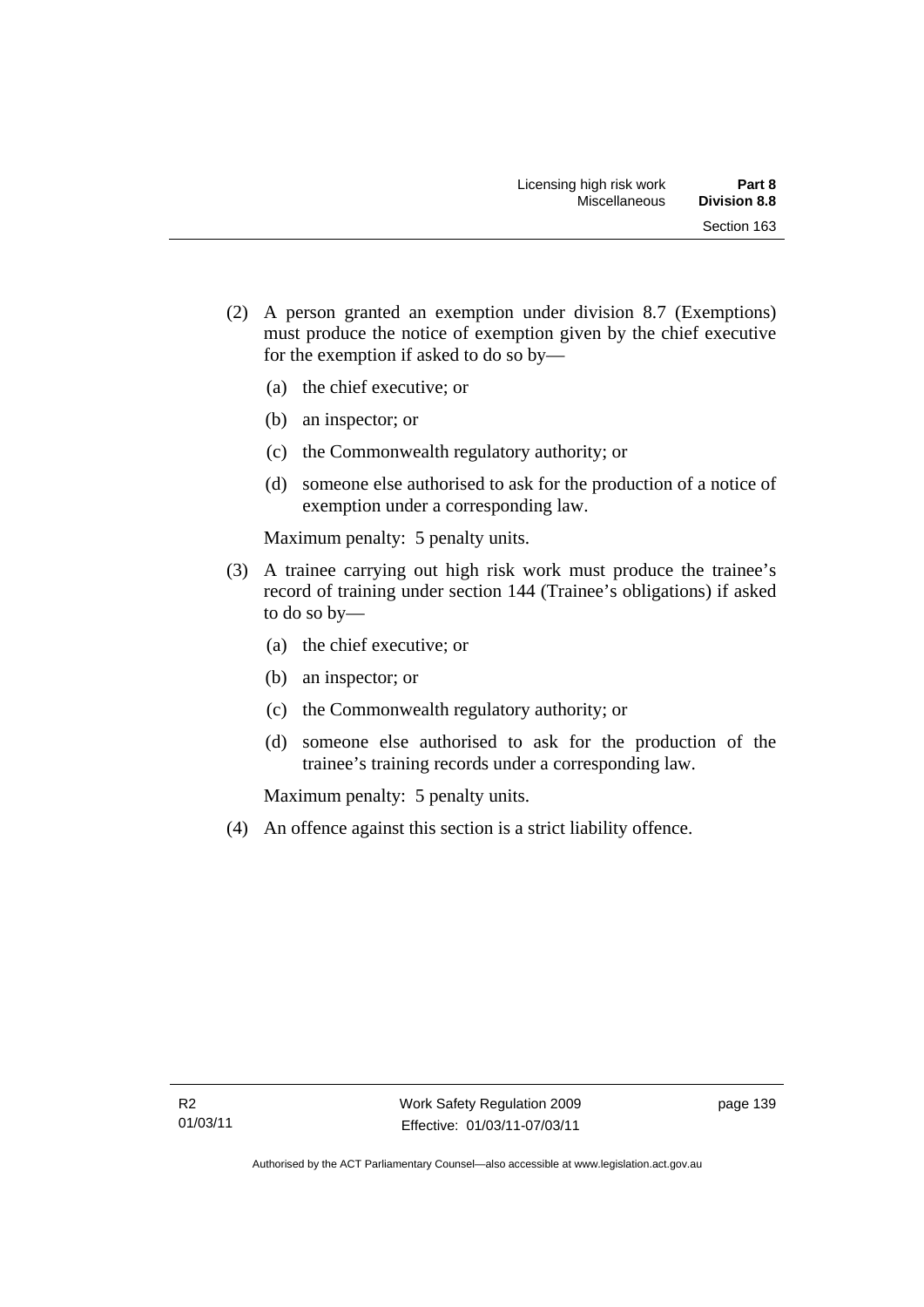(2) A person granted an exemption under division 8.7 (Exemptions) must produce the notice of exemption given by the chief executive for the exemption if asked to do so by—

   (a) the chief executive; or

   (b) an inspector; or

   (c) the Commonwealth regulatory authority; or

   (d) someone else authorised to ask for the production of a notice of exemption under a corresponding law.

   Maximum penalty: 5 penalty units.

(3) A trainee carrying out high risk work must produce the trainee's record of training under section 144 (Trainee's obligations) if asked to do so by—

   (a) the chief executive; or

   (b) an inspector; or

   (c) the Commonwealth regulatory authority; or

   (d) someone else authorised to ask for the production of the trainee's training records under a corresponding law.

   Maximum penalty: 5 penalty units.

(4) An offence against this section is a strict liability offence.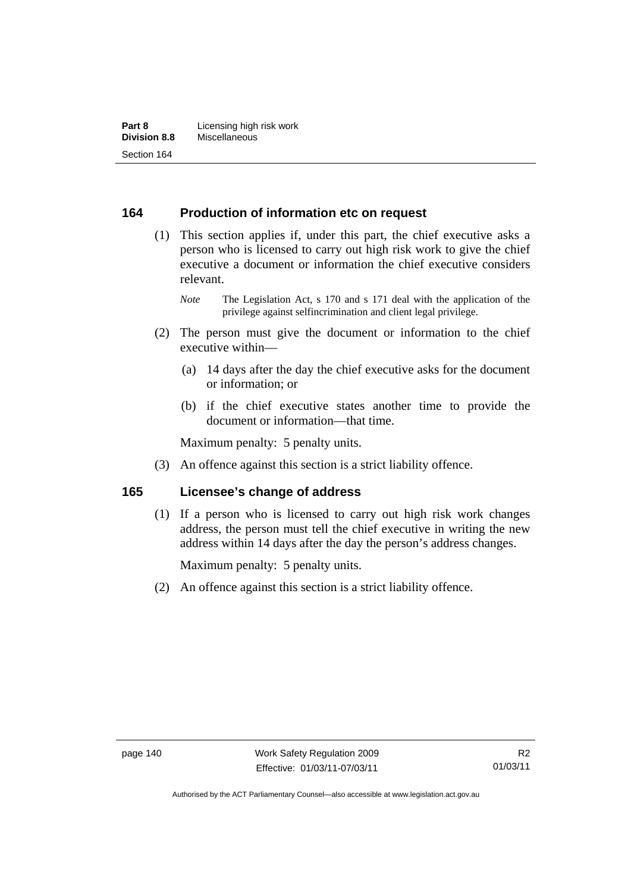## 164 Production of information etc on request

(1) This section applies if, under this part, the chief executive asks a person who is licensed to carry out high risk work to give the chief executive a document or information the chief executive considers relevant.

*Note* The Legislation Act, s 170 and s 171 deal with the application of the privilege against selfincrimination and client legal privilege.

(2) The person must give the document or information to the chief executive within—

(a) 14 days after the day the chief executive asks for the document or information; or

(b) if the chief executive states another time to provide the document or information—that time.

Maximum penalty: 5 penalty units.

(3) An offence against this section is a strict liability offence.

## 165 Licensee's change of address

(1) If a person who is licensed to carry out high risk work changes address, the person must tell the chief executive in writing the new address within 14 days after the day the person's address changes.

Maximum penalty: 5 penalty units.

(2) An offence against this section is a strict liability offence.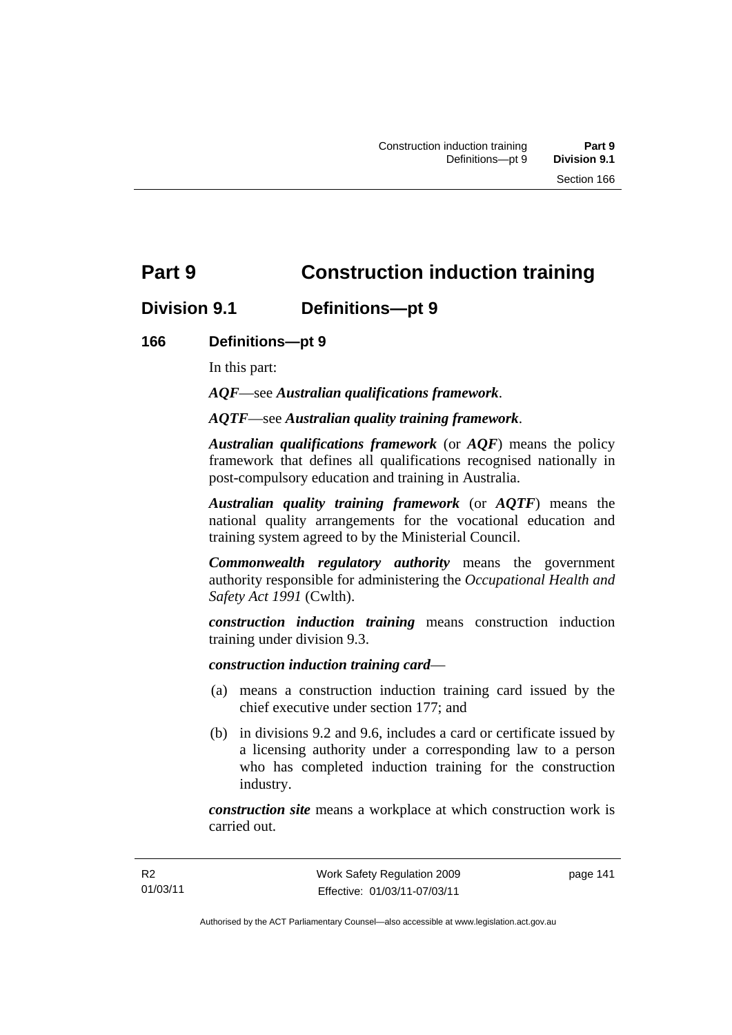# Part 9 Construction induction training

## Division 9.1 Definitions—pt 9

### 166 Definitions—pt 9

In this part:

***AQF***—see ***Australian qualifications framework***.

***AQTF***—see ***Australian quality training framework***.

***Australian qualifications framework*** (or ***AQF***) means the policy framework that defines all qualifications recognised nationally in post-compulsory education and training in Australia.

***Australian quality training framework*** (or ***AQTF***) means the national quality arrangements for the vocational education and training system agreed to by the Ministerial Council.

***Commonwealth regulatory authority*** means the government authority responsible for administering the *Occupational Health and Safety Act 1991* (Cwlth).

***construction induction training*** means construction induction training under division 9.3.

***construction induction training card***—

(a) means a construction induction training card issued by the chief executive under section 177; and

(b) in divisions 9.2 and 9.6, includes a card or certificate issued by a licensing authority under a corresponding law to a person who has completed induction training for the construction industry.

***construction site*** means a workplace at which construction work is carried out.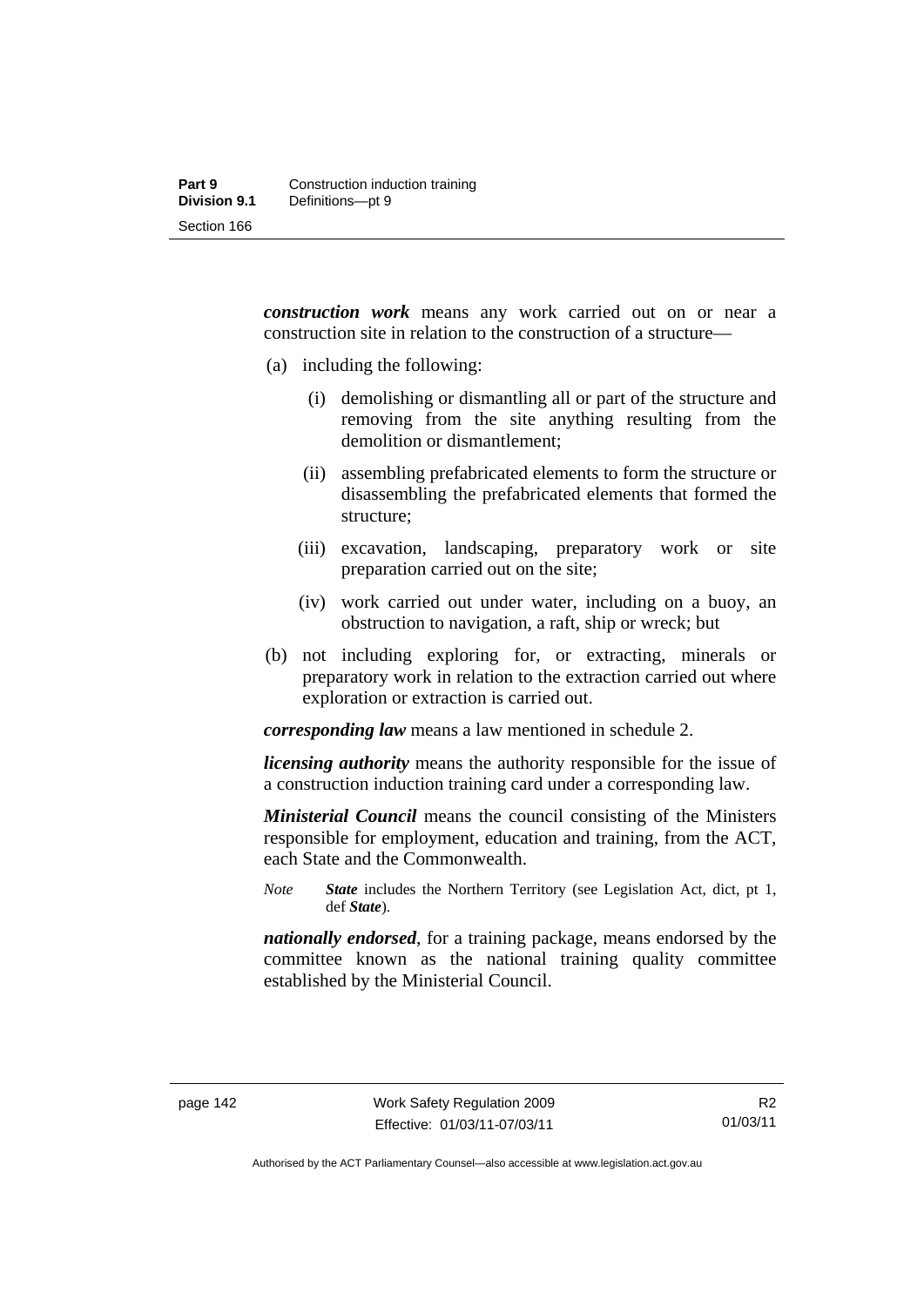***construction work*** means any work carried out on or near a construction site in relation to the construction of a structure—

(a) including the following:

   (i) demolishing or dismantling all or part of the structure and removing from the site anything resulting from the demolition or dismantlement;

   (ii) assembling prefabricated elements to form the structure or disassembling the prefabricated elements that formed the structure;

   (iii) excavation, landscaping, preparatory work or site preparation carried out on the site;

   (iv) work carried out under water, including on a buoy, an obstruction to navigation, a raft, ship or wreck; but

(b) not including exploring for, or extracting, minerals or preparatory work in relation to the extraction carried out where exploration or extraction is carried out.

***corresponding law*** means a law mentioned in schedule 2.

***licensing authority*** means the authority responsible for the issue of a construction induction training card under a corresponding law.

***Ministerial Council*** means the council consisting of the Ministers responsible for employment, education and training, from the ACT, each State and the Commonwealth.

*Note* ***State*** includes the Northern Territory (see Legislation Act, dict, pt 1, def ***State***).

***nationally endorsed***, for a training package, means endorsed by the committee known as the national training quality committee established by the Ministerial Council.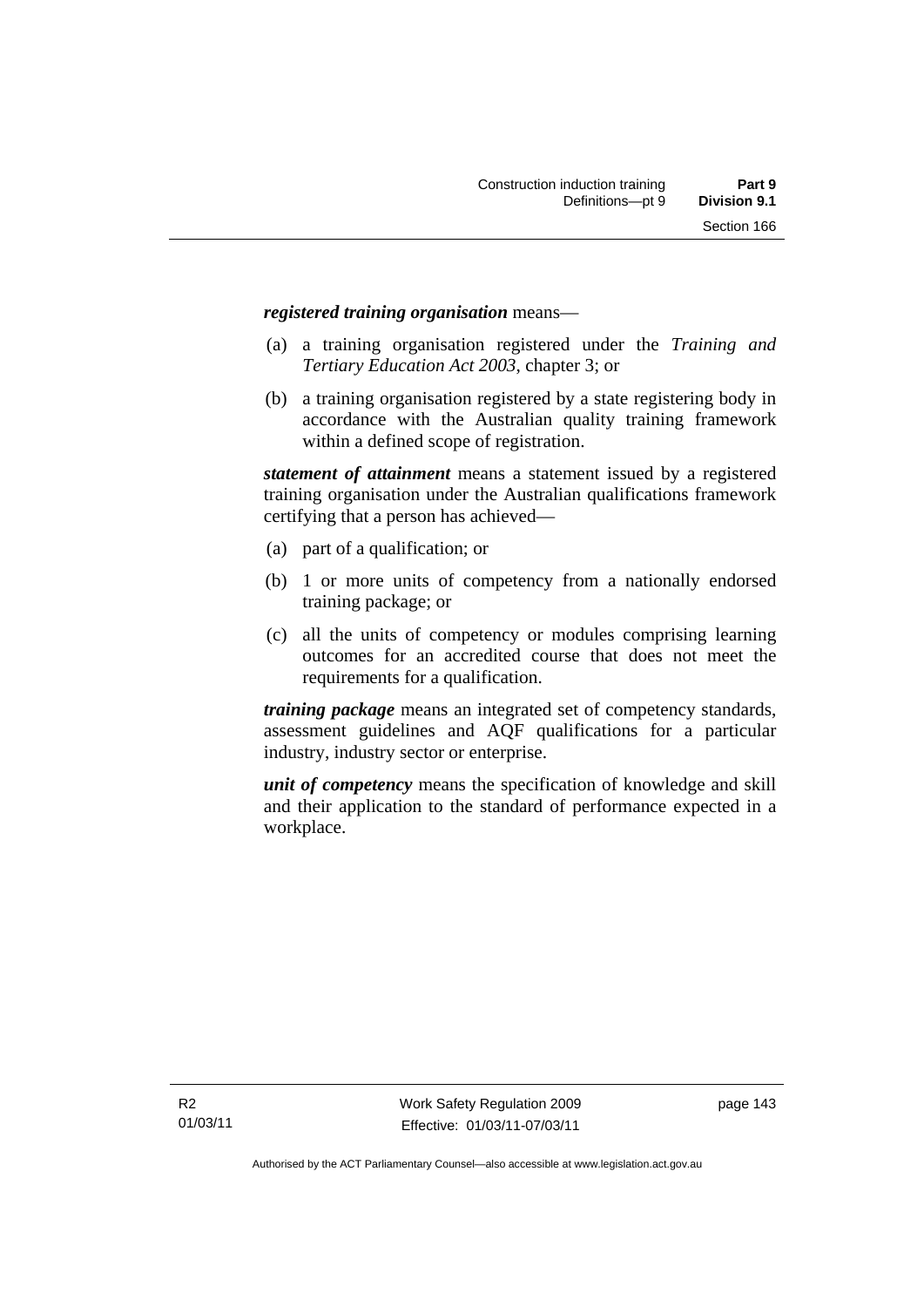***registered training organisation*** means—

(a) a training organisation registered under the *Training and Tertiary Education Act 2003*, chapter 3; or

(b) a training organisation registered by a state registering body in accordance with the Australian quality training framework within a defined scope of registration.

***statement of attainment*** means a statement issued by a registered training organisation under the Australian qualifications framework certifying that a person has achieved—

(a) part of a qualification; or

(b) 1 or more units of competency from a nationally endorsed training package; or

(c) all the units of competency or modules comprising learning outcomes for an accredited course that does not meet the requirements for a qualification.

***training package*** means an integrated set of competency standards, assessment guidelines and AQF qualifications for a particular industry, industry sector or enterprise.

***unit of competency*** means the specification of knowledge and skill and their application to the standard of performance expected in a workplace.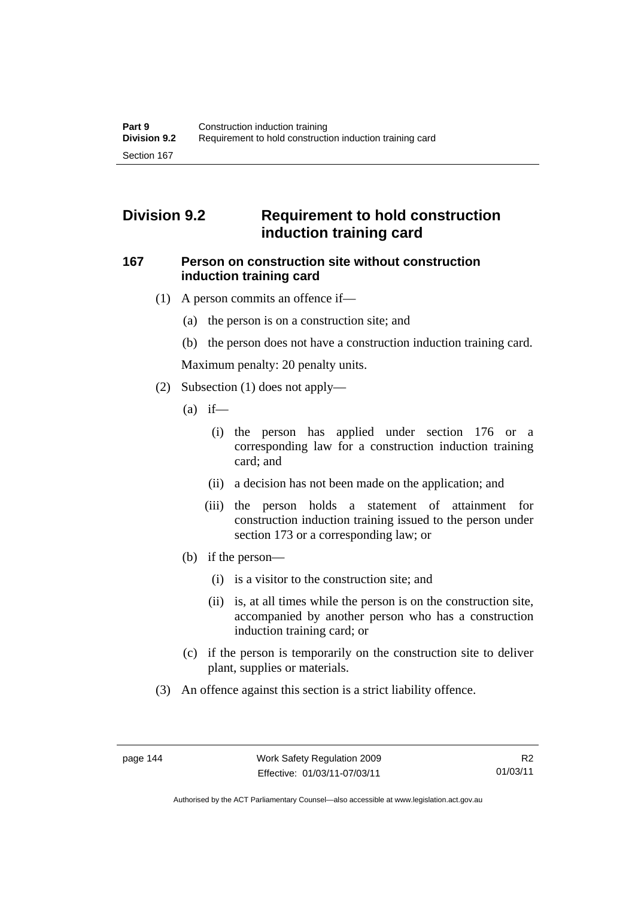## Division 9.2 Requirement to hold construction induction training card

### 167 Person on construction site without construction induction training card

(1) A person commits an offence if—

(a) the person is on a construction site; and

(b) the person does not have a construction induction training card.

Maximum penalty: 20 penalty units.

(2) Subsection (1) does not apply—

(a) if—

(i) the person has applied under section 176 or a corresponding law for a construction induction training card; and

(ii) a decision has not been made on the application; and

(iii) the person holds a statement of attainment for construction induction training issued to the person under section 173 or a corresponding law; or

(b) if the person—

(i) is a visitor to the construction site; and

(ii) is, at all times while the person is on the construction site, accompanied by another person who has a construction induction training card; or

(c) if the person is temporarily on the construction site to deliver plant, supplies or materials.

(3) An offence against this section is a strict liability offence.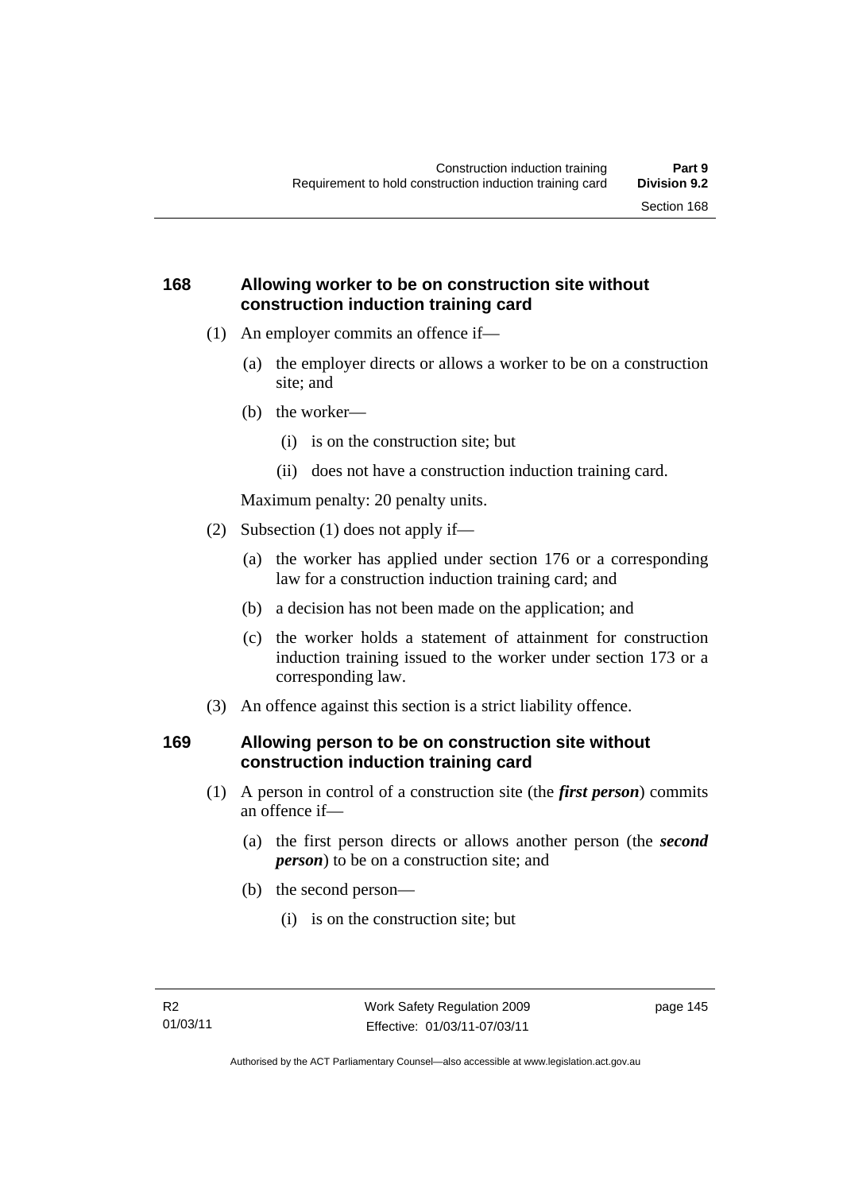## 168 Allowing worker to be on construction site without construction induction training card

(1) An employer commits an offence if—

   (a) the employer directs or allows a worker to be on a construction site; and

   (b) the worker—

      (i) is on the construction site; but

      (ii) does not have a construction induction training card.

Maximum penalty: 20 penalty units.

(2) Subsection (1) does not apply if—

   (a) the worker has applied under section 176 or a corresponding law for a construction induction training card; and

   (b) a decision has not been made on the application; and

   (c) the worker holds a statement of attainment for construction induction training issued to the worker under section 173 or a corresponding law.

(3) An offence against this section is a strict liability offence.

## 169 Allowing person to be on construction site without construction induction training card

(1) A person in control of a construction site (the ***first person***) commits an offence if—

   (a) the first person directs or allows another person (the ***second person***) to be on a construction site; and

   (b) the second person—

      (i) is on the construction site; but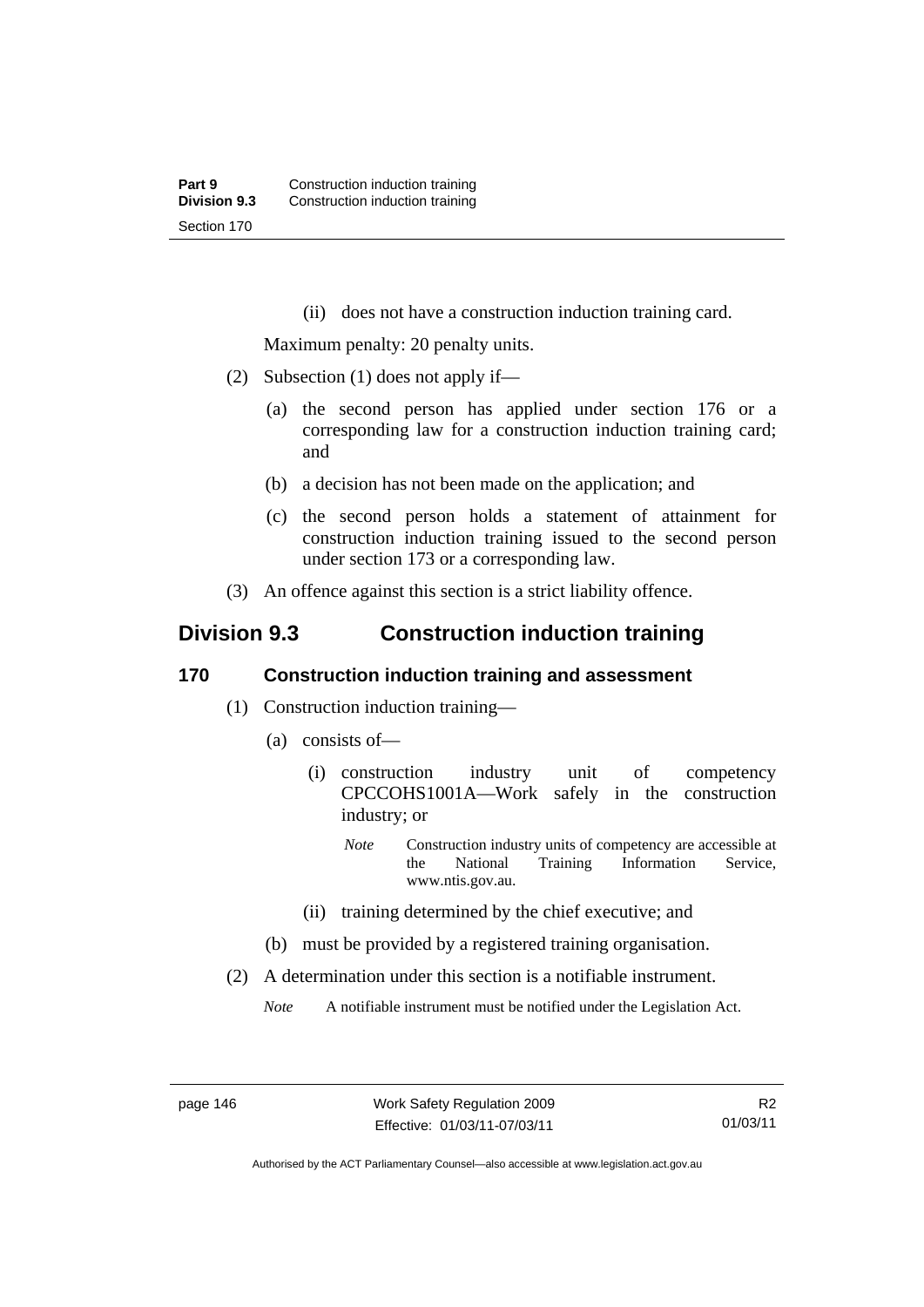(ii) does not have a construction induction training card.

Maximum penalty: 20 penalty units.

(2) Subsection (1) does not apply if—

(a) the second person has applied under section 176 or a corresponding law for a construction induction training card; and

(b) a decision has not been made on the application; and

(c) the second person holds a statement of attainment for construction induction training issued to the second person under section 173 or a corresponding law.

(3) An offence against this section is a strict liability offence.

## Division 9.3 Construction induction training

### 170 Construction induction training and assessment

(1) Construction induction training—

(a) consists of—

(i) construction industry unit of competency CPCCOHS1001A—Work safely in the construction industry; or

*Note* Construction industry units of competency are accessible at the National Training Information Service, www.ntis.gov.au.

(ii) training determined by the chief executive; and

(b) must be provided by a registered training organisation.

(2) A determination under this section is a notifiable instrument.

*Note* A notifiable instrument must be notified under the Legislation Act.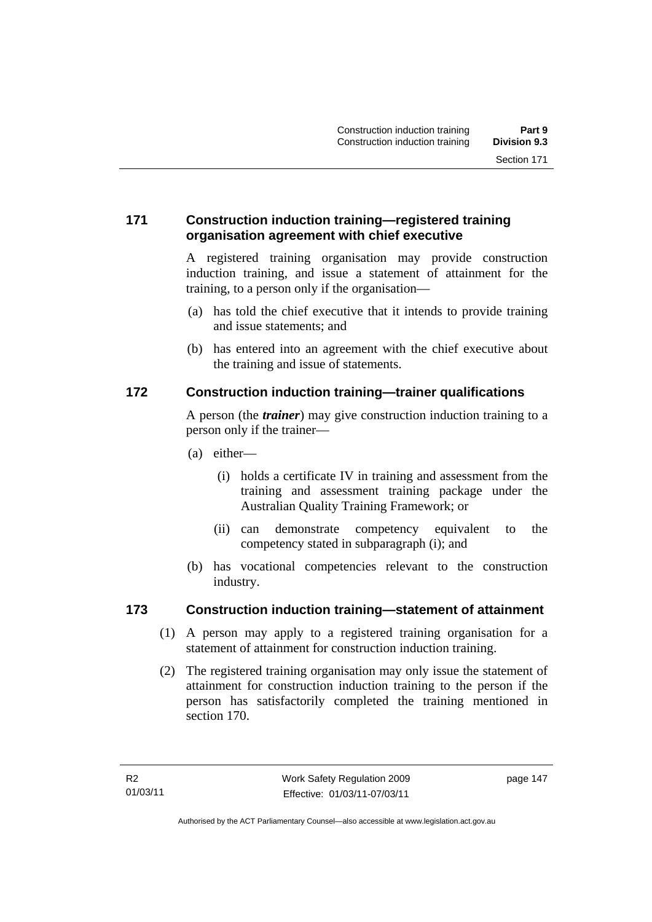## 171 Construction induction training—registered training organisation agreement with chief executive

A registered training organisation may provide construction induction training, and issue a statement of attainment for the training, to a person only if the organisation—

(a) has told the chief executive that it intends to provide training and issue statements; and

(b) has entered into an agreement with the chief executive about the training and issue of statements.

## 172 Construction induction training—trainer qualifications

A person (the ***trainer***) may give construction induction training to a person only if the trainer—

(a) either—

  (i) holds a certificate IV in training and assessment from the training and assessment training package under the Australian Quality Training Framework; or

  (ii) can demonstrate competency equivalent to the competency stated in subparagraph (i); and

(b) has vocational competencies relevant to the construction industry.

## 173 Construction induction training—statement of attainment

(1) A person may apply to a registered training organisation for a statement of attainment for construction induction training.

(2) The registered training organisation may only issue the statement of attainment for construction induction training to the person if the person has satisfactorily completed the training mentioned in section 170.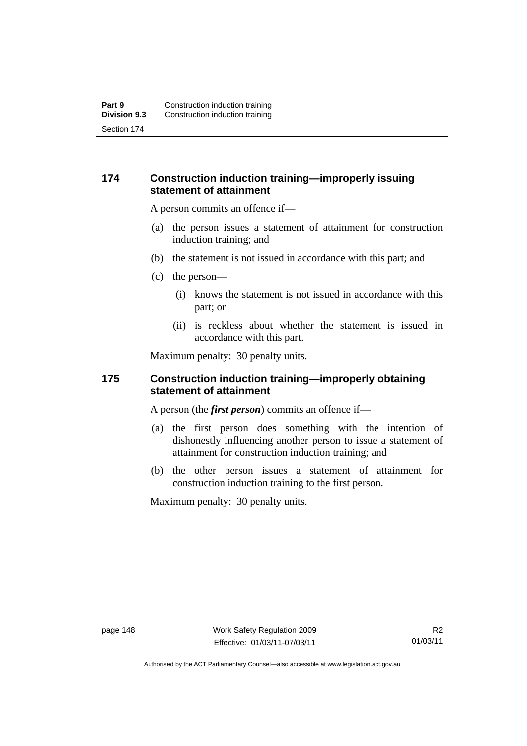## 174 Construction induction training—improperly issuing statement of attainment

A person commits an offence if—

(a) the person issues a statement of attainment for construction induction training; and

(b) the statement is not issued in accordance with this part; and

(c) the person—

   (i) knows the statement is not issued in accordance with this part; or

   (ii) is reckless about whether the statement is issued in accordance with this part.

Maximum penalty: 30 penalty units.

## 175 Construction induction training—improperly obtaining statement of attainment

A person (the ***first person***) commits an offence if—

(a) the first person does something with the intention of dishonestly influencing another person to issue a statement of attainment for construction induction training; and

(b) the other person issues a statement of attainment for construction induction training to the first person.

Maximum penalty: 30 penalty units.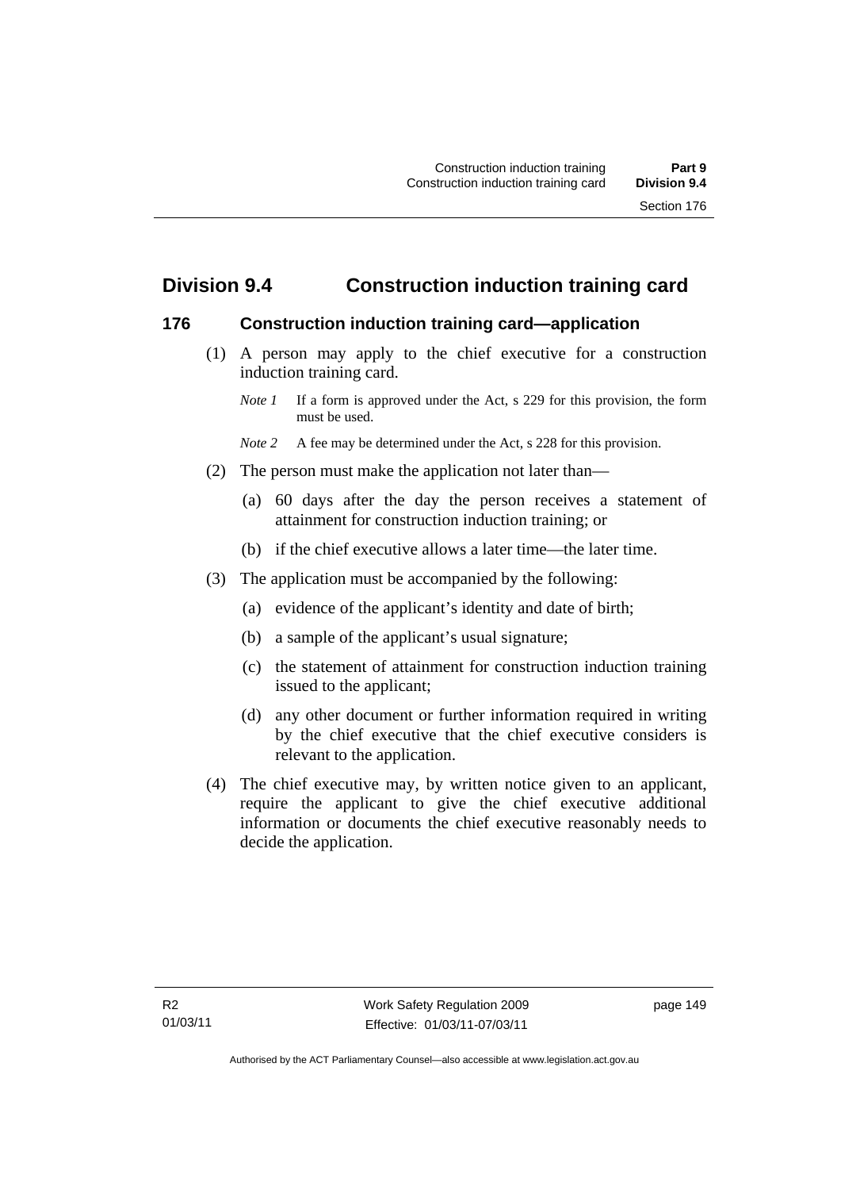## Division 9.4 Construction induction training card

### 176 Construction induction training card—application

(1) A person may apply to the chief executive for a construction induction training card.

*Note 1* If a form is approved under the Act, s 229 for this provision, the form must be used.

*Note 2* A fee may be determined under the Act, s 228 for this provision.

(2) The person must make the application not later than—

(a) 60 days after the day the person receives a statement of attainment for construction induction training; or

(b) if the chief executive allows a later time—the later time.

(3) The application must be accompanied by the following:

(a) evidence of the applicant's identity and date of birth;

(b) a sample of the applicant's usual signature;

(c) the statement of attainment for construction induction training issued to the applicant;

(d) any other document or further information required in writing by the chief executive that the chief executive considers is relevant to the application.

(4) The chief executive may, by written notice given to an applicant, require the applicant to give the chief executive additional information or documents the chief executive reasonably needs to decide the application.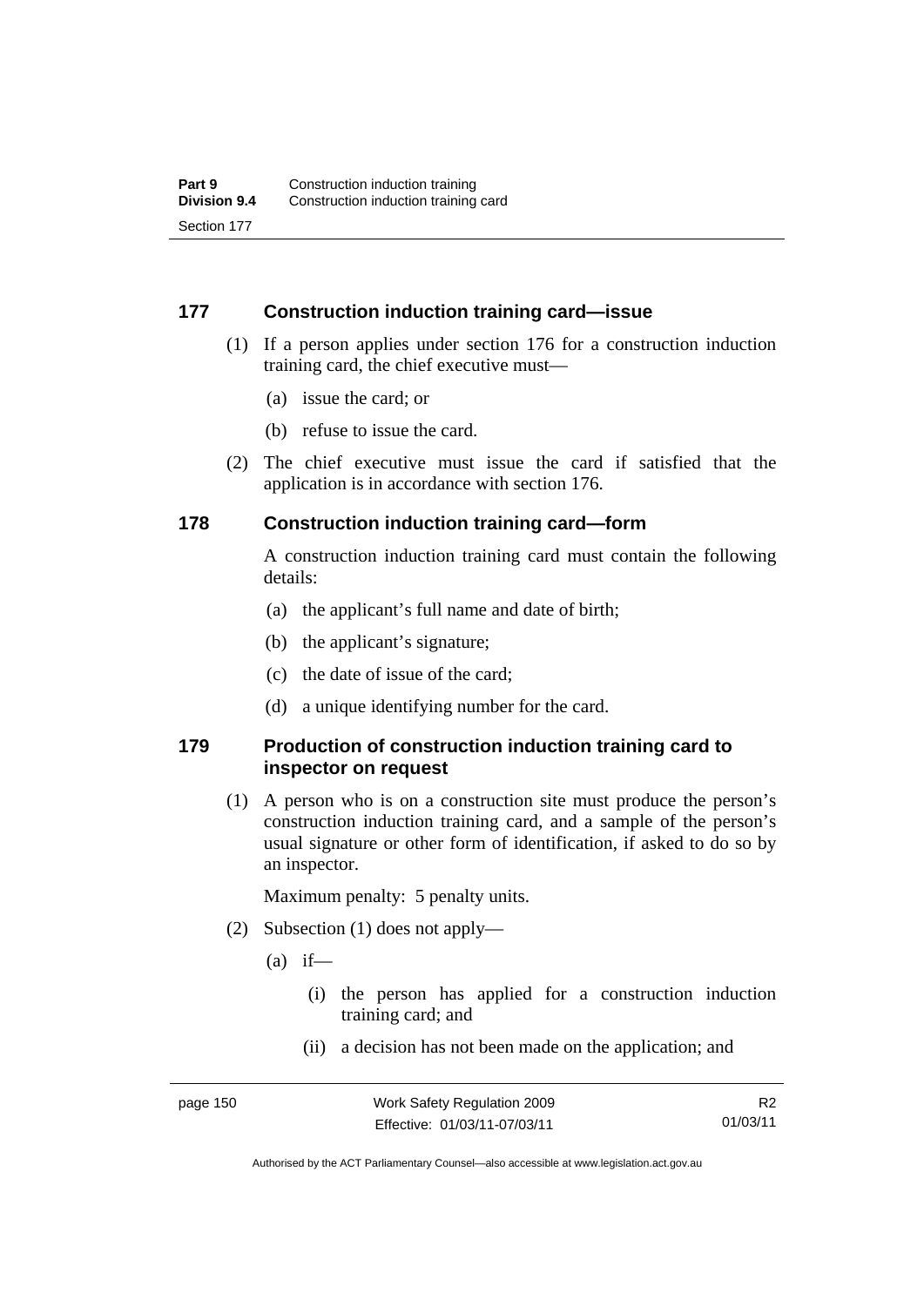### 177 Construction induction training card—issue

(1) If a person applies under section 176 for a construction induction training card, the chief executive must—

(a) issue the card; or

(b) refuse to issue the card.

(2) The chief executive must issue the card if satisfied that the application is in accordance with section 176.

### 178 Construction induction training card—form

A construction induction training card must contain the following details:

(a) the applicant's full name and date of birth;

(b) the applicant's signature;

(c) the date of issue of the card;

(d) a unique identifying number for the card.

### 179 Production of construction induction training card to inspector on request

(1) A person who is on a construction site must produce the person's construction induction training card, and a sample of the person's usual signature or other form of identification, if asked to do so by an inspector.

Maximum penalty: 5 penalty units.

(2) Subsection (1) does not apply—

(a) if—

(i) the person has applied for a construction induction training card; and

(ii) a decision has not been made on the application; and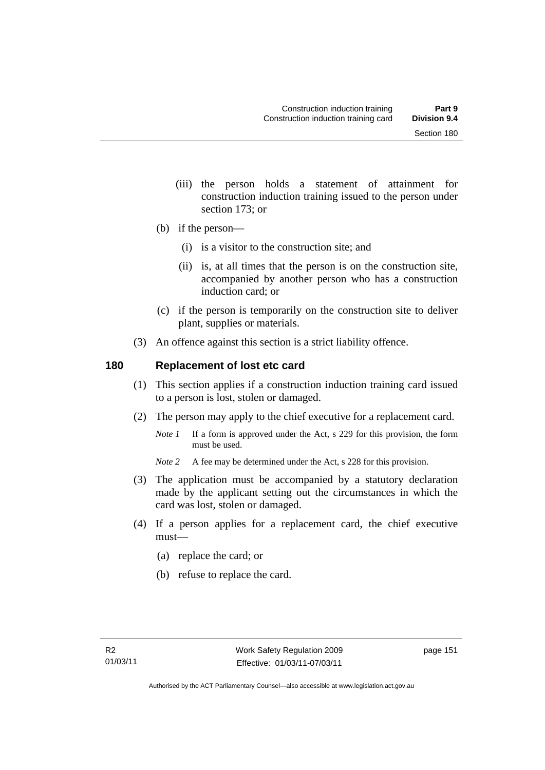(iii) the person holds a statement of attainment for construction induction training issued to the person under section 173; or

(b) if the person—

(i) is a visitor to the construction site; and

(ii) is, at all times that the person is on the construction site, accompanied by another person who has a construction induction card; or

(c) if the person is temporarily on the construction site to deliver plant, supplies or materials.

(3) An offence against this section is a strict liability offence.

## 180 Replacement of lost etc card

(1) This section applies if a construction induction training card issued to a person is lost, stolen or damaged.

(2) The person may apply to the chief executive for a replacement card.

*Note 1* If a form is approved under the Act, s 229 for this provision, the form must be used.

*Note 2* A fee may be determined under the Act, s 228 for this provision.

(3) The application must be accompanied by a statutory declaration made by the applicant setting out the circumstances in which the card was lost, stolen or damaged.

(4) If a person applies for a replacement card, the chief executive must—

(a) replace the card; or

(b) refuse to replace the card.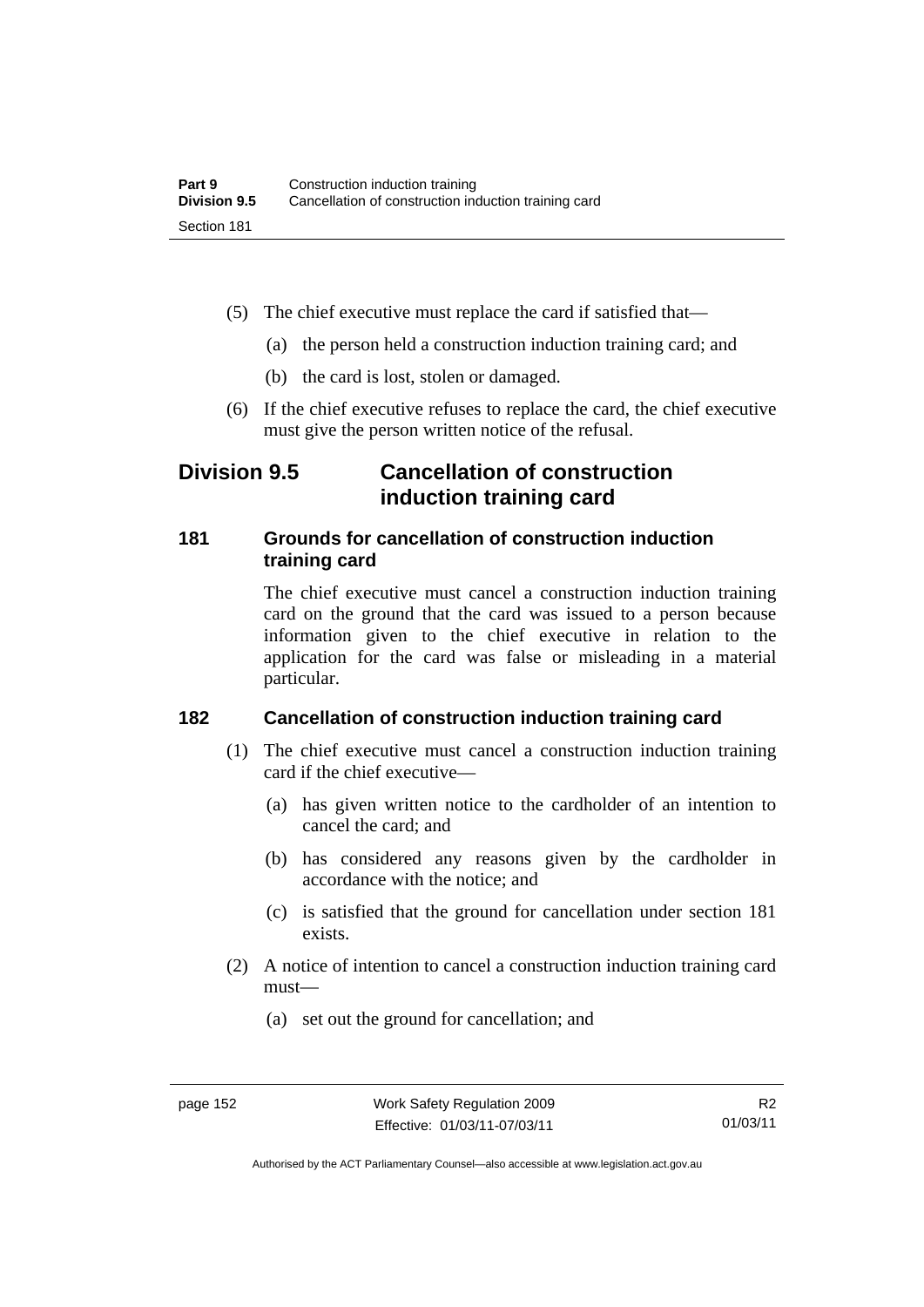(5) The chief executive must replace the card if satisfied that—

(a) the person held a construction induction training card; and

(b) the card is lost, stolen or damaged.

(6) If the chief executive refuses to replace the card, the chief executive must give the person written notice of the refusal.

## Division 9.5 Cancellation of construction induction training card

### 181 Grounds for cancellation of construction induction training card

The chief executive must cancel a construction induction training card on the ground that the card was issued to a person because information given to the chief executive in relation to the application for the card was false or misleading in a material particular.

### 182 Cancellation of construction induction training card

(1) The chief executive must cancel a construction induction training card if the chief executive—

(a) has given written notice to the cardholder of an intention to cancel the card; and

(b) has considered any reasons given by the cardholder in accordance with the notice; and

(c) is satisfied that the ground for cancellation under section 181 exists.

(2) A notice of intention to cancel a construction induction training card must—

(a) set out the ground for cancellation; and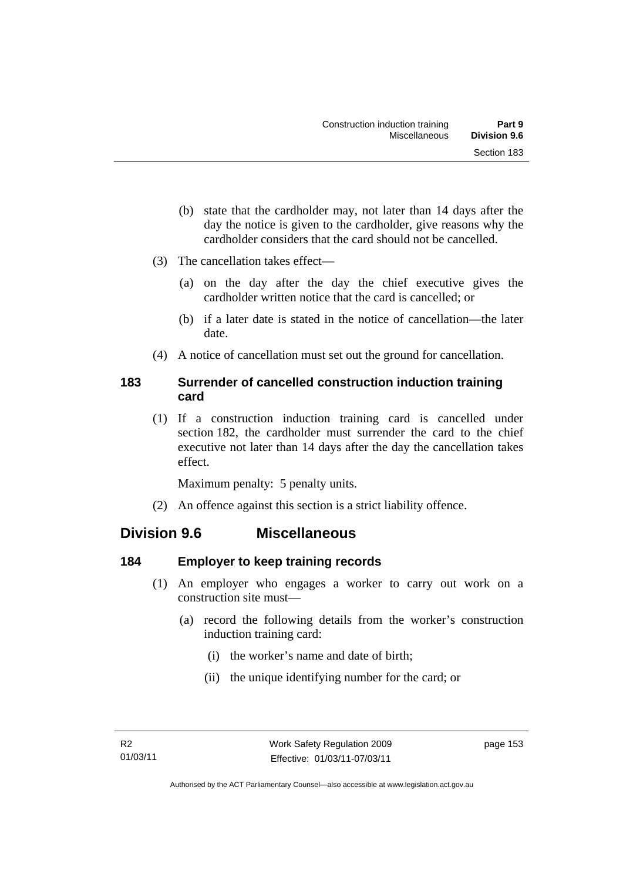(b) state that the cardholder may, not later than 14 days after the day the notice is given to the cardholder, give reasons why the cardholder considers that the card should not be cancelled.

(3) The cancellation takes effect—

(a) on the day after the day the chief executive gives the cardholder written notice that the card is cancelled; or

(b) if a later date is stated in the notice of cancellation—the later date.

(4) A notice of cancellation must set out the ground for cancellation.

### 183 Surrender of cancelled construction induction training card

(1) If a construction induction training card is cancelled under section 182, the cardholder must surrender the card to the chief executive not later than 14 days after the day the cancellation takes effect.

Maximum penalty: 5 penalty units.

(2) An offence against this section is a strict liability offence.

## Division 9.6 Miscellaneous

### 184 Employer to keep training records

(1) An employer who engages a worker to carry out work on a construction site must—

(a) record the following details from the worker's construction induction training card:

(i) the worker's name and date of birth;

(ii) the unique identifying number for the card; or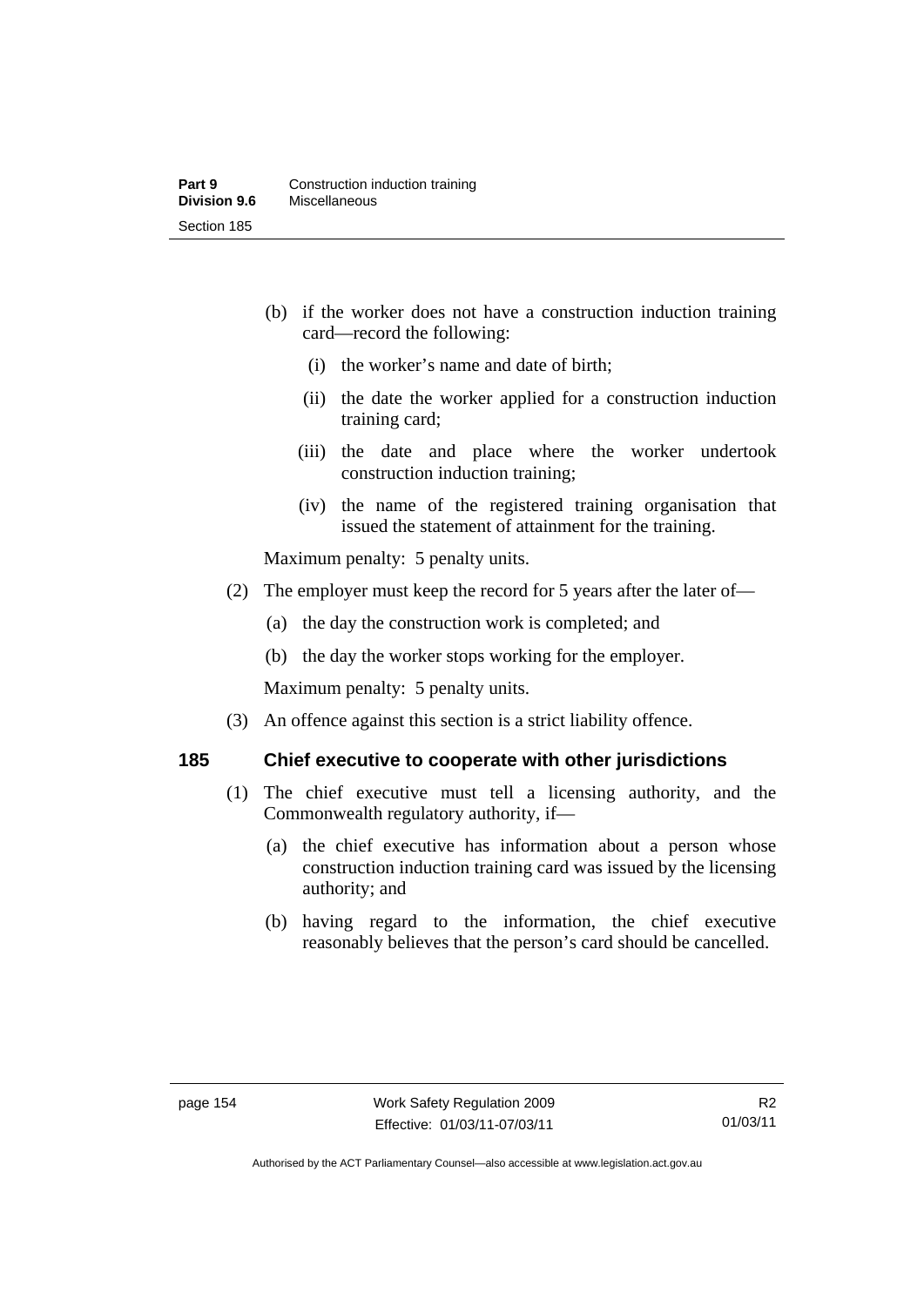(b) if the worker does not have a construction induction training card—record the following:

   (i) the worker's name and date of birth;

   (ii) the date the worker applied for a construction induction training card;

   (iii) the date and place where the worker undertook construction induction training;

   (iv) the name of the registered training organisation that issued the statement of attainment for the training.

Maximum penalty: 5 penalty units.

(2) The employer must keep the record for 5 years after the later of—

   (a) the day the construction work is completed; and

   (b) the day the worker stops working for the employer.

Maximum penalty: 5 penalty units.

(3) An offence against this section is a strict liability offence.

## 185 Chief executive to cooperate with other jurisdictions

(1) The chief executive must tell a licensing authority, and the Commonwealth regulatory authority, if—

   (a) the chief executive has information about a person whose construction induction training card was issued by the licensing authority; and

   (b) having regard to the information, the chief executive reasonably believes that the person's card should be cancelled.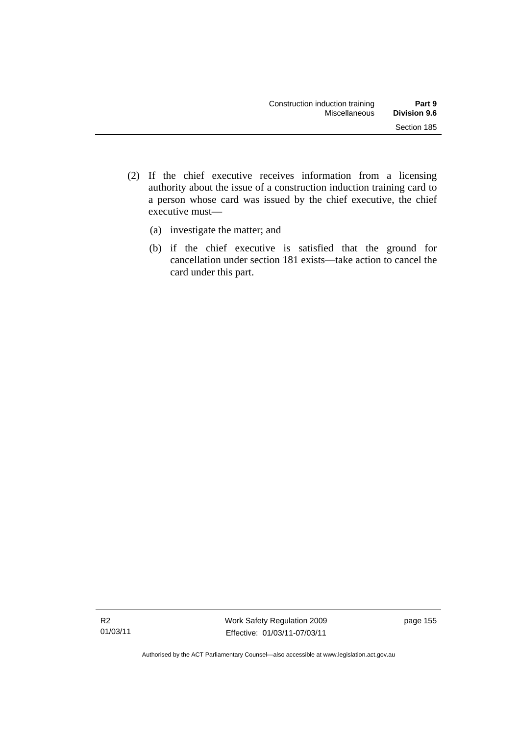(2) If the chief executive receives information from a licensing authority about the issue of a construction induction training card to a person whose card was issued by the chief executive, the chief executive must—

(a) investigate the matter; and

(b) if the chief executive is satisfied that the ground for cancellation under section 181 exists—take action to cancel the card under this part.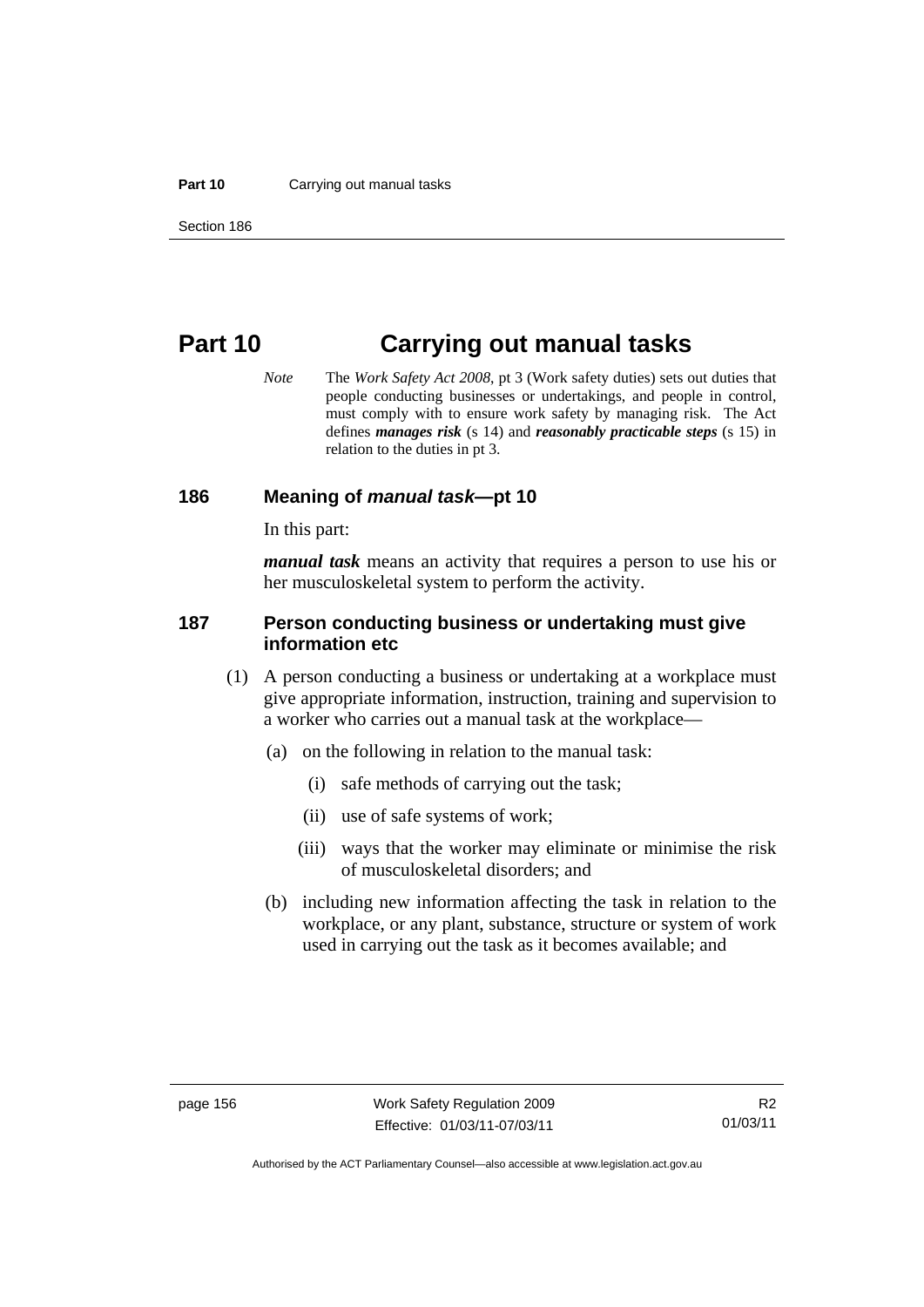# Part 10 Carrying out manual tasks

*Note* The *Work Safety Act 2008*, pt 3 (Work safety duties) sets out duties that people conducting businesses or undertakings, and people in control, must comply with to ensure work safety by managing risk. The Act defines ***manages risk*** (s 14) and ***reasonably practicable steps*** (s 15) in relation to the duties in pt 3.

## 186 Meaning of *manual task*—pt 10

In this part:

***manual task*** means an activity that requires a person to use his or her musculoskeletal system to perform the activity.

## 187 Person conducting business or undertaking must give information etc

(1) A person conducting a business or undertaking at a workplace must give appropriate information, instruction, training and supervision to a worker who carries out a manual task at the workplace—

(a) on the following in relation to the manual task:

(i) safe methods of carrying out the task;

(ii) use of safe systems of work;

(iii) ways that the worker may eliminate or minimise the risk of musculoskeletal disorders; and

(b) including new information affecting the task in relation to the workplace, or any plant, substance, structure or system of work used in carrying out the task as it becomes available; and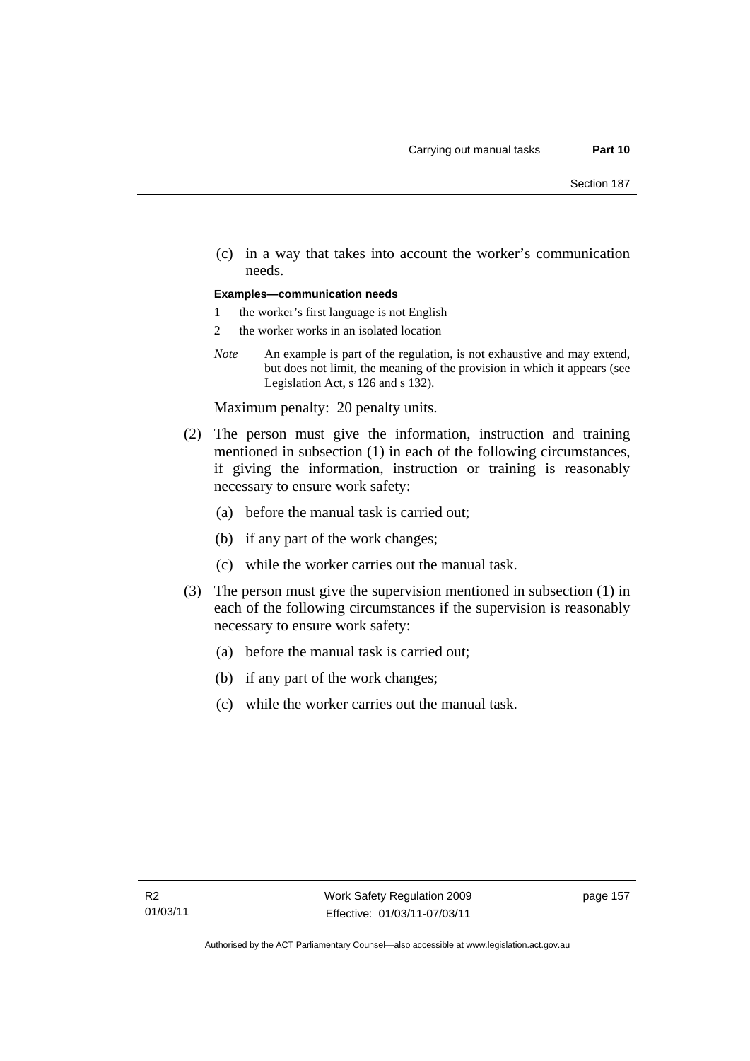(c) in a way that takes into account the worker's communication needs.

**Examples—communication needs**

1 the worker's first language is not English

2 the worker works in an isolated location

*Note* An example is part of the regulation, is not exhaustive and may extend, but does not limit, the meaning of the provision in which it appears (see Legislation Act, s 126 and s 132).

Maximum penalty: 20 penalty units.

(2) The person must give the information, instruction and training mentioned in subsection (1) in each of the following circumstances, if giving the information, instruction or training is reasonably necessary to ensure work safety:

(a) before the manual task is carried out;

(b) if any part of the work changes;

(c) while the worker carries out the manual task.

(3) The person must give the supervision mentioned in subsection (1) in each of the following circumstances if the supervision is reasonably necessary to ensure work safety:

(a) before the manual task is carried out;

(b) if any part of the work changes;

(c) while the worker carries out the manual task.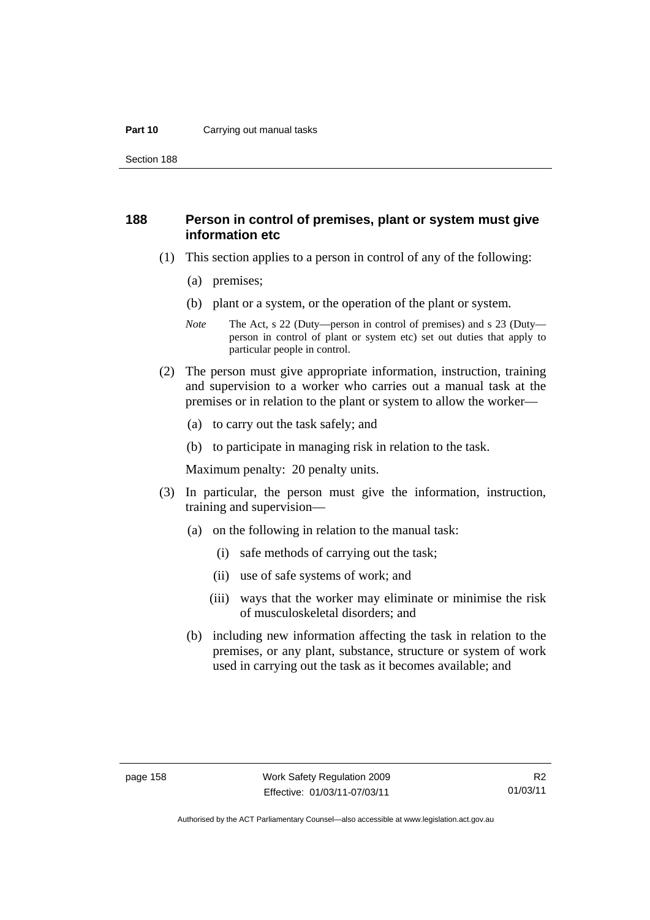## 188 Person in control of premises, plant or system must give information etc

(1) This section applies to a person in control of any of the following:

(a) premises;

(b) plant or a system, or the operation of the plant or system.

*Note* The Act, s 22 (Duty—person in control of premises) and s 23 (Duty—person in control of plant or system etc) set out duties that apply to particular people in control.

(2) The person must give appropriate information, instruction, training and supervision to a worker who carries out a manual task at the premises or in relation to the plant or system to allow the worker—

(a) to carry out the task safely; and

(b) to participate in managing risk in relation to the task.

Maximum penalty: 20 penalty units.

(3) In particular, the person must give the information, instruction, training and supervision—

(a) on the following in relation to the manual task:

(i) safe methods of carrying out the task;

(ii) use of safe systems of work; and

(iii) ways that the worker may eliminate or minimise the risk of musculoskeletal disorders; and

(b) including new information affecting the task in relation to the premises, or any plant, substance, structure or system of work used in carrying out the task as it becomes available; and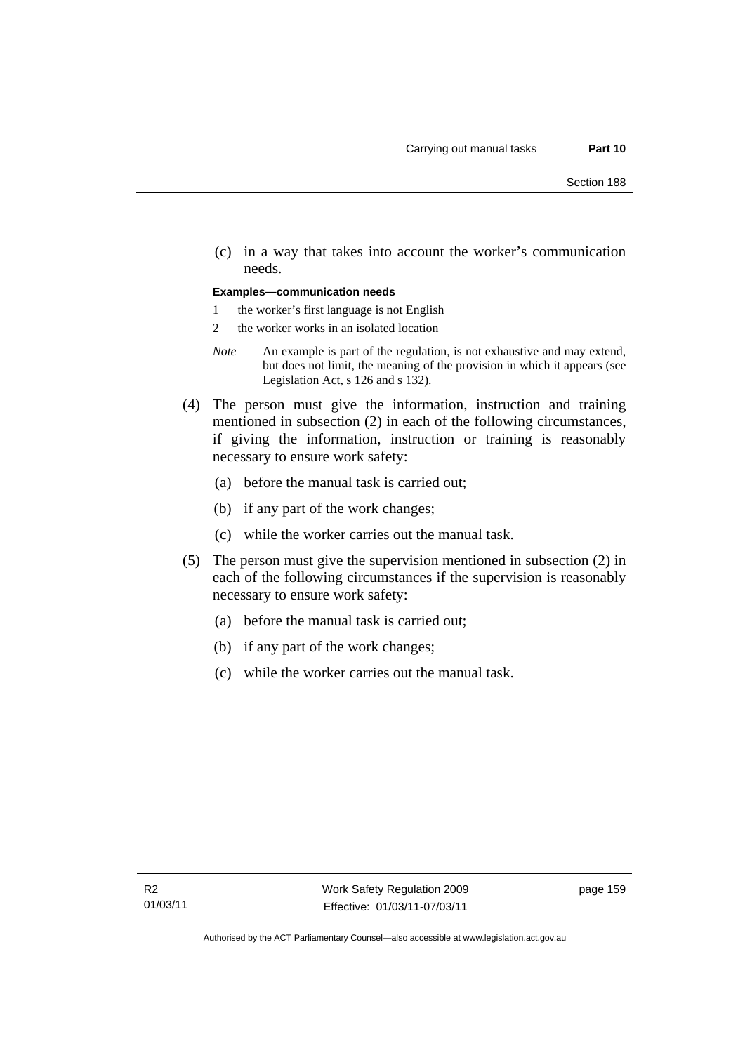(c) in a way that takes into account the worker's communication needs.

**Examples—communication needs**

1 the worker's first language is not English

2 the worker works in an isolated location

*Note* An example is part of the regulation, is not exhaustive and may extend, but does not limit, the meaning of the provision in which it appears (see Legislation Act, s 126 and s 132).

(4) The person must give the information, instruction and training mentioned in subsection (2) in each of the following circumstances, if giving the information, instruction or training is reasonably necessary to ensure work safety:

(a) before the manual task is carried out;

(b) if any part of the work changes;

(c) while the worker carries out the manual task.

(5) The person must give the supervision mentioned in subsection (2) in each of the following circumstances if the supervision is reasonably necessary to ensure work safety:

(a) before the manual task is carried out;

(b) if any part of the work changes;

(c) while the worker carries out the manual task.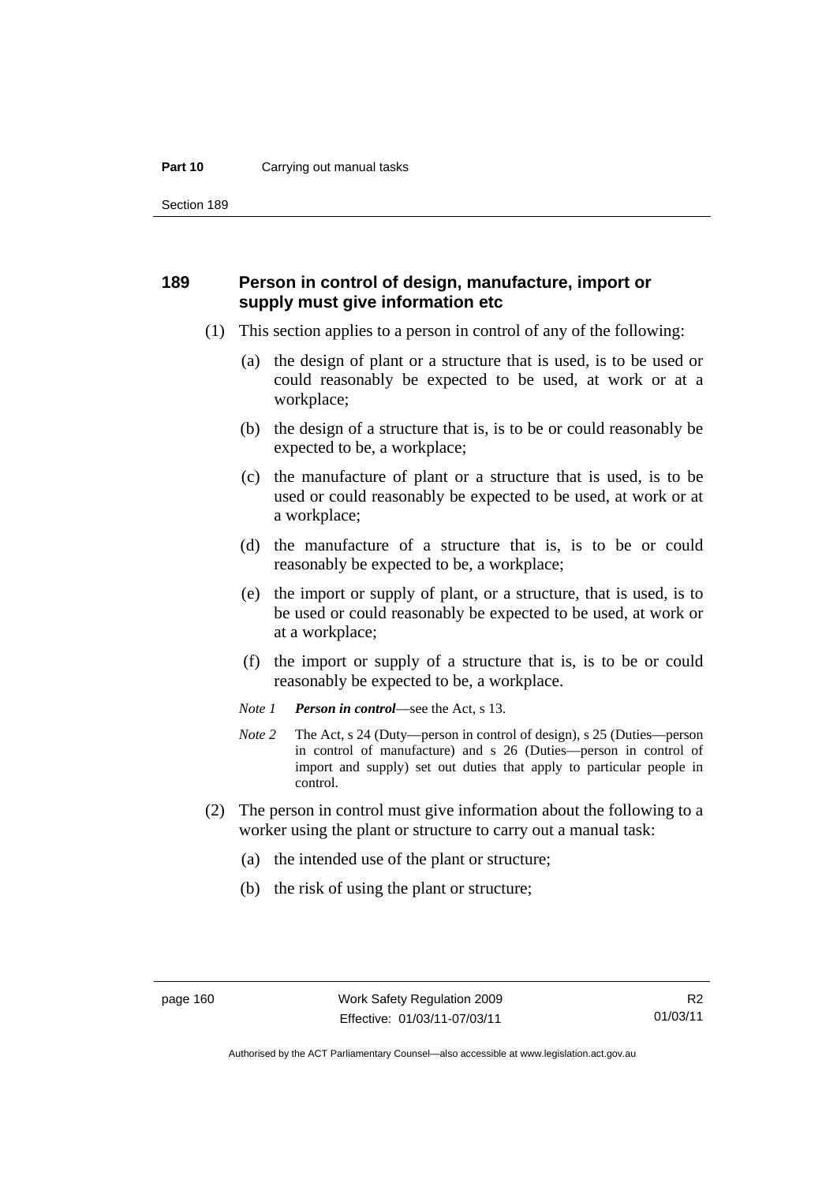## 189 Person in control of design, manufacture, import or supply must give information etc

(1) This section applies to a person in control of any of the following:

(a) the design of plant or a structure that is used, is to be used or could reasonably be expected to be used, at work or at a workplace;

(b) the design of a structure that is, is to be or could reasonably be expected to be, a workplace;

(c) the manufacture of plant or a structure that is used, is to be used or could reasonably be expected to be used, at work or at a workplace;

(d) the manufacture of a structure that is, is to be or could reasonably be expected to be, a workplace;

(e) the import or supply of plant, or a structure, that is used, is to be used or could reasonably be expected to be used, at work or at a workplace;

(f) the import or supply of a structure that is, is to be or could reasonably be expected to be, a workplace.

*Note 1* ***Person in control***—see the Act, s 13.

*Note 2* The Act, s 24 (Duty—person in control of design), s 25 (Duties—person in control of manufacture) and s 26 (Duties—person in control of import and supply) set out duties that apply to particular people in control.

(2) The person in control must give information about the following to a worker using the plant or structure to carry out a manual task:

(a) the intended use of the plant or structure;

(b) the risk of using the plant or structure;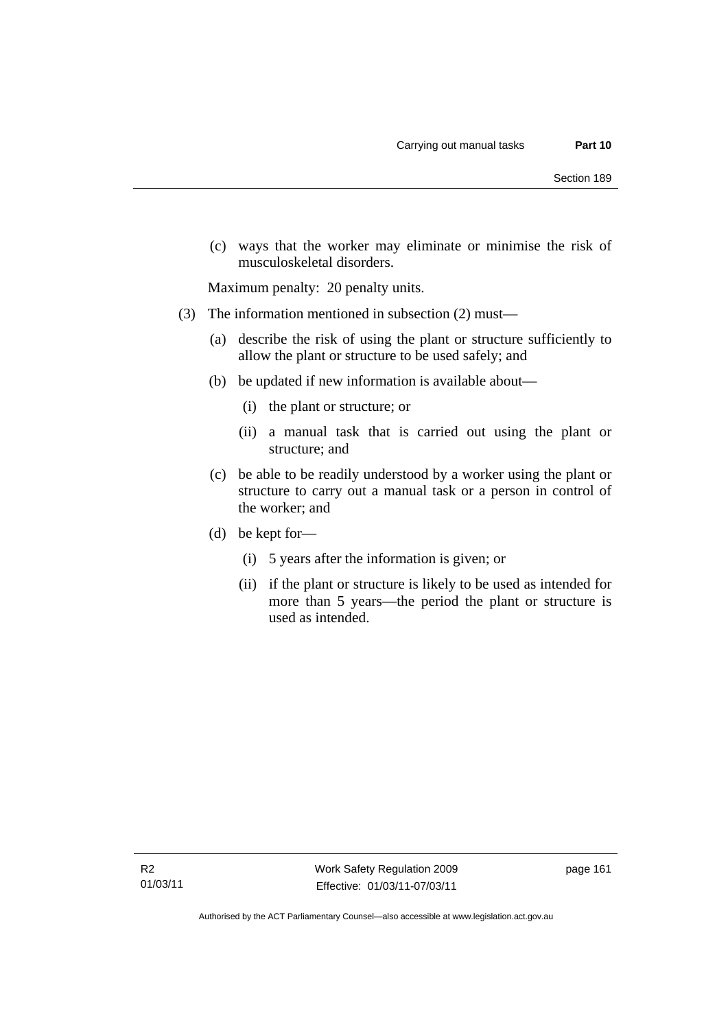(c) ways that the worker may eliminate or minimise the risk of musculoskeletal disorders.

Maximum penalty: 20 penalty units.

(3) The information mentioned in subsection (2) must—

(a) describe the risk of using the plant or structure sufficiently to allow the plant or structure to be used safely; and

(b) be updated if new information is available about—

(i) the plant or structure; or

(ii) a manual task that is carried out using the plant or structure; and

(c) be able to be readily understood by a worker using the plant or structure to carry out a manual task or a person in control of the worker; and

(d) be kept for—

(i) 5 years after the information is given; or

(ii) if the plant or structure is likely to be used as intended for more than 5 years—the period the plant or structure is used as intended.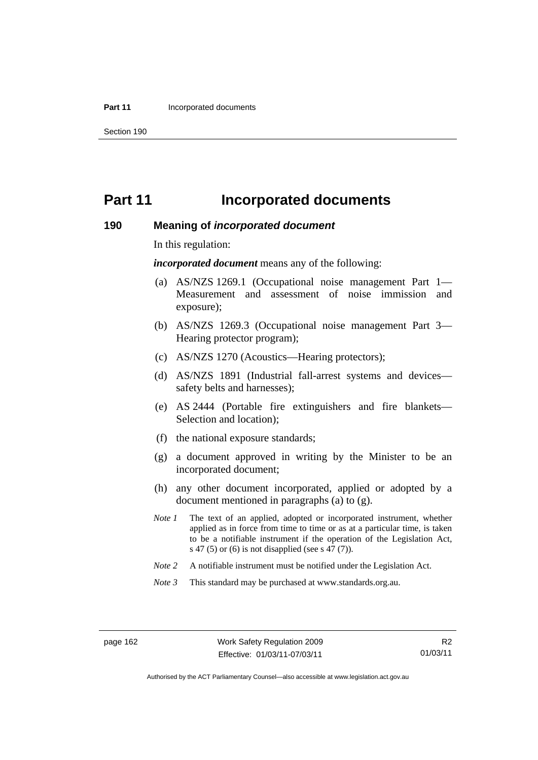# Part 11 Incorporated documents

## 190 Meaning of *incorporated document*

In this regulation:

***incorporated document*** means any of the following:

(a) AS/NZS 1269.1 (Occupational noise management Part 1—Measurement and assessment of noise immission and exposure);

(b) AS/NZS 1269.3 (Occupational noise management Part 3—Hearing protector program);

(c) AS/NZS 1270 (Acoustics—Hearing protectors);

(d) AS/NZS 1891 (Industrial fall-arrest systems and devices—safety belts and harnesses);

(e) AS 2444 (Portable fire extinguishers and fire blankets—Selection and location);

(f) the national exposure standards;

(g) a document approved in writing by the Minister to be an incorporated document;

(h) any other document incorporated, applied or adopted by a document mentioned in paragraphs (a) to (g).

*Note 1* The text of an applied, adopted or incorporated instrument, whether applied as in force from time to time or as at a particular time, is taken to be a notifiable instrument if the operation of the Legislation Act, s 47 (5) or (6) is not disapplied (see s 47 (7)).

*Note 2* A notifiable instrument must be notified under the Legislation Act.

*Note 3* This standard may be purchased at www.standards.org.au.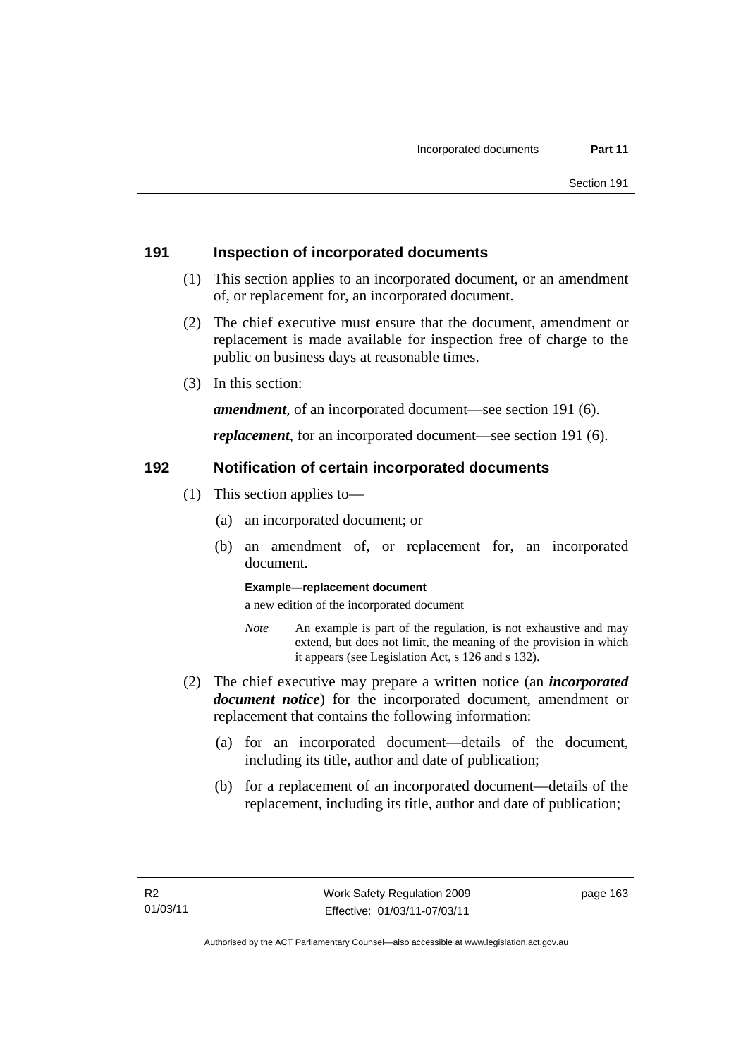## 191 Inspection of incorporated documents

(1) This section applies to an incorporated document, or an amendment of, or replacement for, an incorporated document.

(2) The chief executive must ensure that the document, amendment or replacement is made available for inspection free of charge to the public on business days at reasonable times.

(3) In this section:

***amendment***, of an incorporated document—see section 191 (6).

***replacement***, for an incorporated document—see section 191 (6).

## 192 Notification of certain incorporated documents

(1) This section applies to—

(a) an incorporated document; or

(b) an amendment of, or replacement for, an incorporated document.

**Example—replacement document**

a new edition of the incorporated document

*Note* An example is part of the regulation, is not exhaustive and may extend, but does not limit, the meaning of the provision in which it appears (see Legislation Act, s 126 and s 132).

(2) The chief executive may prepare a written notice (an ***incorporated document notice***) for the incorporated document, amendment or replacement that contains the following information:

(a) for an incorporated document—details of the document, including its title, author and date of publication;

(b) for a replacement of an incorporated document—details of the replacement, including its title, author and date of publication;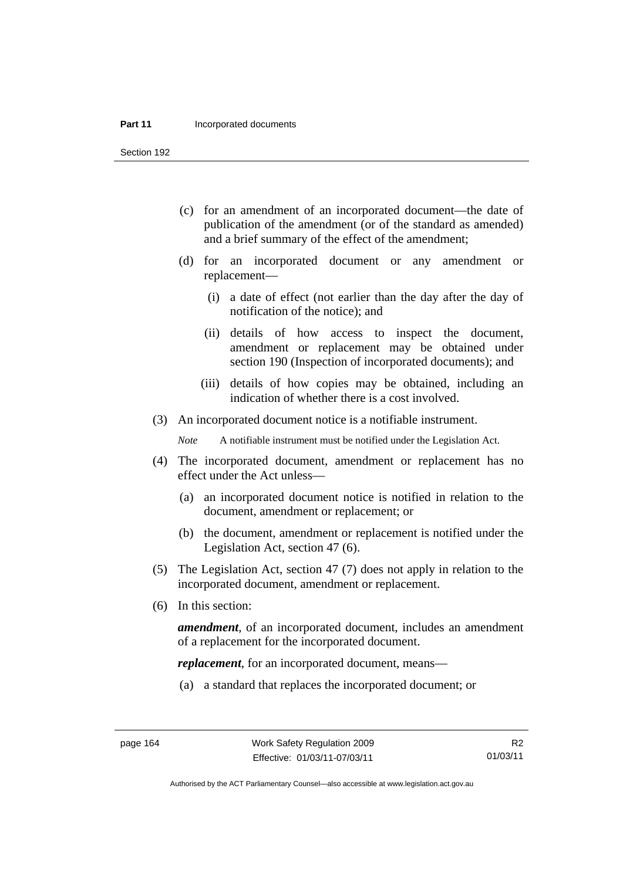(c) for an amendment of an incorporated document—the date of publication of the amendment (or of the standard as amended) and a brief summary of the effect of the amendment;

(d) for an incorporated document or any amendment or replacement—

(i) a date of effect (not earlier than the day after the day of notification of the notice); and

(ii) details of how access to inspect the document, amendment or replacement may be obtained under section 190 (Inspection of incorporated documents); and

(iii) details of how copies may be obtained, including an indication of whether there is a cost involved.

(3) An incorporated document notice is a notifiable instrument.

*Note* A notifiable instrument must be notified under the Legislation Act.

(4) The incorporated document, amendment or replacement has no effect under the Act unless—

(a) an incorporated document notice is notified in relation to the document, amendment or replacement; or

(b) the document, amendment or replacement is notified under the Legislation Act, section 47 (6).

(5) The Legislation Act, section 47 (7) does not apply in relation to the incorporated document, amendment or replacement.

(6) In this section:

***amendment***, of an incorporated document, includes an amendment of a replacement for the incorporated document.

***replacement***, for an incorporated document, means—

(a) a standard that replaces the incorporated document; or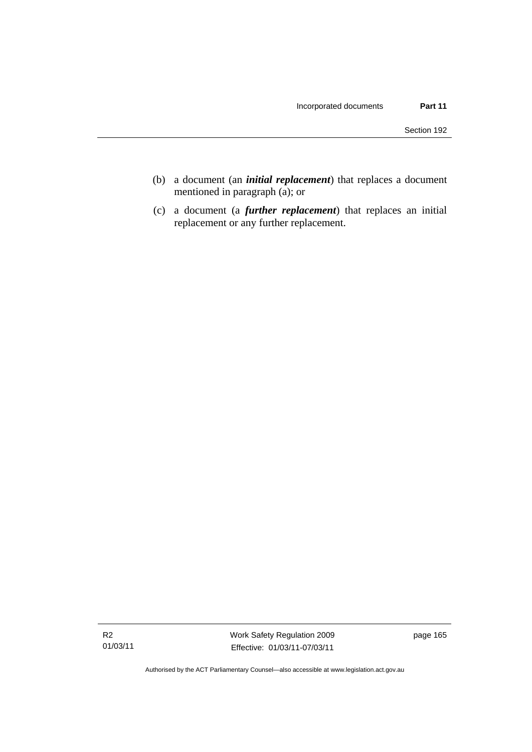(b) a document (an ***initial replacement***) that replaces a document mentioned in paragraph (a); or

(c) a document (a ***further replacement***) that replaces an initial replacement or any further replacement.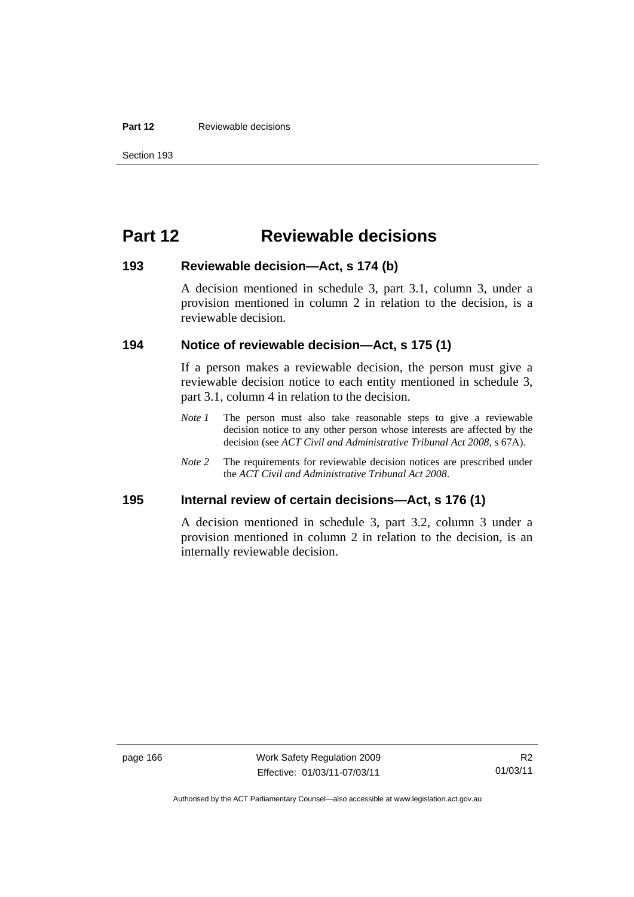# Part 12 Reviewable decisions

## 193 Reviewable decision—Act, s 174 (b)

A decision mentioned in schedule 3, part 3.1, column 3, under a provision mentioned in column 2 in relation to the decision, is a reviewable decision.

## 194 Notice of reviewable decision—Act, s 175 (1)

If a person makes a reviewable decision, the person must give a reviewable decision notice to each entity mentioned in schedule 3, part 3.1, column 4 in relation to the decision.

*Note 1* The person must also take reasonable steps to give a reviewable decision notice to any other person whose interests are affected by the decision (see *ACT Civil and Administrative Tribunal Act 2008*, s 67A).

*Note 2* The requirements for reviewable decision notices are prescribed under the *ACT Civil and Administrative Tribunal Act 2008*.

## 195 Internal review of certain decisions—Act, s 176 (1)

A decision mentioned in schedule 3, part 3.2, column 3 under a provision mentioned in column 2 in relation to the decision, is an internally reviewable decision.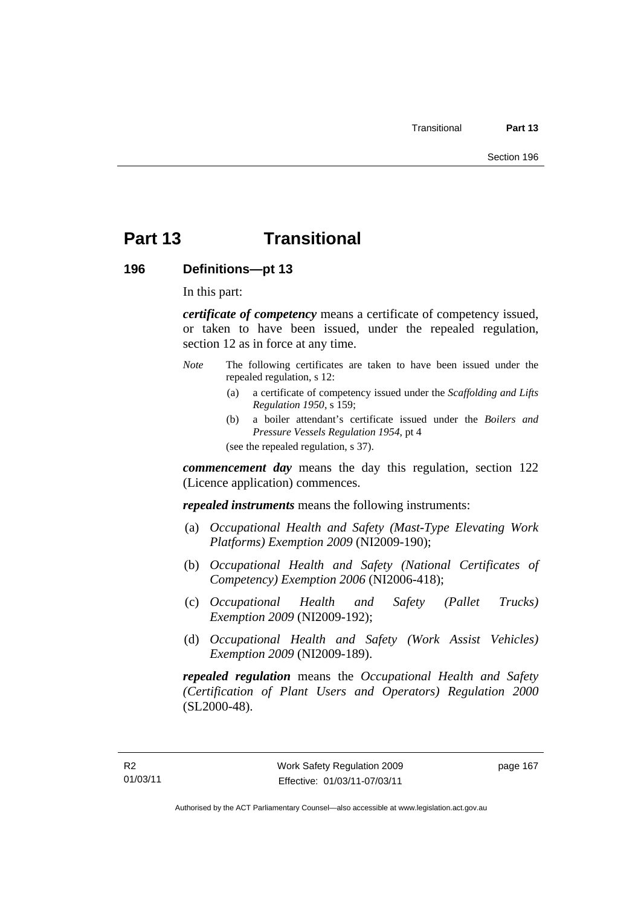# Part 13 Transitional

## 196 Definitions—pt 13

In this part:

***certificate of competency*** means a certificate of competency issued, or taken to have been issued, under the repealed regulation, section 12 as in force at any time.

*Note* The following certificates are taken to have been issued under the repealed regulation, s 12:

(a) a certificate of competency issued under the *Scaffolding and Lifts Regulation 1950*, s 159;

(b) a boiler attendant's certificate issued under the *Boilers and Pressure Vessels Regulation 1954*, pt 4

(see the repealed regulation, s 37).

***commencement day*** means the day this regulation, section 122 (Licence application) commences.

***repealed instruments*** means the following instruments:

(a) *Occupational Health and Safety (Mast-Type Elevating Work Platforms) Exemption 2009* (NI2009-190);

(b) *Occupational Health and Safety (National Certificates of Competency) Exemption 2006* (NI2006-418);

(c) *Occupational Health and Safety (Pallet Trucks) Exemption 2009* (NI2009-192);

(d) *Occupational Health and Safety (Work Assist Vehicles) Exemption 2009* (NI2009-189).

***repealed regulation*** means the *Occupational Health and Safety (Certification of Plant Users and Operators) Regulation 2000* (SL2000-48).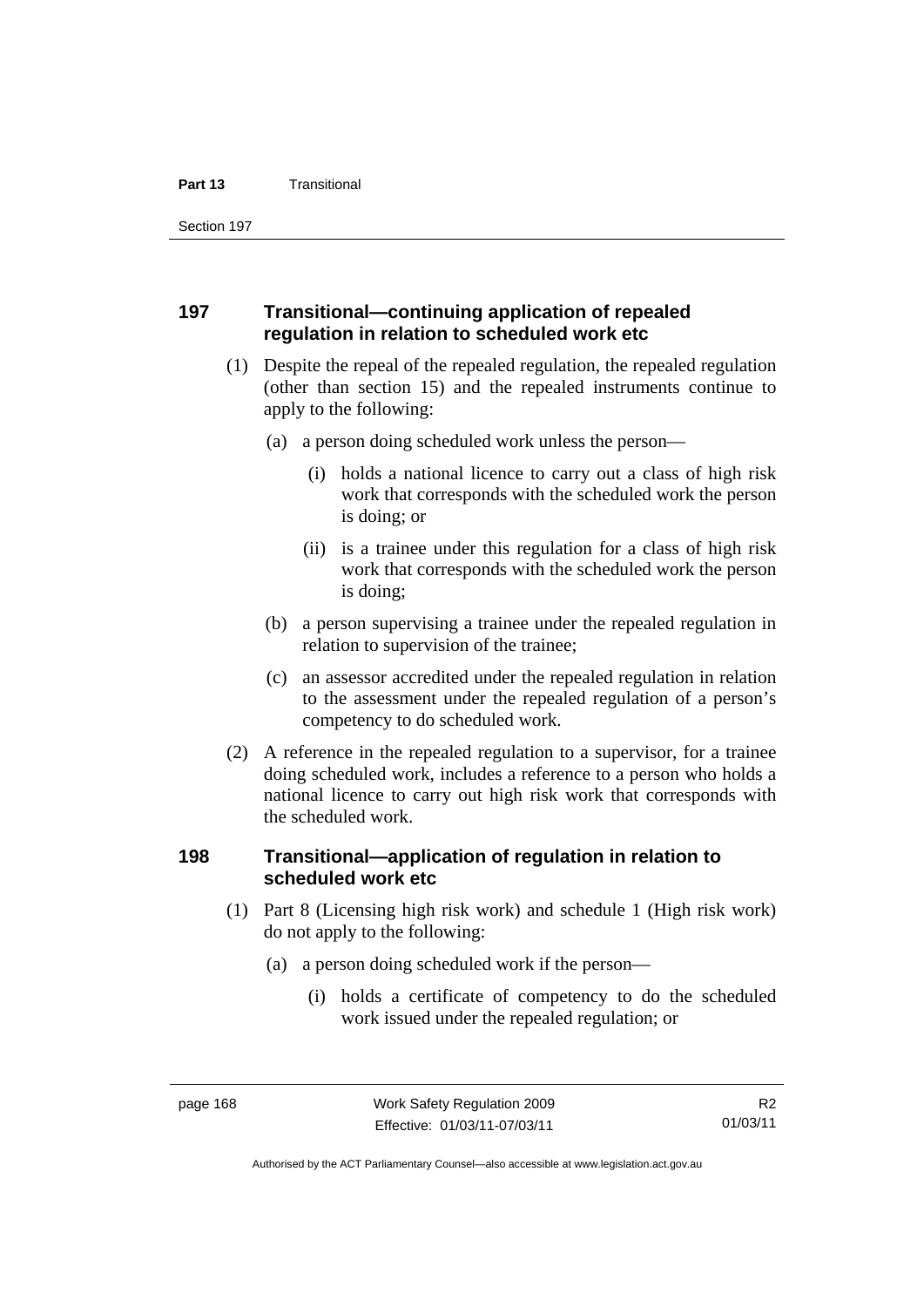## 197 Transitional—continuing application of repealed regulation in relation to scheduled work etc

(1) Despite the repeal of the repealed regulation, the repealed regulation (other than section 15) and the repealed instruments continue to apply to the following:

(a) a person doing scheduled work unless the person—

(i) holds a national licence to carry out a class of high risk work that corresponds with the scheduled work the person is doing; or

(ii) is a trainee under this regulation for a class of high risk work that corresponds with the scheduled work the person is doing;

(b) a person supervising a trainee under the repealed regulation in relation to supervision of the trainee;

(c) an assessor accredited under the repealed regulation in relation to the assessment under the repealed regulation of a person's competency to do scheduled work.

(2) A reference in the repealed regulation to a supervisor, for a trainee doing scheduled work, includes a reference to a person who holds a national licence to carry out high risk work that corresponds with the scheduled work.

## 198 Transitional—application of regulation in relation to scheduled work etc

(1) Part 8 (Licensing high risk work) and schedule 1 (High risk work) do not apply to the following:

(a) a person doing scheduled work if the person—

(i) holds a certificate of competency to do the scheduled work issued under the repealed regulation; or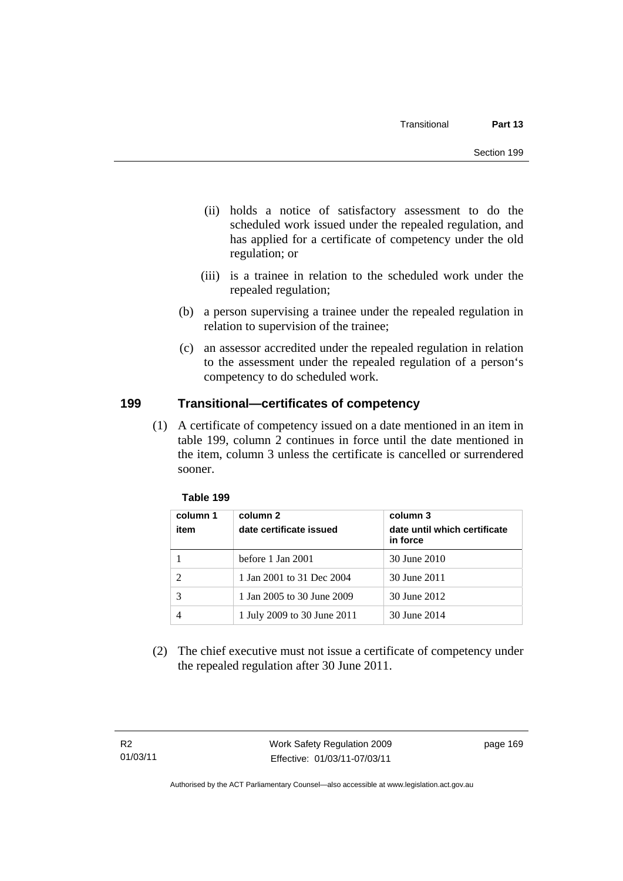(ii) holds a notice of satisfactory assessment to do the scheduled work issued under the repealed regulation, and has applied for a certificate of competency under the old regulation; or

(iii) is a trainee in relation to the scheduled work under the repealed regulation;

(b) a person supervising a trainee under the repealed regulation in relation to supervision of the trainee;

(c) an assessor accredited under the repealed regulation in relation to the assessment under the repealed regulation of a person‘s competency to do scheduled work.

## 199 Transitional—certificates of competency

(1) A certificate of competency issued on a date mentioned in an item in table 199, column 2 continues in force until the date mentioned in the item, column 3 unless the certificate is cancelled or surrendered sooner.

**Table 199**

| column 1<br>item | column 2<br>date certificate issued | column 3<br>date until which certificate in force |
|---|---|---|
| 1 | before 1 Jan 2001 | 30 June 2010 |
| 2 | 1 Jan 2001 to 31 Dec 2004 | 30 June 2011 |
| 3 | 1 Jan 2005 to 30 June 2009 | 30 June 2012 |
| 4 | 1 July 2009 to 30 June 2011 | 30 June 2014 |

(2) The chief executive must not issue a certificate of competency under the repealed regulation after 30 June 2011.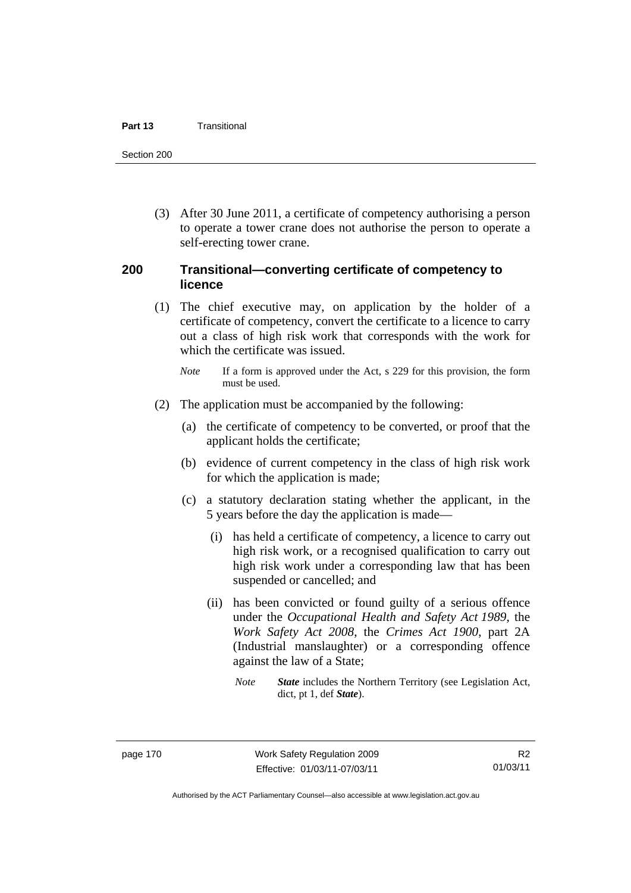(3) After 30 June 2011, a certificate of competency authorising a person to operate a tower crane does not authorise the person to operate a self-erecting tower crane.

## 200 Transitional—converting certificate of competency to licence

(1) The chief executive may, on application by the holder of a certificate of competency, convert the certificate to a licence to carry out a class of high risk work that corresponds with the work for which the certificate was issued.

*Note* If a form is approved under the Act, s 229 for this provision, the form must be used.

(2) The application must be accompanied by the following:

(a) the certificate of competency to be converted, or proof that the applicant holds the certificate;

(b) evidence of current competency in the class of high risk work for which the application is made;

(c) a statutory declaration stating whether the applicant, in the 5 years before the day the application is made—

(i) has held a certificate of competency, a licence to carry out high risk work, or a recognised qualification to carry out high risk work under a corresponding law that has been suspended or cancelled; and

(ii) has been convicted or found guilty of a serious offence under the *Occupational Health and Safety Act 1989*, the *Work Safety Act 2008*, the *Crimes Act 1900*, part 2A (Industrial manslaughter) or a corresponding offence against the law of a State;

*Note* ***State*** includes the Northern Territory (see Legislation Act, dict, pt 1, def ***State***).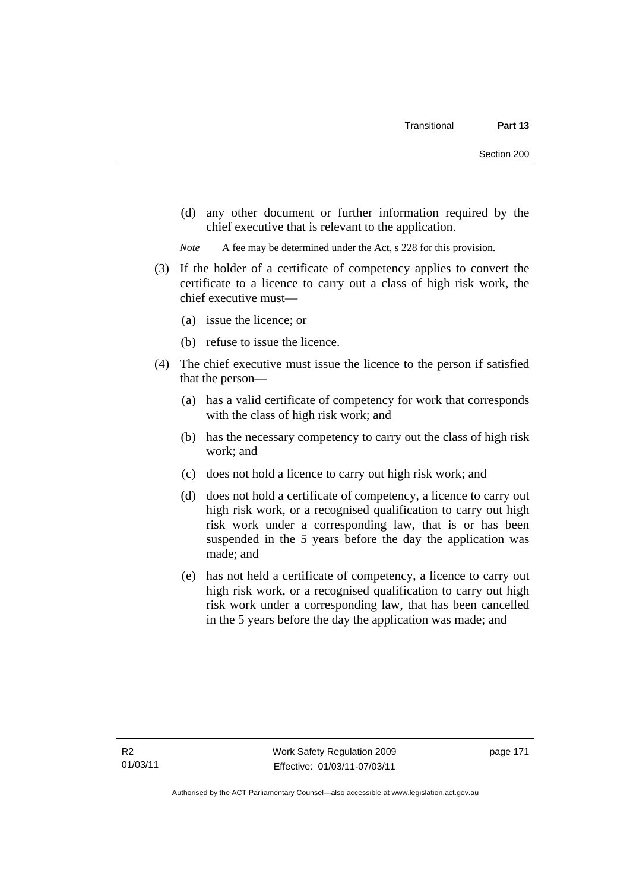(d) any other document or further information required by the chief executive that is relevant to the application.

*Note* A fee may be determined under the Act, s 228 for this provision.

(3) If the holder of a certificate of competency applies to convert the certificate to a licence to carry out a class of high risk work, the chief executive must—

(a) issue the licence; or

(b) refuse to issue the licence.

(4) The chief executive must issue the licence to the person if satisfied that the person—

(a) has a valid certificate of competency for work that corresponds with the class of high risk work; and

(b) has the necessary competency to carry out the class of high risk work; and

(c) does not hold a licence to carry out high risk work; and

(d) does not hold a certificate of competency, a licence to carry out high risk work, or a recognised qualification to carry out high risk work under a corresponding law, that is or has been suspended in the 5 years before the day the application was made; and

(e) has not held a certificate of competency, a licence to carry out high risk work, or a recognised qualification to carry out high risk work under a corresponding law, that has been cancelled in the 5 years before the day the application was made; and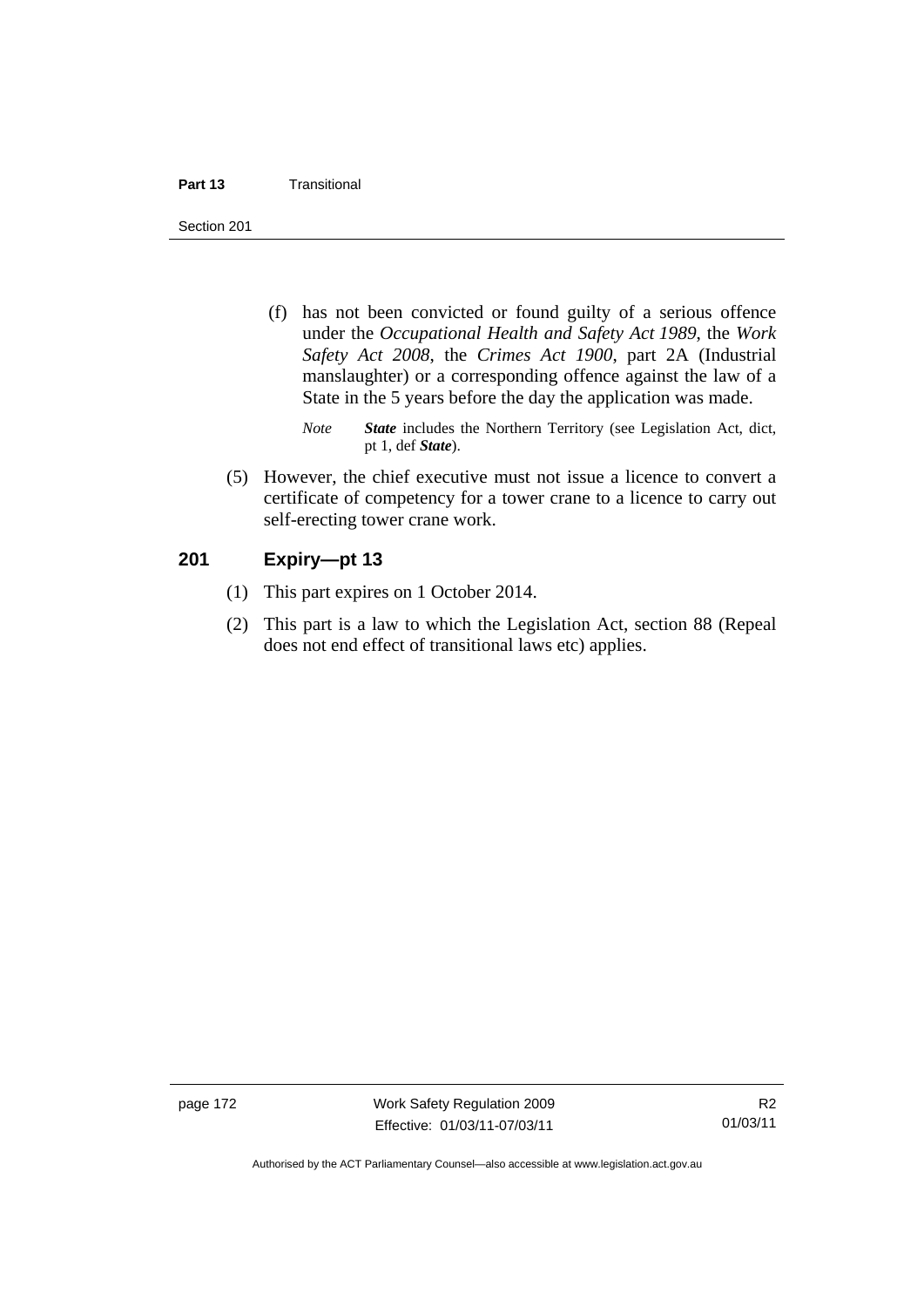(f) has not been convicted or found guilty of a serious offence under the *Occupational Health and Safety Act 1989*, the *Work Safety Act 2008*, the *Crimes Act 1900*, part 2A (Industrial manslaughter) or a corresponding offence against the law of a State in the 5 years before the day the application was made.

*Note* ***State*** includes the Northern Territory (see Legislation Act, dict, pt 1, def ***State***).

(5) However, the chief executive must not issue a licence to convert a certificate of competency for a tower crane to a licence to carry out self-erecting tower crane work.

## 201 Expiry—pt 13

(1) This part expires on 1 October 2014.

(2) This part is a law to which the Legislation Act, section 88 (Repeal does not end effect of transitional laws etc) applies.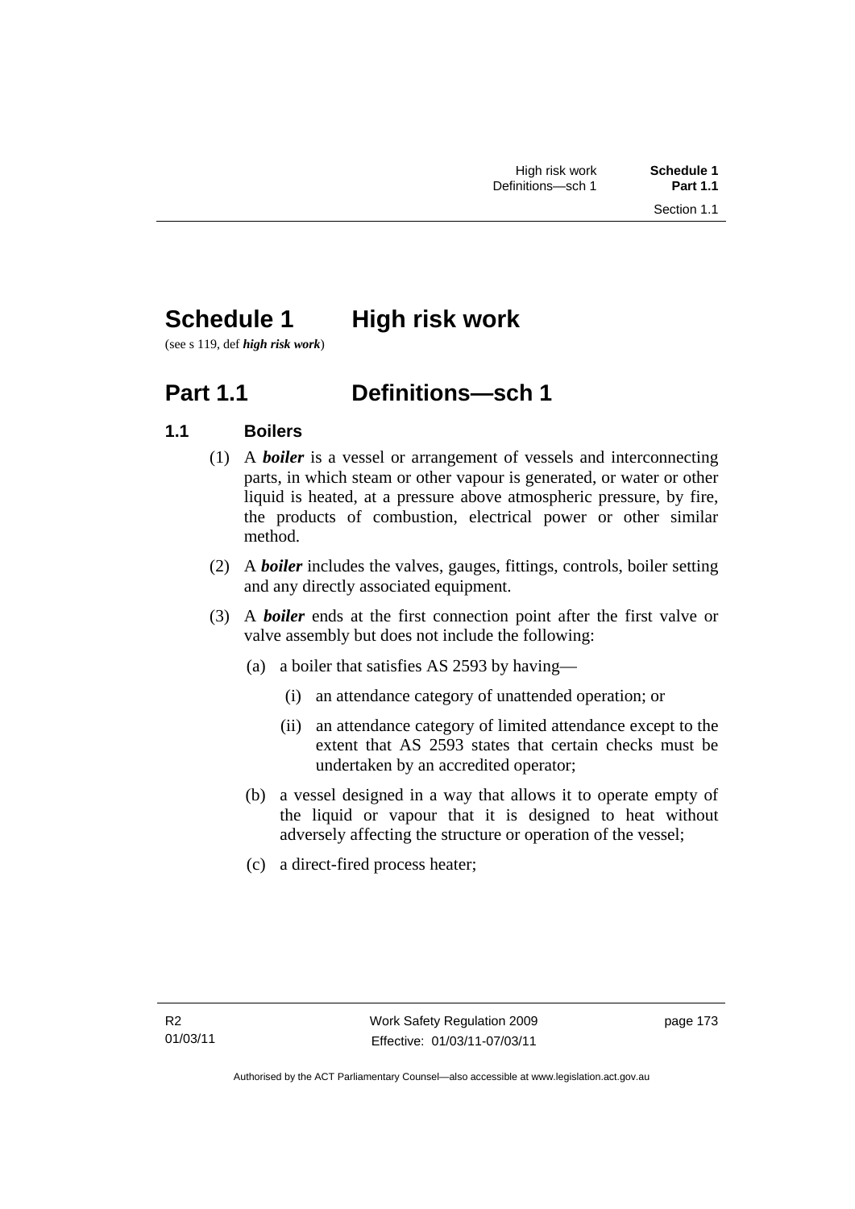# Schedule 1 High risk work

(see s 119, def ***high risk work***)

## Part 1.1 Definitions—sch 1

### 1.1 Boilers

(1) A ***boiler*** is a vessel or arrangement of vessels and interconnecting parts, in which steam or other vapour is generated, or water or other liquid is heated, at a pressure above atmospheric pressure, by fire, the products of combustion, electrical power or other similar method.

(2) A ***boiler*** includes the valves, gauges, fittings, controls, boiler setting and any directly associated equipment.

(3) A ***boiler*** ends at the first connection point after the first valve or valve assembly but does not include the following:

(a) a boiler that satisfies AS 2593 by having—

(i) an attendance category of unattended operation; or

(ii) an attendance category of limited attendance except to the extent that AS 2593 states that certain checks must be undertaken by an accredited operator;

(b) a vessel designed in a way that allows it to operate empty of the liquid or vapour that it is designed to heat without adversely affecting the structure or operation of the vessel;

(c) a direct-fired process heater;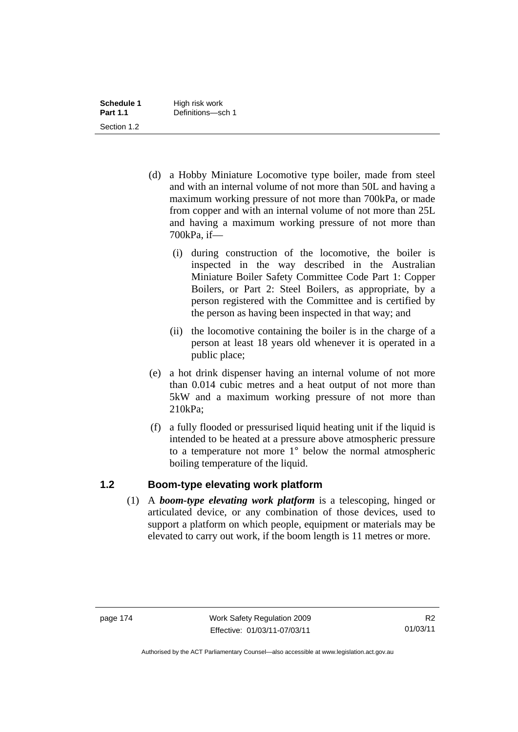(d) a Hobby Miniature Locomotive type boiler, made from steel and with an internal volume of not more than 50L and having a maximum working pressure of not more than 700kPa, or made from copper and with an internal volume of not more than 25L and having a maximum working pressure of not more than 700kPa, if—

  (i) during construction of the locomotive, the boiler is inspected in the way described in the Australian Miniature Boiler Safety Committee Code Part 1: Copper Boilers, or Part 2: Steel Boilers, as appropriate, by a person registered with the Committee and is certified by the person as having been inspected in that way; and

  (ii) the locomotive containing the boiler is in the charge of a person at least 18 years old whenever it is operated in a public place;

(e) a hot drink dispenser having an internal volume of not more than 0.014 cubic metres and a heat output of not more than 5kW and a maximum working pressure of not more than 210kPa;

(f) a fully flooded or pressurised liquid heating unit if the liquid is intended to be heated at a pressure above atmospheric pressure to a temperature not more 1° below the normal atmospheric boiling temperature of the liquid.

## 1.2 Boom-type elevating work platform

(1) A ***boom-type elevating work platform*** is a telescoping, hinged or articulated device, or any combination of those devices, used to support a platform on which people, equipment or materials may be elevated to carry out work, if the boom length is 11 metres or more.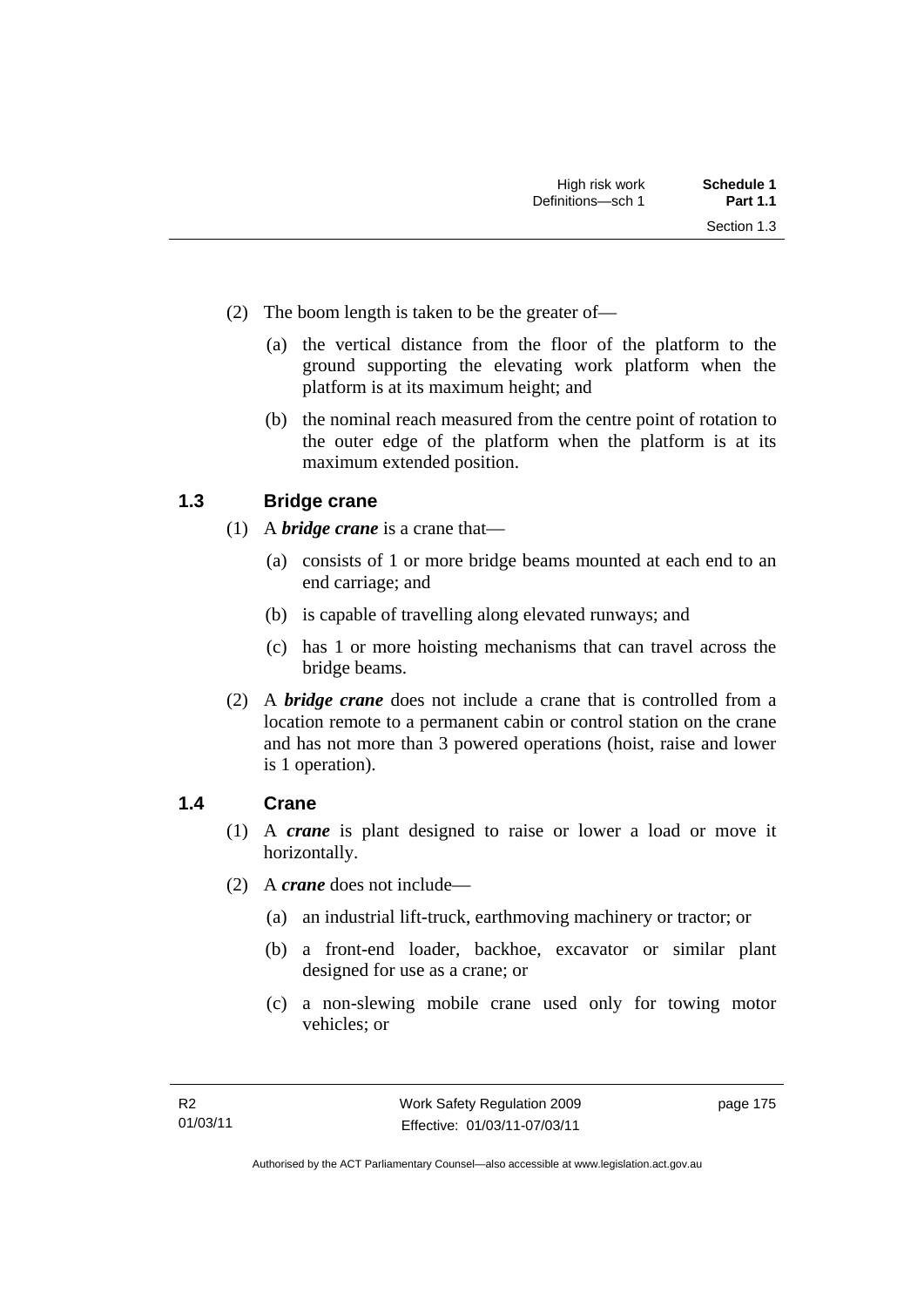(2) The boom length is taken to be the greater of—

(a) the vertical distance from the floor of the platform to the ground supporting the elevating work platform when the platform is at its maximum height; and

(b) the nominal reach measured from the centre point of rotation to the outer edge of the platform when the platform is at its maximum extended position.

### 1.3 Bridge crane

(1) A ***bridge crane*** is a crane that—

(a) consists of 1 or more bridge beams mounted at each end to an end carriage; and

(b) is capable of travelling along elevated runways; and

(c) has 1 or more hoisting mechanisms that can travel across the bridge beams.

(2) A ***bridge crane*** does not include a crane that is controlled from a location remote to a permanent cabin or control station on the crane and has not more than 3 powered operations (hoist, raise and lower is 1 operation).

### 1.4 Crane

(1) A ***crane*** is plant designed to raise or lower a load or move it horizontally.

(2) A ***crane*** does not include—

(a) an industrial lift-truck, earthmoving machinery or tractor; or

(b) a front-end loader, backhoe, excavator or similar plant designed for use as a crane; or

(c) a non-slewing mobile crane used only for towing motor vehicles; or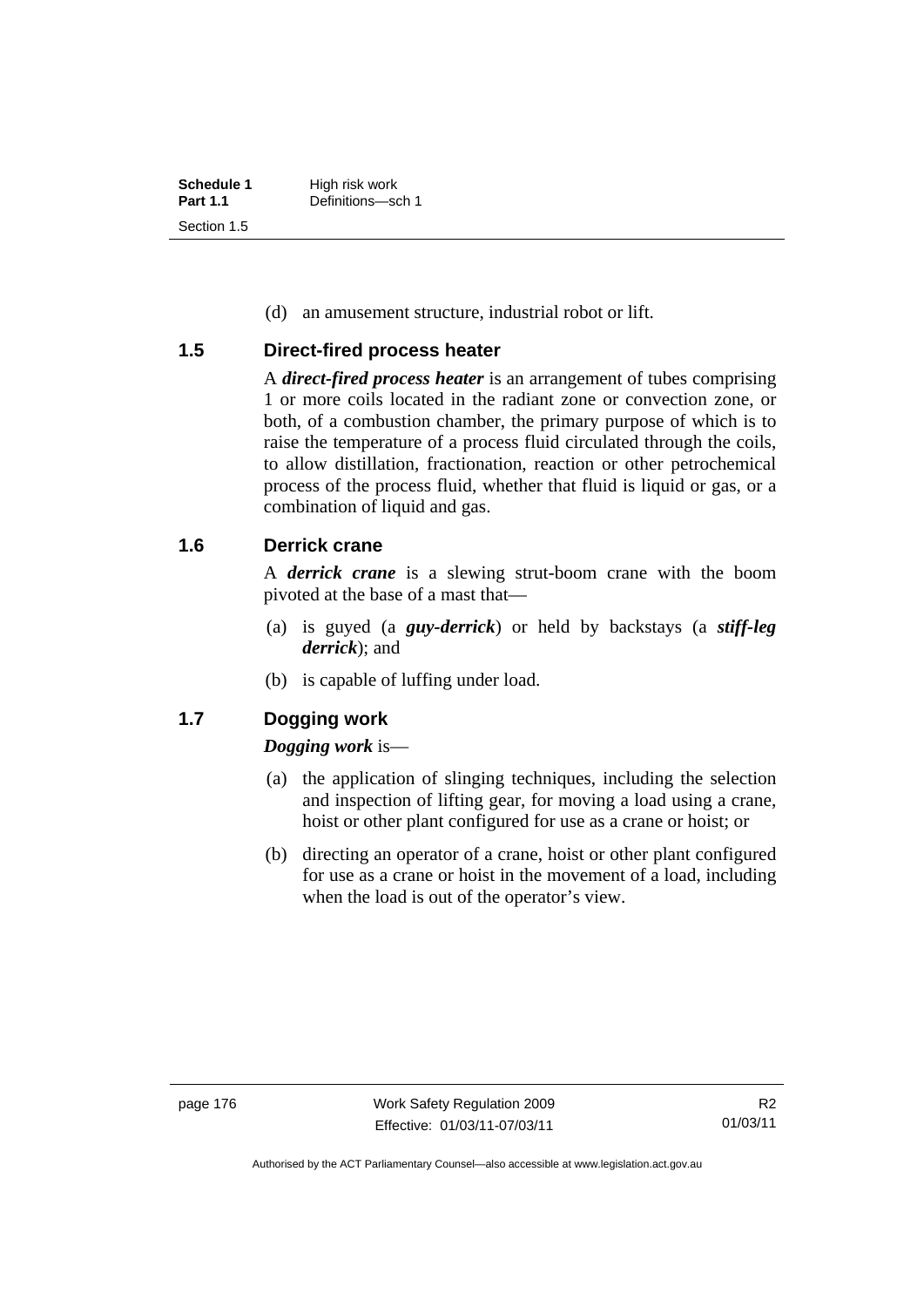(d) an amusement structure, industrial robot or lift.

### 1.5 Direct-fired process heater

A ***direct-fired process heater*** is an arrangement of tubes comprising 1 or more coils located in the radiant zone or convection zone, or both, of a combustion chamber, the primary purpose of which is to raise the temperature of a process fluid circulated through the coils, to allow distillation, fractionation, reaction or other petrochemical process of the process fluid, whether that fluid is liquid or gas, or a combination of liquid and gas.

### 1.6 Derrick crane

A ***derrick crane*** is a slewing strut-boom crane with the boom pivoted at the base of a mast that—

(a) is guyed (a ***guy-derrick***) or held by backstays (a ***stiff-leg derrick***); and

(b) is capable of luffing under load.

### 1.7 Dogging work

***Dogging work*** is—

(a) the application of slinging techniques, including the selection and inspection of lifting gear, for moving a load using a crane, hoist or other plant configured for use as a crane or hoist; or

(b) directing an operator of a crane, hoist or other plant configured for use as a crane or hoist in the movement of a load, including when the load is out of the operator's view.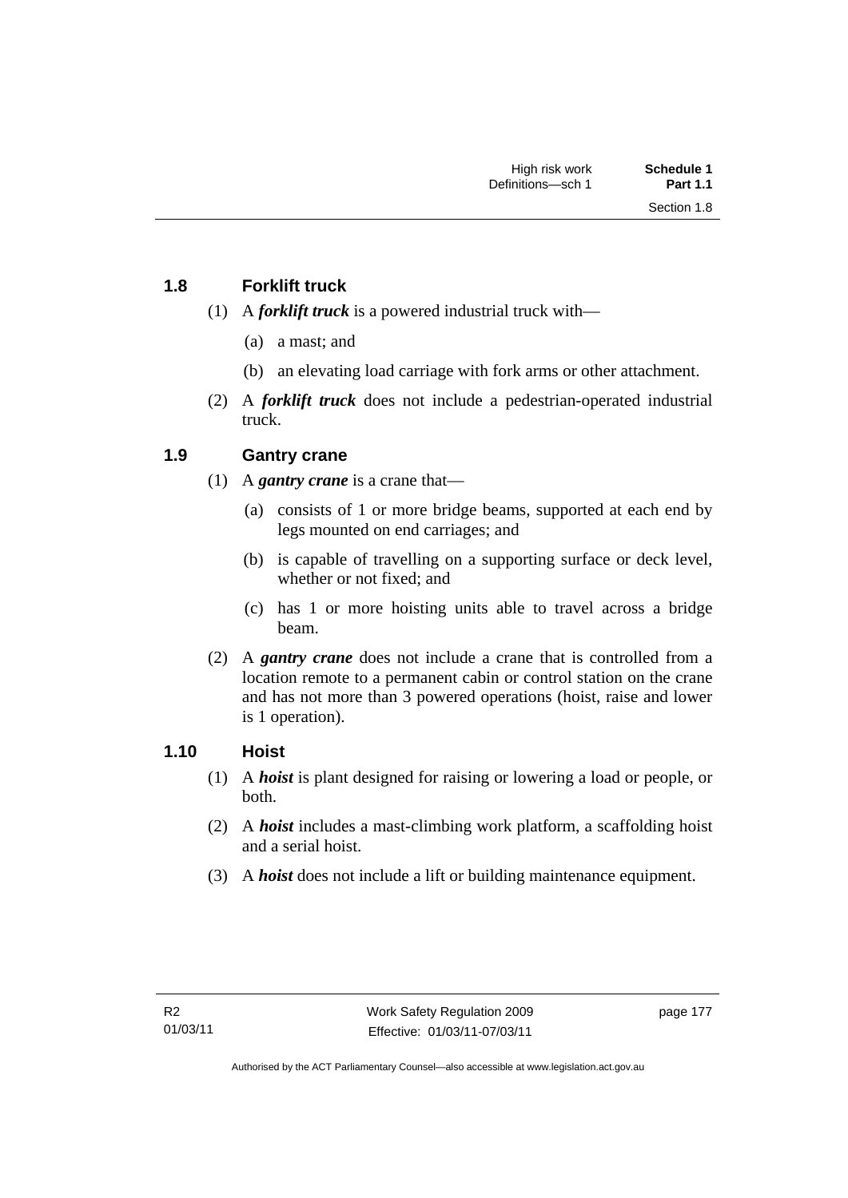### 1.8 Forklift truck

(1) A ***forklift truck*** is a powered industrial truck with—

(a) a mast; and

(b) an elevating load carriage with fork arms or other attachment.

(2) A ***forklift truck*** does not include a pedestrian-operated industrial truck.

### 1.9 Gantry crane

(1) A ***gantry crane*** is a crane that—

(a) consists of 1 or more bridge beams, supported at each end by legs mounted on end carriages; and

(b) is capable of travelling on a supporting surface or deck level, whether or not fixed; and

(c) has 1 or more hoisting units able to travel across a bridge beam.

(2) A ***gantry crane*** does not include a crane that is controlled from a location remote to a permanent cabin or control station on the crane and has not more than 3 powered operations (hoist, raise and lower is 1 operation).

### 1.10 Hoist

(1) A ***hoist*** is plant designed for raising or lowering a load or people, or both.

(2) A ***hoist*** includes a mast-climbing work platform, a scaffolding hoist and a serial hoist.

(3) A ***hoist*** does not include a lift or building maintenance equipment.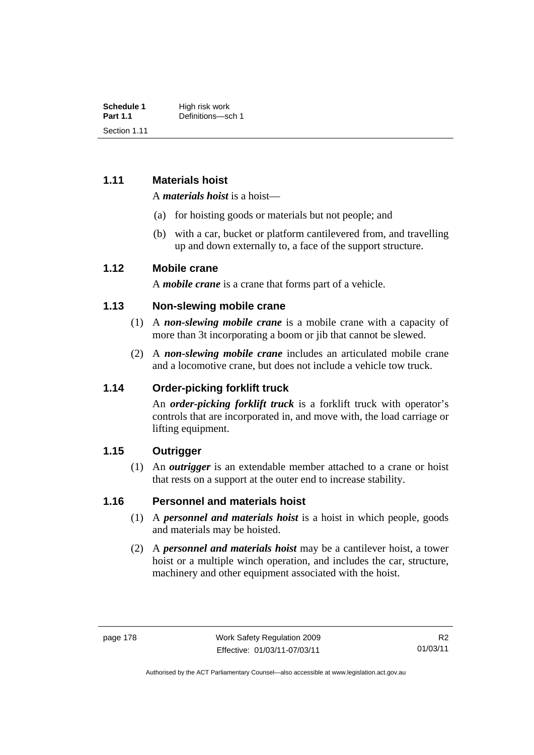### 1.11 Materials hoist

A ***materials hoist*** is a hoist—

(a) for hoisting goods or materials but not people; and

(b) with a car, bucket or platform cantilevered from, and travelling up and down externally to, a face of the support structure.

### 1.12 Mobile crane

A ***mobile crane*** is a crane that forms part of a vehicle.

### 1.13 Non-slewing mobile crane

(1) A ***non-slewing mobile crane*** is a mobile crane with a capacity of more than 3t incorporating a boom or jib that cannot be slewed.

(2) A ***non-slewing mobile crane*** includes an articulated mobile crane and a locomotive crane, but does not include a vehicle tow truck.

### 1.14 Order-picking forklift truck

An ***order-picking forklift truck*** is a forklift truck with operator's controls that are incorporated in, and move with, the load carriage or lifting equipment.

### 1.15 Outrigger

(1) An ***outrigger*** is an extendable member attached to a crane or hoist that rests on a support at the outer end to increase stability.

### 1.16 Personnel and materials hoist

(1) A ***personnel and materials hoist*** is a hoist in which people, goods and materials may be hoisted.

(2) A ***personnel and materials hoist*** may be a cantilever hoist, a tower hoist or a multiple winch operation, and includes the car, structure, machinery and other equipment associated with the hoist.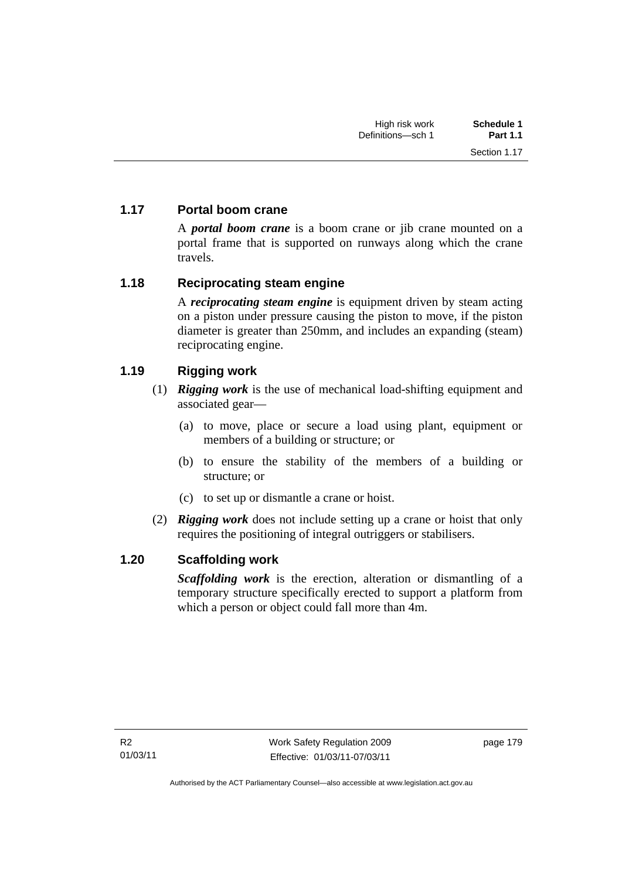### 1.17 Portal boom crane

A ***portal boom crane*** is a boom crane or jib crane mounted on a portal frame that is supported on runways along which the crane travels.

### 1.18 Reciprocating steam engine

A ***reciprocating steam engine*** is equipment driven by steam acting on a piston under pressure causing the piston to move, if the piston diameter is greater than 250mm, and includes an expanding (steam) reciprocating engine.

### 1.19 Rigging work

(1) ***Rigging work*** is the use of mechanical load-shifting equipment and associated gear—

- (a) to move, place or secure a load using plant, equipment or members of a building or structure; or
- (b) to ensure the stability of the members of a building or structure; or
- (c) to set up or dismantle a crane or hoist.

(2) ***Rigging work*** does not include setting up a crane or hoist that only requires the positioning of integral outriggers or stabilisers.

### 1.20 Scaffolding work

***Scaffolding work*** is the erection, alteration or dismantling of a temporary structure specifically erected to support a platform from which a person or object could fall more than 4m.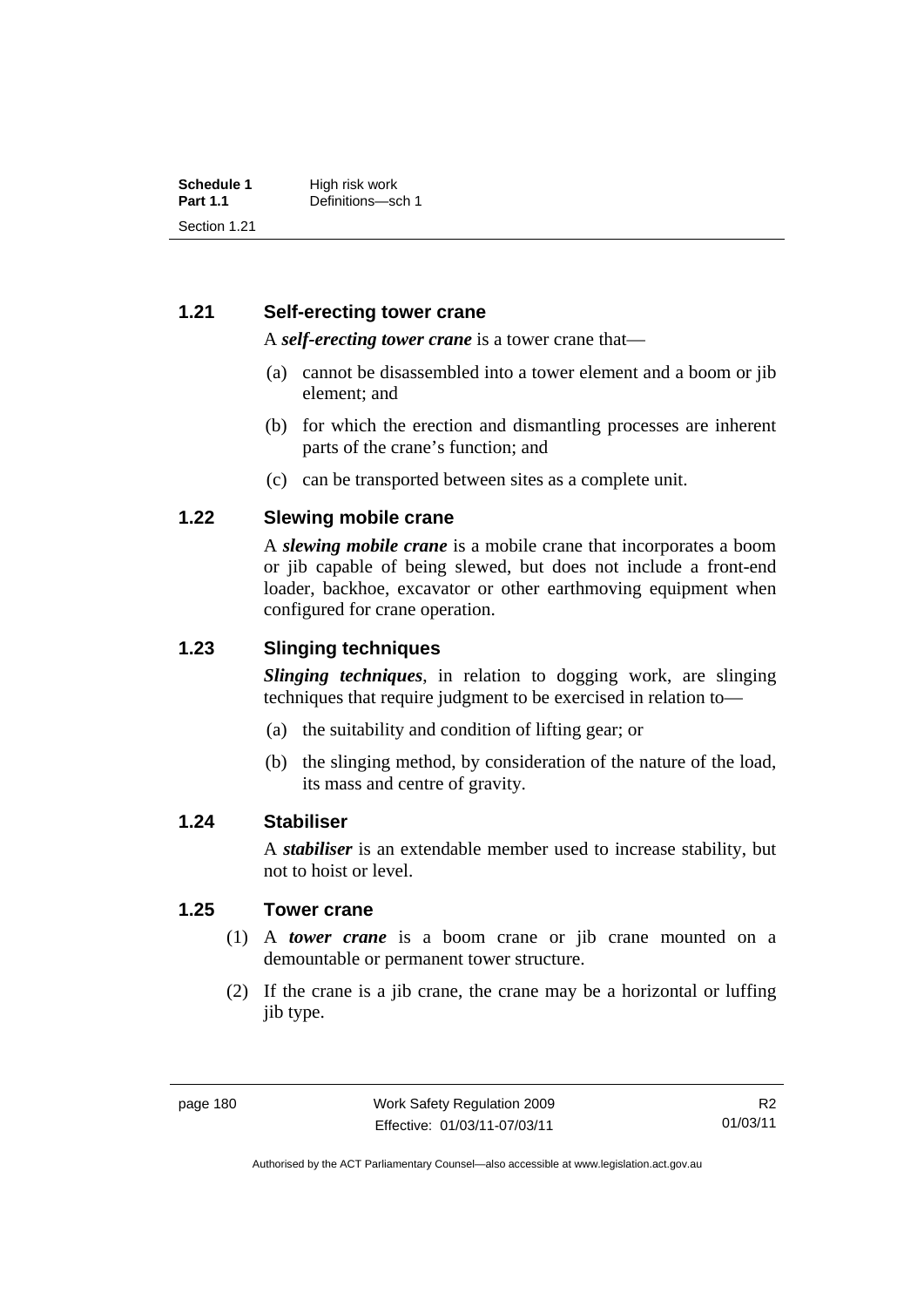### 1.21 Self-erecting tower crane

A ***self-erecting tower crane*** is a tower crane that—

(a) cannot be disassembled into a tower element and a boom or jib element; and

(b) for which the erection and dismantling processes are inherent parts of the crane's function; and

(c) can be transported between sites as a complete unit.

### 1.22 Slewing mobile crane

A ***slewing mobile crane*** is a mobile crane that incorporates a boom or jib capable of being slewed, but does not include a front-end loader, backhoe, excavator or other earthmoving equipment when configured for crane operation.

### 1.23 Slinging techniques

***Slinging techniques***, in relation to dogging work, are slinging techniques that require judgment to be exercised in relation to—

(a) the suitability and condition of lifting gear; or

(b) the slinging method, by consideration of the nature of the load, its mass and centre of gravity.

### 1.24 Stabiliser

A ***stabiliser*** is an extendable member used to increase stability, but not to hoist or level.

### 1.25 Tower crane

(1) A ***tower crane*** is a boom crane or jib crane mounted on a demountable or permanent tower structure.

(2) If the crane is a jib crane, the crane may be a horizontal or luffing jib type.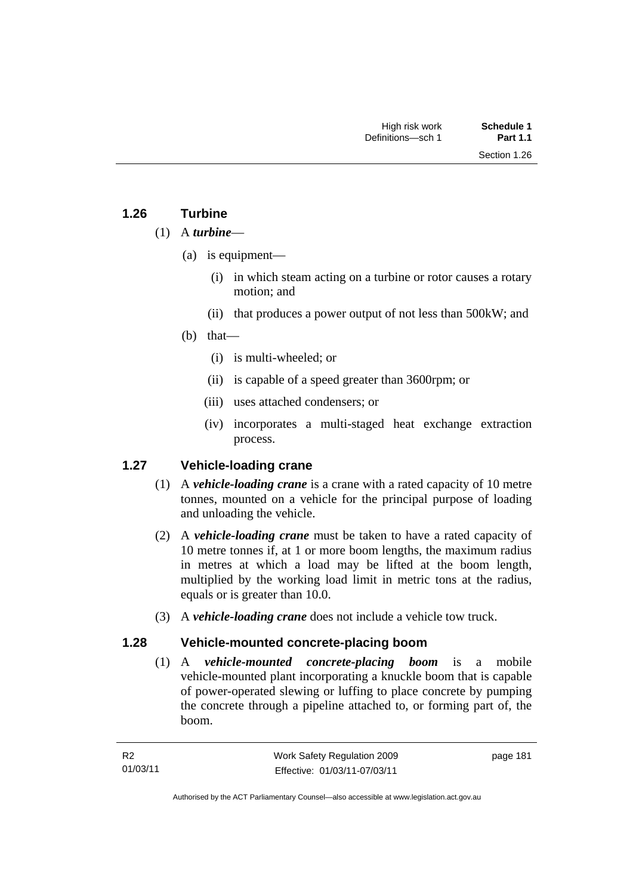### 1.26 Turbine

(1) A ***turbine***—

(a) is equipment—

(i) in which steam acting on a turbine or rotor causes a rotary motion; and

(ii) that produces a power output of not less than 500kW; and

(b) that—

(i) is multi-wheeled; or

(ii) is capable of a speed greater than 3600rpm; or

(iii) uses attached condensers; or

(iv) incorporates a multi-staged heat exchange extraction process.

### 1.27 Vehicle-loading crane

(1) A ***vehicle-loading crane*** is a crane with a rated capacity of 10 metre tonnes, mounted on a vehicle for the principal purpose of loading and unloading the vehicle.

(2) A ***vehicle-loading crane*** must be taken to have a rated capacity of 10 metre tonnes if, at 1 or more boom lengths, the maximum radius in metres at which a load may be lifted at the boom length, multiplied by the working load limit in metric tons at the radius, equals or is greater than 10.0.

(3) A ***vehicle-loading crane*** does not include a vehicle tow truck.

### 1.28 Vehicle-mounted concrete-placing boom

(1) A ***vehicle-mounted concrete-placing boom*** is a mobile vehicle-mounted plant incorporating a knuckle boom that is capable of power-operated slewing or luffing to place concrete by pumping the concrete through a pipeline attached to, or forming part of, the boom.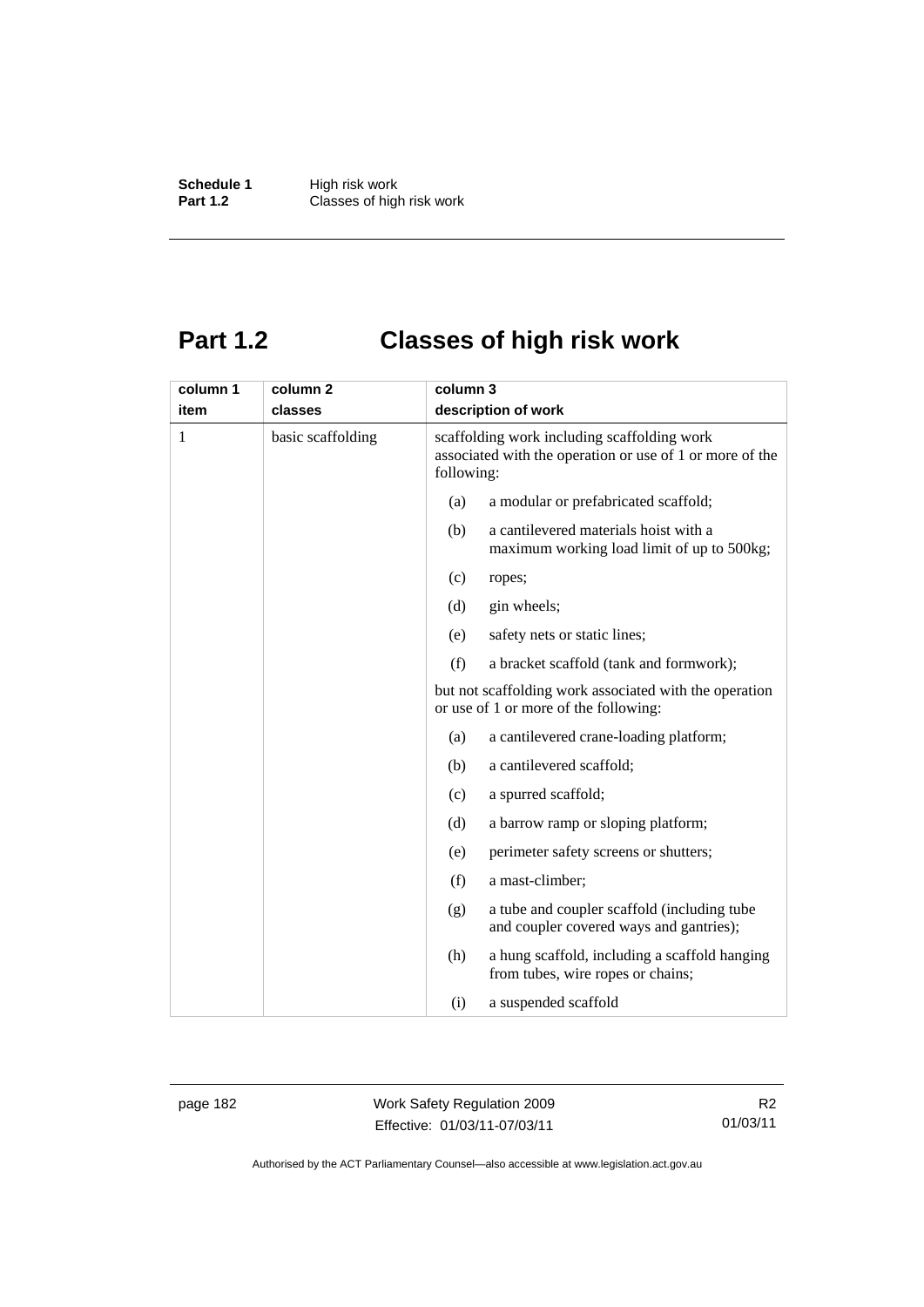# Part 1.2 Classes of high risk work

| column 1<br>item | column 2<br>classes | column 3<br>description of work |
|---|---|---|
| 1 | basic scaffolding | scaffolding work including scaffolding work associated with the operation or use of 1 or more of the following:<br>(a) a modular or prefabricated scaffold;<br>(b) a cantilevered materials hoist with a maximum working load limit of up to 500kg;<br>(c) ropes;<br>(d) gin wheels;<br>(e) safety nets or static lines;<br>(f) a bracket scaffold (tank and formwork);<br>but not scaffolding work associated with the operation or use of 1 or more of the following:<br>(a) a cantilevered crane-loading platform;<br>(b) a cantilevered scaffold;<br>(c) a spurred scaffold;<br>(d) a barrow ramp or sloping platform;<br>(e) perimeter safety screens or shutters;<br>(f) a mast-climber;<br>(g) a tube and coupler scaffold (including tube and coupler covered ways and gantries);<br>(h) a hung scaffold, including a scaffold hanging from tubes, wire ropes or chains;<br>(i) a suspended scaffold |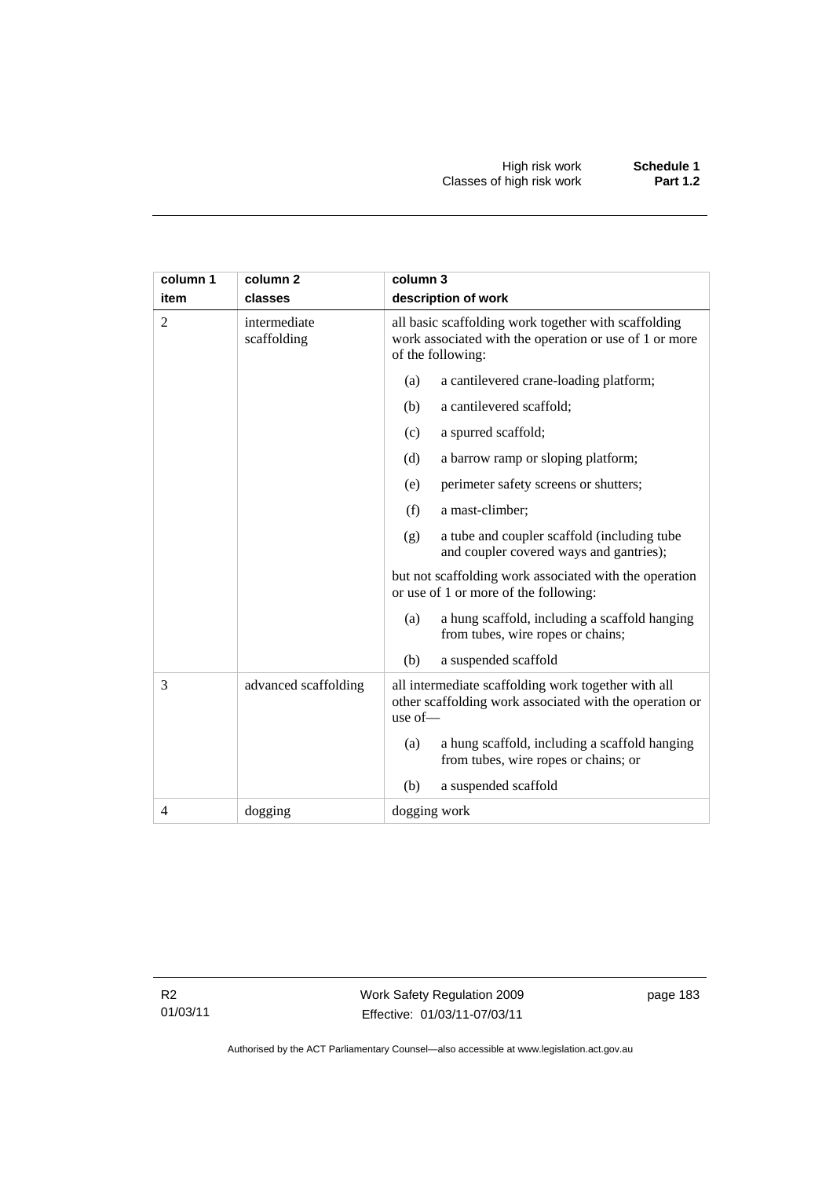| column 1<br>item | column 2<br>classes | column 3<br>description of work |
|---|---|---|
| 2 | intermediate scaffolding | all basic scaffolding work together with scaffolding work associated with the operation or use of 1 or more of the following:<br>(a) a cantilevered crane-loading platform;<br>(b) a cantilevered scaffold;<br>(c) a spurred scaffold;<br>(d) a barrow ramp or sloping platform;<br>(e) perimeter safety screens or shutters;<br>(f) a mast-climber;<br>(g) a tube and coupler scaffold (including tube and coupler covered ways and gantries);<br>but not scaffolding work associated with the operation or use of 1 or more of the following:<br>(a) a hung scaffold, including a scaffold hanging from tubes, wire ropes or chains;<br>(b) a suspended scaffold |
| 3 | advanced scaffolding | all intermediate scaffolding work together with all other scaffolding work associated with the operation or use of—<br>(a) a hung scaffold, including a scaffold hanging from tubes, wire ropes or chains; or<br>(b) a suspended scaffold |
| 4 | dogging | dogging work |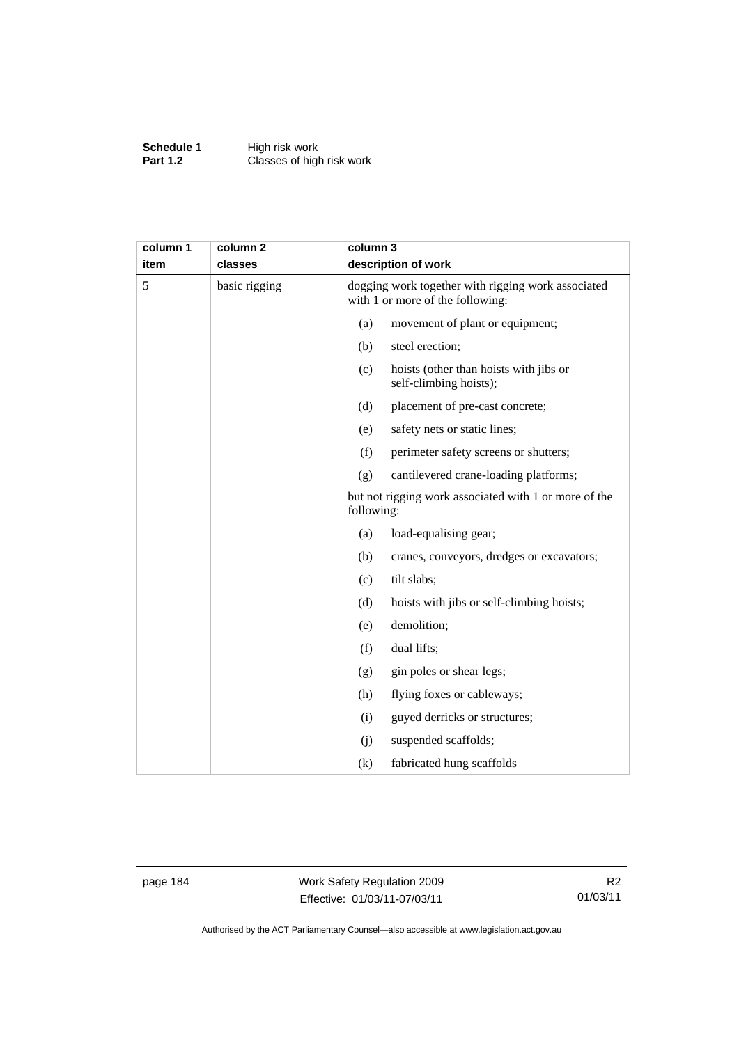| column 1 item | column 2 classes | column 3 description of work |
|---|---|---|
| 5 | basic rigging | dogging work together with rigging work associated with 1 or more of the following:<br>(a) movement of plant or equipment;<br>(b) steel erection;<br>(c) hoists (other than hoists with jibs or self-climbing hoists);<br>(d) placement of pre-cast concrete;<br>(e) safety nets or static lines;<br>(f) perimeter safety screens or shutters;<br>(g) cantilevered crane-loading platforms;<br>but not rigging work associated with 1 or more of the following:<br>(a) load-equalising gear;<br>(b) cranes, conveyors, dredges or excavators;<br>(c) tilt slabs;<br>(d) hoists with jibs or self-climbing hoists;<br>(e) demolition;<br>(f) dual lifts;<br>(g) gin poles or shear legs;<br>(h) flying foxes or cableways;<br>(i) guyed derricks or structures;<br>(j) suspended scaffolds;<br>(k) fabricated hung scaffolds |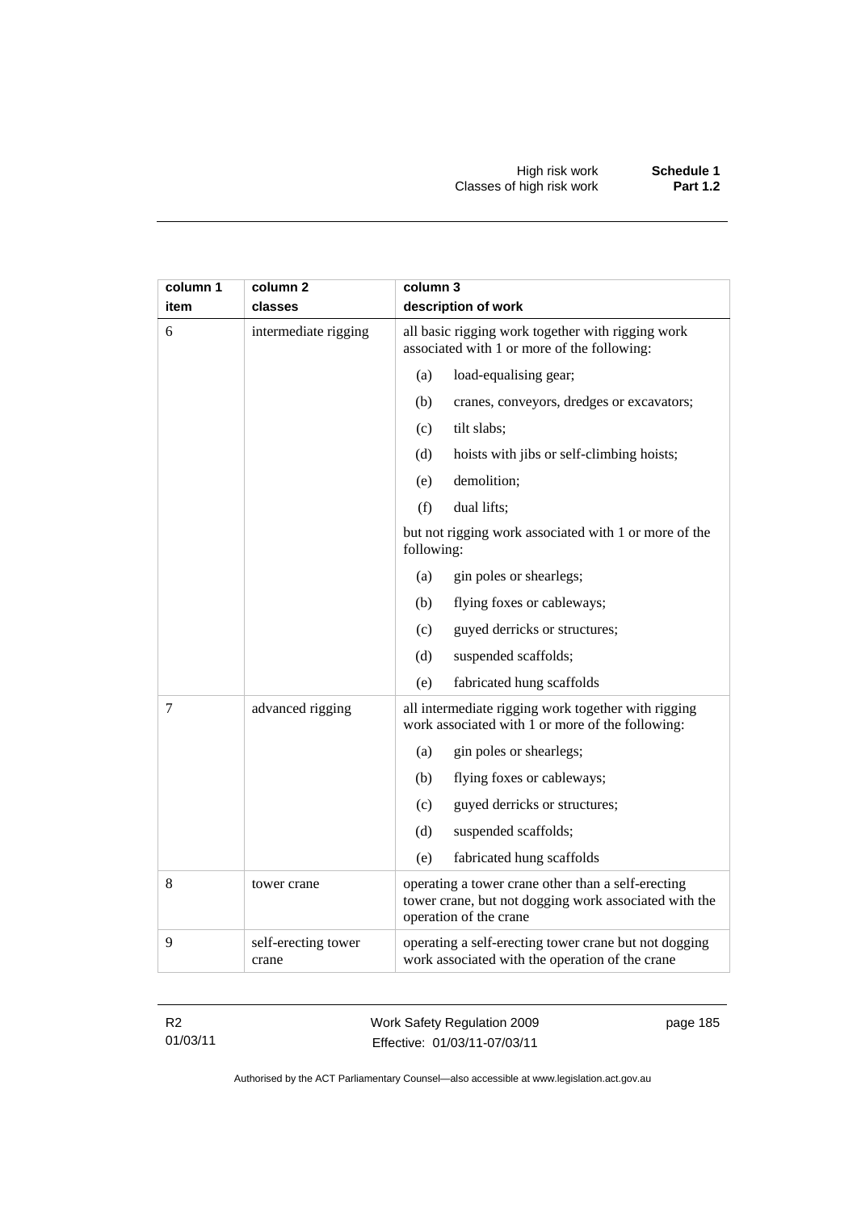| column 1 item | column 2 classes | column 3 description of work |
| --- | --- | --- |
| 6 | intermediate rigging | all basic rigging work together with rigging work associated with 1 or more of the following:<br>(a) load-equalising gear;<br>(b) cranes, conveyors, dredges or excavators;<br>(c) tilt slabs;<br>(d) hoists with jibs or self-climbing hoists;<br>(e) demolition;<br>(f) dual lifts;<br>but not rigging work associated with 1 or more of the following:<br>(a) gin poles or shearlegs;<br>(b) flying foxes or cableways;<br>(c) guyed derricks or structures;<br>(d) suspended scaffolds;<br>(e) fabricated hung scaffolds |
| 7 | advanced rigging | all intermediate rigging work together with rigging work associated with 1 or more of the following:<br>(a) gin poles or shearlegs;<br>(b) flying foxes or cableways;<br>(c) guyed derricks or structures;<br>(d) suspended scaffolds;<br>(e) fabricated hung scaffolds |
| 8 | tower crane | operating a tower crane other than a self-erecting tower crane, but not dogging work associated with the operation of the crane |
| 9 | self-erecting tower crane | operating a self-erecting tower crane but not dogging work associated with the operation of the crane |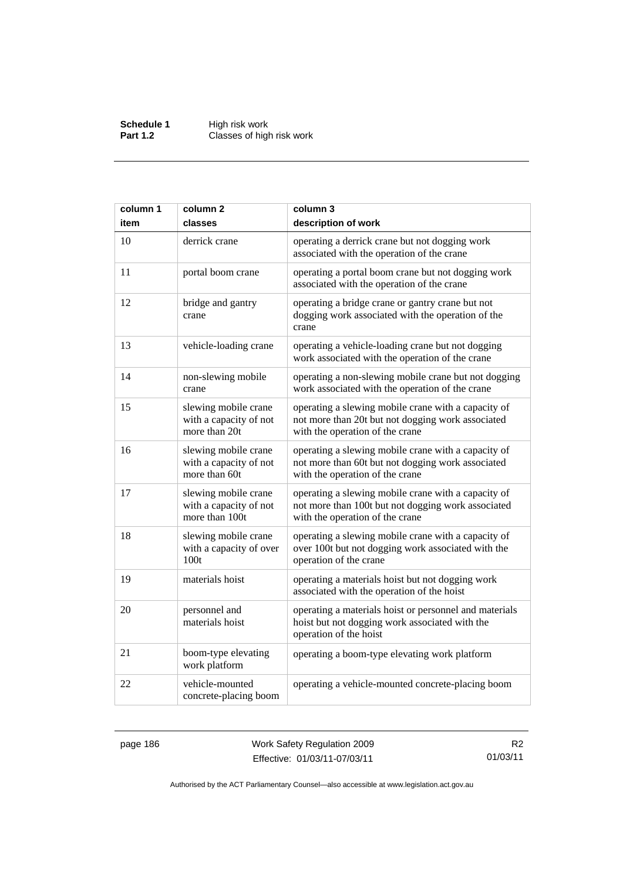| column 1<br>item | column 2<br>classes | column 3<br>description of work |
|---|---|---|
| 10 | derrick crane | operating a derrick crane but not dogging work associated with the operation of the crane |
| 11 | portal boom crane | operating a portal boom crane but not dogging work associated with the operation of the crane |
| 12 | bridge and gantry crane | operating a bridge crane or gantry crane but not dogging work associated with the operation of the crane |
| 13 | vehicle-loading crane | operating a vehicle-loading crane but not dogging work associated with the operation of the crane |
| 14 | non-slewing mobile crane | operating a non-slewing mobile crane but not dogging work associated with the operation of the crane |
| 15 | slewing mobile crane with a capacity of not more than 20t | operating a slewing mobile crane with a capacity of not more than 20t but not dogging work associated with the operation of the crane |
| 16 | slewing mobile crane with a capacity of not more than 60t | operating a slewing mobile crane with a capacity of not more than 60t but not dogging work associated with the operation of the crane |
| 17 | slewing mobile crane with a capacity of not more than 100t | operating a slewing mobile crane with a capacity of not more than 100t but not dogging work associated with the operation of the crane |
| 18 | slewing mobile crane with a capacity of over 100t | operating a slewing mobile crane with a capacity of over 100t but not dogging work associated with the operation of the crane |
| 19 | materials hoist | operating a materials hoist but not dogging work associated with the operation of the hoist |
| 20 | personnel and materials hoist | operating a materials hoist or personnel and materials hoist but not dogging work associated with the operation of the hoist |
| 21 | boom-type elevating work platform | operating a boom-type elevating work platform |
| 22 | vehicle-mounted concrete-placing boom | operating a vehicle-mounted concrete-placing boom |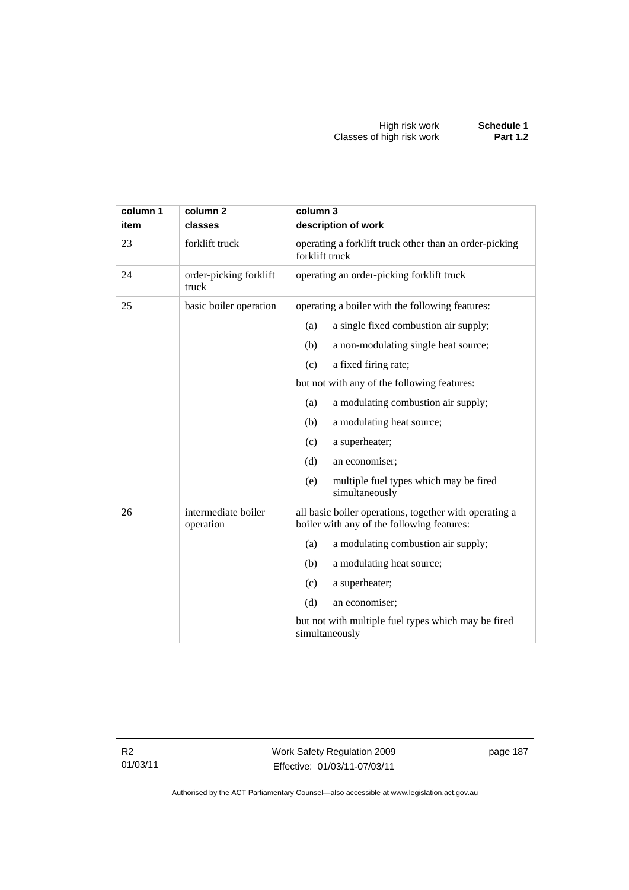| column 1 item | column 2 classes | column 3 description of work |
|---|---|---|
| 23 | forklift truck | operating a forklift truck other than an order-picking forklift truck |
| 24 | order-picking forklift truck | operating an order-picking forklift truck |
| 25 | basic boiler operation | operating a boiler with the following features:<br>(a) a single fixed combustion air supply;<br>(b) a non-modulating single heat source;<br>(c) a fixed firing rate;<br>but not with any of the following features:<br>(a) a modulating combustion air supply;<br>(b) a modulating heat source;<br>(c) a superheater;<br>(d) an economiser;<br>(e) multiple fuel types which may be fired simultaneously |
| 26 | intermediate boiler operation | all basic boiler operations, together with operating a boiler with any of the following features:<br>(a) a modulating combustion air supply;<br>(b) a modulating heat source;<br>(c) a superheater;<br>(d) an economiser;<br>but not with multiple fuel types which may be fired simultaneously |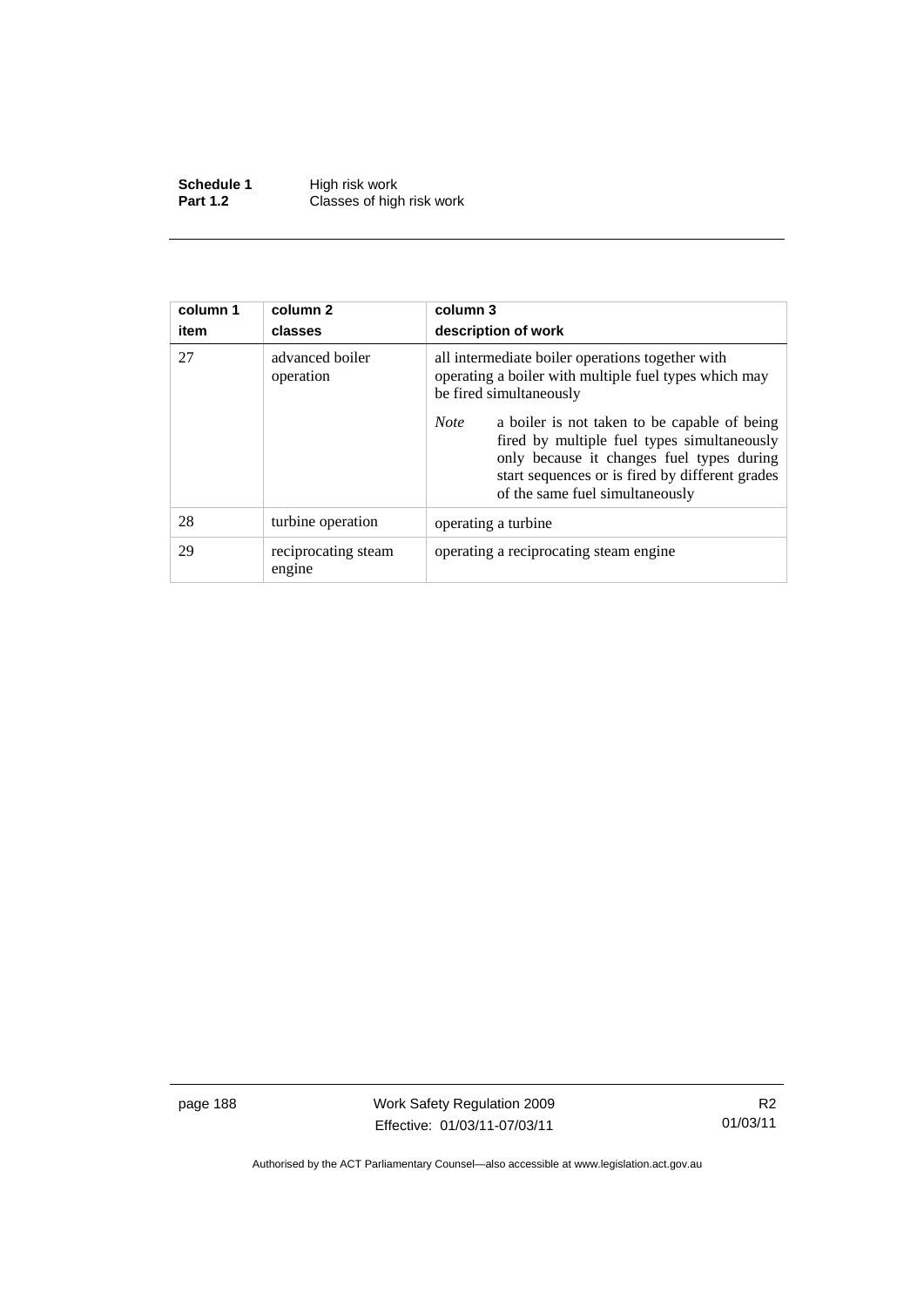| column 1<br>item | column 2<br>classes | column 3<br>description of work |
|---|---|---|
| 27 | advanced boiler operation | all intermediate boiler operations together with operating a boiler with multiple fuel types which may be fired simultaneously<br><br>*Note* a boiler is not taken to be capable of being fired by multiple fuel types simultaneously only because it changes fuel types during start sequences or is fired by different grades of the same fuel simultaneously |
| 28 | turbine operation | operating a turbine |
| 29 | reciprocating steam engine | operating a reciprocating steam engine |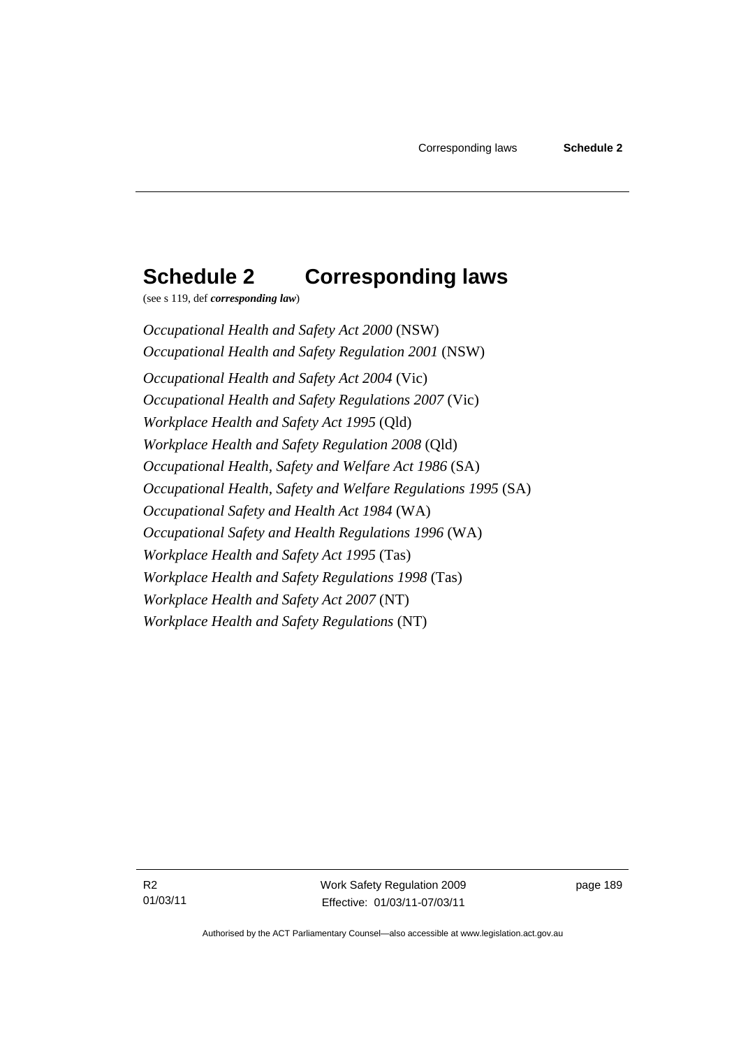# Schedule 2 Corresponding laws

(see s 119, def ***corresponding law***)

*Occupational Health and Safety Act 2000* (NSW)

*Occupational Health and Safety Regulation 2001* (NSW)

*Occupational Health and Safety Act 2004* (Vic)

*Occupational Health and Safety Regulations 2007* (Vic)

*Workplace Health and Safety Act 1995* (Qld)

*Workplace Health and Safety Regulation 2008* (Qld)

*Occupational Health, Safety and Welfare Act 1986* (SA)

*Occupational Health, Safety and Welfare Regulations 1995* (SA)

*Occupational Safety and Health Act 1984* (WA)

*Occupational Safety and Health Regulations 1996* (WA)

*Workplace Health and Safety Act 1995* (Tas)

*Workplace Health and Safety Regulations 1998* (Tas)

*Workplace Health and Safety Act 2007* (NT)

*Workplace Health and Safety Regulations* (NT)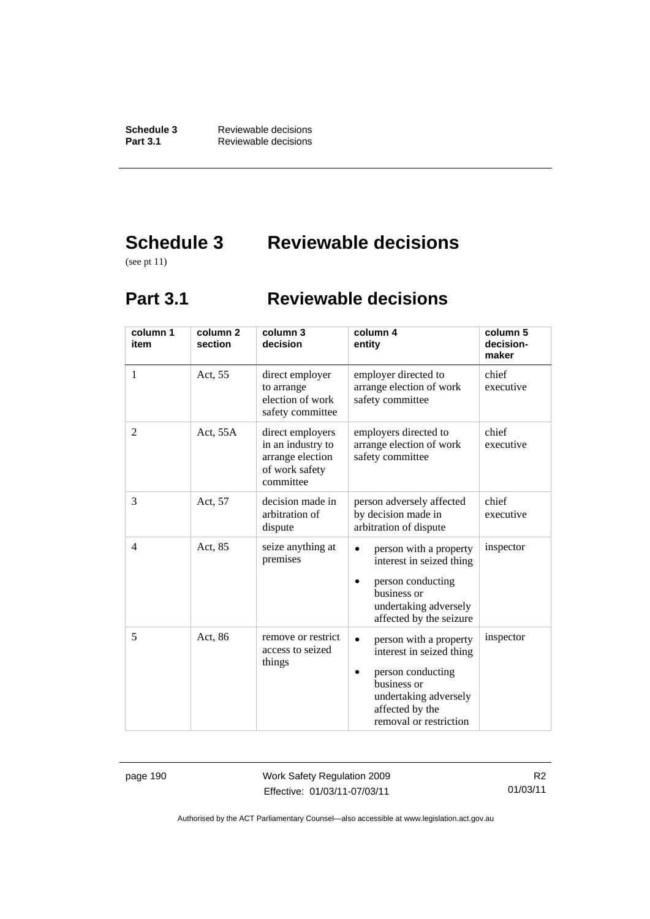# Schedule 3 Reviewable decisions

(see pt 11)

## Part 3.1 Reviewable decisions

| column 1 item | column 2 section | column 3 decision | column 4 entity | column 5 decision-maker |
|---|---|---|---|---|
| 1 | Act, 55 | direct employer to arrange election of work safety committee | employer directed to arrange election of work safety committee | chief executive |
| 2 | Act, 55A | direct employers in an industry to arrange election of work safety committee | employers directed to arrange election of work safety committee | chief executive |
| 3 | Act, 57 | decision made in arbitration of dispute | person adversely affected by decision made in arbitration of dispute | chief executive |
| 4 | Act, 85 | seize anything at premises | • person with a property interest in seized thing<br>• person conducting business or undertaking adversely affected by the seizure | inspector |
| 5 | Act, 86 | remove or restrict access to seized things | • person with a property interest in seized thing<br>• person conducting business or undertaking adversely affected by the removal or restriction | inspector |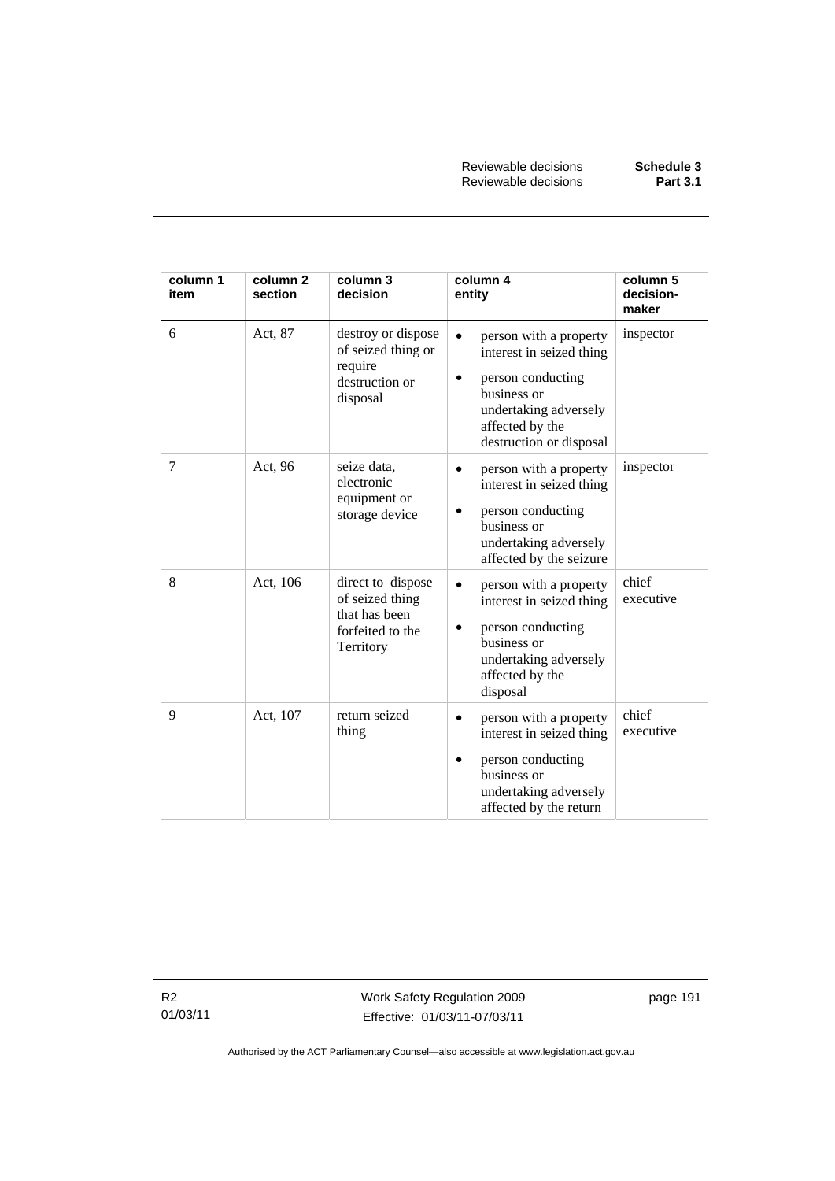| column 1 item | column 2 section | column 3 decision | column 4 entity | column 5 decision-maker |
|---|---|---|---|---|
| 6 | Act, 87 | destroy or dispose of seized thing or require destruction or disposal | • person with a property interest in seized thing<br>• person conducting business or undertaking adversely affected by the destruction or disposal | inspector |
| 7 | Act, 96 | seize data, electronic equipment or storage device | • person with a property interest in seized thing<br>• person conducting business or undertaking adversely affected by the seizure | inspector |
| 8 | Act, 106 | direct to dispose of seized thing that has been forfeited to the Territory | • person with a property interest in seized thing<br>• person conducting business or undertaking adversely affected by the disposal | chief executive |
| 9 | Act, 107 | return seized thing | • person with a property interest in seized thing<br>• person conducting business or undertaking adversely affected by the return | chief executive |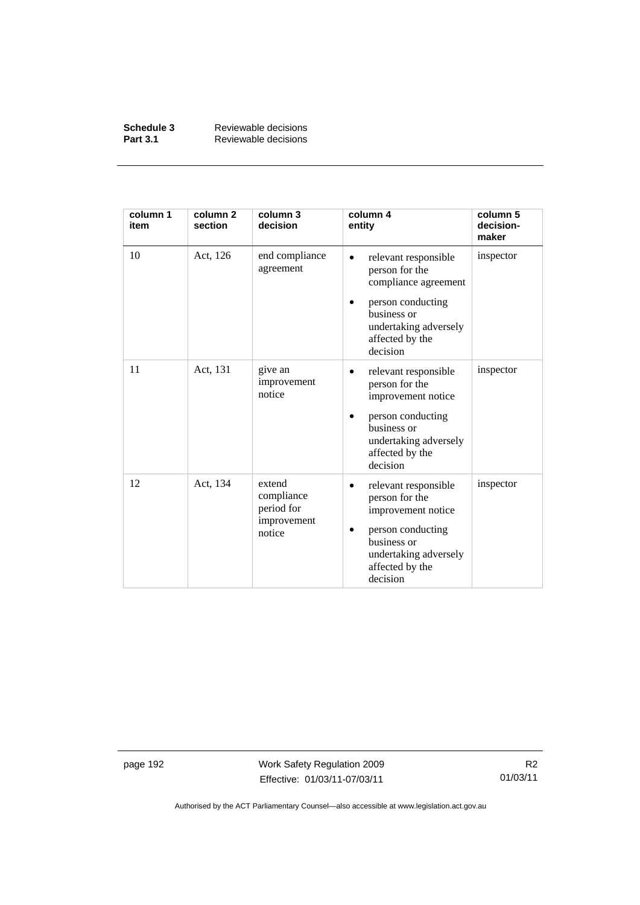| column 1 item | column 2 section | column 3 decision | column 4 entity | column 5 decision-maker |
|---|---|---|---|---|
| 10 | Act, 126 | end compliance agreement | • relevant responsible person for the compliance agreement<br>• person conducting business or undertaking adversely affected by the decision | inspector |
| 11 | Act, 131 | give an improvement notice | • relevant responsible person for the improvement notice<br>• person conducting business or undertaking adversely affected by the decision | inspector |
| 12 | Act, 134 | extend compliance period for improvement notice | • relevant responsible person for the improvement notice<br>• person conducting business or undertaking adversely affected by the decision | inspector |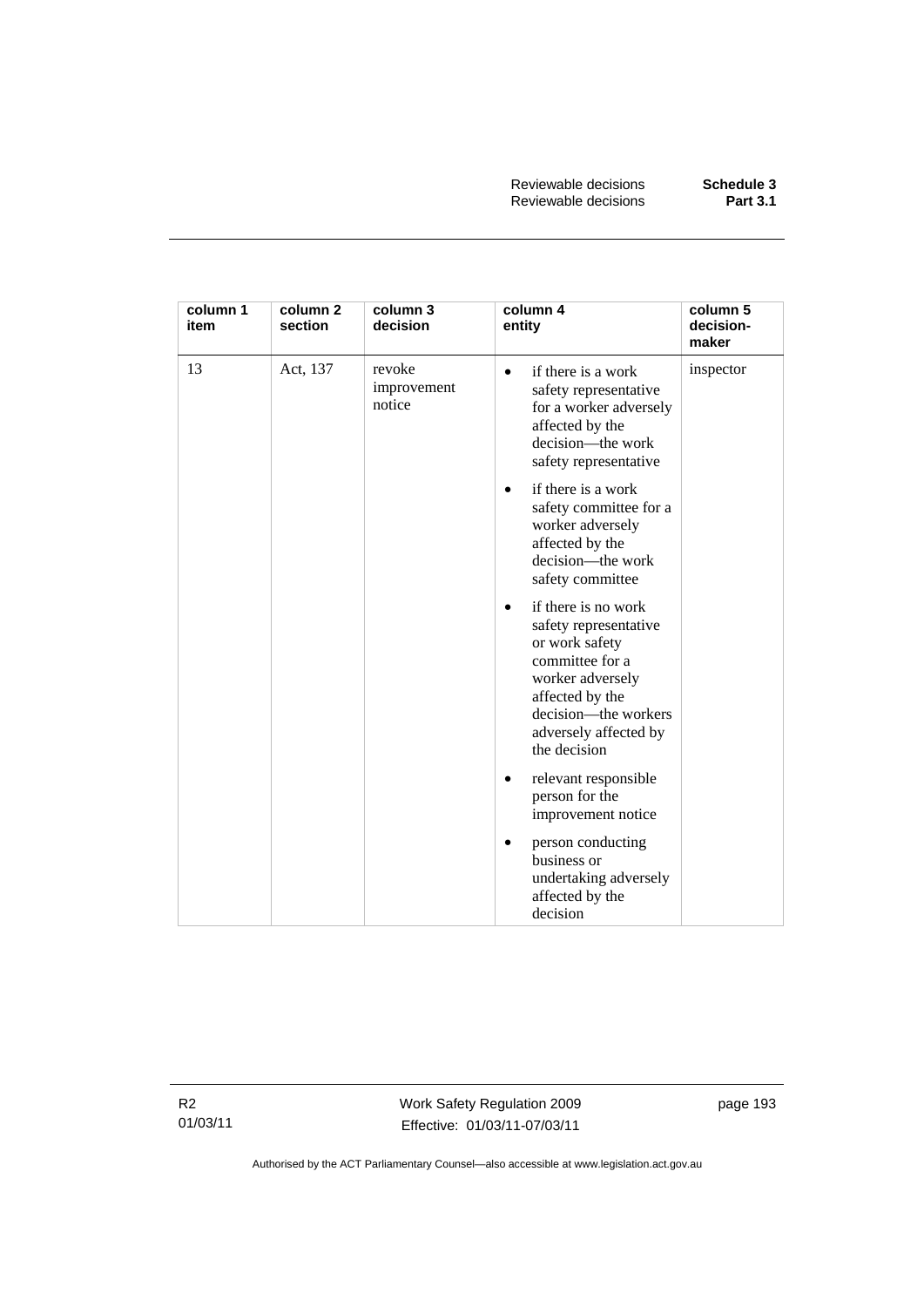| column 1 item | column 2 section | column 3 decision | column 4 entity | column 5 decision-maker |
| --- | --- | --- | --- | --- |
| 13 | Act, 137 | revoke improvement notice | • if there is a work safety representative for a worker adversely affected by the decision—the work safety representative<br>• if there is a work safety committee for a worker adversely affected by the decision—the work safety committee<br>• if there is no work safety representative or work safety committee for a worker adversely affected by the decision—the workers adversely affected by the decision<br>• relevant responsible person for the improvement notice<br>• person conducting business or undertaking adversely affected by the decision | inspector |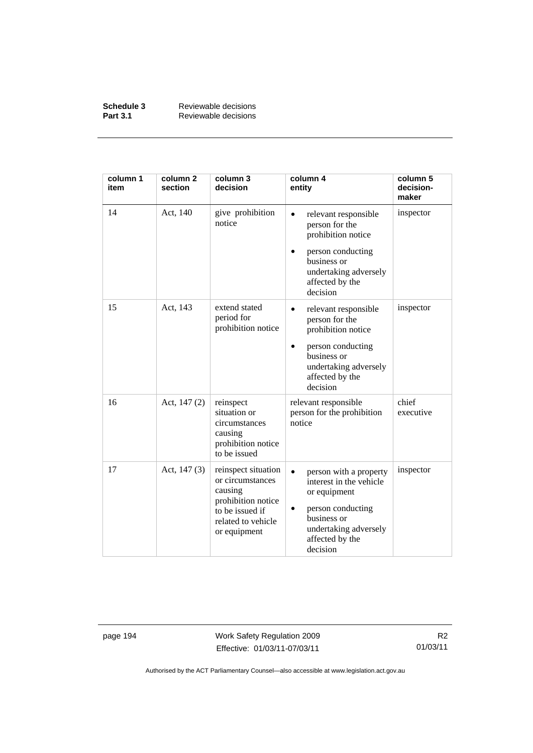| column 1 item | column 2 section | column 3 decision | column 4 entity | column 5 decision-maker |
|---|---|---|---|---|
| 14 | Act, 140 | give prohibition notice | • relevant responsible person for the prohibition notice<br>• person conducting business or undertaking adversely affected by the decision | inspector |
| 15 | Act, 143 | extend stated period for prohibition notice | • relevant responsible person for the prohibition notice<br>• person conducting business or undertaking adversely affected by the decision | inspector |
| 16 | Act, 147 (2) | reinspect situation or circumstances causing prohibition notice to be issued | relevant responsible person for the prohibition notice | chief executive |
| 17 | Act, 147 (3) | reinspect situation or circumstances causing prohibition notice to be issued if related to vehicle or equipment | • person with a property interest in the vehicle or equipment<br>• person conducting business or undertaking adversely affected by the decision | inspector |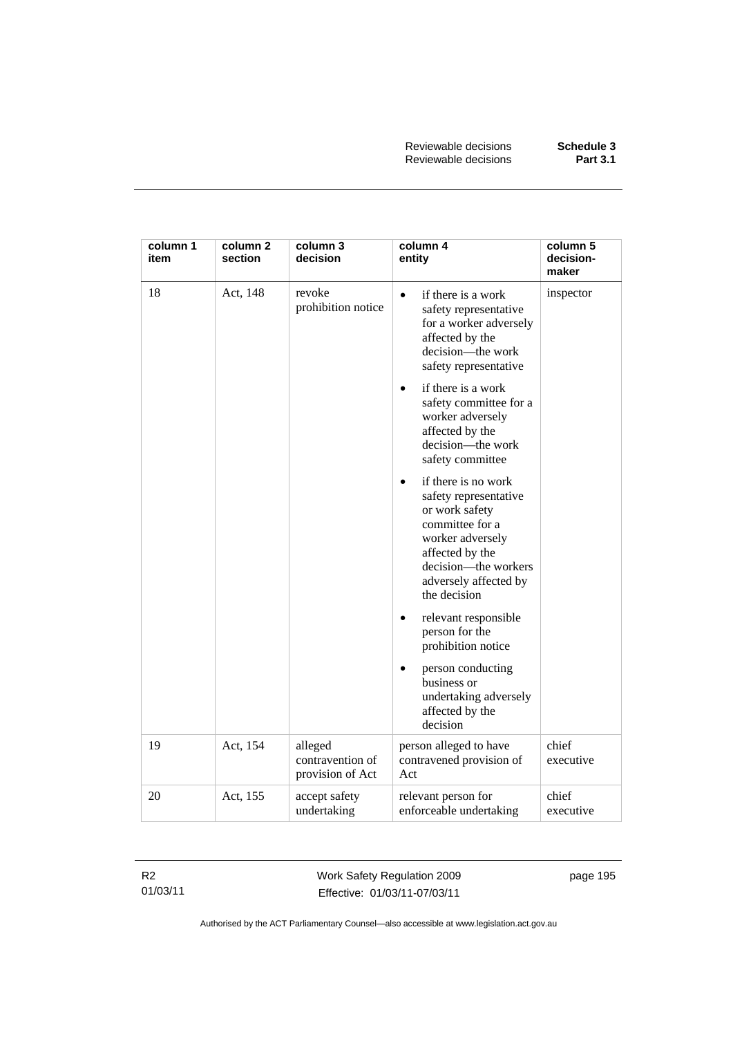| column 1 item | column 2 section | column 3 decision | column 4 entity | column 5 decision-maker |
|---|---|---|---|---|
| 18 | Act, 148 | revoke prohibition notice | • if there is a work safety representative for a worker adversely affected by the decision—the work safety representative<br>• if there is a work safety committee for a worker adversely affected by the decision—the work safety committee<br>• if there is no work safety representative or work safety committee for a worker adversely affected by the decision—the workers adversely affected by the decision<br>• relevant responsible person for the prohibition notice<br>• person conducting business or undertaking adversely affected by the decision | inspector |
| 19 | Act, 154 | alleged contravention of provision of Act | person alleged to have contravened provision of Act | chief executive |
| 20 | Act, 155 | accept safety undertaking | relevant person for enforceable undertaking | chief executive |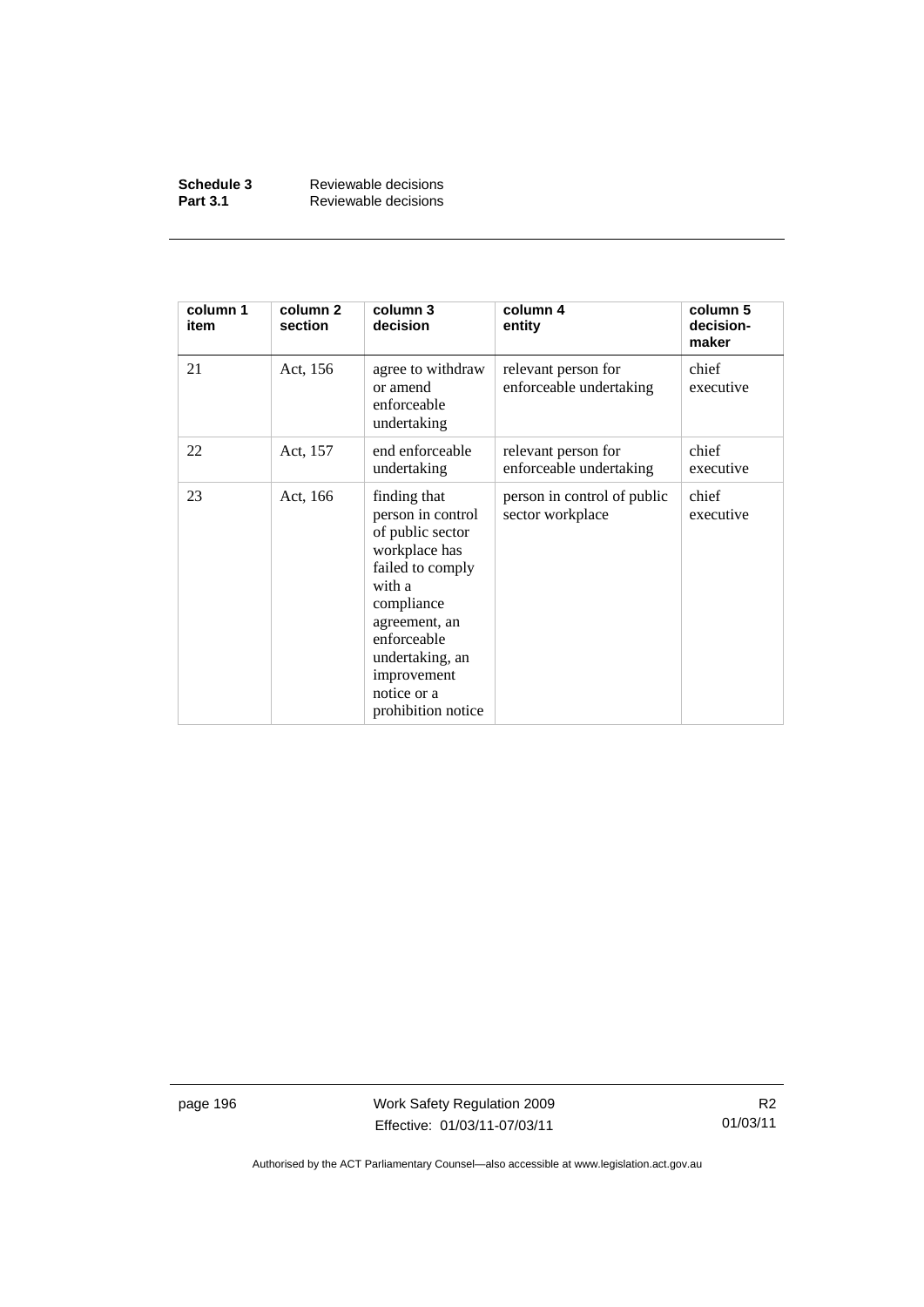| column 1 item | column 2 section | column 3 decision | column 4 entity | column 5 decision-maker |
|---|---|---|---|---|
| 21 | Act, 156 | agree to withdraw or amend enforceable undertaking | relevant person for enforceable undertaking | chief executive |
| 22 | Act, 157 | end enforceable undertaking | relevant person for enforceable undertaking | chief executive |
| 23 | Act, 166 | finding that person in control of public sector workplace has failed to comply with a compliance agreement, an enforceable undertaking, an improvement notice or a prohibition notice | person in control of public sector workplace | chief executive |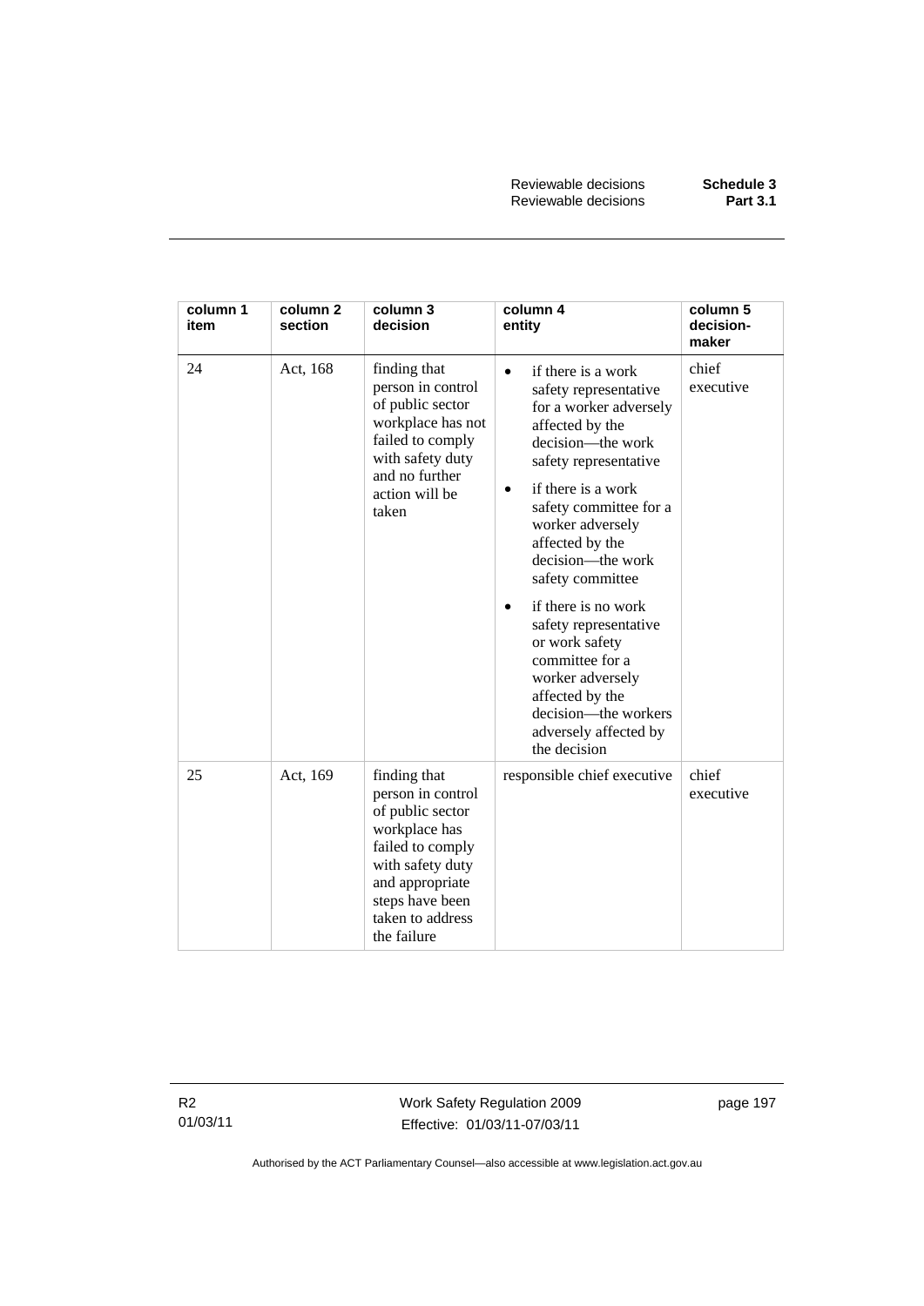| column 1 item | column 2 section | column 3 decision | column 4 entity | column 5 decision-maker |
|---|---|---|---|---|
| 24 | Act, 168 | finding that person in control of public sector workplace has not failed to comply with safety duty and no further action will be taken | • if there is a work safety representative for a worker adversely affected by the decision—the work safety representative<br>• if there is a work safety committee for a worker adversely affected by the decision—the work safety committee<br>• if there is no work safety representative or work safety committee for a worker adversely affected by the decision—the workers adversely affected by the decision | chief executive |
| 25 | Act, 169 | finding that person in control of public sector workplace has failed to comply with safety duty and appropriate steps have been taken to address the failure | responsible chief executive | chief executive |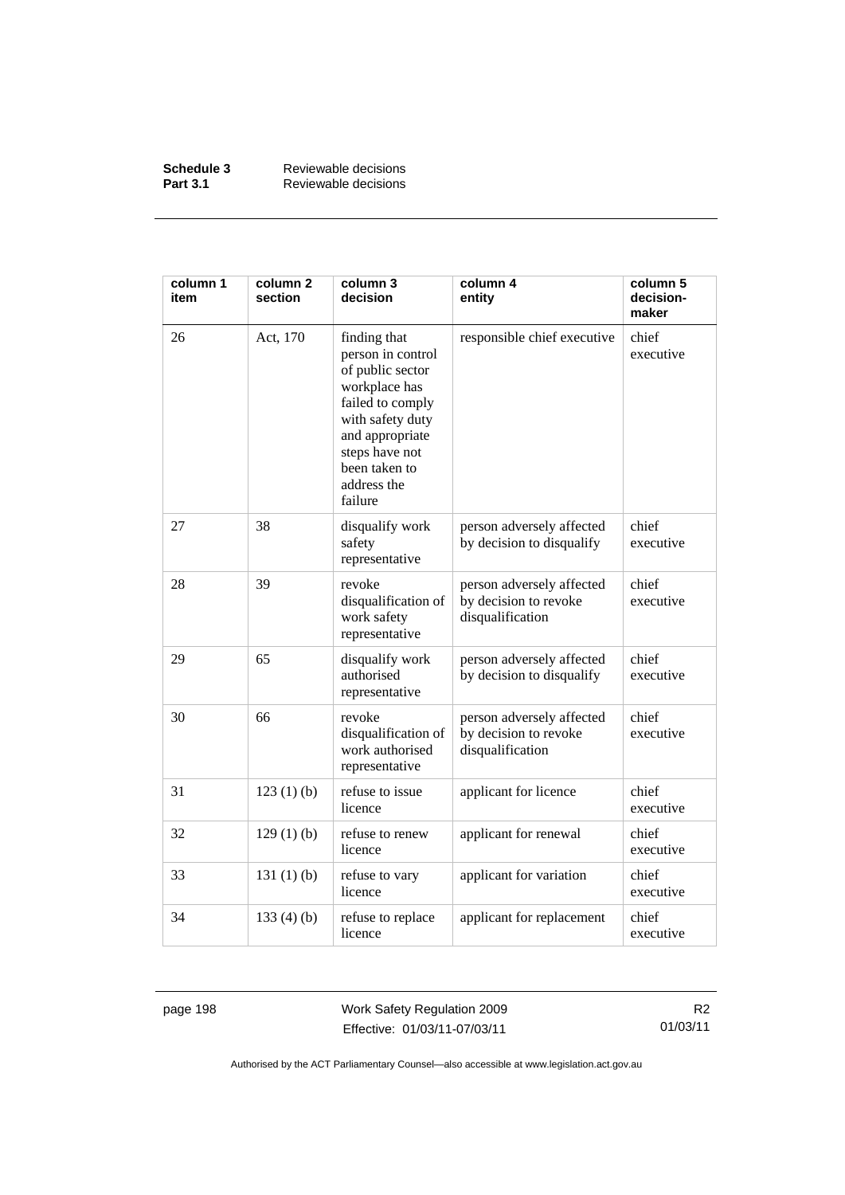| column 1 item | column 2 section | column 3 decision | column 4 entity | column 5 decision-maker |
|---|---|---|---|---|
| 26 | Act, 170 | finding that person in control of public sector workplace has failed to comply with safety duty and appropriate steps have not been taken to address the failure | responsible chief executive | chief executive |
| 27 | 38 | disqualify work safety representative | person adversely affected by decision to disqualify | chief executive |
| 28 | 39 | revoke disqualification of work safety representative | person adversely affected by decision to revoke disqualification | chief executive |
| 29 | 65 | disqualify work authorised representative | person adversely affected by decision to disqualify | chief executive |
| 30 | 66 | revoke disqualification of work authorised representative | person adversely affected by decision to revoke disqualification | chief executive |
| 31 | 123 (1) (b) | refuse to issue licence | applicant for licence | chief executive |
| 32 | 129 (1) (b) | refuse to renew licence | applicant for renewal | chief executive |
| 33 | 131 (1) (b) | refuse to vary licence | applicant for variation | chief executive |
| 34 | 133 (4) (b) | refuse to replace licence | applicant for replacement | chief executive |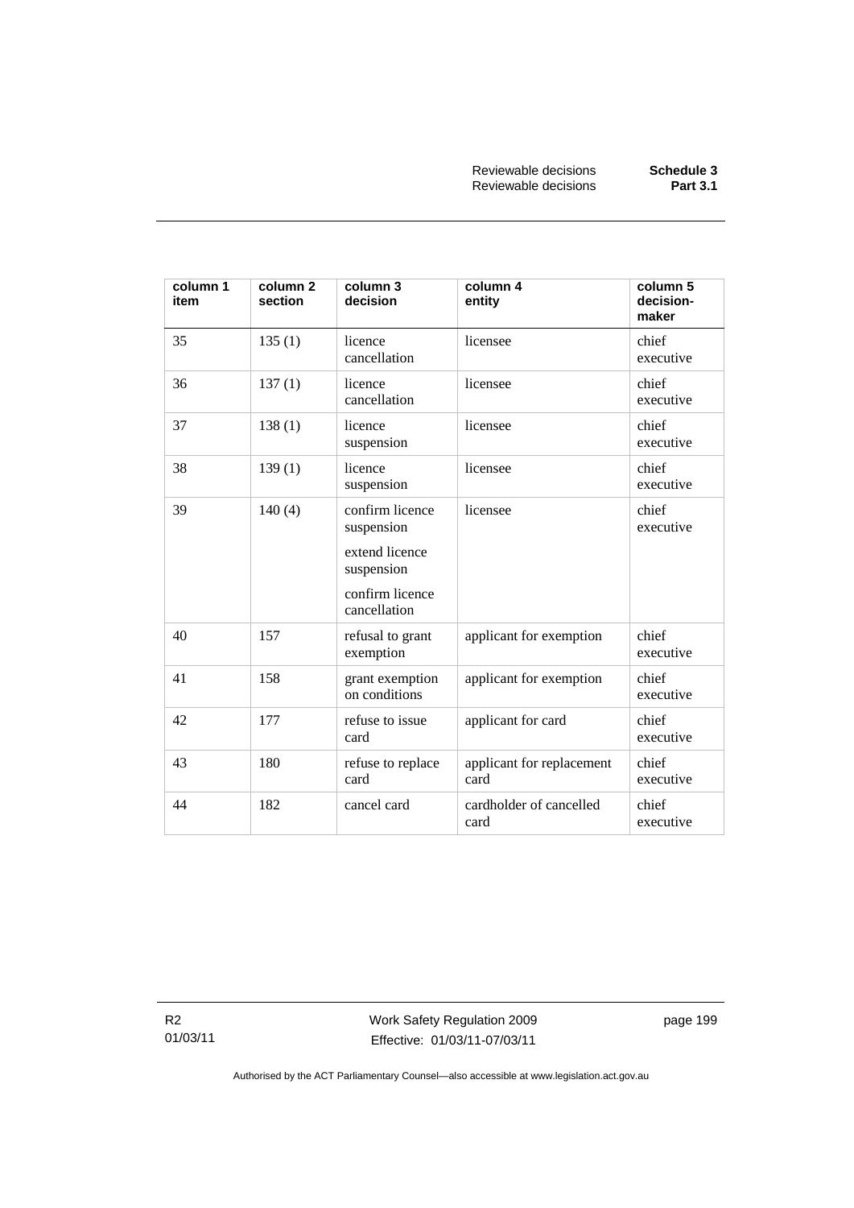| column 1 item | column 2 section | column 3 decision | column 4 entity | column 5 decision-maker |
|---|---|---|---|---|
| 35 | 135 (1) | licence cancellation | licensee | chief executive |
| 36 | 137 (1) | licence cancellation | licensee | chief executive |
| 37 | 138 (1) | licence suspension | licensee | chief executive |
| 38 | 139 (1) | licence suspension | licensee | chief executive |
| 39 | 140 (4) | confirm licence suspension<br><br>extend licence suspension<br><br>confirm licence cancellation | licensee | chief executive |
| 40 | 157 | refusal to grant exemption | applicant for exemption | chief executive |
| 41 | 158 | grant exemption on conditions | applicant for exemption | chief executive |
| 42 | 177 | refuse to issue card | applicant for card | chief executive |
| 43 | 180 | refuse to replace card | applicant for replacement card | chief executive |
| 44 | 182 | cancel card | cardholder of cancelled card | chief executive |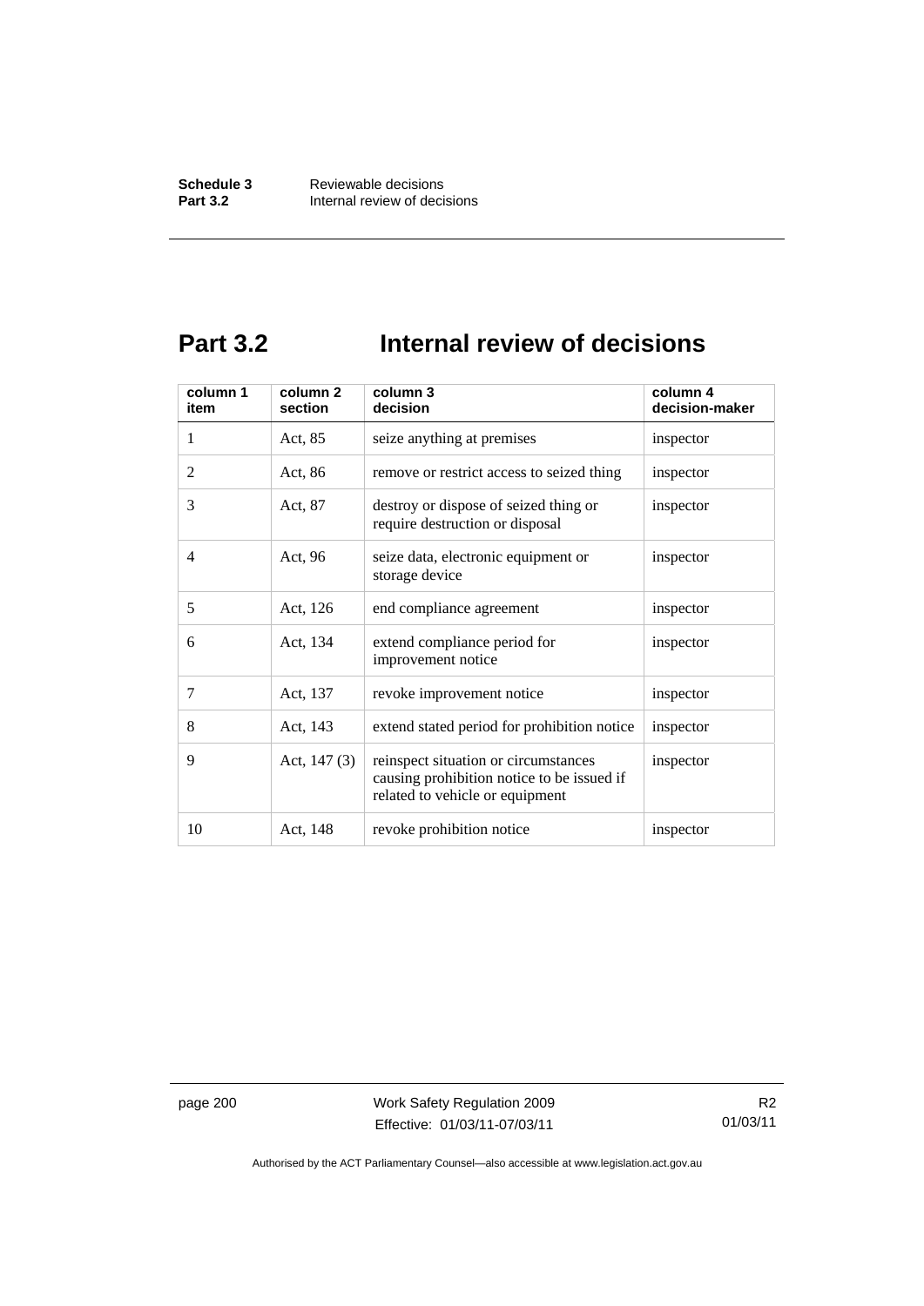# Part 3.2 Internal review of decisions

| column 1 item | column 2 section | column 3 decision | column 4 decision-maker |
|---|---|---|---|
| 1 | Act, 85 | seize anything at premises | inspector |
| 2 | Act, 86 | remove or restrict access to seized thing | inspector |
| 3 | Act, 87 | destroy or dispose of seized thing or require destruction or disposal | inspector |
| 4 | Act, 96 | seize data, electronic equipment or storage device | inspector |
| 5 | Act, 126 | end compliance agreement | inspector |
| 6 | Act, 134 | extend compliance period for improvement notice | inspector |
| 7 | Act, 137 | revoke improvement notice | inspector |
| 8 | Act, 143 | extend stated period for prohibition notice | inspector |
| 9 | Act, 147 (3) | reinspect situation or circumstances causing prohibition notice to be issued if related to vehicle or equipment | inspector |
| 10 | Act, 148 | revoke prohibition notice | inspector |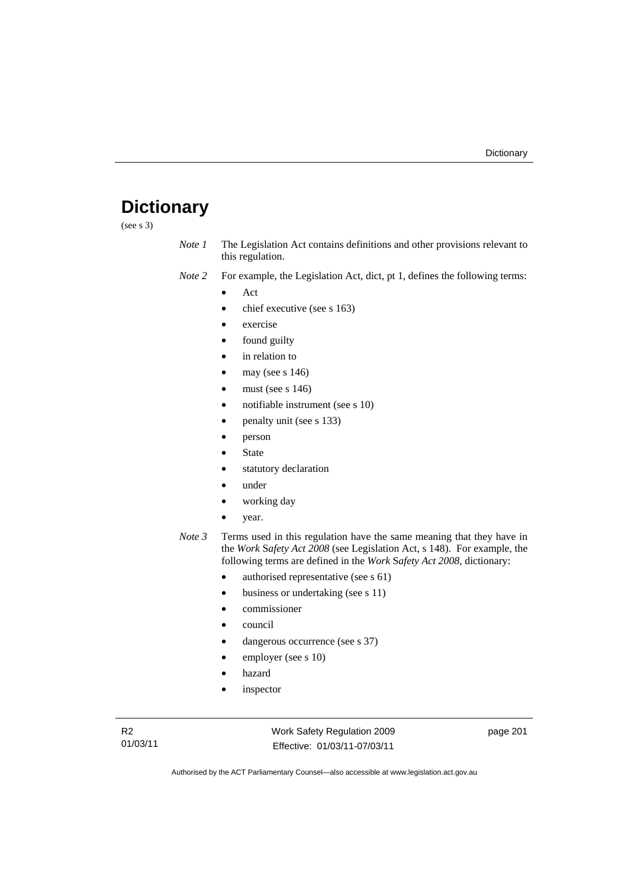# Dictionary

(see s 3)

*Note 1* The Legislation Act contains definitions and other provisions relevant to this regulation.

*Note 2* For example, the Legislation Act, dict, pt 1, defines the following terms:

- Act
- chief executive (see s 163)
- exercise
- found guilty
- in relation to
- may (see s 146)
- must (see s 146)
- notifiable instrument (see s 10)
- penalty unit (see s 133)
- person
- State
- statutory declaration
- under
- working day
- year.

*Note 3* Terms used in this regulation have the same meaning that they have in the *Work Safety Act 2008* (see Legislation Act, s 148). For example, the following terms are defined in the *Work Safety Act 2008*, dictionary:

- authorised representative (see s 61)
- business or undertaking (see s 11)
- commissioner
- council
- dangerous occurrence (see s 37)
- employer (see s 10)
- hazard
- inspector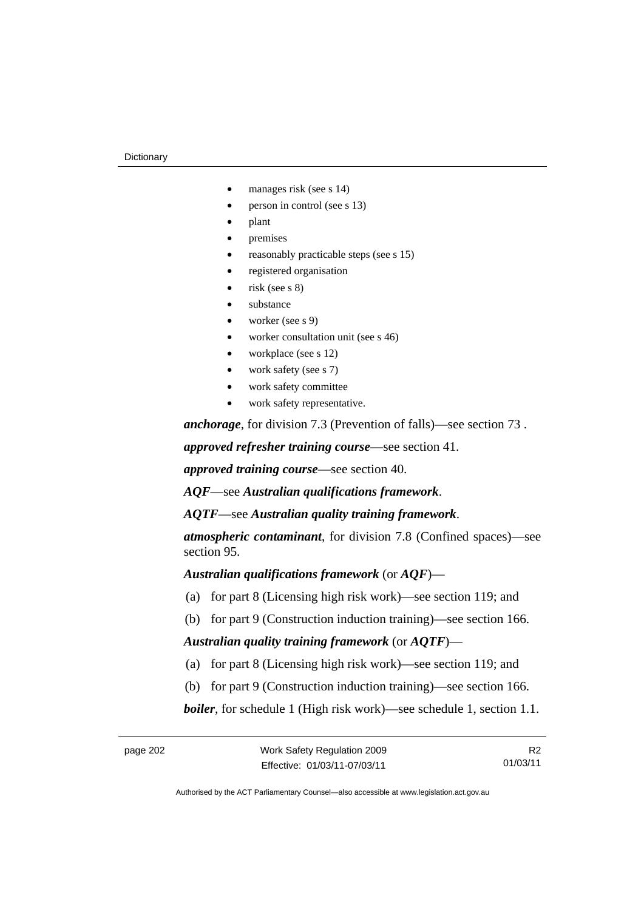- manages risk (see s 14)
- person in control (see s 13)
- plant
- premises
- reasonably practicable steps (see s 15)
- registered organisation
- risk (see s 8)
- substance
- worker (see s 9)
- worker consultation unit (see s 46)
- workplace (see s 12)
- work safety (see s 7)
- work safety committee
- work safety representative.

***anchorage***, for division 7.3 (Prevention of falls)—see section 73 .

***approved refresher training course***—see section 41.

***approved training course***—see section 40.

***AQF***—see ***Australian qualifications framework***.

***AQTF***—see ***Australian quality training framework***.

***atmospheric contaminant***, for division 7.8 (Confined spaces)—see section 95.

***Australian qualifications framework*** (or ***AQF***)—

(a) for part 8 (Licensing high risk work)—see section 119; and

(b) for part 9 (Construction induction training)—see section 166.

***Australian quality training framework*** (or ***AQTF***)—

(a) for part 8 (Licensing high risk work)—see section 119; and

(b) for part 9 (Construction induction training)—see section 166.

***boiler***, for schedule 1 (High risk work)—see schedule 1, section 1.1.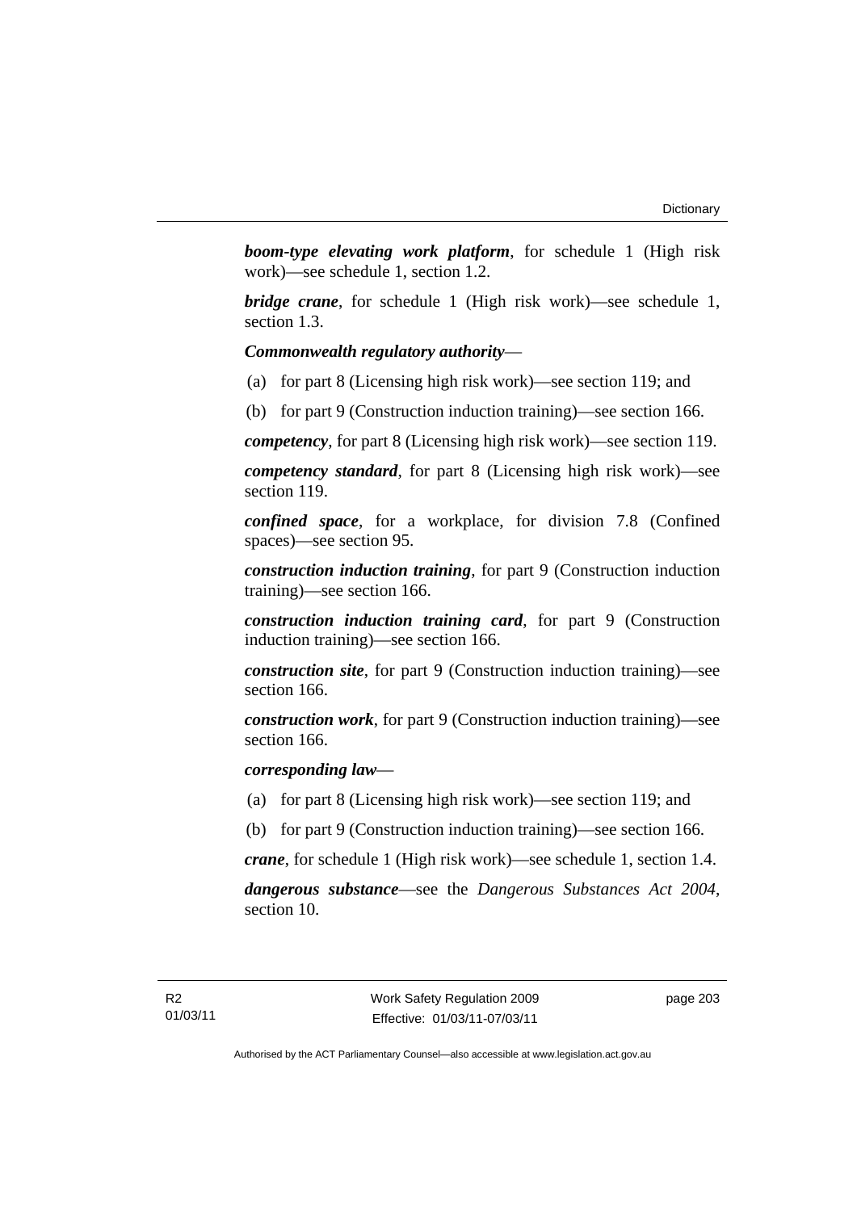***boom-type elevating work platform***, for schedule 1 (High risk work)—see schedule 1, section 1.2.

***bridge crane***, for schedule 1 (High risk work)—see schedule 1, section 1.3.

***Commonwealth regulatory authority***—

(a) for part 8 (Licensing high risk work)—see section 119; and

(b) for part 9 (Construction induction training)—see section 166.

***competency***, for part 8 (Licensing high risk work)—see section 119.

***competency standard***, for part 8 (Licensing high risk work)—see section 119.

***confined space***, for a workplace, for division 7.8 (Confined spaces)—see section 95.

***construction induction training***, for part 9 (Construction induction training)—see section 166.

***construction induction training card***, for part 9 (Construction induction training)—see section 166.

***construction site***, for part 9 (Construction induction training)—see section 166.

***construction work***, for part 9 (Construction induction training)—see section 166.

***corresponding law***—

(a) for part 8 (Licensing high risk work)—see section 119; and

(b) for part 9 (Construction induction training)—see section 166.

***crane***, for schedule 1 (High risk work)—see schedule 1, section 1.4.

***dangerous substance***—see the *Dangerous Substances Act 2004*, section 10.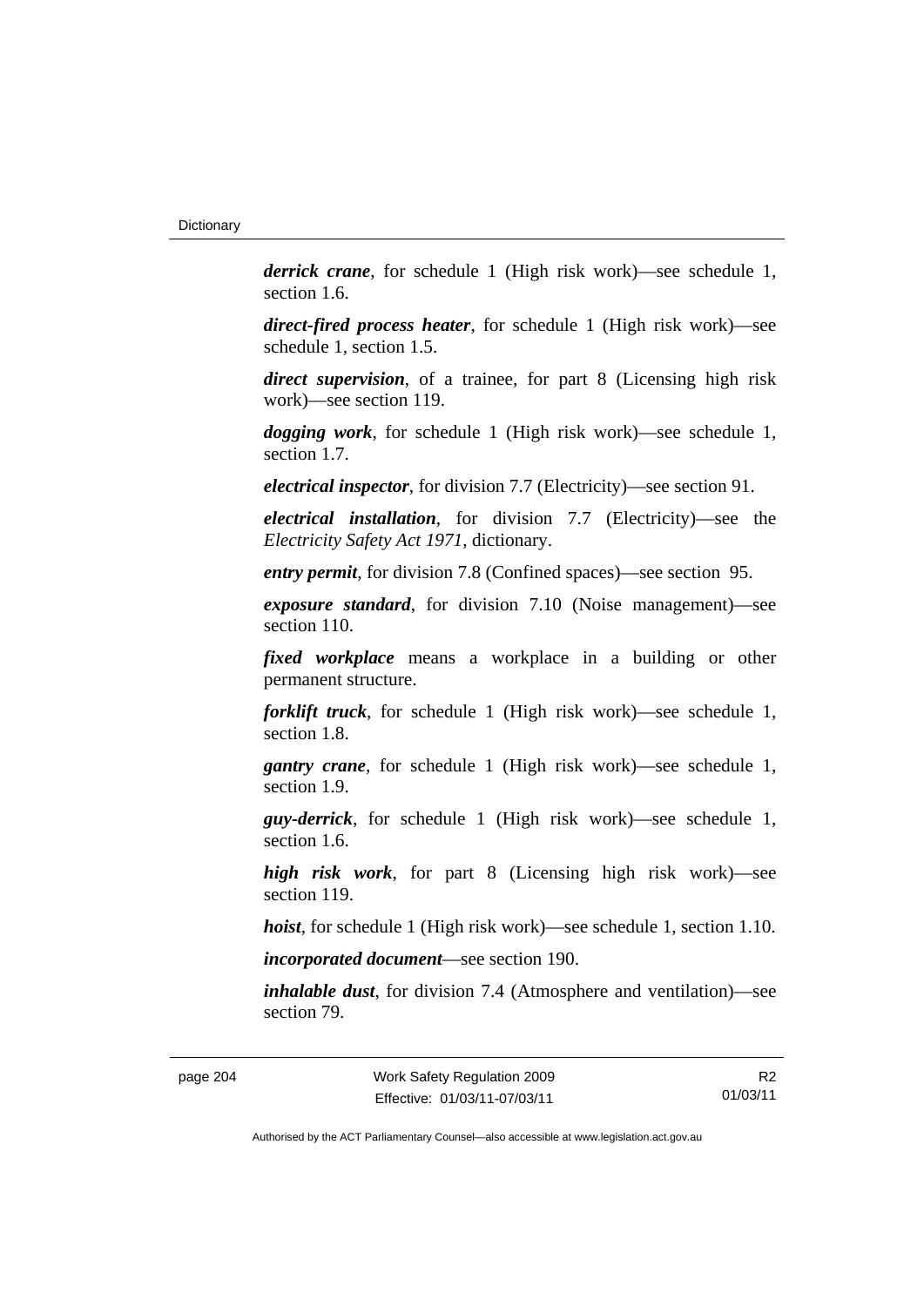***derrick crane***, for schedule 1 (High risk work)—see schedule 1, section 1.6.

***direct-fired process heater***, for schedule 1 (High risk work)—see schedule 1, section 1.5.

***direct supervision***, of a trainee, for part 8 (Licensing high risk work)—see section 119.

***dogging work***, for schedule 1 (High risk work)—see schedule 1, section 1.7.

***electrical inspector***, for division 7.7 (Electricity)—see section 91.

***electrical installation***, for division 7.7 (Electricity)—see the *Electricity Safety Act 1971*, dictionary.

***entry permit***, for division 7.8 (Confined spaces)—see section 95.

***exposure standard***, for division 7.10 (Noise management)—see section 110.

***fixed workplace*** means a workplace in a building or other permanent structure.

***forklift truck***, for schedule 1 (High risk work)—see schedule 1, section 1.8.

***gantry crane***, for schedule 1 (High risk work)—see schedule 1, section 1.9.

***guy-derrick***, for schedule 1 (High risk work)—see schedule 1, section 1.6.

***high risk work***, for part 8 (Licensing high risk work)—see section 119.

***hoist***, for schedule 1 (High risk work)—see schedule 1, section 1.10.

***incorporated document***—see section 190.

***inhalable dust***, for division 7.4 (Atmosphere and ventilation)—see section 79.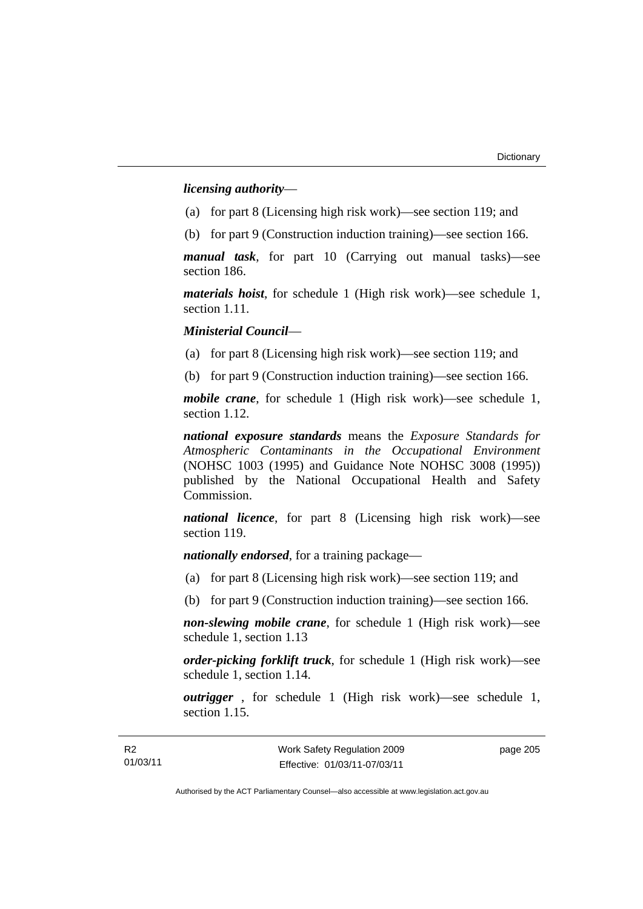***licensing authority***—

(a) for part 8 (Licensing high risk work)—see section 119; and

(b) for part 9 (Construction induction training)—see section 166.

***manual task***, for part 10 (Carrying out manual tasks)—see section 186.

***materials hoist***, for schedule 1 (High risk work)—see schedule 1, section 1.11.

***Ministerial Council***—

(a) for part 8 (Licensing high risk work)—see section 119; and

(b) for part 9 (Construction induction training)—see section 166.

***mobile crane***, for schedule 1 (High risk work)—see schedule 1, section 1.12.

***national exposure standards*** means the *Exposure Standards for Atmospheric Contaminants in the Occupational Environment* (NOHSC 1003 (1995) and Guidance Note NOHSC 3008 (1995)) published by the National Occupational Health and Safety Commission.

***national licence***, for part 8 (Licensing high risk work)—see section 119.

***nationally endorsed***, for a training package—

(a) for part 8 (Licensing high risk work)—see section 119; and

(b) for part 9 (Construction induction training)—see section 166.

***non-slewing mobile crane***, for schedule 1 (High risk work)—see schedule 1, section 1.13

***order-picking forklift truck***, for schedule 1 (High risk work)—see schedule 1, section 1.14.

***outrigger*** , for schedule 1 (High risk work)—see schedule 1, section 1.15.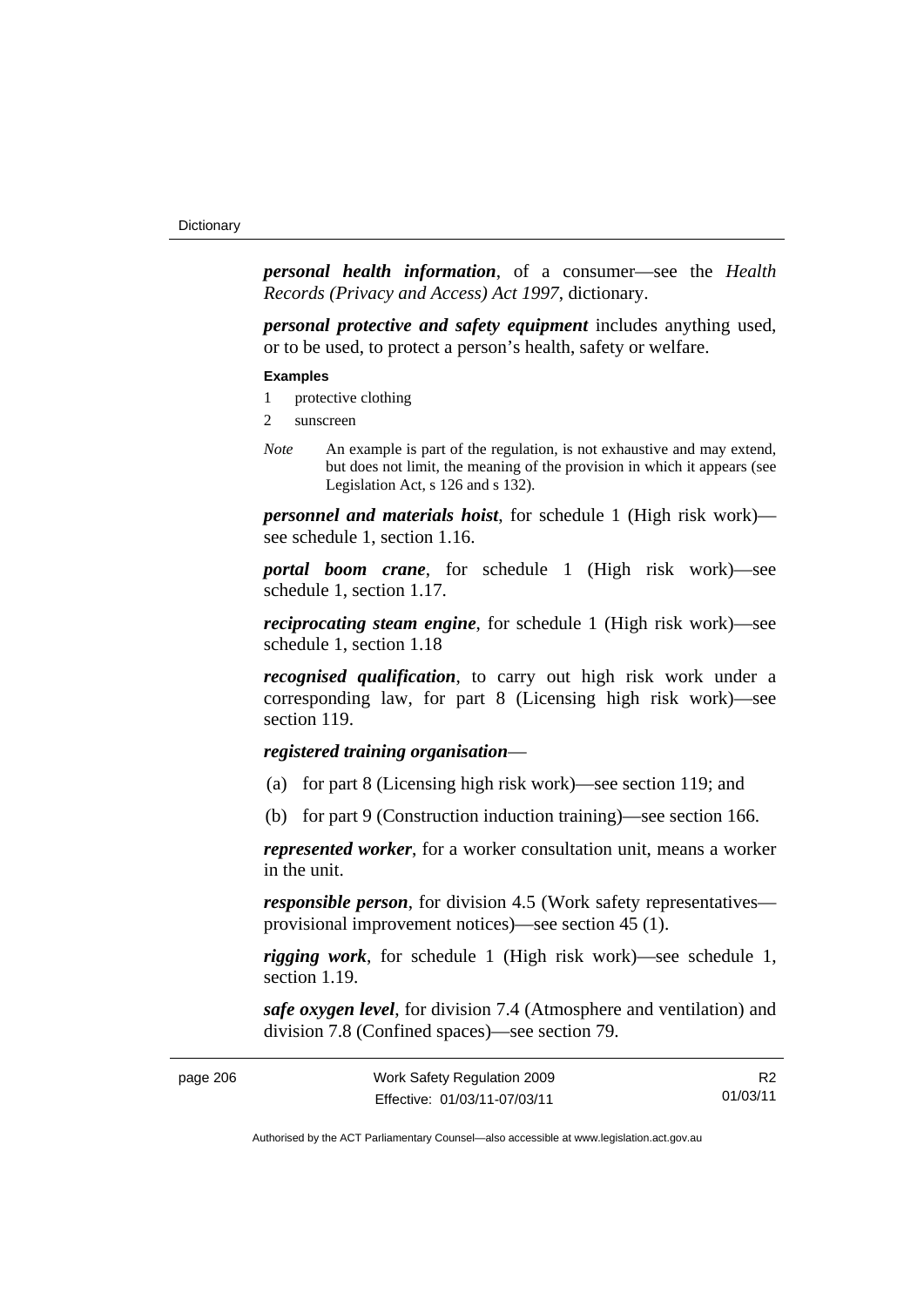***personal health information***, of a consumer—see the *Health Records (Privacy and Access) Act 1997*, dictionary.

***personal protective and safety equipment*** includes anything used, or to be used, to protect a person's health, safety or welfare.

**Examples**

1 protective clothing

2 sunscreen

*Note* An example is part of the regulation, is not exhaustive and may extend, but does not limit, the meaning of the provision in which it appears (see Legislation Act, s 126 and s 132).

***personnel and materials hoist***, for schedule 1 (High risk work)—see schedule 1, section 1.16.

***portal boom crane***, for schedule 1 (High risk work)—see schedule 1, section 1.17.

***reciprocating steam engine***, for schedule 1 (High risk work)—see schedule 1, section 1.18

***recognised qualification***, to carry out high risk work under a corresponding law, for part 8 (Licensing high risk work)—see section 119.

***registered training organisation***—

(a) for part 8 (Licensing high risk work)—see section 119; and

(b) for part 9 (Construction induction training)—see section 166.

***represented worker***, for a worker consultation unit, means a worker in the unit.

***responsible person***, for division 4.5 (Work safety representatives—provisional improvement notices)—see section 45 (1).

***rigging work***, for schedule 1 (High risk work)—see schedule 1, section 1.19.

***safe oxygen level***, for division 7.4 (Atmosphere and ventilation) and division 7.8 (Confined spaces)—see section 79.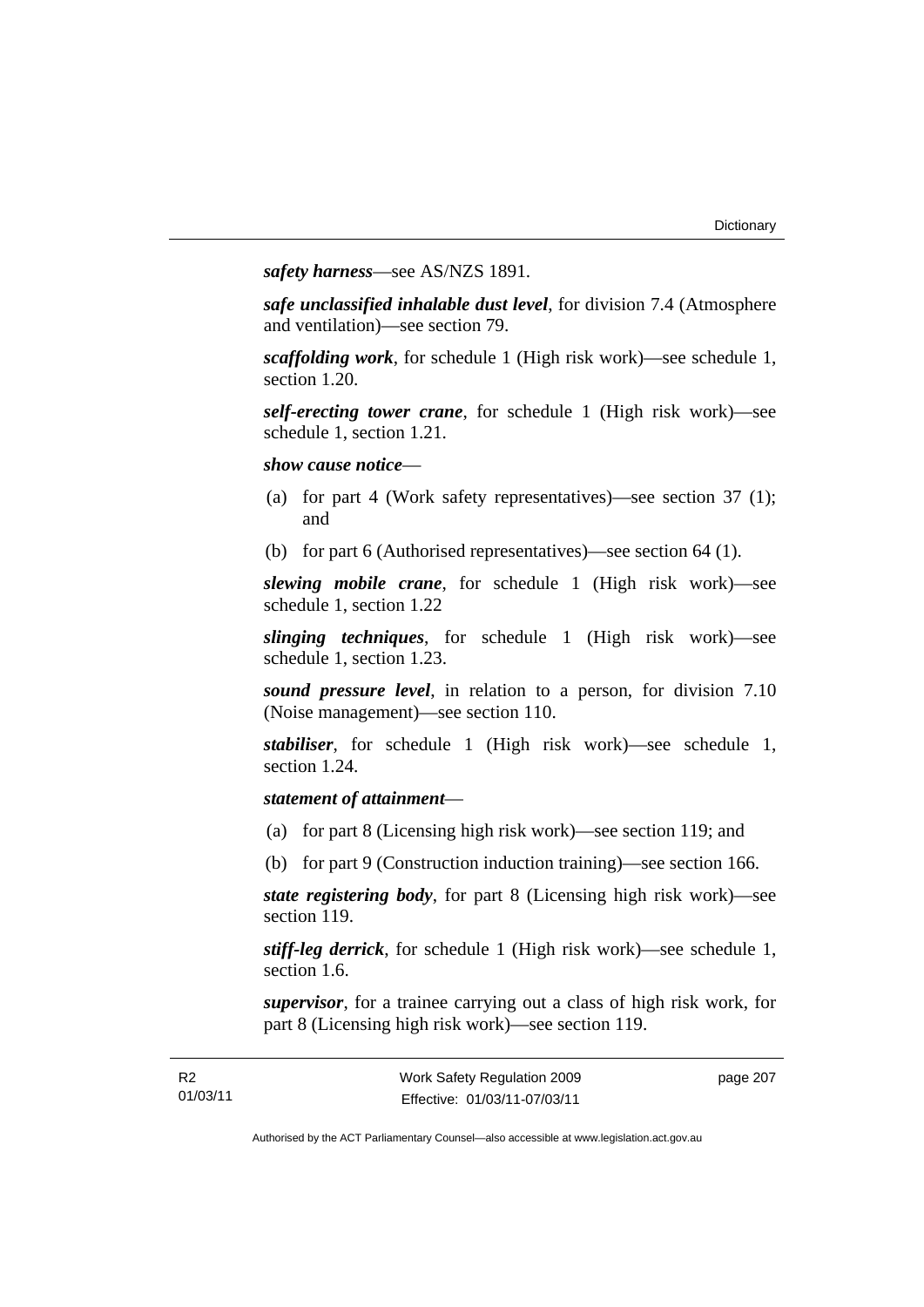***safety harness***—see AS/NZS 1891.

***safe unclassified inhalable dust level***, for division 7.4 (Atmosphere and ventilation)—see section 79.

***scaffolding work***, for schedule 1 (High risk work)—see schedule 1, section 1.20.

***self-erecting tower crane***, for schedule 1 (High risk work)—see schedule 1, section 1.21.

***show cause notice***—

(a) for part 4 (Work safety representatives)—see section 37 (1); and

(b) for part 6 (Authorised representatives)—see section 64 (1).

***slewing mobile crane***, for schedule 1 (High risk work)—see schedule 1, section 1.22

***slinging techniques***, for schedule 1 (High risk work)—see schedule 1, section 1.23.

***sound pressure level***, in relation to a person, for division 7.10 (Noise management)—see section 110.

***stabiliser***, for schedule 1 (High risk work)—see schedule 1, section 1.24.

***statement of attainment***—

(a) for part 8 (Licensing high risk work)—see section 119; and

(b) for part 9 (Construction induction training)—see section 166.

***state registering body***, for part 8 (Licensing high risk work)—see section 119.

***stiff-leg derrick***, for schedule 1 (High risk work)—see schedule 1, section 1.6.

***supervisor***, for a trainee carrying out a class of high risk work, for part 8 (Licensing high risk work)—see section 119.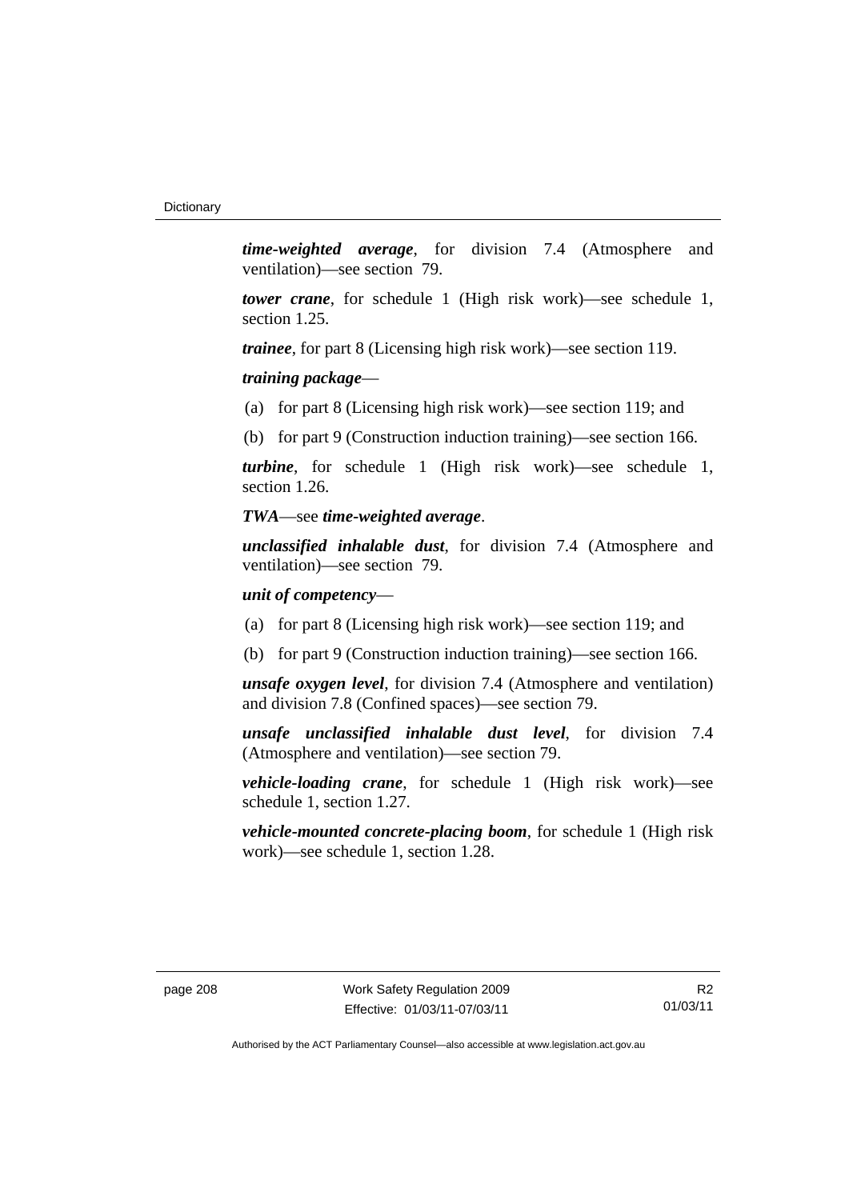***time-weighted average***, for division 7.4 (Atmosphere and ventilation)—see section 79.

***tower crane***, for schedule 1 (High risk work)—see schedule 1, section 1.25.

***trainee***, for part 8 (Licensing high risk work)—see section 119.

***training package***—

(a) for part 8 (Licensing high risk work)—see section 119; and

(b) for part 9 (Construction induction training)—see section 166.

***turbine***, for schedule 1 (High risk work)—see schedule 1, section 1.26.

***TWA***—see ***time-weighted average***.

***unclassified inhalable dust***, for division 7.4 (Atmosphere and ventilation)—see section 79.

***unit of competency***—

(a) for part 8 (Licensing high risk work)—see section 119; and

(b) for part 9 (Construction induction training)—see section 166.

***unsafe oxygen level***, for division 7.4 (Atmosphere and ventilation) and division 7.8 (Confined spaces)—see section 79.

***unsafe unclassified inhalable dust level***, for division 7.4 (Atmosphere and ventilation)—see section 79.

***vehicle-loading crane***, for schedule 1 (High risk work)—see schedule 1, section 1.27.

***vehicle-mounted concrete-placing boom***, for schedule 1 (High risk work)—see schedule 1, section 1.28.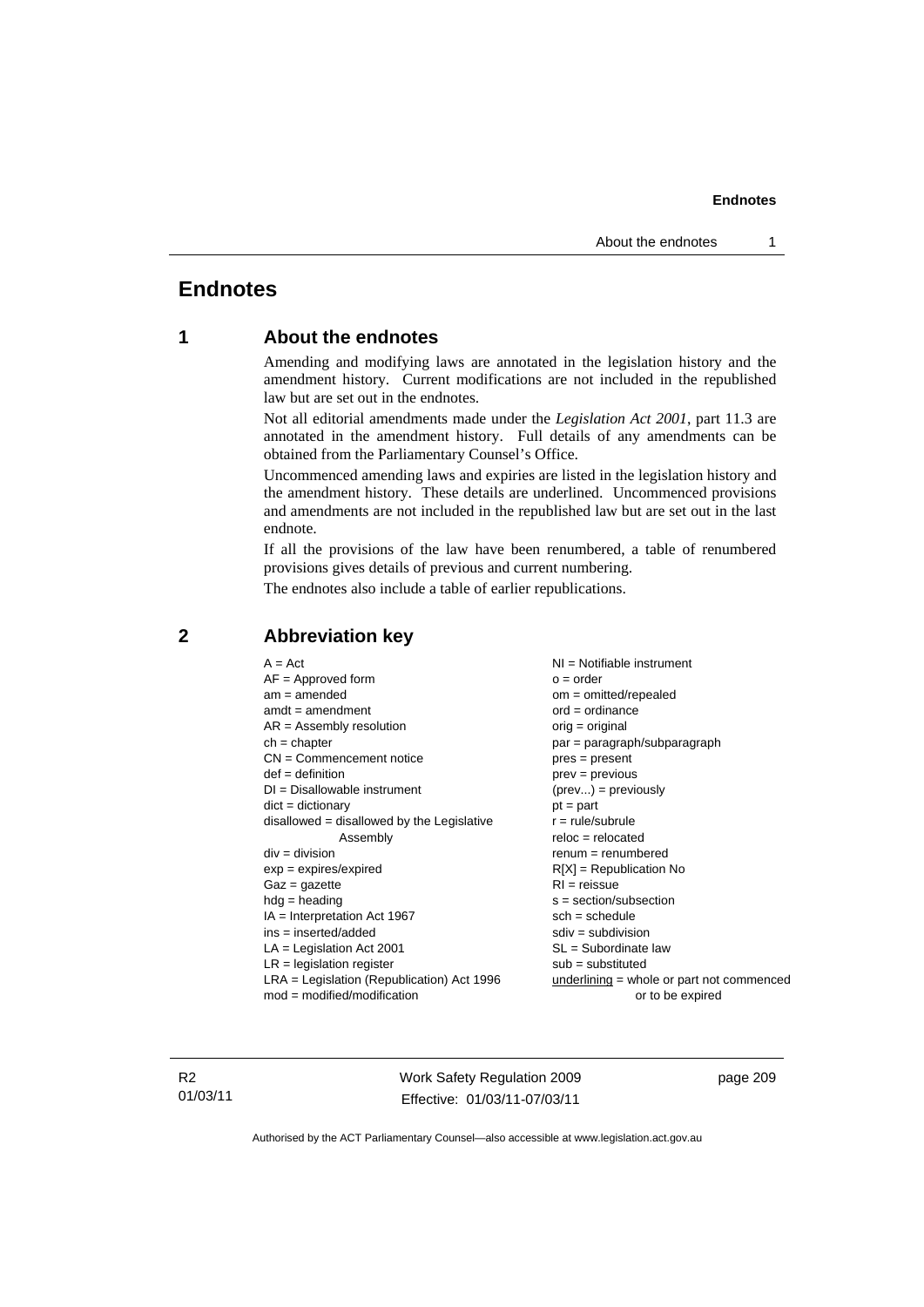# Endnotes

## 1 About the endnotes

Amending and modifying laws are annotated in the legislation history and the amendment history. Current modifications are not included in the republished law but are set out in the endnotes.

Not all editorial amendments made under the *Legislation Act 2001*, part 11.3 are annotated in the amendment history. Full details of any amendments can be obtained from the Parliamentary Counsel's Office.

Uncommenced amending laws and expiries are listed in the legislation history and the amendment history. These details are underlined. Uncommenced provisions and amendments are not included in the republished law but are set out in the last endnote.

If all the provisions of the law have been renumbered, a table of renumbered provisions gives details of previous and current numbering.

The endnotes also include a table of earlier republications.

## 2 Abbreviation key

A = Act
AF = Approved form
am = amended
amdt = amendment
AR = Assembly resolution
ch = chapter
CN = Commencement notice
def = definition
DI = Disallowable instrument
dict = dictionary
disallowed = disallowed by the Legislative Assembly
div = division
exp = expires/expired
Gaz = gazette
hdg = heading
IA = Interpretation Act 1967
ins = inserted/added
LA = Legislation Act 2001
LR = legislation register
LRA = Legislation (Republication) Act 1996
mod = modified/modification
NI = Notifiable instrument
o = order
om = omitted/repealed
ord = ordinance
orig = original
par = paragraph/subparagraph
pres = present
prev = previous
(prev...) = previously
pt = part
r = rule/subrule
reloc = relocated
renum = renumbered
R[X] = Republication No
RI = reissue
s = section/subsection
sch = schedule
sdiv = subdivision
SL = Subordinate law
sub = substituted
<u>underlining</u> = whole or part not commenced or to be expired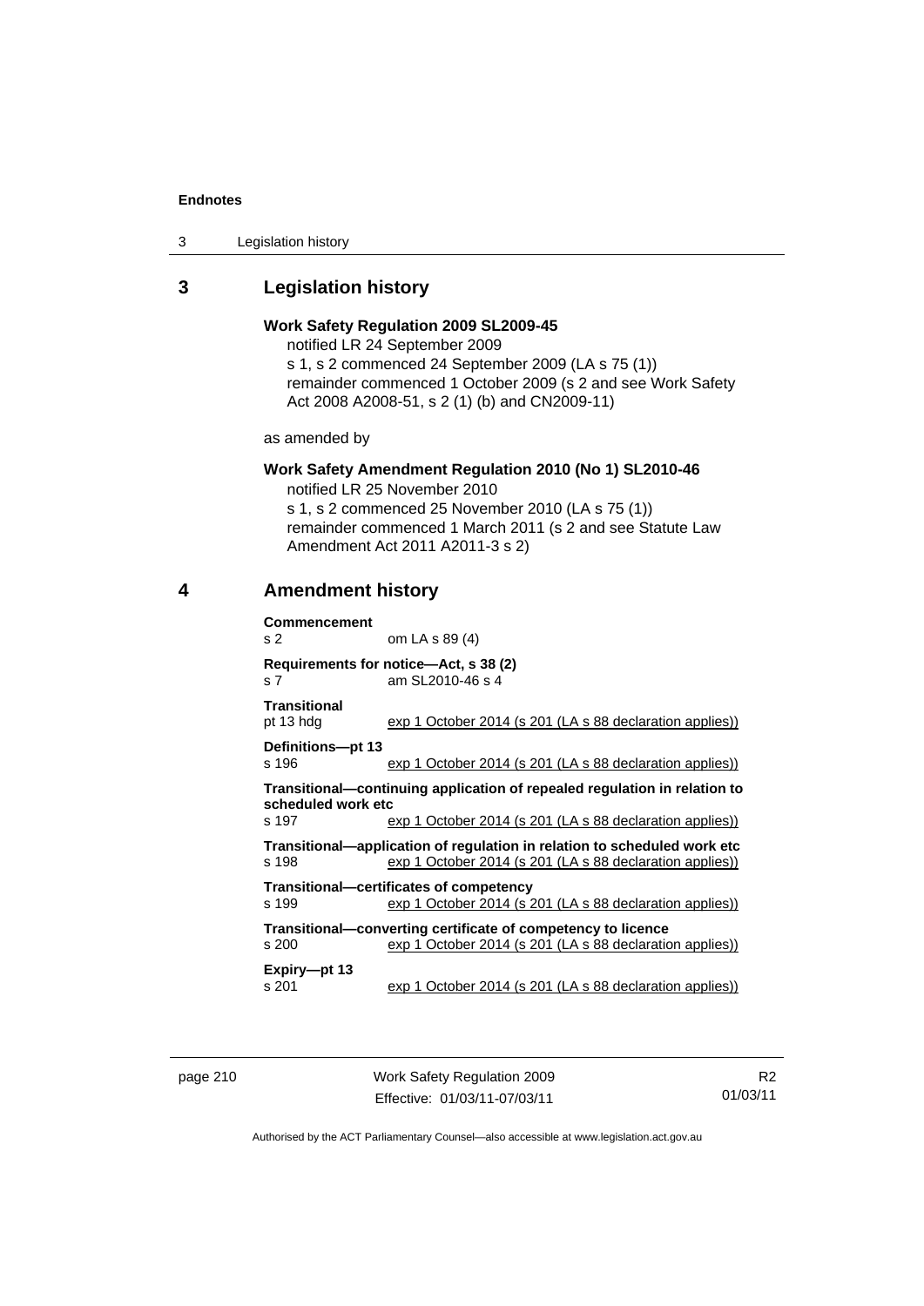## 3 Legislation history

**Work Safety Regulation 2009 SL2009-45**

notified LR 24 September 2009

s 1, s 2 commenced 24 September 2009 (LA s 75 (1))

remainder commenced 1 October 2009 (s 2 and see Work Safety Act 2008 A2008-51, s 2 (1) (b) and CN2009-11)

as amended by

**Work Safety Amendment Regulation 2010 (No 1) SL2010-46**

notified LR 25 November 2010

s 1, s 2 commenced 25 November 2010 (LA s 75 (1))

remainder commenced 1 March 2011 (s 2 and see Statute Law Amendment Act 2011 A2011-3 s 2)

## 4 Amendment history

**Commencement**
s 2 om LA s 89 (4)

**Requirements for notice—Act, s 38 (2)**
s 7 am SL2010-46 s 4

**Transitional**
pt 13 hdg exp 1 October 2014 (s 201 (LA s 88 declaration applies))

**Definitions—pt 13**
s 196 exp 1 October 2014 (s 201 (LA s 88 declaration applies))

**Transitional—continuing application of repealed regulation in relation to scheduled work etc**
s 197 exp 1 October 2014 (s 201 (LA s 88 declaration applies))

**Transitional—application of regulation in relation to scheduled work etc**
s 198 exp 1 October 2014 (s 201 (LA s 88 declaration applies))

**Transitional—certificates of competency**
s 199 exp 1 October 2014 (s 201 (LA s 88 declaration applies))

**Transitional—converting certificate of competency to licence**
s 200 exp 1 October 2014 (s 201 (LA s 88 declaration applies))

**Expiry—pt 13**
s 201 exp 1 October 2014 (s 201 (LA s 88 declaration applies))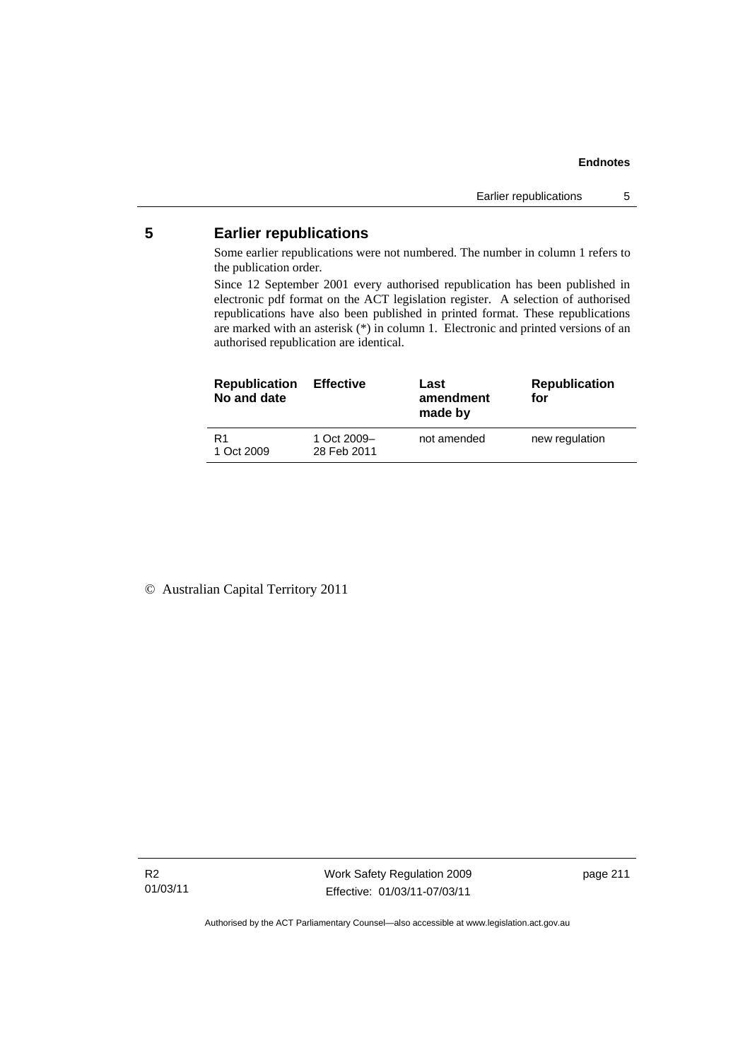## 5 Earlier republications

Some earlier republications were not numbered. The number in column 1 refers to the publication order.

Since 12 September 2001 every authorised republication has been published in electronic pdf format on the ACT legislation register. A selection of authorised republications have also been published in printed format. These republications are marked with an asterisk (*) in column 1. Electronic and printed versions of an authorised republication are identical.

| Republication No and date | Effective | Last amendment made by | Republication for |
|---|---|---|---|
| R1 1 Oct 2009 | 1 Oct 2009– 28 Feb 2011 | not amended | new regulation |

© Australian Capital Territory 2011